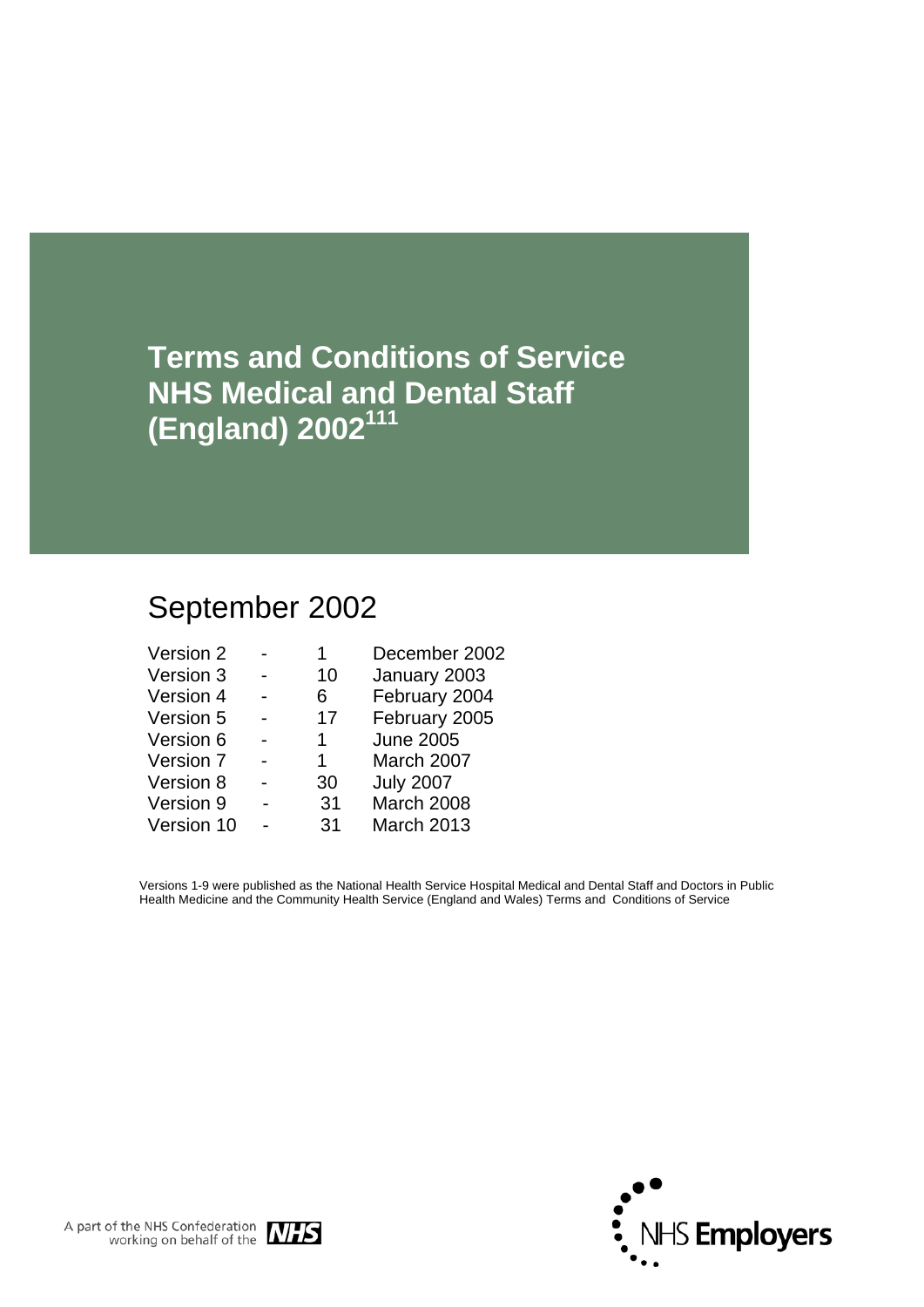# Terms and Conditions of Service NHS Medical and Dental Staff (England) 2002[111]

September 2002

| | | | |
|---|---|---|---|
| Version 2 | - | 1 | December 2002 |
| Version 3 | - | 10 | January 2003 |
| Version 4 | - | 6 | February 2004 |
| Version 5 | - | 17 | February 2005 |
| Version 6 | - | 1 | June 2005 |
| Version 7 | - | 1 | March 2007 |
| Version 8 | - | 30 | July 2007 |
| Version 9 | - | 31 | March 2008 |
| Version 10 | - | 31 | March 2013 |

Versions 1-9 were published as the National Health Service Hospital Medical and Dental Staff and Doctors in Public Health Medicine and the Community Health Service (England and Wales) Terms and Conditions of Service

A part of the NHS Confederation working on behalf of the NHS

NHS Employers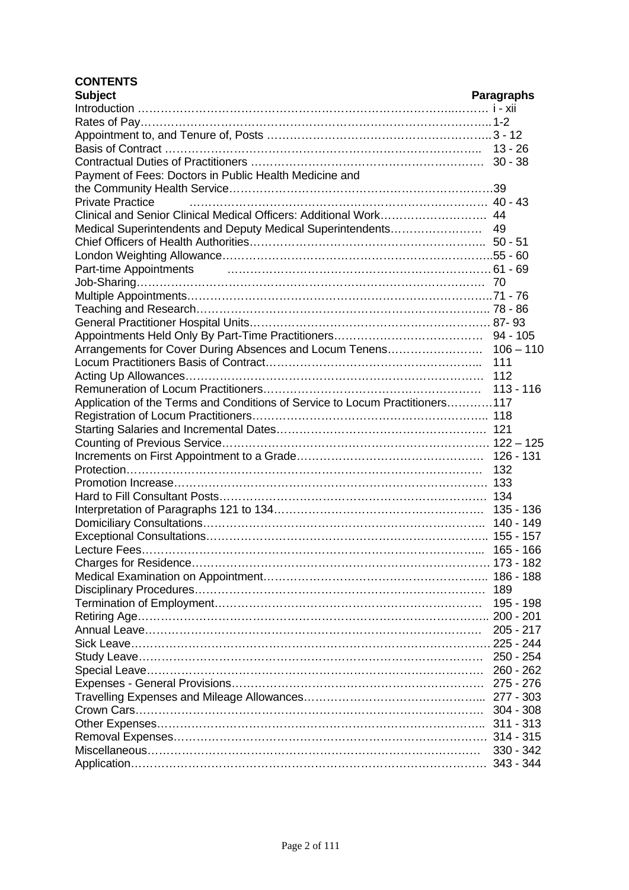**CONTENTS**

| Subject | Paragraphs |
|---|---|
| Introduction | i - xii |
| Rates of Pay | 1-2 |
| Appointment to, and Tenure of, Posts | 3 - 12 |
| Basis of Contract | 13 - 26 |
| Contractual Duties of Practitioners | 30 - 38 |
| Payment of Fees: Doctors in Public Health Medicine and the Community Health Service | 39 |
| Private Practice | 40 - 43 |
| Clinical and Senior Clinical Medical Officers: Additional Work | 44 |
| Medical Superintendents and Deputy Medical Superintendents | 49 |
| Chief Officers of Health Authorities | 50 - 51 |
| London Weighting Allowance | 55 - 60 |
| Part-time Appointments | 61 - 69 |
| Job-Sharing | 70 |
| Multiple Appointments | 71 - 76 |
| Teaching and Research | 78 - 86 |
| General Practitioner Hospital Units | 87- 93 |
| Appointments Held Only By Part-Time Practitioners | 94 - 105 |
| Arrangements for Cover During Absences and Locum Tenens | 106 – 110 |
| Locum Practitioners Basis of Contract | 111 |
| Acting Up Allowances | 112 |
| Remuneration of Locum Practitioners | 113 - 116 |
| Application of the Terms and Conditions of Service to Locum Practitioners | 117 |
| Registration of Locum Practitioners | 118 |
| Starting Salaries and Incremental Dates | 121 |
| Counting of Previous Service | 122 – 125 |
| Increments on First Appointment to a Grade | 126 - 131 |
| Protection | 132 |
| Promotion Increase | 133 |
| Hard to Fill Consultant Posts | 134 |
| Interpretation of Paragraphs 121 to 134 | 135 - 136 |
| Domiciliary Consultations | 140 - 149 |
| Exceptional Consultations | 155 - 157 |
| Lecture Fees | 165 - 166 |
| Charges for Residence | 173 - 182 |
| Medical Examination on Appointment | 186 - 188 |
| Disciplinary Procedures | 189 |
| Termination of Employment | 195 - 198 |
| Retiring Age | 200 - 201 |
| Annual Leave | 205 - 217 |
| Sick Leave | 225 - 244 |
| Study Leave | 250 - 254 |
| Special Leave | 260 - 262 |
| Expenses - General Provisions | 275 - 276 |
| Travelling Expenses and Mileage Allowances | 277 - 303 |
| Crown Cars | 304 - 308 |
| Other Expenses | 311 - 313 |
| Removal Expenses | 314 - 315 |
| Miscellaneous | 330 - 342 |
| Application | 343 - 344 |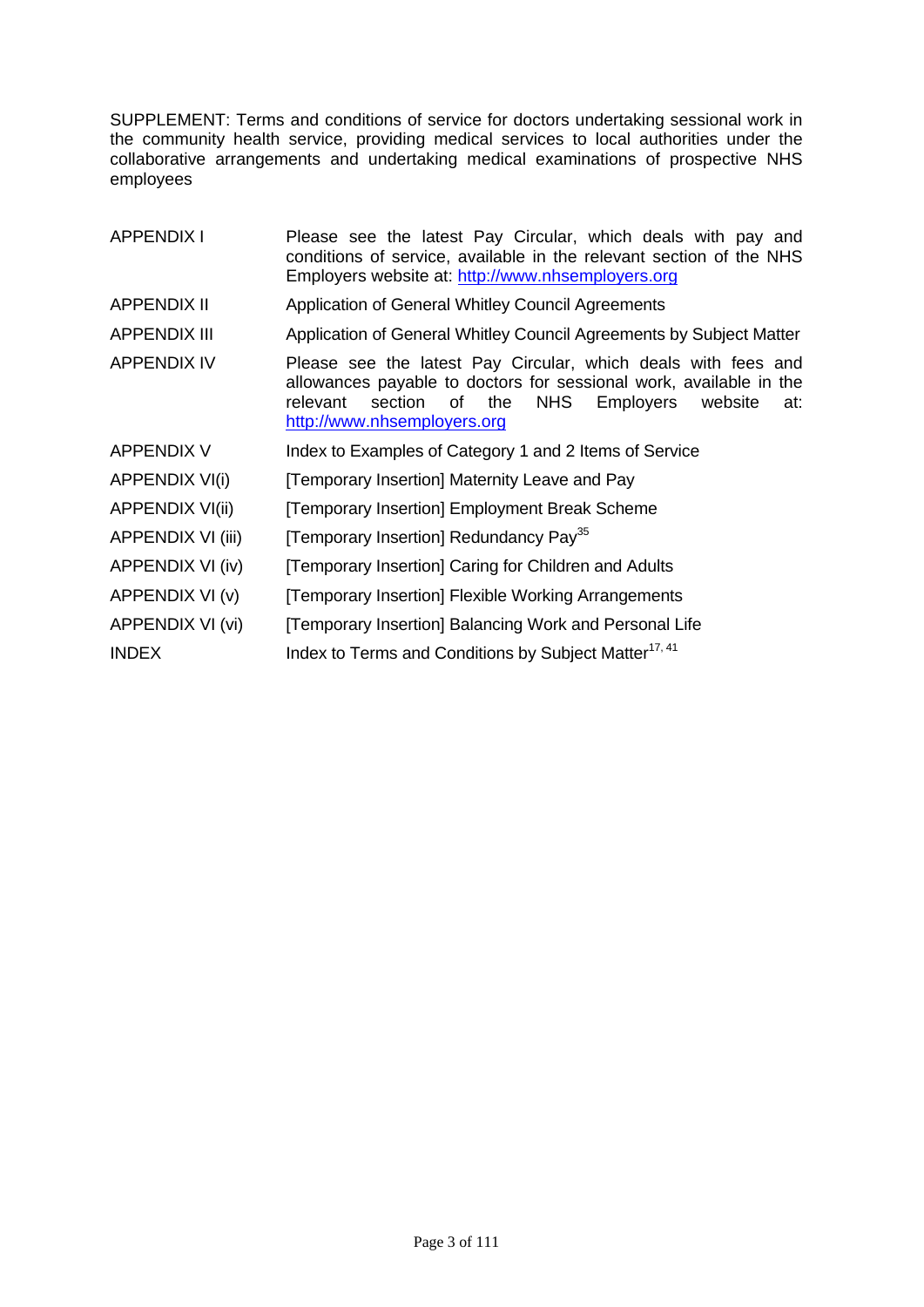SUPPLEMENT: Terms and conditions of service for doctors undertaking sessional work in the community health service, providing medical services to local authorities under the collaborative arrangements and undertaking medical examinations of prospective NHS employees

| | |
|---|---|
| APPENDIX I | Please see the latest Pay Circular, which deals with pay and conditions of service, available in the relevant section of the NHS Employers website at: http://www.nhsemployers.org |
| APPENDIX II | Application of General Whitley Council Agreements |
| APPENDIX III | Application of General Whitley Council Agreements by Subject Matter |
| APPENDIX IV | Please see the latest Pay Circular, which deals with fees and allowances payable to doctors for sessional work, available in the relevant section of the NHS Employers website at: http://www.nhsemployers.org |
| APPENDIX V | Index to Examples of Category 1 and 2 Items of Service |
| APPENDIX VI(i) | [Temporary Insertion] Maternity Leave and Pay |
| APPENDIX VI(ii) | [Temporary Insertion] Employment Break Scheme |
| APPENDIX VI (iii) | [Temporary Insertion] Redundancy Pay[35] |
| APPENDIX VI (iv) | [Temporary Insertion] Caring for Children and Adults |
| APPENDIX VI (v) | [Temporary Insertion] Flexible Working Arrangements |
| APPENDIX VI (vi) | [Temporary Insertion] Balancing Work and Personal Life |
| INDEX | Index to Terms and Conditions by Subject Matter[17, 41] |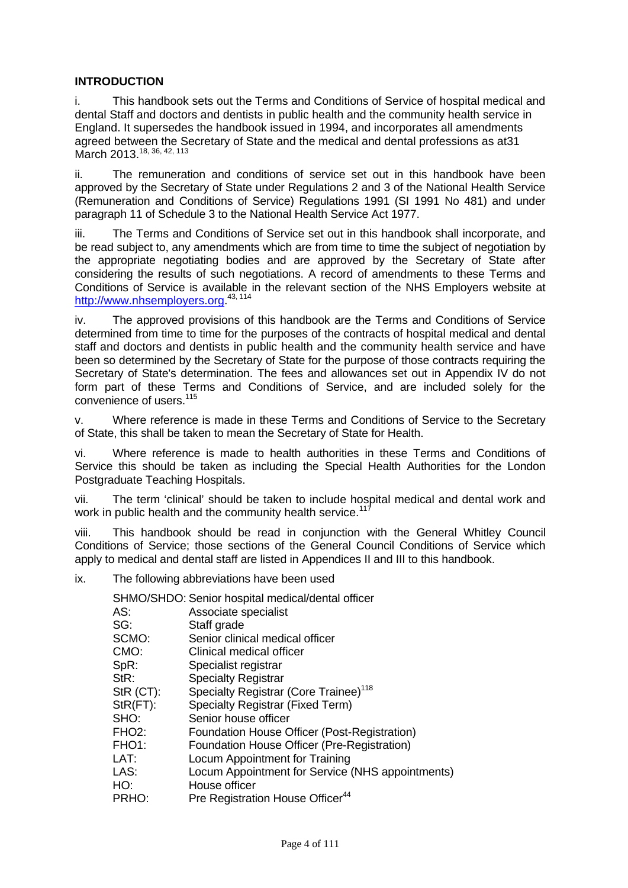## INTRODUCTION

i. This handbook sets out the Terms and Conditions of Service of hospital medical and dental Staff and doctors and dentists in public health and the community health service in England. It supersedes the handbook issued in 1994, and incorporates all amendments agreed between the Secretary of State and the medical and dental professions as at31 March 2013.[18, 36, 42, 113]

ii. The remuneration and conditions of service set out in this handbook have been approved by the Secretary of State under Regulations 2 and 3 of the National Health Service (Remuneration and Conditions of Service) Regulations 1991 (SI 1991 No 481) and under paragraph 11 of Schedule 3 to the National Health Service Act 1977.

iii. The Terms and Conditions of Service set out in this handbook shall incorporate, and be read subject to, any amendments which are from time to time the subject of negotiation by the appropriate negotiating bodies and are approved by the Secretary of State after considering the results of such negotiations. A record of amendments to these Terms and Conditions of Service is available in the relevant section of the NHS Employers website at http://www.nhsemployers.org.[43, 114]

iv. The approved provisions of this handbook are the Terms and Conditions of Service determined from time to time for the purposes of the contracts of hospital medical and dental staff and doctors and dentists in public health and the community health service and have been so determined by the Secretary of State for the purpose of those contracts requiring the Secretary of State's determination. The fees and allowances set out in Appendix IV do not form part of these Terms and Conditions of Service, and are included solely for the convenience of users.[115]

v. Where reference is made in these Terms and Conditions of Service to the Secretary of State, this shall be taken to mean the Secretary of State for Health.

vi. Where reference is made to health authorities in these Terms and Conditions of Service this should be taken as including the Special Health Authorities for the London Postgraduate Teaching Hospitals.

vii. The term 'clinical' should be taken to include hospital medical and dental work and work in public health and the community health service.[117]

viii. This handbook should be read in conjunction with the General Whitley Council Conditions of Service; those sections of the General Council Conditions of Service which apply to medical and dental staff are listed in Appendices II and III to this handbook.

ix. The following abbreviations have been used

| | |
|---|---|
| SHMO/SHDO: | Senior hospital medical/dental officer |
| AS: | Associate specialist |
| SG: | Staff grade |
| SCMO: | Senior clinical medical officer |
| CMO: | Clinical medical officer |
| SpR: | Specialist registrar |
| StR: | Specialty Registrar |
| StR (CT): | Specialty Registrar (Core Trainee)[118] |
| StR(FT): | Specialty Registrar (Fixed Term) |
| SHO: | Senior house officer |
| FHO2: | Foundation House Officer (Post-Registration) |
| FHO1: | Foundation House Officer (Pre-Registration) |
| LAT: | Locum Appointment for Training |
| LAS: | Locum Appointment for Service (NHS appointments) |
| HO: | House officer |
| PRHO: | Pre Registration House Officer[44] |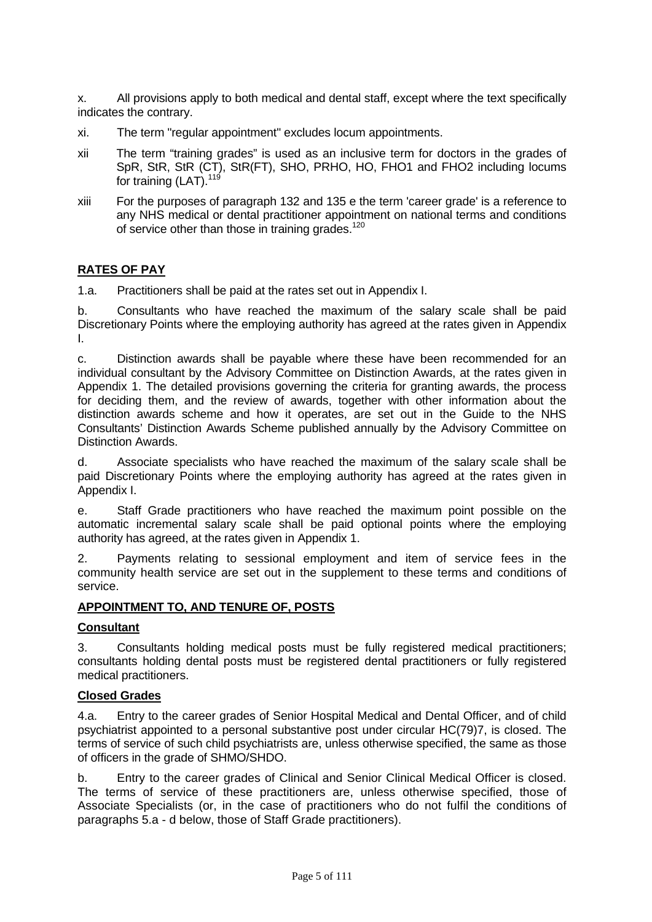x. All provisions apply to both medical and dental staff, except where the text specifically indicates the contrary.

xi. The term "regular appointment" excludes locum appointments.

xii The term “training grades” is used as an inclusive term for doctors in the grades of SpR, StR, StR (CT), StR(FT), SHO, PRHO, HO, FHO1 and FHO2 including locums for training (LAT).[119]

xiii For the purposes of paragraph 132 and 135 e the term 'career grade' is a reference to any NHS medical or dental practitioner appointment on national terms and conditions of service other than those in training grades.[120]

## **RATES OF PAY**

1.a. Practitioners shall be paid at the rates set out in Appendix I.

b. Consultants who have reached the maximum of the salary scale shall be paid Discretionary Points where the employing authority has agreed at the rates given in Appendix I.

c. Distinction awards shall be payable where these have been recommended for an individual consultant by the Advisory Committee on Distinction Awards, at the rates given in Appendix 1. The detailed provisions governing the criteria for granting awards, the process for deciding them, and the review of awards, together with other information about the distinction awards scheme and how it operates, are set out in the Guide to the NHS Consultants’ Distinction Awards Scheme published annually by the Advisory Committee on Distinction Awards.

d. Associate specialists who have reached the maximum of the salary scale shall be paid Discretionary Points where the employing authority has agreed at the rates given in Appendix I.

e. Staff Grade practitioners who have reached the maximum point possible on the automatic incremental salary scale shall be paid optional points where the employing authority has agreed, at the rates given in Appendix 1.

2. Payments relating to sessional employment and item of service fees in the community health service are set out in the supplement to these terms and conditions of service.

## **APPOINTMENT TO, AND TENURE OF, POSTS**

### **Consultant**

3. Consultants holding medical posts must be fully registered medical practitioners; consultants holding dental posts must be registered dental practitioners or fully registered medical practitioners.

### **Closed Grades**

4.a. Entry to the career grades of Senior Hospital Medical and Dental Officer, and of child psychiatrist appointed to a personal substantive post under circular HC(79)7, is closed. The terms of service of such child psychiatrists are, unless otherwise specified, the same as those of officers in the grade of SHMO/SHDO.

b. Entry to the career grades of Clinical and Senior Clinical Medical Officer is closed. The terms of service of these practitioners are, unless otherwise specified, those of Associate Specialists (or, in the case of practitioners who do not fulfil the conditions of paragraphs 5.a - d below, those of Staff Grade practitioners).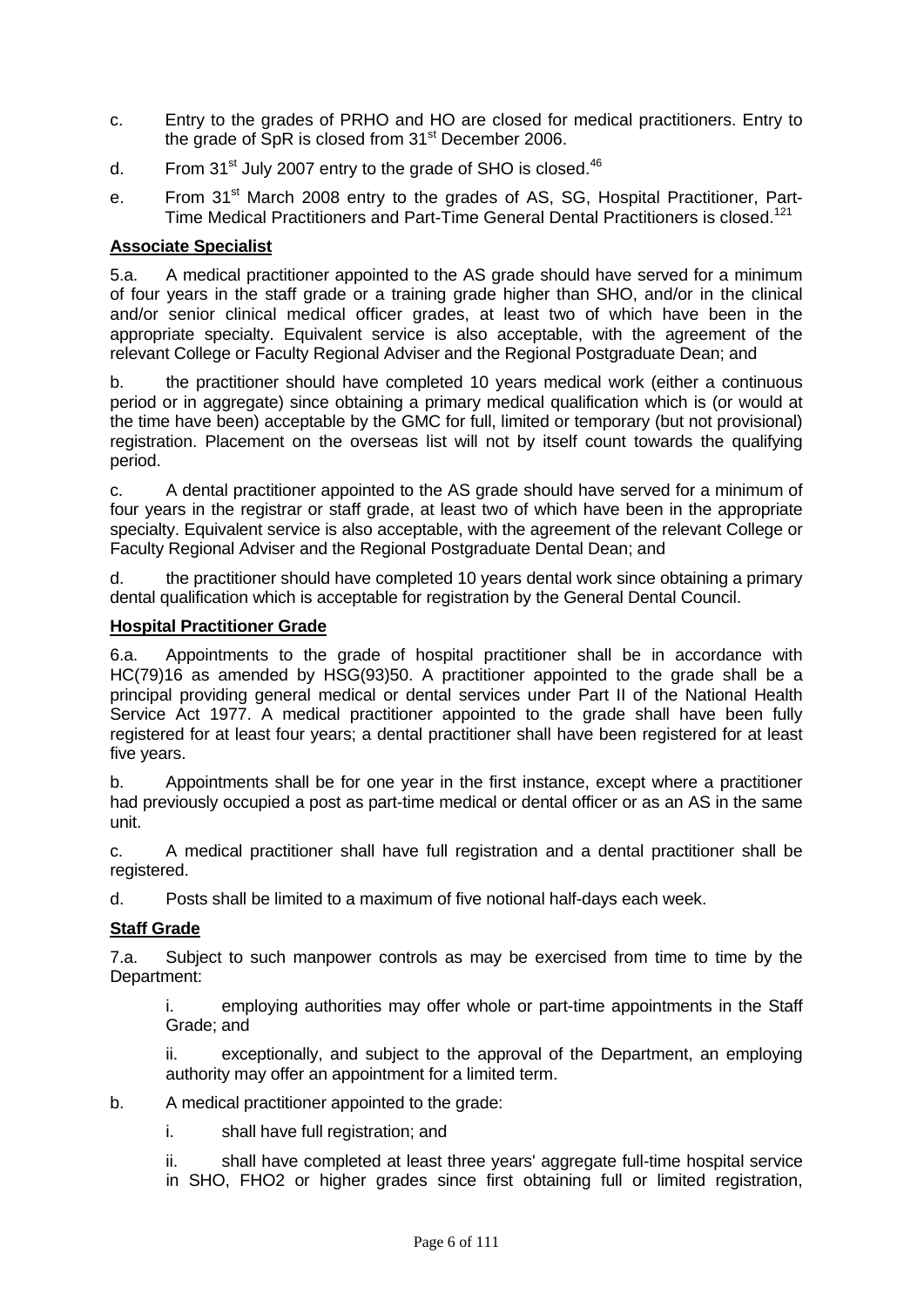c. Entry to the grades of PRHO and HO are closed for medical practitioners. Entry to the grade of SpR is closed from 31st December 2006.

d. From 31st July 2007 entry to the grade of SHO is closed.[46]

e. From 31st March 2008 entry to the grades of AS, SG, Hospital Practitioner, Part-Time Medical Practitioners and Part-Time General Dental Practitioners is closed.[121]

**Associate Specialist**

5.a. A medical practitioner appointed to the AS grade should have served for a minimum of four years in the staff grade or a training grade higher than SHO, and/or in the clinical and/or senior clinical medical officer grades, at least two of which have been in the appropriate specialty. Equivalent service is also acceptable, with the agreement of the relevant College or Faculty Regional Adviser and the Regional Postgraduate Dean; and

b. the practitioner should have completed 10 years medical work (either a continuous period or in aggregate) since obtaining a primary medical qualification which is (or would at the time have been) acceptable by the GMC for full, limited or temporary (but not provisional) registration. Placement on the overseas list will not by itself count towards the qualifying period.

c. A dental practitioner appointed to the AS grade should have served for a minimum of four years in the registrar or staff grade, at least two of which have been in the appropriate specialty. Equivalent service is also acceptable, with the agreement of the relevant College or Faculty Regional Adviser and the Regional Postgraduate Dental Dean; and

d. the practitioner should have completed 10 years dental work since obtaining a primary dental qualification which is acceptable for registration by the General Dental Council.

**Hospital Practitioner Grade**

6.a. Appointments to the grade of hospital practitioner shall be in accordance with HC(79)16 as amended by HSG(93)50. A practitioner appointed to the grade shall be a principal providing general medical or dental services under Part II of the National Health Service Act 1977. A medical practitioner appointed to the grade shall have been fully registered for at least four years; a dental practitioner shall have been registered for at least five years.

b. Appointments shall be for one year in the first instance, except where a practitioner had previously occupied a post as part-time medical or dental officer or as an AS in the same unit.

c. A medical practitioner shall have full registration and a dental practitioner shall be registered.

d. Posts shall be limited to a maximum of five notional half-days each week.

**Staff Grade**

7.a. Subject to such manpower controls as may be exercised from time to time by the Department:

> i. employing authorities may offer whole or part-time appointments in the Staff Grade; and
>
> ii. exceptionally, and subject to the approval of the Department, an employing authority may offer an appointment for a limited term.

b. A medical practitioner appointed to the grade:

> i. shall have full registration; and
>
> ii. shall have completed at least three years' aggregate full-time hospital service in SHO, FHO2 or higher grades since first obtaining full or limited registration,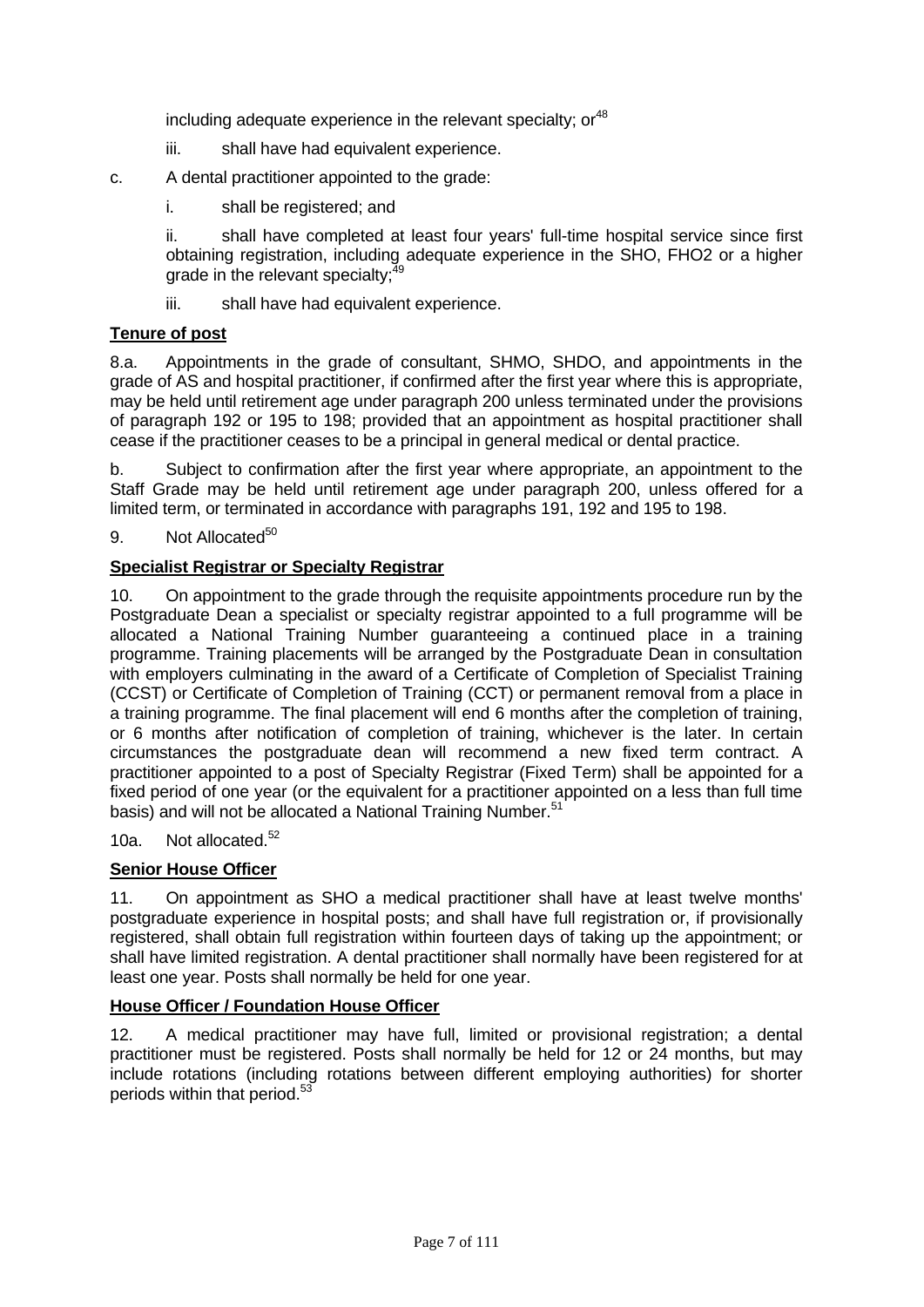including adequate experience in the relevant specialty; or[48]

iii. shall have had equivalent experience.

c. A dental practitioner appointed to the grade:

i. shall be registered; and

ii. shall have completed at least four years' full-time hospital service since first obtaining registration, including adequate experience in the SHO, FHO2 or a higher grade in the relevant specialty;[49]

iii. shall have had equivalent experience.

**Tenure of post**

8.a. Appointments in the grade of consultant, SHMO, SHDO, and appointments in the grade of AS and hospital practitioner, if confirmed after the first year where this is appropriate, may be held until retirement age under paragraph 200 unless terminated under the provisions of paragraph 192 or 195 to 198; provided that an appointment as hospital practitioner shall cease if the practitioner ceases to be a principal in general medical or dental practice.

b. Subject to confirmation after the first year where appropriate, an appointment to the Staff Grade may be held until retirement age under paragraph 200, unless offered for a limited term, or terminated in accordance with paragraphs 191, 192 and 195 to 198.

9. Not Allocated[50]

**Specialist Registrar or Specialty Registrar**

10. On appointment to the grade through the requisite appointments procedure run by the Postgraduate Dean a specialist or specialty registrar appointed to a full programme will be allocated a National Training Number guaranteeing a continued place in a training programme. Training placements will be arranged by the Postgraduate Dean in consultation with employers culminating in the award of a Certificate of Completion of Specialist Training (CCST) or Certificate of Completion of Training (CCT) or permanent removal from a place in a training programme. The final placement will end 6 months after the completion of training, or 6 months after notification of completion of training, whichever is the later. In certain circumstances the postgraduate dean will recommend a new fixed term contract. A practitioner appointed to a post of Specialty Registrar (Fixed Term) shall be appointed for a fixed period of one year (or the equivalent for a practitioner appointed on a less than full time basis) and will not be allocated a National Training Number.[51]

10a. Not allocated.[52]

**Senior House Officer**

11. On appointment as SHO a medical practitioner shall have at least twelve months' postgraduate experience in hospital posts; and shall have full registration or, if provisionally registered, shall obtain full registration within fourteen days of taking up the appointment; or shall have limited registration. A dental practitioner shall normally have been registered for at least one year. Posts shall normally be held for one year.

**House Officer / Foundation House Officer**

12. A medical practitioner may have full, limited or provisional registration; a dental practitioner must be registered. Posts shall normally be held for 12 or 24 months, but may include rotations (including rotations between different employing authorities) for shorter periods within that period.[53]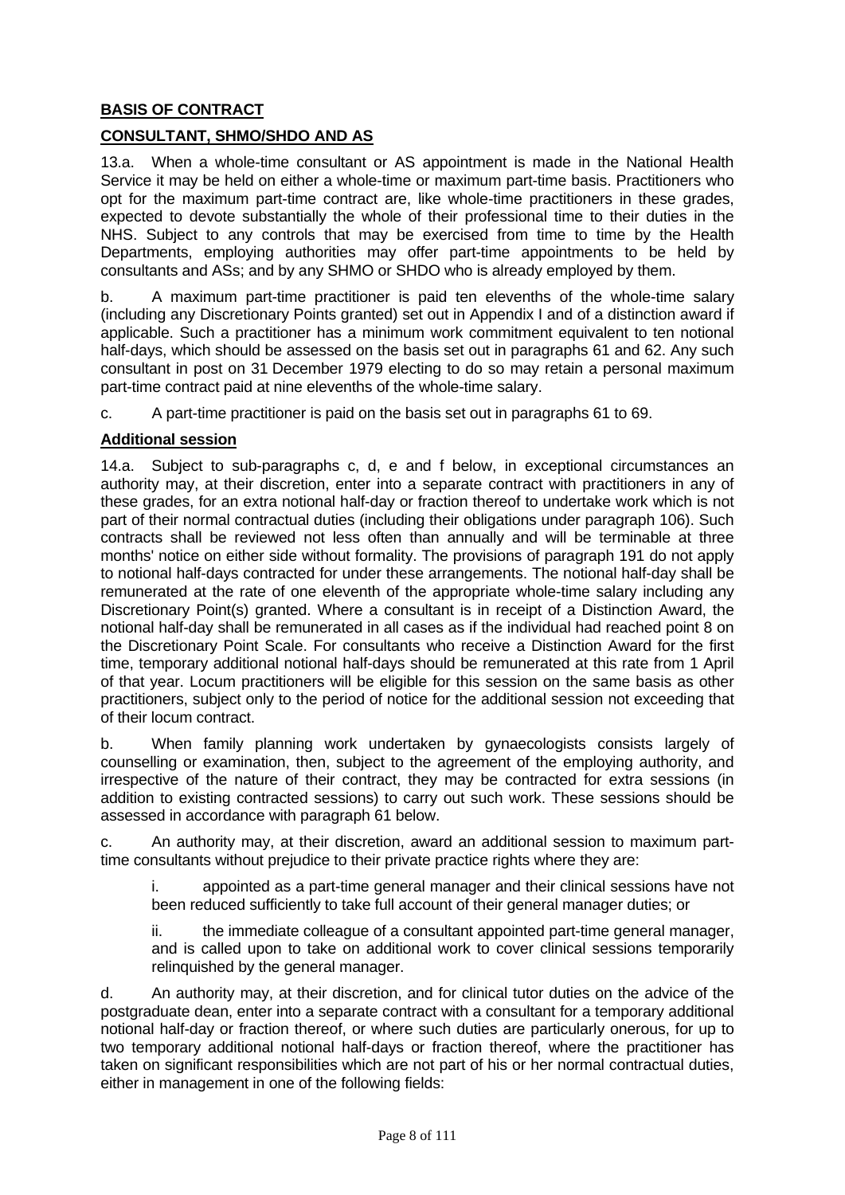**BASIS OF CONTRACT**

**CONSULTANT, SHMO/SHDO AND AS**

13.a. When a whole-time consultant or AS appointment is made in the National Health Service it may be held on either a whole-time or maximum part-time basis. Practitioners who opt for the maximum part-time contract are, like whole-time practitioners in these grades, expected to devote substantially the whole of their professional time to their duties in the NHS. Subject to any controls that may be exercised from time to time by the Health Departments, employing authorities may offer part-time appointments to be held by consultants and ASs; and by any SHMO or SHDO who is already employed by them.

b. A maximum part-time practitioner is paid ten elevenths of the whole-time salary (including any Discretionary Points granted) set out in Appendix I and of a distinction award if applicable. Such a practitioner has a minimum work commitment equivalent to ten notional half-days, which should be assessed on the basis set out in paragraphs 61 and 62. Any such consultant in post on 31 December 1979 electing to do so may retain a personal maximum part-time contract paid at nine elevenths of the whole-time salary.

c. A part-time practitioner is paid on the basis set out in paragraphs 61 to 69.

**Additional session**

14.a. Subject to sub-paragraphs c, d, e and f below, in exceptional circumstances an authority may, at their discretion, enter into a separate contract with practitioners in any of these grades, for an extra notional half-day or fraction thereof to undertake work which is not part of their normal contractual duties (including their obligations under paragraph 106). Such contracts shall be reviewed not less often than annually and will be terminable at three months' notice on either side without formality. The provisions of paragraph 191 do not apply to notional half-days contracted for under these arrangements. The notional half-day shall be remunerated at the rate of one eleventh of the appropriate whole-time salary including any Discretionary Point(s) granted. Where a consultant is in receipt of a Distinction Award, the notional half-day shall be remunerated in all cases as if the individual had reached point 8 on the Discretionary Point Scale. For consultants who receive a Distinction Award for the first time, temporary additional notional half-days should be remunerated at this rate from 1 April of that year. Locum practitioners will be eligible for this session on the same basis as other practitioners, subject only to the period of notice for the additional session not exceeding that of their locum contract.

b. When family planning work undertaken by gynaecologists consists largely of counselling or examination, then, subject to the agreement of the employing authority, and irrespective of the nature of their contract, they may be contracted for extra sessions (in addition to existing contracted sessions) to carry out such work. These sessions should be assessed in accordance with paragraph 61 below.

c. An authority may, at their discretion, award an additional session to maximum part-time consultants without prejudice to their private practice rights where they are:

i. appointed as a part-time general manager and their clinical sessions have not been reduced sufficiently to take full account of their general manager duties; or

ii. the immediate colleague of a consultant appointed part-time general manager, and is called upon to take on additional work to cover clinical sessions temporarily relinquished by the general manager.

d. An authority may, at their discretion, and for clinical tutor duties on the advice of the postgraduate dean, enter into a separate contract with a consultant for a temporary additional notional half-day or fraction thereof, or where such duties are particularly onerous, for up to two temporary additional notional half-days or fraction thereof, where the practitioner has taken on significant responsibilities which are not part of his or her normal contractual duties, either in management in one of the following fields: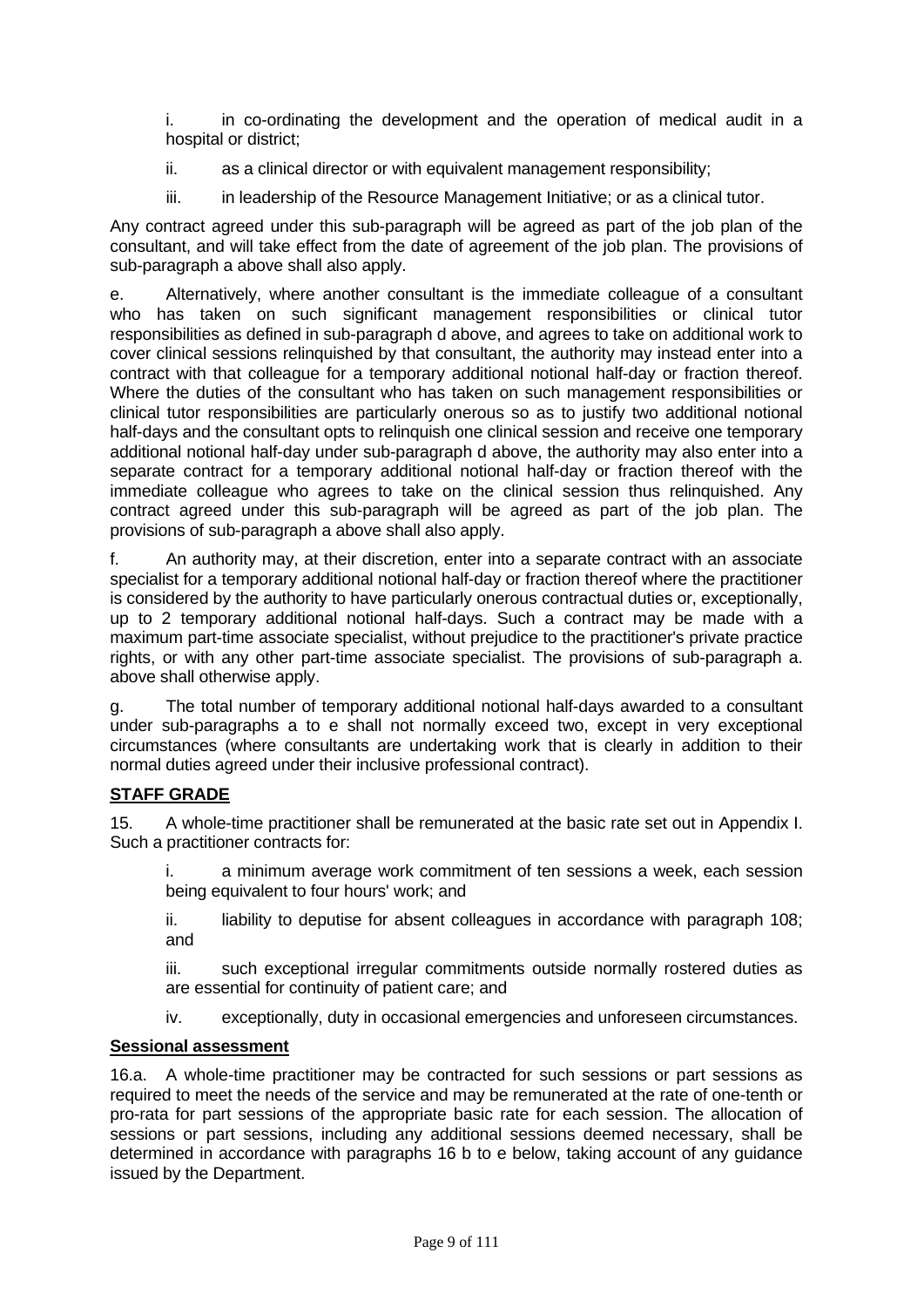i. in co-ordinating the development and the operation of medical audit in a hospital or district;

ii. as a clinical director or with equivalent management responsibility;

iii. in leadership of the Resource Management Initiative; or as a clinical tutor.

Any contract agreed under this sub-paragraph will be agreed as part of the job plan of the consultant, and will take effect from the date of agreement of the job plan. The provisions of sub-paragraph a above shall also apply.

e. Alternatively, where another consultant is the immediate colleague of a consultant who has taken on such significant management responsibilities or clinical tutor responsibilities as defined in sub-paragraph d above, and agrees to take on additional work to cover clinical sessions relinquished by that consultant, the authority may instead enter into a contract with that colleague for a temporary additional notional half-day or fraction thereof. Where the duties of the consultant who has taken on such management responsibilities or clinical tutor responsibilities are particularly onerous so as to justify two additional notional half-days and the consultant opts to relinquish one clinical session and receive one temporary additional notional half-day under sub-paragraph d above, the authority may also enter into a separate contract for a temporary additional notional half-day or fraction thereof with the immediate colleague who agrees to take on the clinical session thus relinquished. Any contract agreed under this sub-paragraph will be agreed as part of the job plan. The provisions of sub-paragraph a above shall also apply.

f. An authority may, at their discretion, enter into a separate contract with an associate specialist for a temporary additional notional half-day or fraction thereof where the practitioner is considered by the authority to have particularly onerous contractual duties or, exceptionally, up to 2 temporary additional notional half-days. Such a contract may be made with a maximum part-time associate specialist, without prejudice to the practitioner's private practice rights, or with any other part-time associate specialist. The provisions of sub-paragraph a. above shall otherwise apply.

g. The total number of temporary additional notional half-days awarded to a consultant under sub-paragraphs a to e shall not normally exceed two, except in very exceptional circumstances (where consultants are undertaking work that is clearly in addition to their normal duties agreed under their inclusive professional contract).

## STAFF GRADE

15. A whole-time practitioner shall be remunerated at the basic rate set out in Appendix I. Such a practitioner contracts for:

i. a minimum average work commitment of ten sessions a week, each session being equivalent to four hours' work; and

ii. liability to deputise for absent colleagues in accordance with paragraph 108; and

iii. such exceptional irregular commitments outside normally rostered duties as are essential for continuity of patient care; and

iv. exceptionally, duty in occasional emergencies and unforeseen circumstances.

### Sessional assessment

16.a. A whole-time practitioner may be contracted for such sessions or part sessions as required to meet the needs of the service and may be remunerated at the rate of one-tenth or pro-rata for part sessions of the appropriate basic rate for each session. The allocation of sessions or part sessions, including any additional sessions deemed necessary, shall be determined in accordance with paragraphs 16 b to e below, taking account of any guidance issued by the Department.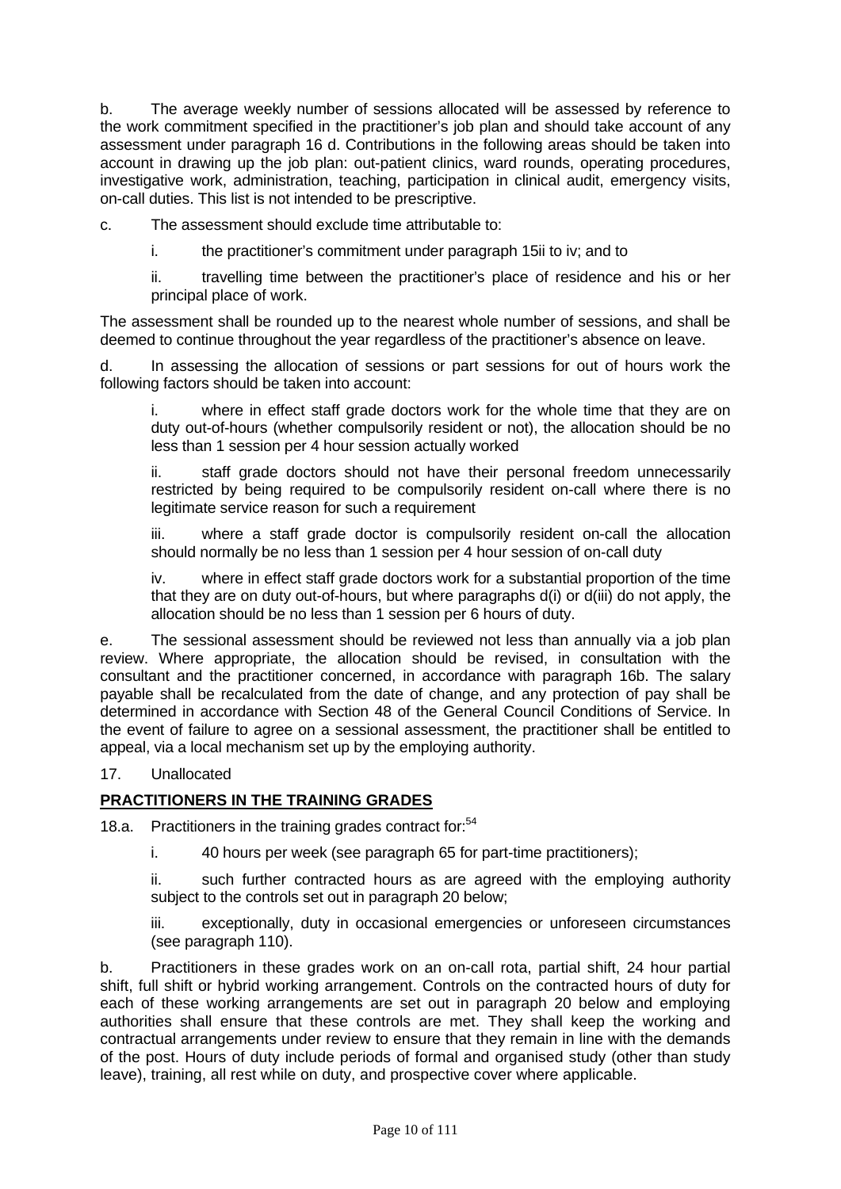b. The average weekly number of sessions allocated will be assessed by reference to the work commitment specified in the practitioner's job plan and should take account of any assessment under paragraph 16 d. Contributions in the following areas should be taken into account in drawing up the job plan: out-patient clinics, ward rounds, operating procedures, investigative work, administration, teaching, participation in clinical audit, emergency visits, on-call duties. This list is not intended to be prescriptive.

c. The assessment should exclude time attributable to:

i. the practitioner's commitment under paragraph 15ii to iv; and to

ii. travelling time between the practitioner's place of residence and his or her principal place of work.

The assessment shall be rounded up to the nearest whole number of sessions, and shall be deemed to continue throughout the year regardless of the practitioner's absence on leave.

d. In assessing the allocation of sessions or part sessions for out of hours work the following factors should be taken into account:

i. where in effect staff grade doctors work for the whole time that they are on duty out-of-hours (whether compulsorily resident or not), the allocation should be no less than 1 session per 4 hour session actually worked

ii. staff grade doctors should not have their personal freedom unnecessarily restricted by being required to be compulsorily resident on-call where there is no legitimate service reason for such a requirement

iii. where a staff grade doctor is compulsorily resident on-call the allocation should normally be no less than 1 session per 4 hour session of on-call duty

iv. where in effect staff grade doctors work for a substantial proportion of the time that they are on duty out-of-hours, but where paragraphs d(i) or d(iii) do not apply, the allocation should be no less than 1 session per 6 hours of duty.

e. The sessional assessment should be reviewed not less than annually via a job plan review. Where appropriate, the allocation should be revised, in consultation with the consultant and the practitioner concerned, in accordance with paragraph 16b. The salary payable shall be recalculated from the date of change, and any protection of pay shall be determined in accordance with Section 48 of the General Council Conditions of Service. In the event of failure to agree on a sessional assessment, the practitioner shall be entitled to appeal, via a local mechanism set up by the employing authority.

17. Unallocated

## PRACTITIONERS IN THE TRAINING GRADES

18.a. Practitioners in the training grades contract for:[54]

i. 40 hours per week (see paragraph 65 for part-time practitioners);

ii. such further contracted hours as are agreed with the employing authority subject to the controls set out in paragraph 20 below;

iii. exceptionally, duty in occasional emergencies or unforeseen circumstances (see paragraph 110).

b. Practitioners in these grades work on an on-call rota, partial shift, 24 hour partial shift, full shift or hybrid working arrangement. Controls on the contracted hours of duty for each of these working arrangements are set out in paragraph 20 below and employing authorities shall ensure that these controls are met. They shall keep the working and contractual arrangements under review to ensure that they remain in line with the demands of the post. Hours of duty include periods of formal and organised study (other than study leave), training, all rest while on duty, and prospective cover where applicable.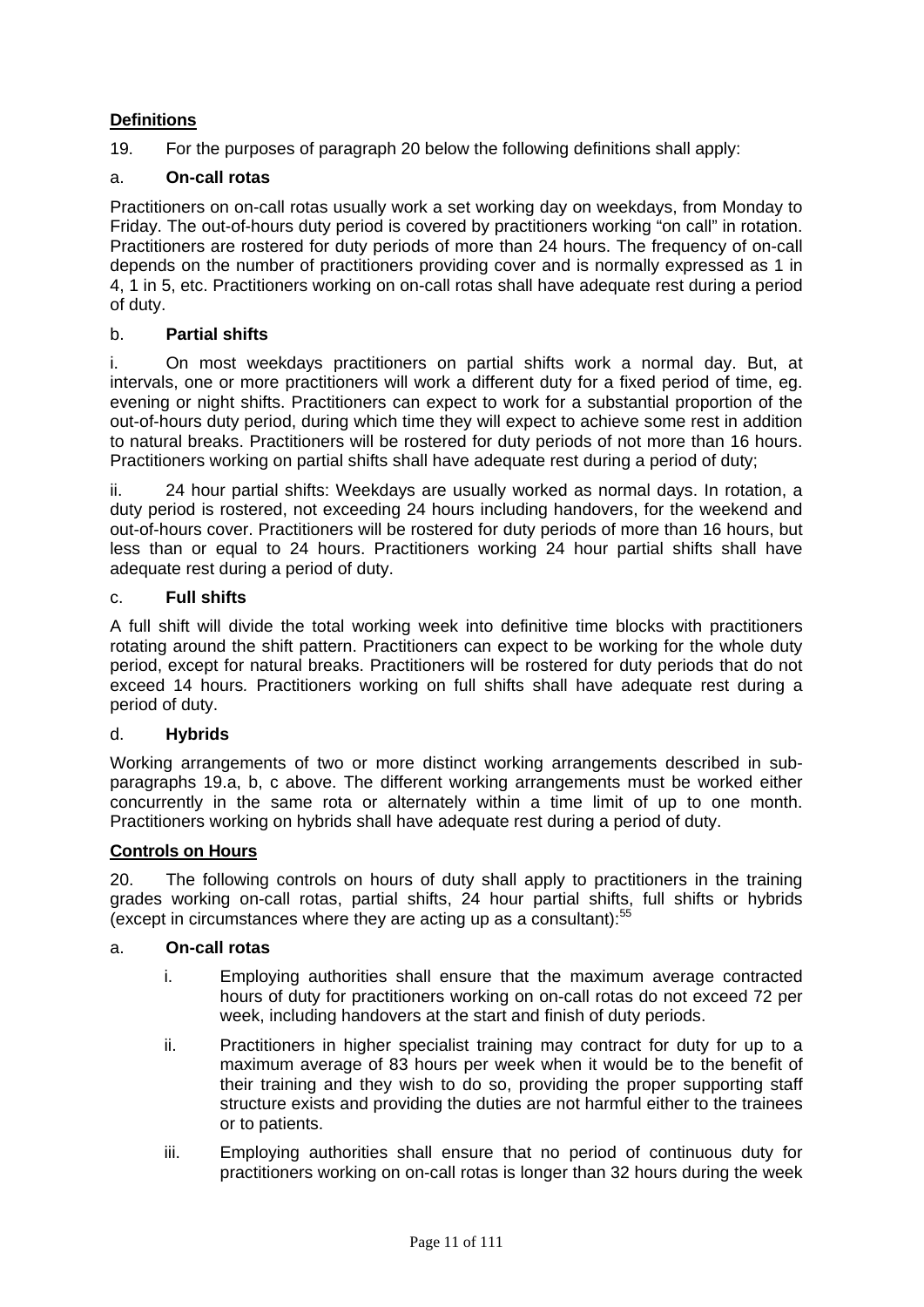**Definitions**

19. For the purposes of paragraph 20 below the following definitions shall apply:

a. **On-call rotas**

Practitioners on on-call rotas usually work a set working day on weekdays, from Monday to Friday. The out-of-hours duty period is covered by practitioners working "on call" in rotation. Practitioners are rostered for duty periods of more than 24 hours. The frequency of on-call depends on the number of practitioners providing cover and is normally expressed as 1 in 4, 1 in 5, etc. Practitioners working on on-call rotas shall have adequate rest during a period of duty.

b. **Partial shifts**

i. On most weekdays practitioners on partial shifts work a normal day. But, at intervals, one or more practitioners will work a different duty for a fixed period of time, eg. evening or night shifts. Practitioners can expect to work for a substantial proportion of the out-of-hours duty period, during which time they will expect to achieve some rest in addition to natural breaks. Practitioners will be rostered for duty periods of not more than 16 hours. Practitioners working on partial shifts shall have adequate rest during a period of duty;

ii. 24 hour partial shifts: Weekdays are usually worked as normal days. In rotation, a duty period is rostered, not exceeding 24 hours including handovers, for the weekend and out-of-hours cover. Practitioners will be rostered for duty periods of more than 16 hours, but less than or equal to 24 hours. Practitioners working 24 hour partial shifts shall have adequate rest during a period of duty.

c. **Full shifts**

A full shift will divide the total working week into definitive time blocks with practitioners rotating around the shift pattern. Practitioners can expect to be working for the whole duty period, except for natural breaks. Practitioners will be rostered for duty periods that do not exceed 14 hours*.* Practitioners working on full shifts shall have adequate rest during a period of duty.

d. **Hybrids**

Working arrangements of two or more distinct working arrangements described in sub-paragraphs 19.a, b, c above. The different working arrangements must be worked either concurrently in the same rota or alternately within a time limit of up to one month. Practitioners working on hybrids shall have adequate rest during a period of duty.

**Controls on Hours**

20. The following controls on hours of duty shall apply to practitioners in the training grades working on-call rotas, partial shifts, 24 hour partial shifts, full shifts or hybrids (except in circumstances where they are acting up as a consultant):[55]

a. **On-call rotas**

i. Employing authorities shall ensure that the maximum average contracted hours of duty for practitioners working on on-call rotas do not exceed 72 per week, including handovers at the start and finish of duty periods.

ii. Practitioners in higher specialist training may contract for duty for up to a maximum average of 83 hours per week when it would be to the benefit of their training and they wish to do so, providing the proper supporting staff structure exists and providing the duties are not harmful either to the trainees or to patients.

iii. Employing authorities shall ensure that no period of continuous duty for practitioners working on on-call rotas is longer than 32 hours during the week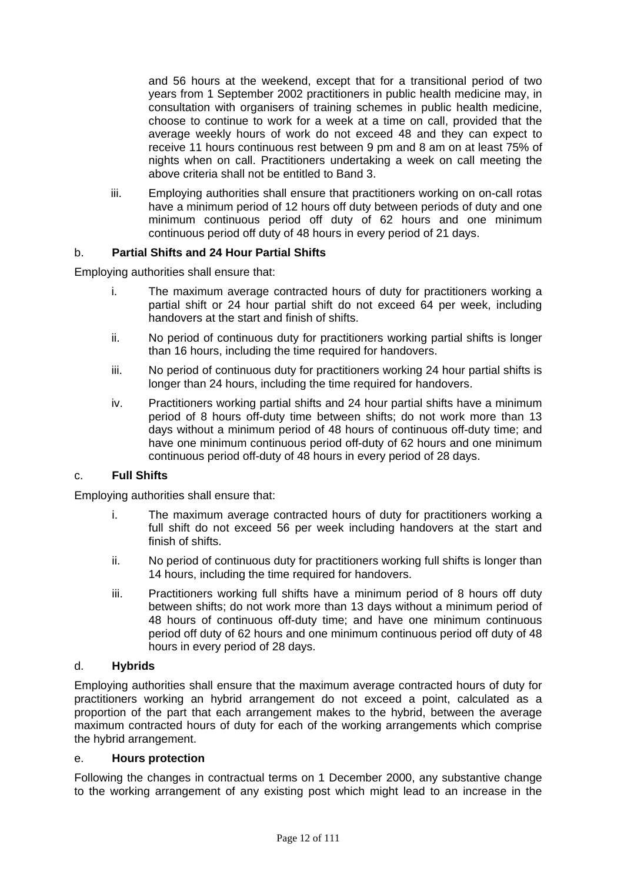and 56 hours at the weekend, except that for a transitional period of two years from 1 September 2002 practitioners in public health medicine may, in consultation with organisers of training schemes in public health medicine, choose to continue to work for a week at a time on call, provided that the average weekly hours of work do not exceed 48 and they can expect to receive 11 hours continuous rest between 9 pm and 8 am on at least 75% of nights when on call. Practitioners undertaking a week on call meeting the above criteria shall not be entitled to Band 3.

iii. Employing authorities shall ensure that practitioners working on on-call rotas have a minimum period of 12 hours off duty between periods of duty and one minimum continuous period off duty of 62 hours and one minimum continuous period off duty of 48 hours in every period of 21 days.

b. **Partial Shifts and 24 Hour Partial Shifts**

Employing authorities shall ensure that:

i. The maximum average contracted hours of duty for practitioners working a partial shift or 24 hour partial shift do not exceed 64 per week, including handovers at the start and finish of shifts.

ii. No period of continuous duty for practitioners working partial shifts is longer than 16 hours, including the time required for handovers.

iii. No period of continuous duty for practitioners working 24 hour partial shifts is longer than 24 hours, including the time required for handovers.

iv. Practitioners working partial shifts and 24 hour partial shifts have a minimum period of 8 hours off-duty time between shifts; do not work more than 13 days without a minimum period of 48 hours of continuous off-duty time; and have one minimum continuous period off-duty of 62 hours and one minimum continuous period off-duty of 48 hours in every period of 28 days.

c. **Full Shifts**

Employing authorities shall ensure that:

i. The maximum average contracted hours of duty for practitioners working a full shift do not exceed 56 per week including handovers at the start and finish of shifts.

ii. No period of continuous duty for practitioners working full shifts is longer than 14 hours, including the time required for handovers.

iii. Practitioners working full shifts have a minimum period of 8 hours off duty between shifts; do not work more than 13 days without a minimum period of 48 hours of continuous off-duty time; and have one minimum continuous period off duty of 62 hours and one minimum continuous period off duty of 48 hours in every period of 28 days.

d. **Hybrids**

Employing authorities shall ensure that the maximum average contracted hours of duty for practitioners working an hybrid arrangement do not exceed a point, calculated as a proportion of the part that each arrangement makes to the hybrid, between the average maximum contracted hours of duty for each of the working arrangements which comprise the hybrid arrangement.

e. **Hours protection**

Following the changes in contractual terms on 1 December 2000, any substantive change to the working arrangement of any existing post which might lead to an increase in the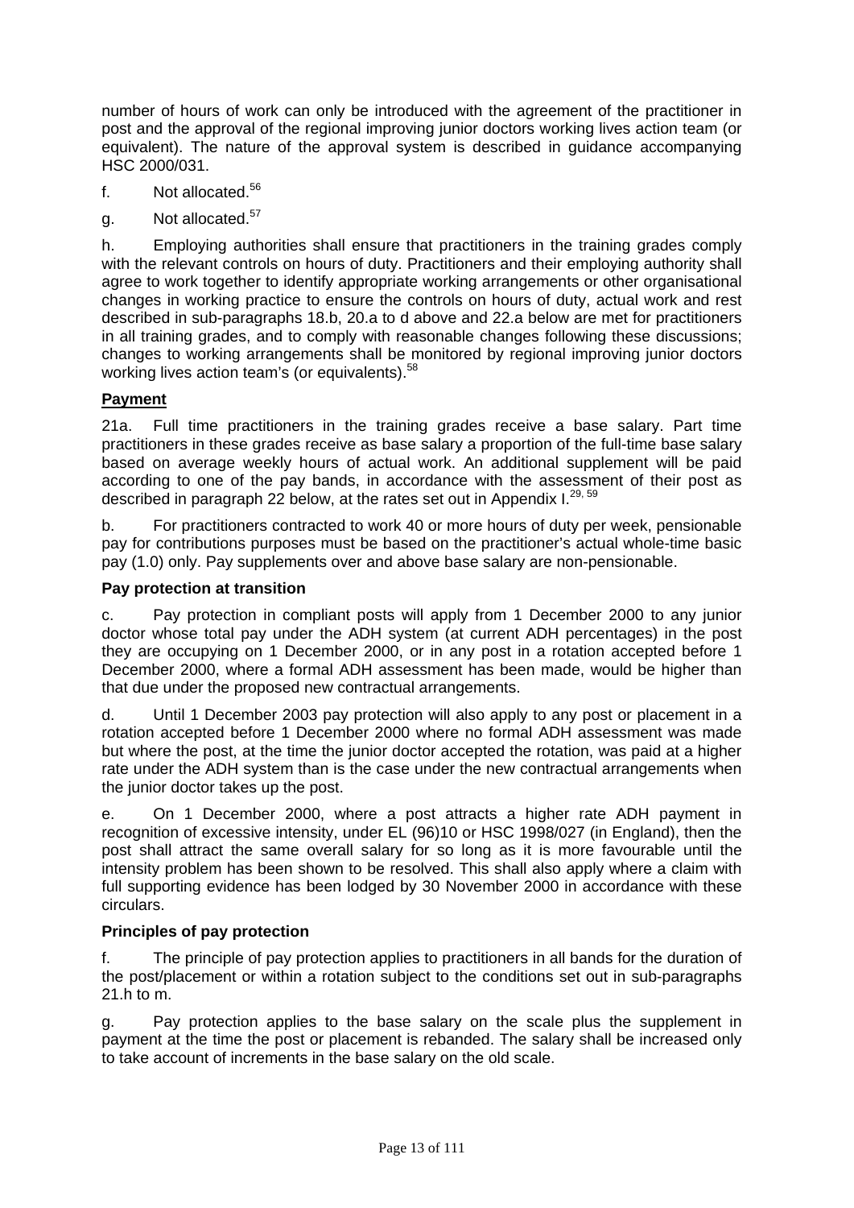number of hours of work can only be introduced with the agreement of the practitioner in post and the approval of the regional improving junior doctors working lives action team (or equivalent). The nature of the approval system is described in guidance accompanying HSC 2000/031.

f. Not allocated.[56]

g. Not allocated.[57]

h. Employing authorities shall ensure that practitioners in the training grades comply with the relevant controls on hours of duty. Practitioners and their employing authority shall agree to work together to identify appropriate working arrangements or other organisational changes in working practice to ensure the controls on hours of duty, actual work and rest described in sub-paragraphs 18.b, 20.a to d above and 22.a below are met for practitioners in all training grades, and to comply with reasonable changes following these discussions; changes to working arrangements shall be monitored by regional improving junior doctors working lives action team's (or equivalents).[58]

**Payment**

21a. Full time practitioners in the training grades receive a base salary. Part time practitioners in these grades receive as base salary a proportion of the full-time base salary based on average weekly hours of actual work. An additional supplement will be paid according to one of the pay bands, in accordance with the assessment of their post as described in paragraph 22 below, at the rates set out in Appendix I.[29, 59]

b. For practitioners contracted to work 40 or more hours of duty per week, pensionable pay for contributions purposes must be based on the practitioner's actual whole-time basic pay (1.0) only. Pay supplements over and above base salary are non-pensionable.

**Pay protection at transition**

c. Pay protection in compliant posts will apply from 1 December 2000 to any junior doctor whose total pay under the ADH system (at current ADH percentages) in the post they are occupying on 1 December 2000, or in any post in a rotation accepted before 1 December 2000, where a formal ADH assessment has been made, would be higher than that due under the proposed new contractual arrangements.

d. Until 1 December 2003 pay protection will also apply to any post or placement in a rotation accepted before 1 December 2000 where no formal ADH assessment was made but where the post, at the time the junior doctor accepted the rotation, was paid at a higher rate under the ADH system than is the case under the new contractual arrangements when the junior doctor takes up the post.

e. On 1 December 2000, where a post attracts a higher rate ADH payment in recognition of excessive intensity, under EL (96)10 or HSC 1998/027 (in England), then the post shall attract the same overall salary for so long as it is more favourable until the intensity problem has been shown to be resolved. This shall also apply where a claim with full supporting evidence has been lodged by 30 November 2000 in accordance with these circulars.

**Principles of pay protection**

f. The principle of pay protection applies to practitioners in all bands for the duration of the post/placement or within a rotation subject to the conditions set out in sub-paragraphs 21.h to m.

g. Pay protection applies to the base salary on the scale plus the supplement in payment at the time the post or placement is rebanded. The salary shall be increased only to take account of increments in the base salary on the old scale.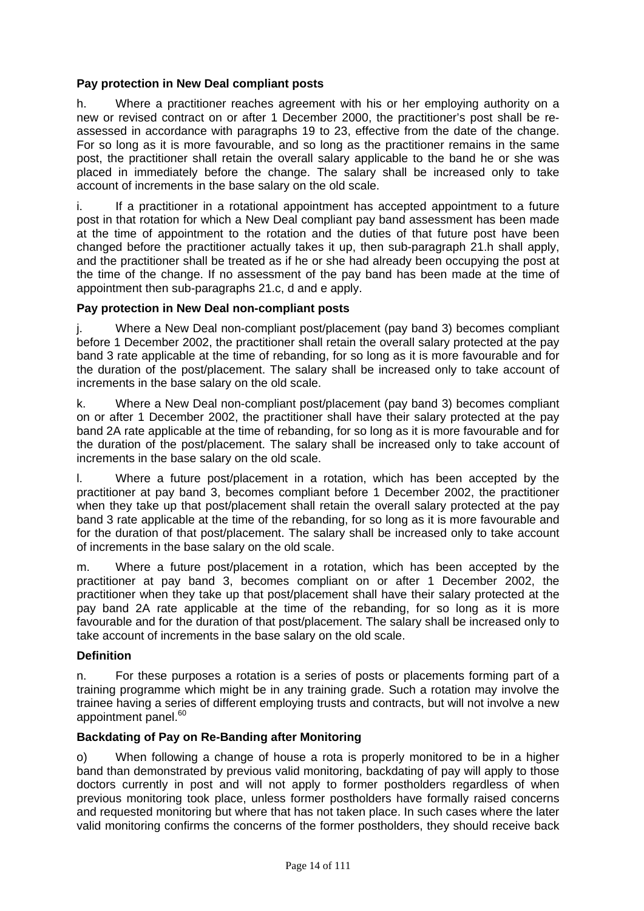**Pay protection in New Deal compliant posts**

h. Where a practitioner reaches agreement with his or her employing authority on a new or revised contract on or after 1 December 2000, the practitioner's post shall be re-assessed in accordance with paragraphs 19 to 23, effective from the date of the change. For so long as it is more favourable, and so long as the practitioner remains in the same post, the practitioner shall retain the overall salary applicable to the band he or she was placed in immediately before the change. The salary shall be increased only to take account of increments in the base salary on the old scale.

i. If a practitioner in a rotational appointment has accepted appointment to a future post in that rotation for which a New Deal compliant pay band assessment has been made at the time of appointment to the rotation and the duties of that future post have been changed before the practitioner actually takes it up, then sub-paragraph 21.h shall apply, and the practitioner shall be treated as if he or she had already been occupying the post at the time of the change. If no assessment of the pay band has been made at the time of appointment then sub-paragraphs 21.c, d and e apply.

**Pay protection in New Deal non-compliant posts**

j. Where a New Deal non-compliant post/placement (pay band 3) becomes compliant before 1 December 2002, the practitioner shall retain the overall salary protected at the pay band 3 rate applicable at the time of rebanding, for so long as it is more favourable and for the duration of the post/placement. The salary shall be increased only to take account of increments in the base salary on the old scale.

k. Where a New Deal non-compliant post/placement (pay band 3) becomes compliant on or after 1 December 2002, the practitioner shall have their salary protected at the pay band 2A rate applicable at the time of rebanding, for so long as it is more favourable and for the duration of the post/placement. The salary shall be increased only to take account of increments in the base salary on the old scale.

l. Where a future post/placement in a rotation, which has been accepted by the practitioner at pay band 3, becomes compliant before 1 December 2002, the practitioner when they take up that post/placement shall retain the overall salary protected at the pay band 3 rate applicable at the time of the rebanding, for so long as it is more favourable and for the duration of that post/placement. The salary shall be increased only to take account of increments in the base salary on the old scale.

m. Where a future post/placement in a rotation, which has been accepted by the practitioner at pay band 3, becomes compliant on or after 1 December 2002, the practitioner when they take up that post/placement shall have their salary protected at the pay band 2A rate applicable at the time of the rebanding, for so long as it is more favourable and for the duration of that post/placement. The salary shall be increased only to take account of increments in the base salary on the old scale.

**Definition**

n. For these purposes a rotation is a series of posts or placements forming part of a training programme which might be in any training grade. Such a rotation may involve the trainee having a series of different employing trusts and contracts, but will not involve a new appointment panel.[60]

**Backdating of Pay on Re-Banding after Monitoring**

o) When following a change of house a rota is properly monitored to be in a higher band than demonstrated by previous valid monitoring, backdating of pay will apply to those doctors currently in post and will not apply to former postholders regardless of when previous monitoring took place, unless former postholders have formally raised concerns and requested monitoring but where that has not taken place. In such cases where the later valid monitoring confirms the concerns of the former postholders, they should receive back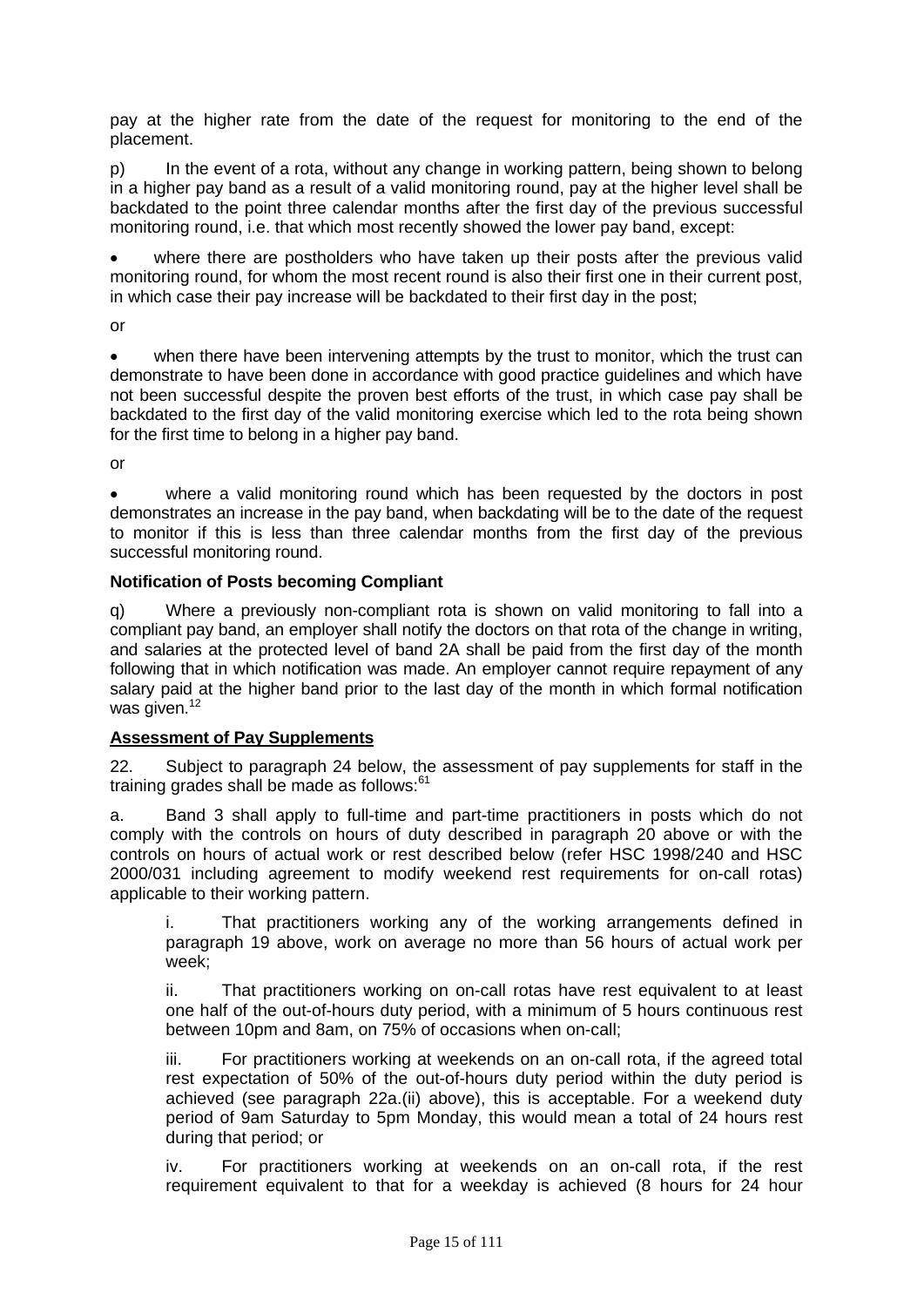pay at the higher rate from the date of the request for monitoring to the end of the placement.

p) In the event of a rota, without any change in working pattern, being shown to belong in a higher pay band as a result of a valid monitoring round, pay at the higher level shall be backdated to the point three calendar months after the first day of the previous successful monitoring round, i.e. that which most recently showed the lower pay band, except:

- where there are postholders who have taken up their posts after the previous valid monitoring round, for whom the most recent round is also their first one in their current post, in which case their pay increase will be backdated to their first day in the post;

or

- when there have been intervening attempts by the trust to monitor, which the trust can demonstrate to have been done in accordance with good practice guidelines and which have not been successful despite the proven best efforts of the trust, in which case pay shall be backdated to the first day of the valid monitoring exercise which led to the rota being shown for the first time to belong in a higher pay band.

or

- where a valid monitoring round which has been requested by the doctors in post demonstrates an increase in the pay band, when backdating will be to the date of the request to monitor if this is less than three calendar months from the first day of the previous successful monitoring round.

**Notification of Posts becoming Compliant**

q) Where a previously non-compliant rota is shown on valid monitoring to fall into a compliant pay band, an employer shall notify the doctors on that rota of the change in writing, and salaries at the protected level of band 2A shall be paid from the first day of the month following that in which notification was made. An employer cannot require repayment of any salary paid at the higher band prior to the last day of the month in which formal notification was given.[12]

**Assessment of Pay Supplements**

22. Subject to paragraph 24 below, the assessment of pay supplements for staff in the training grades shall be made as follows:[61]

a. Band 3 shall apply to full-time and part-time practitioners in posts which do not comply with the controls on hours of duty described in paragraph 20 above or with the controls on hours of actual work or rest described below (refer HSC 1998/240 and HSC 2000/031 including agreement to modify weekend rest requirements for on-call rotas) applicable to their working pattern.

i. That practitioners working any of the working arrangements defined in paragraph 19 above, work on average no more than 56 hours of actual work per week;

ii. That practitioners working on on-call rotas have rest equivalent to at least one half of the out-of-hours duty period, with a minimum of 5 hours continuous rest between 10pm and 8am, on 75% of occasions when on-call;

iii. For practitioners working at weekends on an on-call rota, if the agreed total rest expectation of 50% of the out-of-hours duty period within the duty period is achieved (see paragraph 22a.(ii) above), this is acceptable. For a weekend duty period of 9am Saturday to 5pm Monday, this would mean a total of 24 hours rest during that period; or

iv. For practitioners working at weekends on an on-call rota, if the rest requirement equivalent to that for a weekday is achieved (8 hours for 24 hour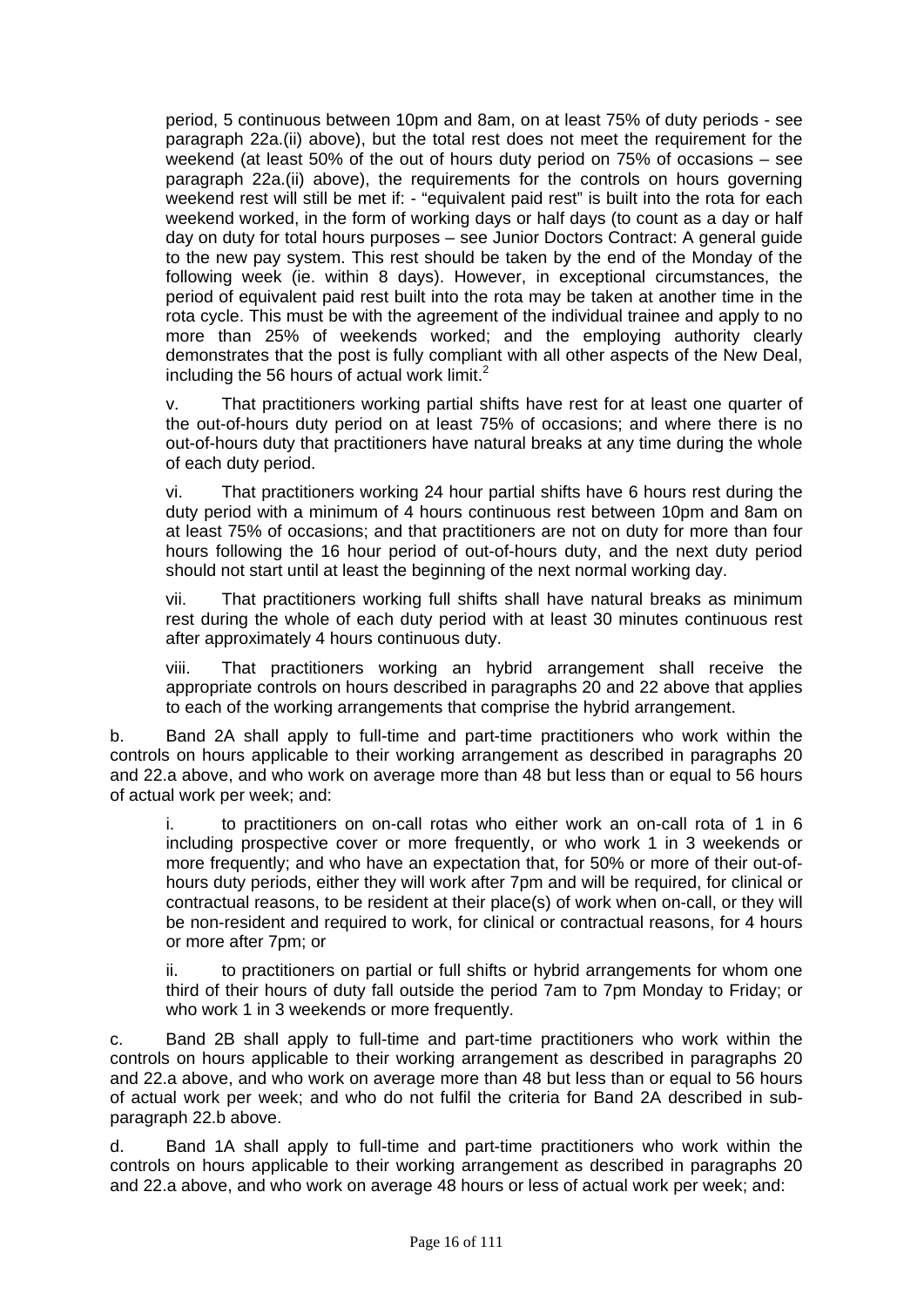period, 5 continuous between 10pm and 8am, on at least 75% of duty periods - see paragraph 22a.(ii) above), but the total rest does not meet the requirement for the weekend (at least 50% of the out of hours duty period on 75% of occasions – see paragraph 22a.(ii) above), the requirements for the controls on hours governing weekend rest will still be met if: - "equivalent paid rest" is built into the rota for each weekend worked, in the form of working days or half days (to count as a day or half day on duty for total hours purposes – see Junior Doctors Contract: A general guide to the new pay system. This rest should be taken by the end of the Monday of the following week (ie. within 8 days). However, in exceptional circumstances, the period of equivalent paid rest built into the rota may be taken at another time in the rota cycle. This must be with the agreement of the individual trainee and apply to no more than 25% of weekends worked; and the employing authority clearly demonstrates that the post is fully compliant with all other aspects of the New Deal, including the 56 hours of actual work limit.[2]

v. That practitioners working partial shifts have rest for at least one quarter of the out-of-hours duty period on at least 75% of occasions; and where there is no out-of-hours duty that practitioners have natural breaks at any time during the whole of each duty period.

vi. That practitioners working 24 hour partial shifts have 6 hours rest during the duty period with a minimum of 4 hours continuous rest between 10pm and 8am on at least 75% of occasions; and that practitioners are not on duty for more than four hours following the 16 hour period of out-of-hours duty, and the next duty period should not start until at least the beginning of the next normal working day.

vii. That practitioners working full shifts shall have natural breaks as minimum rest during the whole of each duty period with at least 30 minutes continuous rest after approximately 4 hours continuous duty.

viii. That practitioners working an hybrid arrangement shall receive the appropriate controls on hours described in paragraphs 20 and 22 above that applies to each of the working arrangements that comprise the hybrid arrangement.

b. Band 2A shall apply to full-time and part-time practitioners who work within the controls on hours applicable to their working arrangement as described in paragraphs 20 and 22.a above, and who work on average more than 48 but less than or equal to 56 hours of actual work per week; and:

i. to practitioners on on-call rotas who either work an on-call rota of 1 in 6 including prospective cover or more frequently, or who work 1 in 3 weekends or more frequently; and who have an expectation that, for 50% or more of their out-of-hours duty periods, either they will work after 7pm and will be required, for clinical or contractual reasons, to be resident at their place(s) of work when on-call, or they will be non-resident and required to work, for clinical or contractual reasons, for 4 hours or more after 7pm; or

ii. to practitioners on partial or full shifts or hybrid arrangements for whom one third of their hours of duty fall outside the period 7am to 7pm Monday to Friday; or who work 1 in 3 weekends or more frequently.

c. Band 2B shall apply to full-time and part-time practitioners who work within the controls on hours applicable to their working arrangement as described in paragraphs 20 and 22.a above, and who work on average more than 48 but less than or equal to 56 hours of actual work per week; and who do not fulfil the criteria for Band 2A described in sub-paragraph 22.b above.

d. Band 1A shall apply to full-time and part-time practitioners who work within the controls on hours applicable to their working arrangement as described in paragraphs 20 and 22.a above, and who work on average 48 hours or less of actual work per week; and: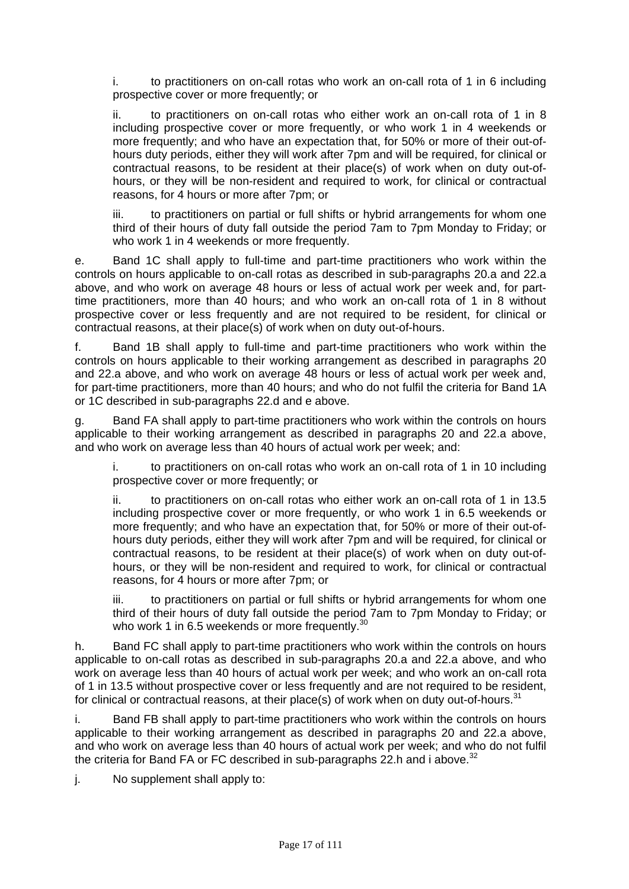i. to practitioners on on-call rotas who work an on-call rota of 1 in 6 including prospective cover or more frequently; or

ii. to practitioners on on-call rotas who either work an on-call rota of 1 in 8 including prospective cover or more frequently, or who work 1 in 4 weekends or more frequently; and who have an expectation that, for 50% or more of their out-of-hours duty periods, either they will work after 7pm and will be required, for clinical or contractual reasons, to be resident at their place(s) of work when on duty out-of-hours, or they will be non-resident and required to work, for clinical or contractual reasons, for 4 hours or more after 7pm; or

iii. to practitioners on partial or full shifts or hybrid arrangements for whom one third of their hours of duty fall outside the period 7am to 7pm Monday to Friday; or who work 1 in 4 weekends or more frequently.

e. Band 1C shall apply to full-time and part-time practitioners who work within the controls on hours applicable to on-call rotas as described in sub-paragraphs 20.a and 22.a above, and who work on average 48 hours or less of actual work per week and, for part-time practitioners, more than 40 hours; and who work an on-call rota of 1 in 8 without prospective cover or less frequently and are not required to be resident, for clinical or contractual reasons, at their place(s) of work when on duty out-of-hours.

f. Band 1B shall apply to full-time and part-time practitioners who work within the controls on hours applicable to their working arrangement as described in paragraphs 20 and 22.a above, and who work on average 48 hours or less of actual work per week and, for part-time practitioners, more than 40 hours; and who do not fulfil the criteria for Band 1A or 1C described in sub-paragraphs 22.d and e above.

g. Band FA shall apply to part-time practitioners who work within the controls on hours applicable to their working arrangement as described in paragraphs 20 and 22.a above, and who work on average less than 40 hours of actual work per week; and:

i. to practitioners on on-call rotas who work an on-call rota of 1 in 10 including prospective cover or more frequently; or

ii. to practitioners on on-call rotas who either work an on-call rota of 1 in 13.5 including prospective cover or more frequently, or who work 1 in 6.5 weekends or more frequently; and who have an expectation that, for 50% or more of their out-of-hours duty periods, either they will work after 7pm and will be required, for clinical or contractual reasons, to be resident at their place(s) of work when on duty out-of-hours, or they will be non-resident and required to work, for clinical or contractual reasons, for 4 hours or more after 7pm; or

iii. to practitioners on partial or full shifts or hybrid arrangements for whom one third of their hours of duty fall outside the period 7am to 7pm Monday to Friday; or who work 1 in 6.5 weekends or more frequently.[30]

h. Band FC shall apply to part-time practitioners who work within the controls on hours applicable to on-call rotas as described in sub-paragraphs 20.a and 22.a above, and who work on average less than 40 hours of actual work per week; and who work an on-call rota of 1 in 13.5 without prospective cover or less frequently and are not required to be resident, for clinical or contractual reasons, at their place(s) of work when on duty out-of-hours.[31]

i. Band FB shall apply to part-time practitioners who work within the controls on hours applicable to their working arrangement as described in paragraphs 20 and 22.a above, and who work on average less than 40 hours of actual work per week; and who do not fulfil the criteria for Band FA or FC described in sub-paragraphs 22.h and i above.[32]

j. No supplement shall apply to: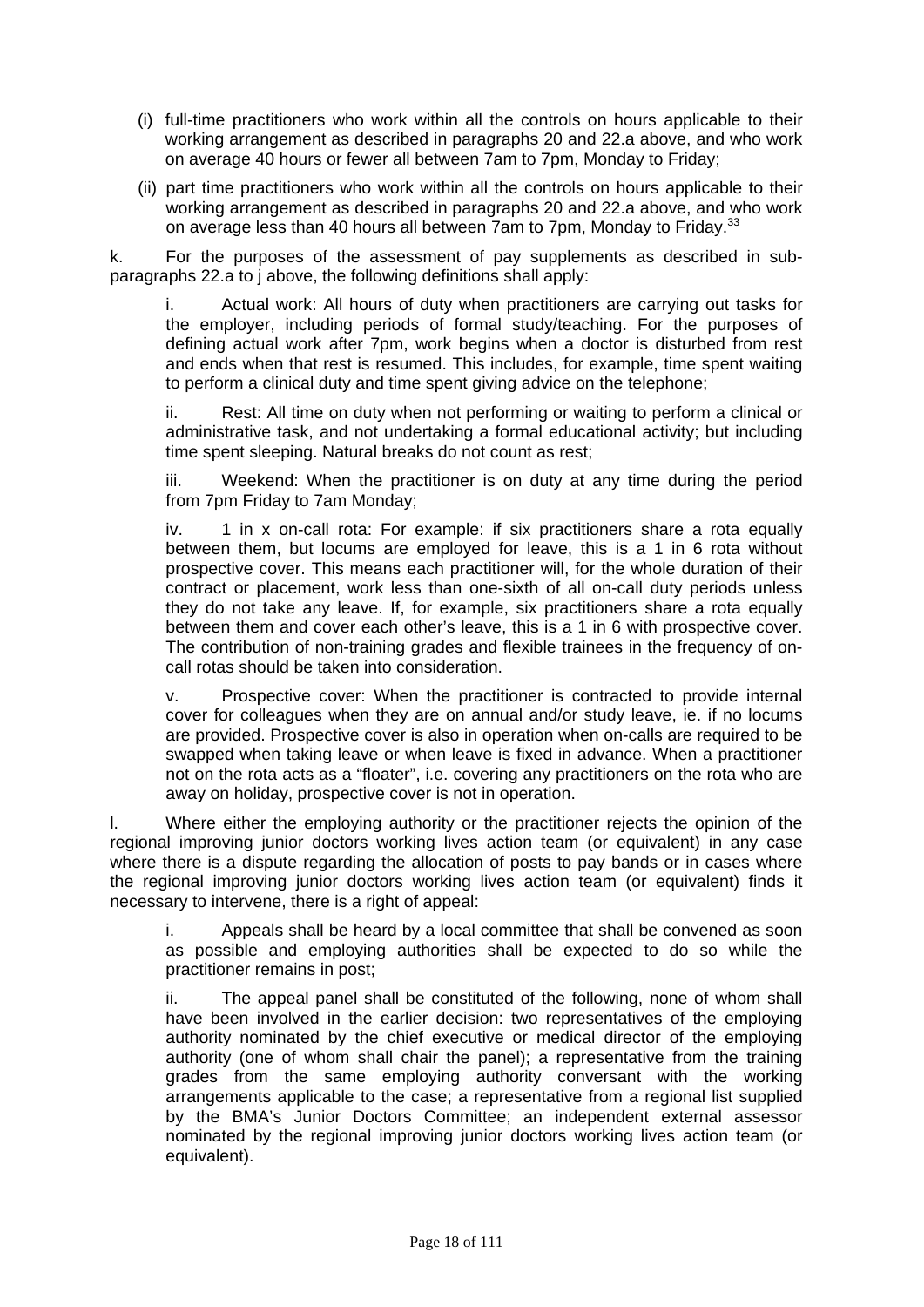(i) full-time practitioners who work within all the controls on hours applicable to their working arrangement as described in paragraphs 20 and 22.a above, and who work on average 40 hours or fewer all between 7am to 7pm, Monday to Friday;

(ii) part time practitioners who work within all the controls on hours applicable to their working arrangement as described in paragraphs 20 and 22.a above, and who work on average less than 40 hours all between 7am to 7pm, Monday to Friday.[33]

k. For the purposes of the assessment of pay supplements as described in sub-paragraphs 22.a to j above, the following definitions shall apply:

i. Actual work: All hours of duty when practitioners are carrying out tasks for the employer, including periods of formal study/teaching. For the purposes of defining actual work after 7pm, work begins when a doctor is disturbed from rest and ends when that rest is resumed. This includes, for example, time spent waiting to perform a clinical duty and time spent giving advice on the telephone;

ii. Rest: All time on duty when not performing or waiting to perform a clinical or administrative task, and not undertaking a formal educational activity; but including time spent sleeping. Natural breaks do not count as rest;

iii. Weekend: When the practitioner is on duty at any time during the period from 7pm Friday to 7am Monday;

iv. 1 in x on-call rota: For example: if six practitioners share a rota equally between them, but locums are employed for leave, this is a 1 in 6 rota without prospective cover. This means each practitioner will, for the whole duration of their contract or placement, work less than one-sixth of all on-call duty periods unless they do not take any leave. If, for example, six practitioners share a rota equally between them and cover each other's leave, this is a 1 in 6 with prospective cover. The contribution of non-training grades and flexible trainees in the frequency of on-call rotas should be taken into consideration.

v. Prospective cover: When the practitioner is contracted to provide internal cover for colleagues when they are on annual and/or study leave, ie. if no locums are provided. Prospective cover is also in operation when on-calls are required to be swapped when taking leave or when leave is fixed in advance. When a practitioner not on the rota acts as a "floater", i.e. covering any practitioners on the rota who are away on holiday, prospective cover is not in operation.

l. Where either the employing authority or the practitioner rejects the opinion of the regional improving junior doctors working lives action team (or equivalent) in any case where there is a dispute regarding the allocation of posts to pay bands or in cases where the regional improving junior doctors working lives action team (or equivalent) finds it necessary to intervene, there is a right of appeal:

i. Appeals shall be heard by a local committee that shall be convened as soon as possible and employing authorities shall be expected to do so while the practitioner remains in post;

ii. The appeal panel shall be constituted of the following, none of whom shall have been involved in the earlier decision: two representatives of the employing authority nominated by the chief executive or medical director of the employing authority (one of whom shall chair the panel); a representative from the training grades from the same employing authority conversant with the working arrangements applicable to the case; a representative from a regional list supplied by the BMA's Junior Doctors Committee; an independent external assessor nominated by the regional improving junior doctors working lives action team (or equivalent).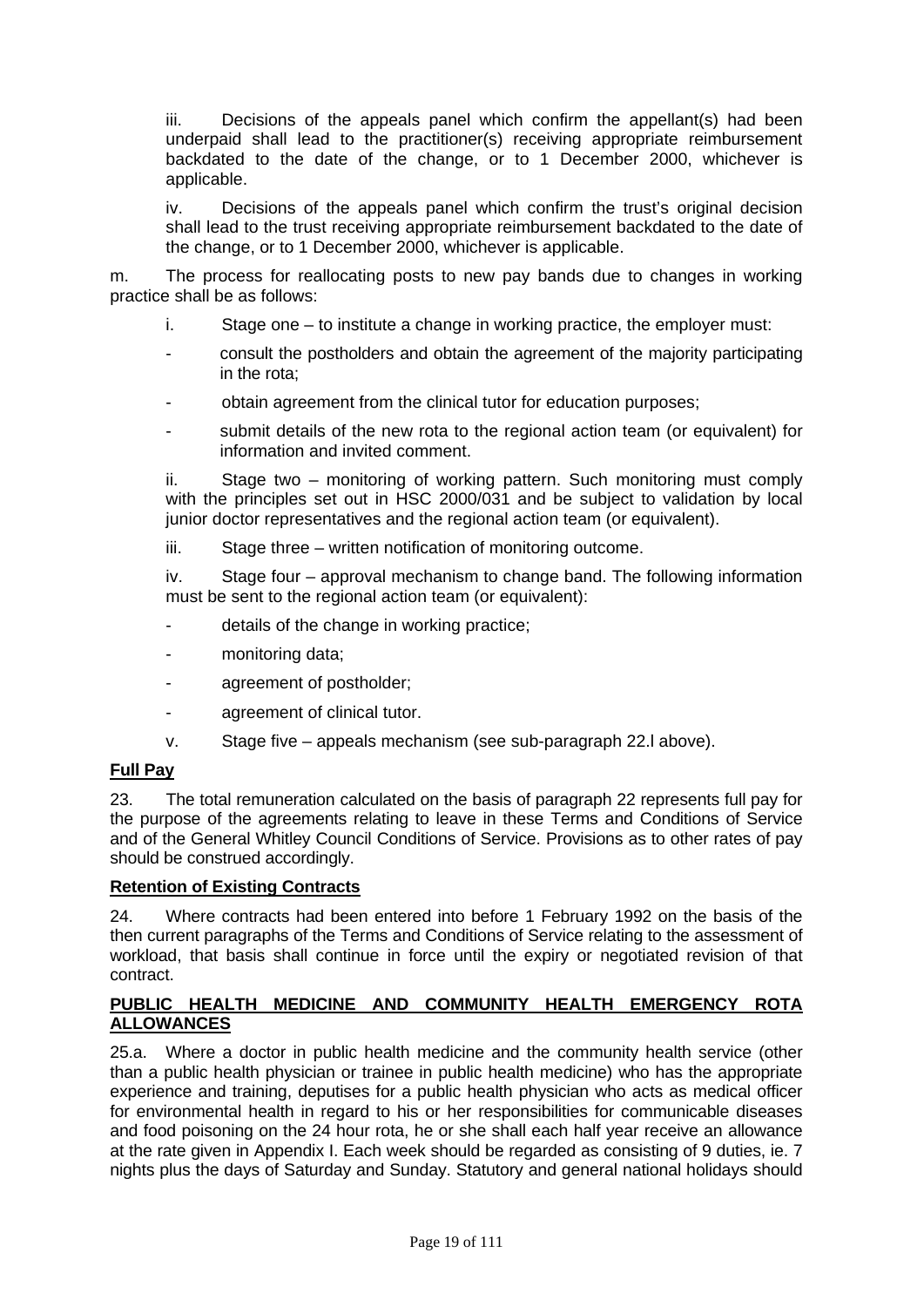iii. Decisions of the appeals panel which confirm the appellant(s) had been underpaid shall lead to the practitioner(s) receiving appropriate reimbursement backdated to the date of the change, or to 1 December 2000, whichever is applicable.

iv. Decisions of the appeals panel which confirm the trust's original decision shall lead to the trust receiving appropriate reimbursement backdated to the date of the change, or to 1 December 2000, whichever is applicable.

m. The process for reallocating posts to new pay bands due to changes in working practice shall be as follows:

i. Stage one – to institute a change in working practice, the employer must:

- consult the postholders and obtain the agreement of the majority participating in the rota;
- obtain agreement from the clinical tutor for education purposes;
- submit details of the new rota to the regional action team (or equivalent) for information and invited comment.

ii. Stage two – monitoring of working pattern. Such monitoring must comply with the principles set out in HSC 2000/031 and be subject to validation by local junior doctor representatives and the regional action team (or equivalent).

iii. Stage three – written notification of monitoring outcome.

iv. Stage four – approval mechanism to change band. The following information must be sent to the regional action team (or equivalent):

- details of the change in working practice;
- monitoring data;
- agreement of postholder;
- agreement of clinical tutor.

v. Stage five – appeals mechanism (see sub-paragraph 22.l above).

**Full Pay**

23. The total remuneration calculated on the basis of paragraph 22 represents full pay for the purpose of the agreements relating to leave in these Terms and Conditions of Service and of the General Whitley Council Conditions of Service. Provisions as to other rates of pay should be construed accordingly.

**Retention of Existing Contracts**

24. Where contracts had been entered into before 1 February 1992 on the basis of the then current paragraphs of the Terms and Conditions of Service relating to the assessment of workload, that basis shall continue in force until the expiry or negotiated revision of that contract.

**PUBLIC HEALTH MEDICINE AND COMMUNITY HEALTH EMERGENCY ROTA ALLOWANCES**

25.a. Where a doctor in public health medicine and the community health service (other than a public health physician or trainee in public health medicine) who has the appropriate experience and training, deputises for a public health physician who acts as medical officer for environmental health in regard to his or her responsibilities for communicable diseases and food poisoning on the 24 hour rota, he or she shall each half year receive an allowance at the rate given in Appendix I. Each week should be regarded as consisting of 9 duties, ie. 7 nights plus the days of Saturday and Sunday. Statutory and general national holidays should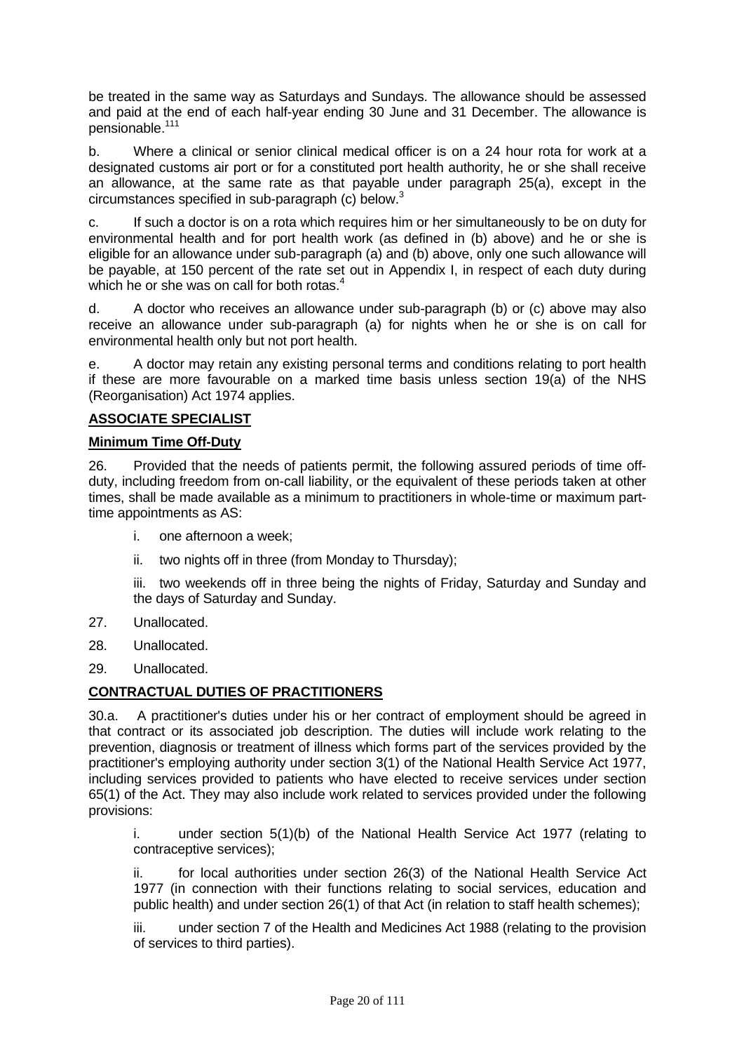be treated in the same way as Saturdays and Sundays. The allowance should be assessed and paid at the end of each half-year ending 30 June and 31 December. The allowance is pensionable.[111]

b. Where a clinical or senior clinical medical officer is on a 24 hour rota for work at a designated customs air port or for a constituted port health authority, he or she shall receive an allowance, at the same rate as that payable under paragraph 25(a), except in the circumstances specified in sub-paragraph (c) below.[3]

c. If such a doctor is on a rota which requires him or her simultaneously to be on duty for environmental health and for port health work (as defined in (b) above) and he or she is eligible for an allowance under sub-paragraph (a) and (b) above, only one such allowance will be payable, at 150 percent of the rate set out in Appendix I, in respect of each duty during which he or she was on call for both rotas.[4]

d. A doctor who receives an allowance under sub-paragraph (b) or (c) above may also receive an allowance under sub-paragraph (a) for nights when he or she is on call for environmental health only but not port health.

e. A doctor may retain any existing personal terms and conditions relating to port health if these are more favourable on a marked time basis unless section 19(a) of the NHS (Reorganisation) Act 1974 applies.

## ASSOCIATE SPECIALIST

### Minimum Time Off-Duty

26. Provided that the needs of patients permit, the following assured periods of time off-duty, including freedom from on-call liability, or the equivalent of these periods taken at other times, shall be made available as a minimum to practitioners in whole-time or maximum part-time appointments as AS:

   i. one afternoon a week;

   ii. two nights off in three (from Monday to Thursday);

   iii. two weekends off in three being the nights of Friday, Saturday and Sunday and the days of Saturday and Sunday.

27. Unallocated.

28. Unallocated.

29. Unallocated.

## CONTRACTUAL DUTIES OF PRACTITIONERS

30.a. A practitioner's duties under his or her contract of employment should be agreed in that contract or its associated job description. The duties will include work relating to the prevention, diagnosis or treatment of illness which forms part of the services provided by the practitioner's employing authority under section 3(1) of the National Health Service Act 1977, including services provided to patients who have elected to receive services under section 65(1) of the Act. They may also include work related to services provided under the following provisions:

   i. under section 5(1)(b) of the National Health Service Act 1977 (relating to contraceptive services);

   ii. for local authorities under section 26(3) of the National Health Service Act 1977 (in connection with their functions relating to social services, education and public health) and under section 26(1) of that Act (in relation to staff health schemes);

   iii. under section 7 of the Health and Medicines Act 1988 (relating to the provision of services to third parties).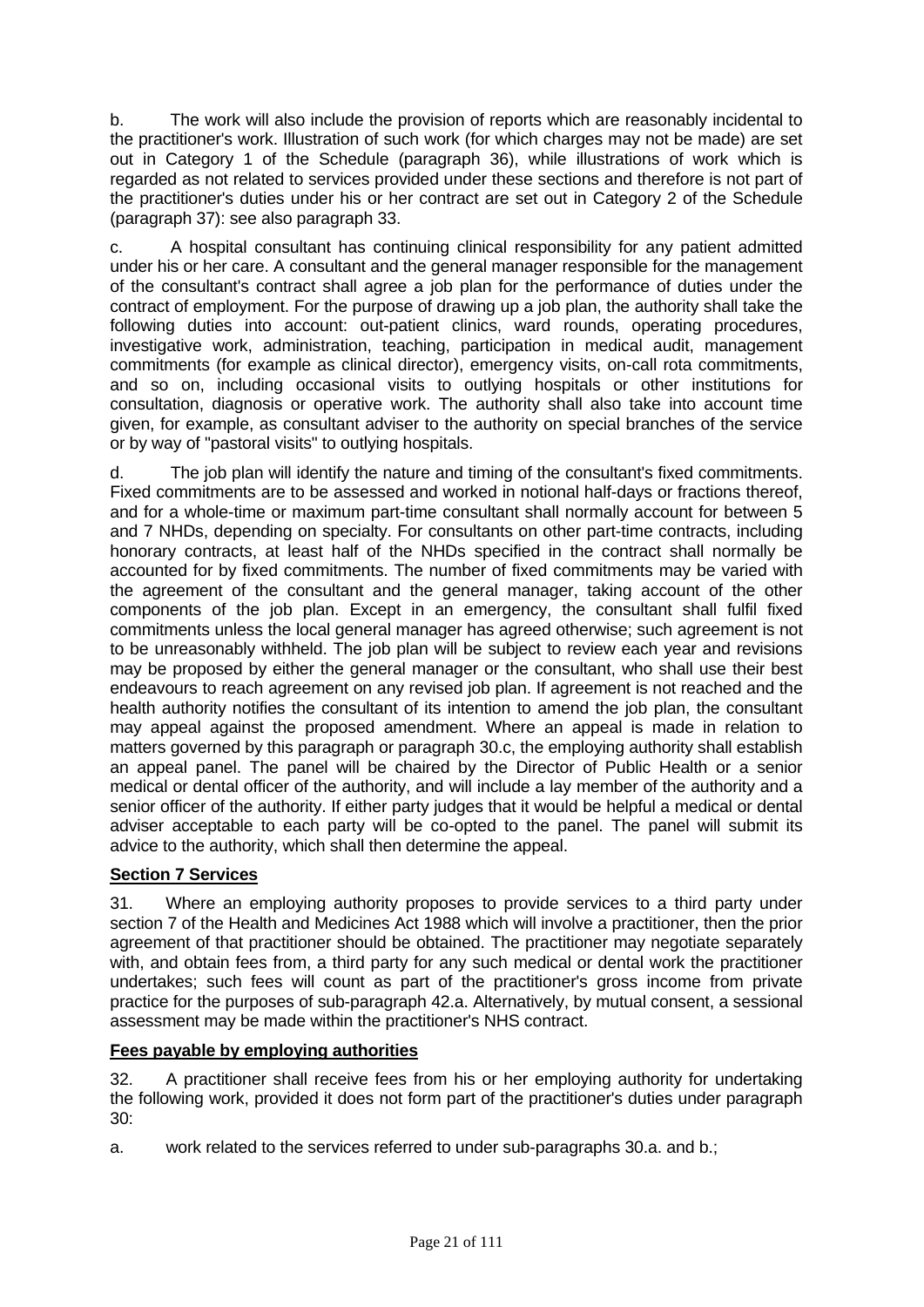b. The work will also include the provision of reports which are reasonably incidental to the practitioner's work. Illustration of such work (for which charges may not be made) are set out in Category 1 of the Schedule (paragraph 36), while illustrations of work which is regarded as not related to services provided under these sections and therefore is not part of the practitioner's duties under his or her contract are set out in Category 2 of the Schedule (paragraph 37): see also paragraph 33.

c. A hospital consultant has continuing clinical responsibility for any patient admitted under his or her care. A consultant and the general manager responsible for the management of the consultant's contract shall agree a job plan for the performance of duties under the contract of employment. For the purpose of drawing up a job plan, the authority shall take the following duties into account: out-patient clinics, ward rounds, operating procedures, investigative work, administration, teaching, participation in medical audit, management commitments (for example as clinical director), emergency visits, on-call rota commitments, and so on, including occasional visits to outlying hospitals or other institutions for consultation, diagnosis or operative work. The authority shall also take into account time given, for example, as consultant adviser to the authority on special branches of the service or by way of "pastoral visits" to outlying hospitals.

d. The job plan will identify the nature and timing of the consultant's fixed commitments. Fixed commitments are to be assessed and worked in notional half-days or fractions thereof, and for a whole-time or maximum part-time consultant shall normally account for between 5 and 7 NHDs, depending on specialty. For consultants on other part-time contracts, including honorary contracts, at least half of the NHDs specified in the contract shall normally be accounted for by fixed commitments. The number of fixed commitments may be varied with the agreement of the consultant and the general manager, taking account of the other components of the job plan. Except in an emergency, the consultant shall fulfil fixed commitments unless the local general manager has agreed otherwise; such agreement is not to be unreasonably withheld. The job plan will be subject to review each year and revisions may be proposed by either the general manager or the consultant, who shall use their best endeavours to reach agreement on any revised job plan. If agreement is not reached and the health authority notifies the consultant of its intention to amend the job plan, the consultant may appeal against the proposed amendment. Where an appeal is made in relation to matters governed by this paragraph or paragraph 30.c, the employing authority shall establish an appeal panel. The panel will be chaired by the Director of Public Health or a senior medical or dental officer of the authority, and will include a lay member of the authority and a senior officer of the authority. If either party judges that it would be helpful a medical or dental adviser acceptable to each party will be co-opted to the panel. The panel will submit its advice to the authority, which shall then determine the appeal.

**Section 7 Services**

31. Where an employing authority proposes to provide services to a third party under section 7 of the Health and Medicines Act 1988 which will involve a practitioner, then the prior agreement of that practitioner should be obtained. The practitioner may negotiate separately with, and obtain fees from, a third party for any such medical or dental work the practitioner undertakes; such fees will count as part of the practitioner's gross income from private practice for the purposes of sub-paragraph 42.a. Alternatively, by mutual consent, a sessional assessment may be made within the practitioner's NHS contract.

**Fees payable by employing authorities**

32. A practitioner shall receive fees from his or her employing authority for undertaking the following work, provided it does not form part of the practitioner's duties under paragraph 30:

a. work related to the services referred to under sub-paragraphs 30.a. and b.;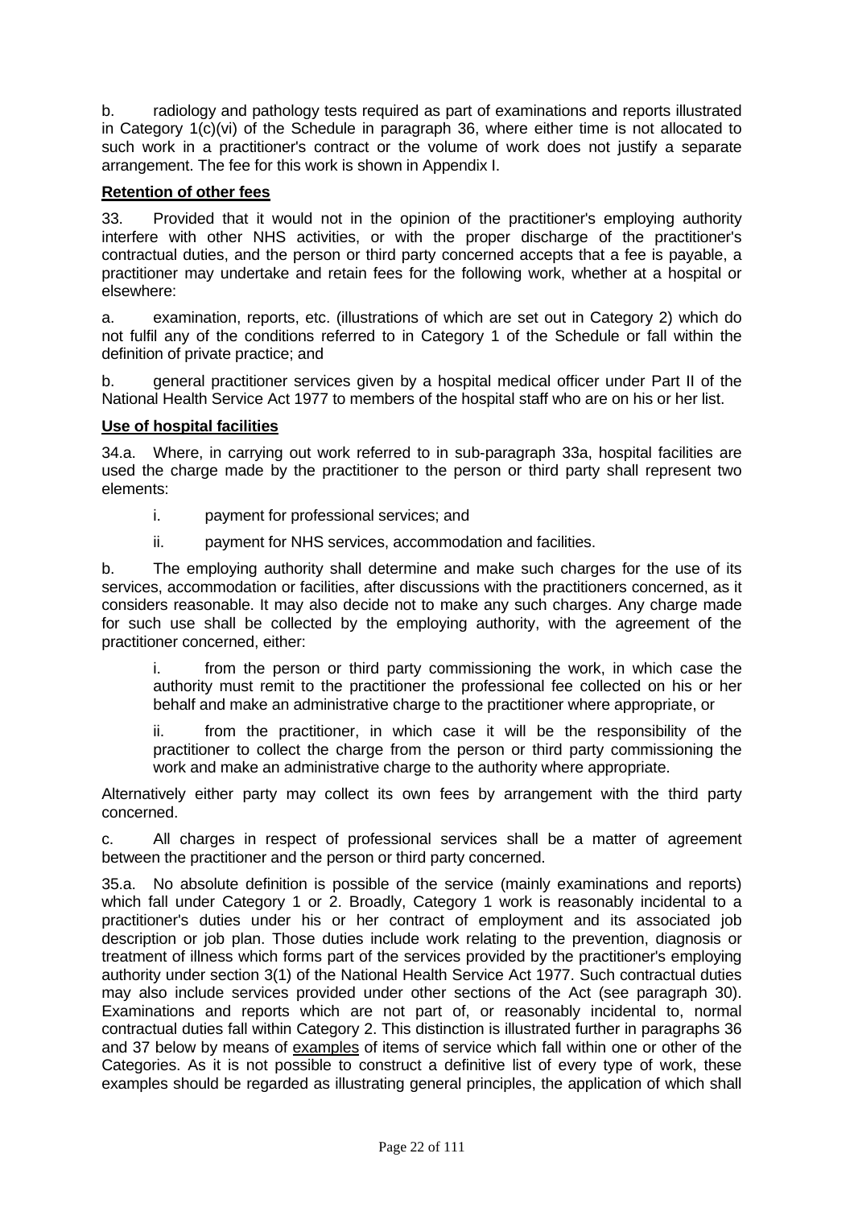b. radiology and pathology tests required as part of examinations and reports illustrated in Category 1(c)(vi) of the Schedule in paragraph 36, where either time is not allocated to such work in a practitioner's contract or the volume of work does not justify a separate arrangement. The fee for this work is shown in Appendix I.

**Retention of other fees**

33. Provided that it would not in the opinion of the practitioner's employing authority interfere with other NHS activities, or with the proper discharge of the practitioner's contractual duties, and the person or third party concerned accepts that a fee is payable, a practitioner may undertake and retain fees for the following work, whether at a hospital or elsewhere:

a. examination, reports, etc. (illustrations of which are set out in Category 2) which do not fulfil any of the conditions referred to in Category 1 of the Schedule or fall within the definition of private practice; and

b. general practitioner services given by a hospital medical officer under Part II of the National Health Service Act 1977 to members of the hospital staff who are on his or her list.

**Use of hospital facilities**

34.a. Where, in carrying out work referred to in sub-paragraph 33a, hospital facilities are used the charge made by the practitioner to the person or third party shall represent two elements:

i. payment for professional services; and

ii. payment for NHS services, accommodation and facilities.

b. The employing authority shall determine and make such charges for the use of its services, accommodation or facilities, after discussions with the practitioners concerned, as it considers reasonable. It may also decide not to make any such charges. Any charge made for such use shall be collected by the employing authority, with the agreement of the practitioner concerned, either:

i. from the person or third party commissioning the work, in which case the authority must remit to the practitioner the professional fee collected on his or her behalf and make an administrative charge to the practitioner where appropriate, or

ii. from the practitioner, in which case it will be the responsibility of the practitioner to collect the charge from the person or third party commissioning the work and make an administrative charge to the authority where appropriate.

Alternatively either party may collect its own fees by arrangement with the third party concerned.

c. All charges in respect of professional services shall be a matter of agreement between the practitioner and the person or third party concerned.

35.a. No absolute definition is possible of the service (mainly examinations and reports) which fall under Category 1 or 2. Broadly, Category 1 work is reasonably incidental to a practitioner's duties under his or her contract of employment and its associated job description or job plan. Those duties include work relating to the prevention, diagnosis or treatment of illness which forms part of the services provided by the practitioner's employing authority under section 3(1) of the National Health Service Act 1977. Such contractual duties may also include services provided under other sections of the Act (see paragraph 30). Examinations and reports which are not part of, or reasonably incidental to, normal contractual duties fall within Category 2. This distinction is illustrated further in paragraphs 36 and 37 below by means of examples of items of service which fall within one or other of the Categories. As it is not possible to construct a definitive list of every type of work, these examples should be regarded as illustrating general principles, the application of which shall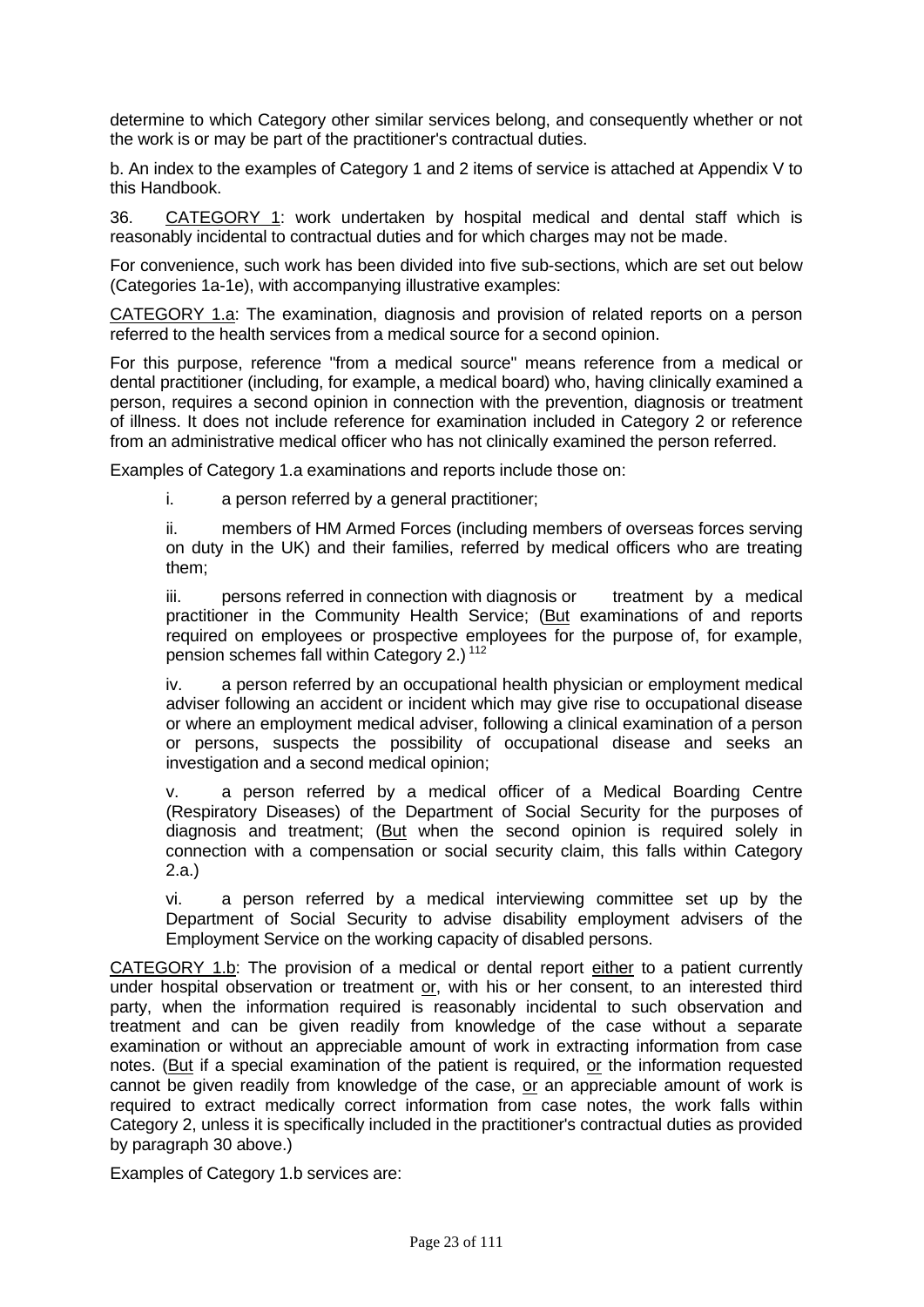determine to which Category other similar services belong, and consequently whether or not the work is or may be part of the practitioner's contractual duties.

b. An index to the examples of Category 1 and 2 items of service is attached at Appendix V to this Handbook.

36. CATEGORY 1: work undertaken by hospital medical and dental staff which is reasonably incidental to contractual duties and for which charges may not be made.

For convenience, such work has been divided into five sub-sections, which are set out below (Categories 1a-1e), with accompanying illustrative examples:

CATEGORY 1.a: The examination, diagnosis and provision of related reports on a person referred to the health services from a medical source for a second opinion.

For this purpose, reference "from a medical source" means reference from a medical or dental practitioner (including, for example, a medical board) who, having clinically examined a person, requires a second opinion in connection with the prevention, diagnosis or treatment of illness. It does not include reference for examination included in Category 2 or reference from an administrative medical officer who has not clinically examined the person referred.

Examples of Category 1.a examinations and reports include those on:

i. a person referred by a general practitioner;

ii. members of HM Armed Forces (including members of overseas forces serving on duty in the UK) and their families, referred by medical officers who are treating them;

iii. persons referred in connection with diagnosis or treatment by a medical practitioner in the Community Health Service; (But examinations of and reports required on employees or prospective employees for the purpose of, for example, pension schemes fall within Category 2.) [112]

iv. a person referred by an occupational health physician or employment medical adviser following an accident or incident which may give rise to occupational disease or where an employment medical adviser, following a clinical examination of a person or persons, suspects the possibility of occupational disease and seeks an investigation and a second medical opinion;

v. a person referred by a medical officer of a Medical Boarding Centre (Respiratory Diseases) of the Department of Social Security for the purposes of diagnosis and treatment; (But when the second opinion is required solely in connection with a compensation or social security claim, this falls within Category 2.a.)

vi. a person referred by a medical interviewing committee set up by the Department of Social Security to advise disability employment advisers of the Employment Service on the working capacity of disabled persons.

CATEGORY 1.b: The provision of a medical or dental report either to a patient currently under hospital observation or treatment or, with his or her consent, to an interested third party, when the information required is reasonably incidental to such observation and treatment and can be given readily from knowledge of the case without a separate examination or without an appreciable amount of work in extracting information from case notes. (But if a special examination of the patient is required, or the information requested cannot be given readily from knowledge of the case, or an appreciable amount of work is required to extract medically correct information from case notes, the work falls within Category 2, unless it is specifically included in the practitioner's contractual duties as provided by paragraph 30 above.)

Examples of Category 1.b services are: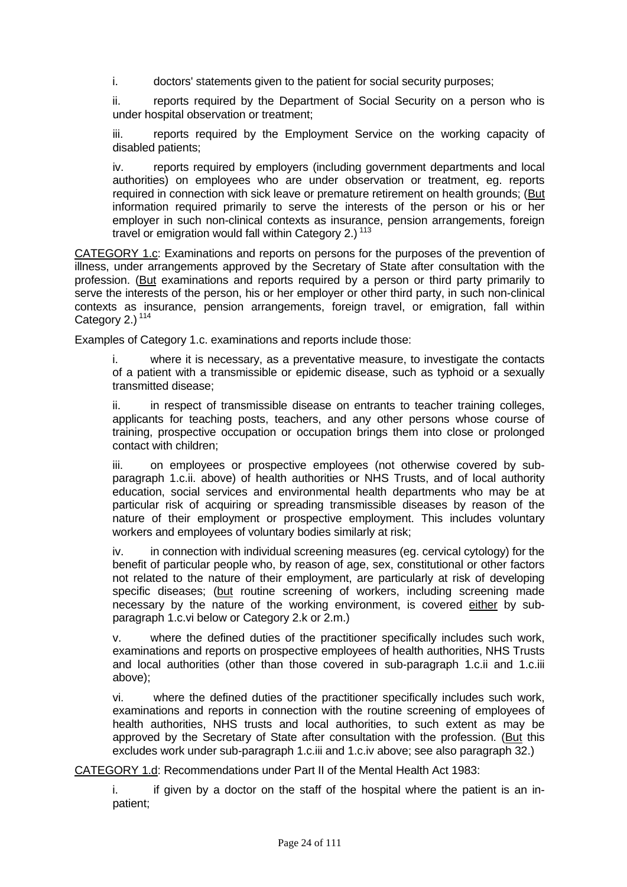i. doctors' statements given to the patient for social security purposes;

ii. reports required by the Department of Social Security on a person who is under hospital observation or treatment;

iii. reports required by the Employment Service on the working capacity of disabled patients;

iv. reports required by employers (including government departments and local authorities) on employees who are under observation or treatment, eg. reports required in connection with sick leave or premature retirement on health grounds; (<u>But</u> information required primarily to serve the interests of the person or his or her employer in such non-clinical contexts as insurance, pension arrangements, foreign travel or emigration would fall within Category 2.) [113]

<u>CATEGORY 1.c</u>: Examinations and reports on persons for the purposes of the prevention of illness, under arrangements approved by the Secretary of State after consultation with the profession. (<u>But</u> examinations and reports required by a person or third party primarily to serve the interests of the person, his or her employer or other third party, in such non-clinical contexts as insurance, pension arrangements, foreign travel, or emigration, fall within Category 2.) [114]

Examples of Category 1.c. examinations and reports include those:

i. where it is necessary, as a preventative measure, to investigate the contacts of a patient with a transmissible or epidemic disease, such as typhoid or a sexually transmitted disease;

ii. in respect of transmissible disease on entrants to teacher training colleges, applicants for teaching posts, teachers, and any other persons whose course of training, prospective occupation or occupation brings them into close or prolonged contact with children;

iii. on employees or prospective employees (not otherwise covered by sub-paragraph 1.c.ii. above) of health authorities or NHS Trusts, and of local authority education, social services and environmental health departments who may be at particular risk of acquiring or spreading transmissible diseases by reason of the nature of their employment or prospective employment. This includes voluntary workers and employees of voluntary bodies similarly at risk;

iv. in connection with individual screening measures (eg. cervical cytology) for the benefit of particular people who, by reason of age, sex, constitutional or other factors not related to the nature of their employment, are particularly at risk of developing specific diseases; (<u>but</u> routine screening of workers, including screening made necessary by the nature of the working environment, is covered <u>either</u> by sub-paragraph 1.c.vi below or Category 2.k or 2.m.)

v. where the defined duties of the practitioner specifically includes such work, examinations and reports on prospective employees of health authorities, NHS Trusts and local authorities (other than those covered in sub-paragraph 1.c.ii and 1.c.iii above);

vi. where the defined duties of the practitioner specifically includes such work, examinations and reports in connection with the routine screening of employees of health authorities, NHS trusts and local authorities, to such extent as may be approved by the Secretary of State after consultation with the profession. (<u>But</u> this excludes work under sub-paragraph 1.c.iii and 1.c.iv above; see also paragraph 32.)

<u>CATEGORY 1.d</u>: Recommendations under Part II of the Mental Health Act 1983:

i. if given by a doctor on the staff of the hospital where the patient is an in-patient;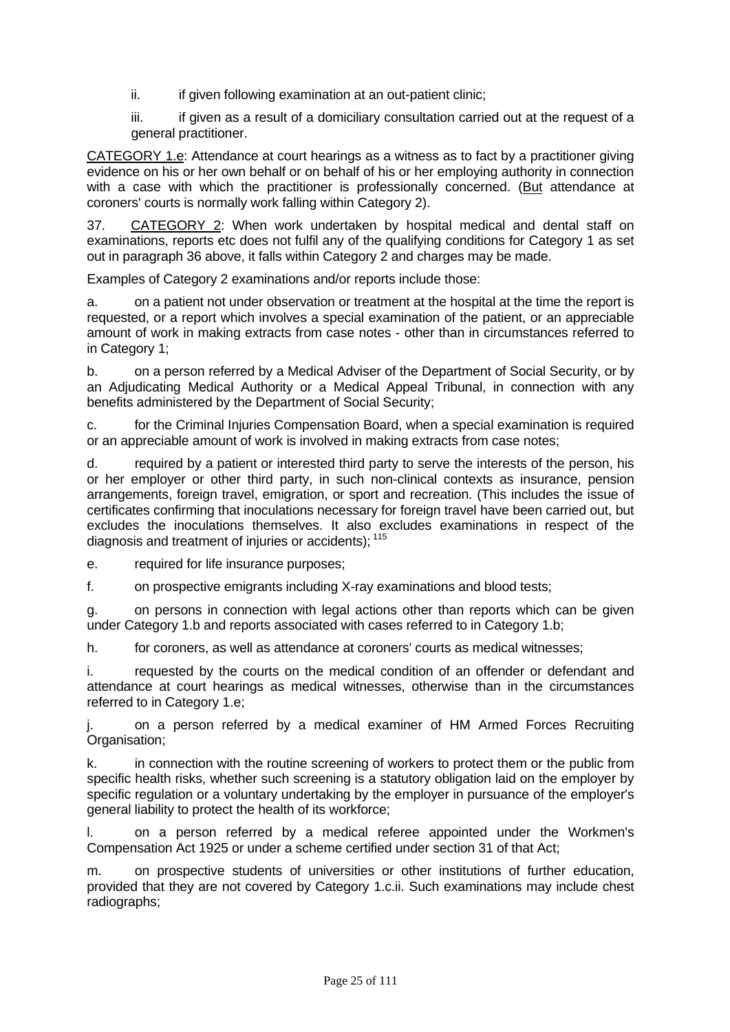ii. if given following examination at an out-patient clinic;

iii. if given as a result of a domiciliary consultation carried out at the request of a general practitioner.

CATEGORY 1.e: Attendance at court hearings as a witness as to fact by a practitioner giving evidence on his or her own behalf or on behalf of his or her employing authority in connection with a case with which the practitioner is professionally concerned. (But attendance at coroners' courts is normally work falling within Category 2).

37. CATEGORY 2: When work undertaken by hospital medical and dental staff on examinations, reports etc does not fulfil any of the qualifying conditions for Category 1 as set out in paragraph 36 above, it falls within Category 2 and charges may be made.

Examples of Category 2 examinations and/or reports include those:

a. on a patient not under observation or treatment at the hospital at the time the report is requested, or a report which involves a special examination of the patient, or an appreciable amount of work in making extracts from case notes - other than in circumstances referred to in Category 1;

b. on a person referred by a Medical Adviser of the Department of Social Security, or by an Adjudicating Medical Authority or a Medical Appeal Tribunal, in connection with any benefits administered by the Department of Social Security;

c. for the Criminal Injuries Compensation Board, when a special examination is required or an appreciable amount of work is involved in making extracts from case notes;

d. required by a patient or interested third party to serve the interests of the person, his or her employer or other third party, in such non-clinical contexts as insurance, pension arrangements, foreign travel, emigration, or sport and recreation. (This includes the issue of certificates confirming that inoculations necessary for foreign travel have been carried out, but excludes the inoculations themselves. It also excludes examinations in respect of the diagnosis and treatment of injuries or accidents); [115]

e. required for life insurance purposes;

f. on prospective emigrants including X-ray examinations and blood tests;

g. on persons in connection with legal actions other than reports which can be given under Category 1.b and reports associated with cases referred to in Category 1.b;

h. for coroners, as well as attendance at coroners' courts as medical witnesses;

i. requested by the courts on the medical condition of an offender or defendant and attendance at court hearings as medical witnesses, otherwise than in the circumstances referred to in Category 1.e;

j. on a person referred by a medical examiner of HM Armed Forces Recruiting Organisation;

k. in connection with the routine screening of workers to protect them or the public from specific health risks, whether such screening is a statutory obligation laid on the employer by specific regulation or a voluntary undertaking by the employer in pursuance of the employer's general liability to protect the health of its workforce;

l. on a person referred by a medical referee appointed under the Workmen's Compensation Act 1925 or under a scheme certified under section 31 of that Act;

m. on prospective students of universities or other institutions of further education, provided that they are not covered by Category 1.c.ii. Such examinations may include chest radiographs;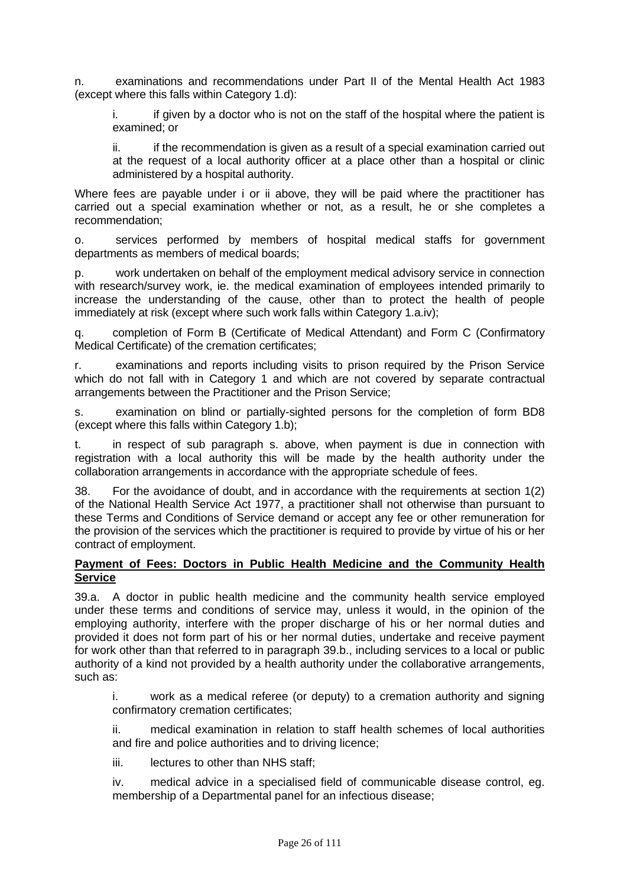n. examinations and recommendations under Part II of the Mental Health Act 1983 (except where this falls within Category 1.d):

> i. if given by a doctor who is not on the staff of the hospital where the patient is examined; or
>
> ii. if the recommendation is given as a result of a special examination carried out at the request of a local authority officer at a place other than a hospital or clinic administered by a hospital authority.

Where fees are payable under i or ii above, they will be paid where the practitioner has carried out a special examination whether or not, as a result, he or she completes a recommendation;

o. services performed by members of hospital medical staffs for government departments as members of medical boards;

p. work undertaken on behalf of the employment medical advisory service in connection with research/survey work, ie. the medical examination of employees intended primarily to increase the understanding of the cause, other than to protect the health of people immediately at risk (except where such work falls within Category 1.a.iv);

q. completion of Form B (Certificate of Medical Attendant) and Form C (Confirmatory Medical Certificate) of the cremation certificates;

r. examinations and reports including visits to prison required by the Prison Service which do not fall with in Category 1 and which are not covered by separate contractual arrangements between the Practitioner and the Prison Service;

s. examination on blind or partially-sighted persons for the completion of form BD8 (except where this falls within Category 1.b);

t. in respect of sub paragraph s. above, when payment is due in connection with registration with a local authority this will be made by the health authority under the collaboration arrangements in accordance with the appropriate schedule of fees.

38. For the avoidance of doubt, and in accordance with the requirements at section 1(2) of the National Health Service Act 1977, a practitioner shall not otherwise than pursuant to these Terms and Conditions of Service demand or accept any fee or other remuneration for the provision of the services which the practitioner is required to provide by virtue of his or her contract of employment.

**Payment of Fees: Doctors in Public Health Medicine and the Community Health Service**

39.a. A doctor in public health medicine and the community health service employed under these terms and conditions of service may, unless it would, in the opinion of the employing authority, interfere with the proper discharge of his or her normal duties and provided it does not form part of his or her normal duties, undertake and receive payment for work other than that referred to in paragraph 39.b., including services to a local or public authority of a kind not provided by a health authority under the collaborative arrangements, such as:

> i. work as a medical referee (or deputy) to a cremation authority and signing confirmatory cremation certificates;
>
> ii. medical examination in relation to staff health schemes of local authorities and fire and police authorities and to driving licence;
>
> iii. lectures to other than NHS staff;
>
> iv. medical advice in a specialised field of communicable disease control, eg. membership of a Departmental panel for an infectious disease;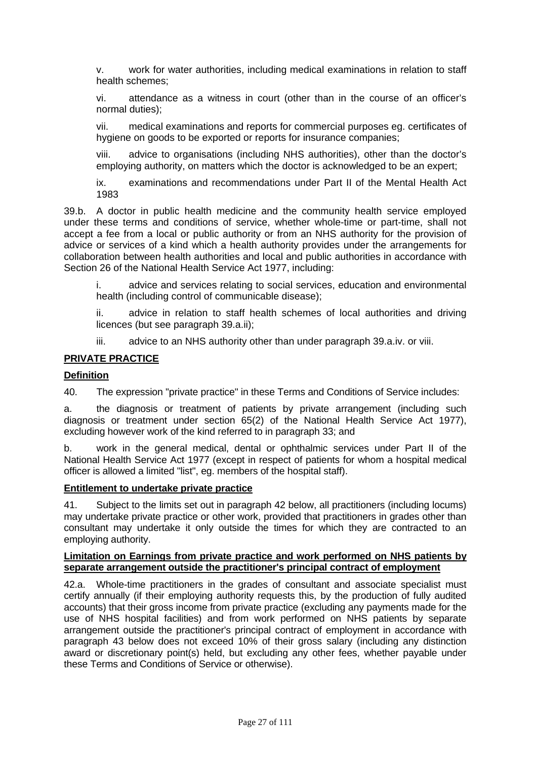v. work for water authorities, including medical examinations in relation to staff health schemes;

vi. attendance as a witness in court (other than in the course of an officer's normal duties);

vii. medical examinations and reports for commercial purposes eg. certificates of hygiene on goods to be exported or reports for insurance companies;

viii. advice to organisations (including NHS authorities), other than the doctor's employing authority, on matters which the doctor is acknowledged to be an expert;

ix. examinations and recommendations under Part II of the Mental Health Act 1983

39.b. A doctor in public health medicine and the community health service employed under these terms and conditions of service, whether whole-time or part-time, shall not accept a fee from a local or public authority or from an NHS authority for the provision of advice or services of a kind which a health authority provides under the arrangements for collaboration between health authorities and local and public authorities in accordance with Section 26 of the National Health Service Act 1977, including:

i. advice and services relating to social services, education and environmental health (including control of communicable disease);

ii. advice in relation to staff health schemes of local authorities and driving licences (but see paragraph 39.a.ii);

iii. advice to an NHS authority other than under paragraph 39.a.iv. or viii.

## **PRIVATE PRACTICE**

### **Definition**

40. The expression "private practice" in these Terms and Conditions of Service includes:

a. the diagnosis or treatment of patients by private arrangement (including such diagnosis or treatment under section 65(2) of the National Health Service Act 1977), excluding however work of the kind referred to in paragraph 33; and

b. work in the general medical, dental or ophthalmic services under Part II of the National Health Service Act 1977 (except in respect of patients for whom a hospital medical officer is allowed a limited "list", eg. members of the hospital staff).

### **Entitlement to undertake private practice**

41. Subject to the limits set out in paragraph 42 below, all practitioners (including locums) may undertake private practice or other work, provided that practitioners in grades other than consultant may undertake it only outside the times for which they are contracted to an employing authority.

### **Limitation on Earnings from private practice and work performed on NHS patients by separate arrangement outside the practitioner's principal contract of employment**

42.a. Whole-time practitioners in the grades of consultant and associate specialist must certify annually (if their employing authority requests this, by the production of fully audited accounts) that their gross income from private practice (excluding any payments made for the use of NHS hospital facilities) and from work performed on NHS patients by separate arrangement outside the practitioner's principal contract of employment in accordance with paragraph 43 below does not exceed 10% of their gross salary (including any distinction award or discretionary point(s) held, but excluding any other fees, whether payable under these Terms and Conditions of Service or otherwise).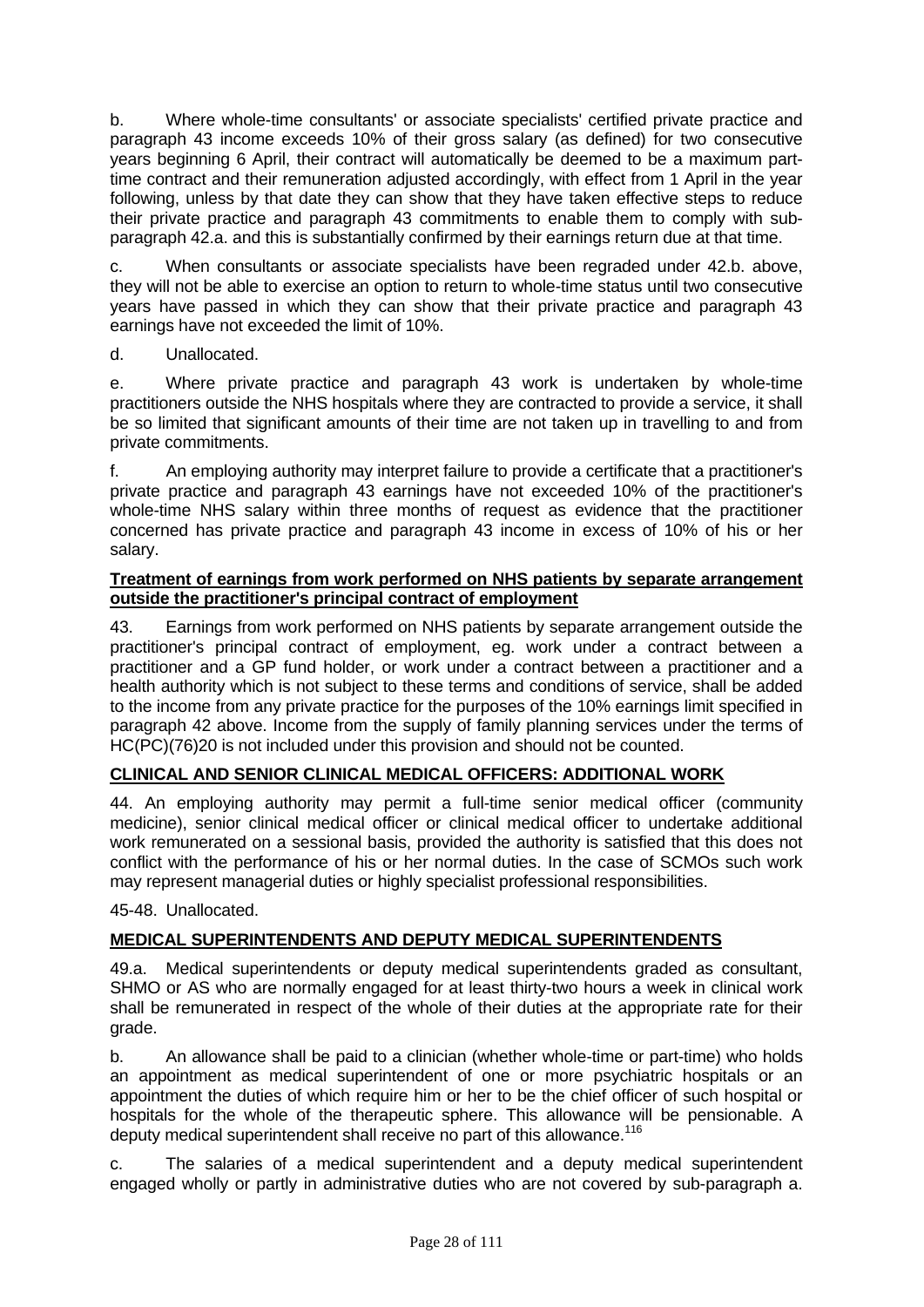b. Where whole-time consultants' or associate specialists' certified private practice and paragraph 43 income exceeds 10% of their gross salary (as defined) for two consecutive years beginning 6 April, their contract will automatically be deemed to be a maximum part-time contract and their remuneration adjusted accordingly, with effect from 1 April in the year following, unless by that date they can show that they have taken effective steps to reduce their private practice and paragraph 43 commitments to enable them to comply with sub-paragraph 42.a. and this is substantially confirmed by their earnings return due at that time.

c. When consultants or associate specialists have been regraded under 42.b. above, they will not be able to exercise an option to return to whole-time status until two consecutive years have passed in which they can show that their private practice and paragraph 43 earnings have not exceeded the limit of 10%.

d. Unallocated.

e. Where private practice and paragraph 43 work is undertaken by whole-time practitioners outside the NHS hospitals where they are contracted to provide a service, it shall be so limited that significant amounts of their time are not taken up in travelling to and from private commitments.

f. An employing authority may interpret failure to provide a certificate that a practitioner's private practice and paragraph 43 earnings have not exceeded 10% of the practitioner's whole-time NHS salary within three months of request as evidence that the practitioner concerned has private practice and paragraph 43 income in excess of 10% of his or her salary.

**Treatment of earnings from work performed on NHS patients by separate arrangement outside the practitioner's principal contract of employment**

43. Earnings from work performed on NHS patients by separate arrangement outside the practitioner's principal contract of employment, eg. work under a contract between a practitioner and a GP fund holder, or work under a contract between a practitioner and a health authority which is not subject to these terms and conditions of service, shall be added to the income from any private practice for the purposes of the 10% earnings limit specified in paragraph 42 above. Income from the supply of family planning services under the terms of HC(PC)(76)20 is not included under this provision and should not be counted.

**CLINICAL AND SENIOR CLINICAL MEDICAL OFFICERS: ADDITIONAL WORK**

44. An employing authority may permit a full-time senior medical officer (community medicine), senior clinical medical officer or clinical medical officer to undertake additional work remunerated on a sessional basis, provided the authority is satisfied that this does not conflict with the performance of his or her normal duties. In the case of SCMOs such work may represent managerial duties or highly specialist professional responsibilities.

45-48. Unallocated.

**MEDICAL SUPERINTENDENTS AND DEPUTY MEDICAL SUPERINTENDENTS**

49.a. Medical superintendents or deputy medical superintendents graded as consultant, SHMO or AS who are normally engaged for at least thirty-two hours a week in clinical work shall be remunerated in respect of the whole of their duties at the appropriate rate for their grade.

b. An allowance shall be paid to a clinician (whether whole-time or part-time) who holds an appointment as medical superintendent of one or more psychiatric hospitals or an appointment the duties of which require him or her to be the chief officer of such hospital or hospitals for the whole of the therapeutic sphere. This allowance will be pensionable. A deputy medical superintendent shall receive no part of this allowance.[116]

c. The salaries of a medical superintendent and a deputy medical superintendent engaged wholly or partly in administrative duties who are not covered by sub-paragraph a.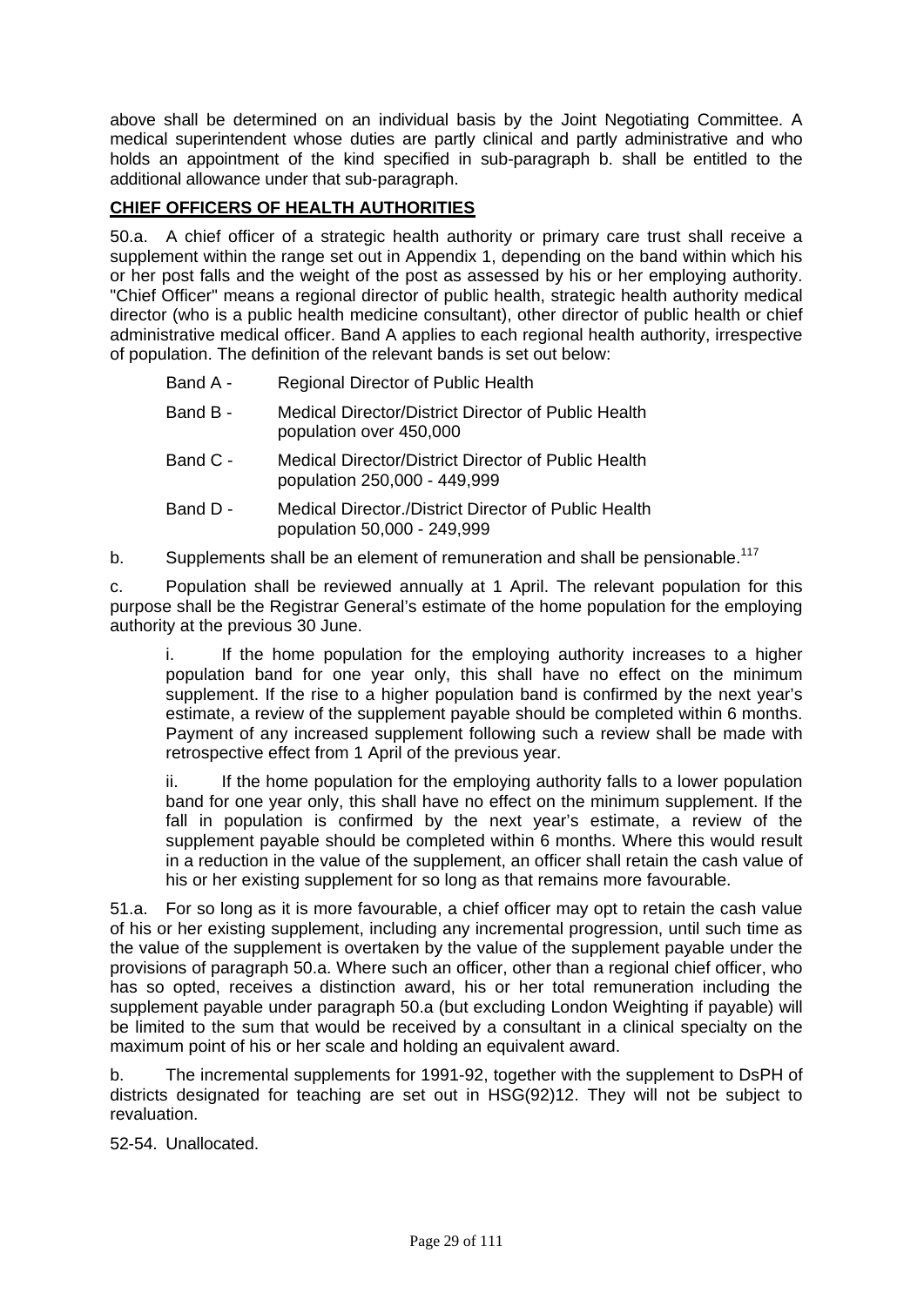above shall be determined on an individual basis by the Joint Negotiating Committee. A medical superintendent whose duties are partly clinical and partly administrative and who holds an appointment of the kind specified in sub-paragraph b. shall be entitled to the additional allowance under that sub-paragraph.

## CHIEF OFFICERS OF HEALTH AUTHORITIES

50.a. A chief officer of a strategic health authority or primary care trust shall receive a supplement within the range set out in Appendix 1, depending on the band within which his or her post falls and the weight of the post as assessed by his or her employing authority. "Chief Officer" means a regional director of public health, strategic health authority medical director (who is a public health medicine consultant), other director of public health or chief administrative medical officer. Band A applies to each regional health authority, irrespective of population. The definition of the relevant bands is set out below:

| | |
|---|---|
| Band A - | Regional Director of Public Health |
| Band B - | Medical Director/District Director of Public Health population over 450,000 |
| Band C - | Medical Director/District Director of Public Health population 250,000 - 449,999 |
| Band D - | Medical Director./District Director of Public Health population 50,000 - 249,999 |

b. Supplements shall be an element of remuneration and shall be pensionable.[117]

c. Population shall be reviewed annually at 1 April. The relevant population for this purpose shall be the Registrar General's estimate of the home population for the employing authority at the previous 30 June.

i. If the home population for the employing authority increases to a higher population band for one year only, this shall have no effect on the minimum supplement. If the rise to a higher population band is confirmed by the next year's estimate, a review of the supplement payable should be completed within 6 months. Payment of any increased supplement following such a review shall be made with retrospective effect from 1 April of the previous year.

ii. If the home population for the employing authority falls to a lower population band for one year only, this shall have no effect on the minimum supplement. If the fall in population is confirmed by the next year's estimate, a review of the supplement payable should be completed within 6 months. Where this would result in a reduction in the value of the supplement, an officer shall retain the cash value of his or her existing supplement for so long as that remains more favourable.

51.a. For so long as it is more favourable, a chief officer may opt to retain the cash value of his or her existing supplement, including any incremental progression, until such time as the value of the supplement is overtaken by the value of the supplement payable under the provisions of paragraph 50.a. Where such an officer, other than a regional chief officer, who has so opted, receives a distinction award, his or her total remuneration including the supplement payable under paragraph 50.a (but excluding London Weighting if payable) will be limited to the sum that would be received by a consultant in a clinical specialty on the maximum point of his or her scale and holding an equivalent award.

b. The incremental supplements for 1991-92, together with the supplement to DsPH of districts designated for teaching are set out in HSG(92)12. They will not be subject to revaluation.

52-54. Unallocated.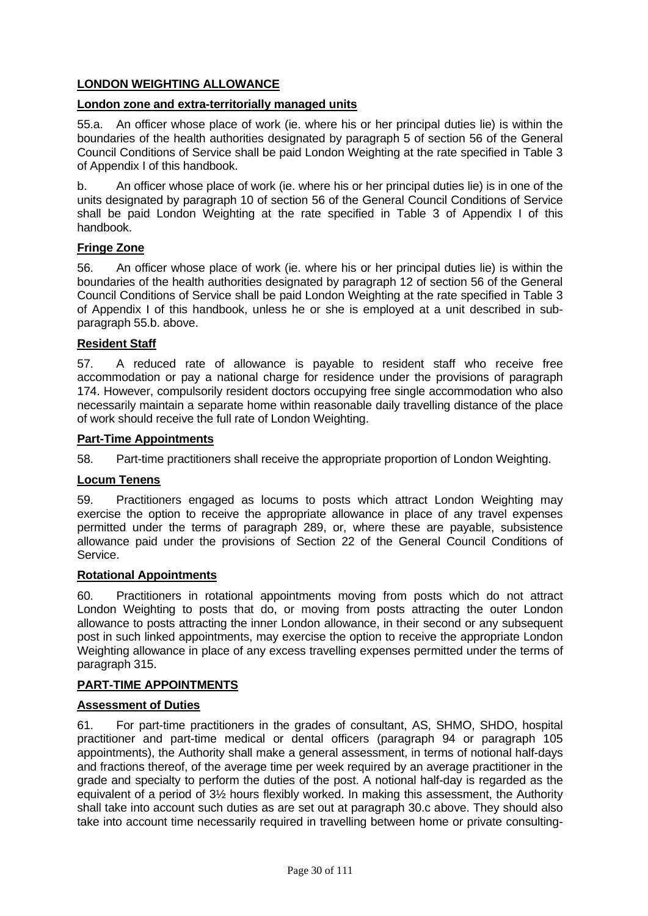## LONDON WEIGHTING ALLOWANCE

### London zone and extra-territorially managed units

55.a. An officer whose place of work (ie. where his or her principal duties lie) is within the boundaries of the health authorities designated by paragraph 5 of section 56 of the General Council Conditions of Service shall be paid London Weighting at the rate specified in Table 3 of Appendix I of this handbook.

b. An officer whose place of work (ie. where his or her principal duties lie) is in one of the units designated by paragraph 10 of section 56 of the General Council Conditions of Service shall be paid London Weighting at the rate specified in Table 3 of Appendix I of this handbook.

### Fringe Zone

56. An officer whose place of work (ie. where his or her principal duties lie) is within the boundaries of the health authorities designated by paragraph 12 of section 56 of the General Council Conditions of Service shall be paid London Weighting at the rate specified in Table 3 of Appendix I of this handbook, unless he or she is employed at a unit described in sub-paragraph 55.b. above.

### Resident Staff

57. A reduced rate of allowance is payable to resident staff who receive free accommodation or pay a national charge for residence under the provisions of paragraph 174. However, compulsorily resident doctors occupying free single accommodation who also necessarily maintain a separate home within reasonable daily travelling distance of the place of work should receive the full rate of London Weighting.

### Part-Time Appointments

58. Part-time practitioners shall receive the appropriate proportion of London Weighting.

### Locum Tenens

59. Practitioners engaged as locums to posts which attract London Weighting may exercise the option to receive the appropriate allowance in place of any travel expenses permitted under the terms of paragraph 289, or, where these are payable, subsistence allowance paid under the provisions of Section 22 of the General Council Conditions of Service.

### Rotational Appointments

60. Practitioners in rotational appointments moving from posts which do not attract London Weighting to posts that do, or moving from posts attracting the outer London allowance to posts attracting the inner London allowance, in their second or any subsequent post in such linked appointments, may exercise the option to receive the appropriate London Weighting allowance in place of any excess travelling expenses permitted under the terms of paragraph 315.

## PART-TIME APPOINTMENTS

### Assessment of Duties

61. For part-time practitioners in the grades of consultant, AS, SHMO, SHDO, hospital practitioner and part-time medical or dental officers (paragraph 94 or paragraph 105 appointments), the Authority shall make a general assessment, in terms of notional half-days and fractions thereof, of the average time per week required by an average practitioner in the grade and specialty to perform the duties of the post. A notional half-day is regarded as the equivalent of a period of 3½ hours flexibly worked. In making this assessment, the Authority shall take into account such duties as are set out at paragraph 30.c above. They should also take into account time necessarily required in travelling between home or private consulting-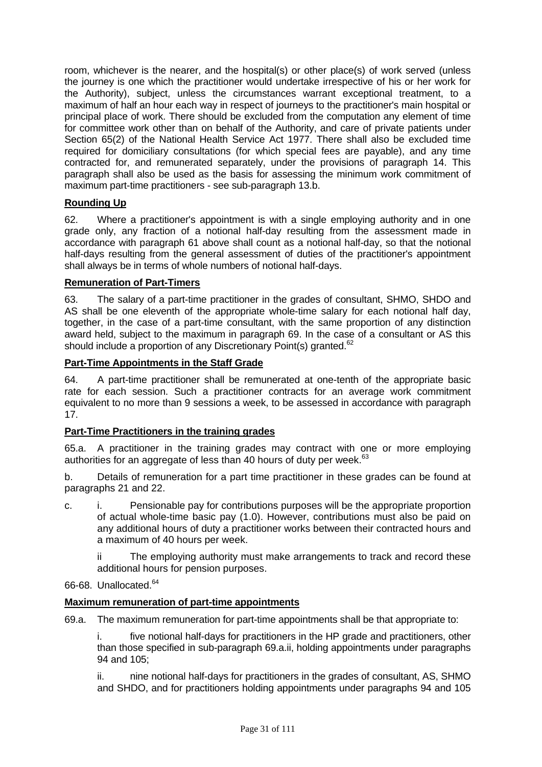room, whichever is the nearer, and the hospital(s) or other place(s) of work served (unless the journey is one which the practitioner would undertake irrespective of his or her work for the Authority), subject, unless the circumstances warrant exceptional treatment, to a maximum of half an hour each way in respect of journeys to the practitioner's main hospital or principal place of work. There should be excluded from the computation any element of time for committee work other than on behalf of the Authority, and care of private patients under Section 65(2) of the National Health Service Act 1977. There shall also be excluded time required for domiciliary consultations (for which special fees are payable), and any time contracted for, and remunerated separately, under the provisions of paragraph 14. This paragraph shall also be used as the basis for assessing the minimum work commitment of maximum part-time practitioners - see sub-paragraph 13.b.

**Rounding Up**

62. Where a practitioner's appointment is with a single employing authority and in one grade only, any fraction of a notional half-day resulting from the assessment made in accordance with paragraph 61 above shall count as a notional half-day, so that the notional half-days resulting from the general assessment of duties of the practitioner's appointment shall always be in terms of whole numbers of notional half-days.

**Remuneration of Part-Timers**

63. The salary of a part-time practitioner in the grades of consultant, SHMO, SHDO and AS shall be one eleventh of the appropriate whole-time salary for each notional half day, together, in the case of a part-time consultant, with the same proportion of any distinction award held, subject to the maximum in paragraph 69. In the case of a consultant or AS this should include a proportion of any Discretionary Point(s) granted.[62]

**Part-Time Appointments in the Staff Grade**

64. A part-time practitioner shall be remunerated at one-tenth of the appropriate basic rate for each session. Such a practitioner contracts for an average work commitment equivalent to no more than 9 sessions a week, to be assessed in accordance with paragraph 17.

**Part-Time Practitioners in the training grades**

65.a. A practitioner in the training grades may contract with one or more employing authorities for an aggregate of less than 40 hours of duty per week.[63]

b. Details of remuneration for a part time practitioner in these grades can be found at paragraphs 21 and 22.

c. i. Pensionable pay for contributions purposes will be the appropriate proportion of actual whole-time basic pay (1.0). However, contributions must also be paid on any additional hours of duty a practitioner works between their contracted hours and a maximum of 40 hours per week.

ii The employing authority must make arrangements to track and record these additional hours for pension purposes.

66-68. Unallocated.[64]

**Maximum remuneration of part-time appointments**

69.a. The maximum remuneration for part-time appointments shall be that appropriate to:

i. five notional half-days for practitioners in the HP grade and practitioners, other than those specified in sub-paragraph 69.a.ii, holding appointments under paragraphs 94 and 105;

ii. nine notional half-days for practitioners in the grades of consultant, AS, SHMO and SHDO, and for practitioners holding appointments under paragraphs 94 and 105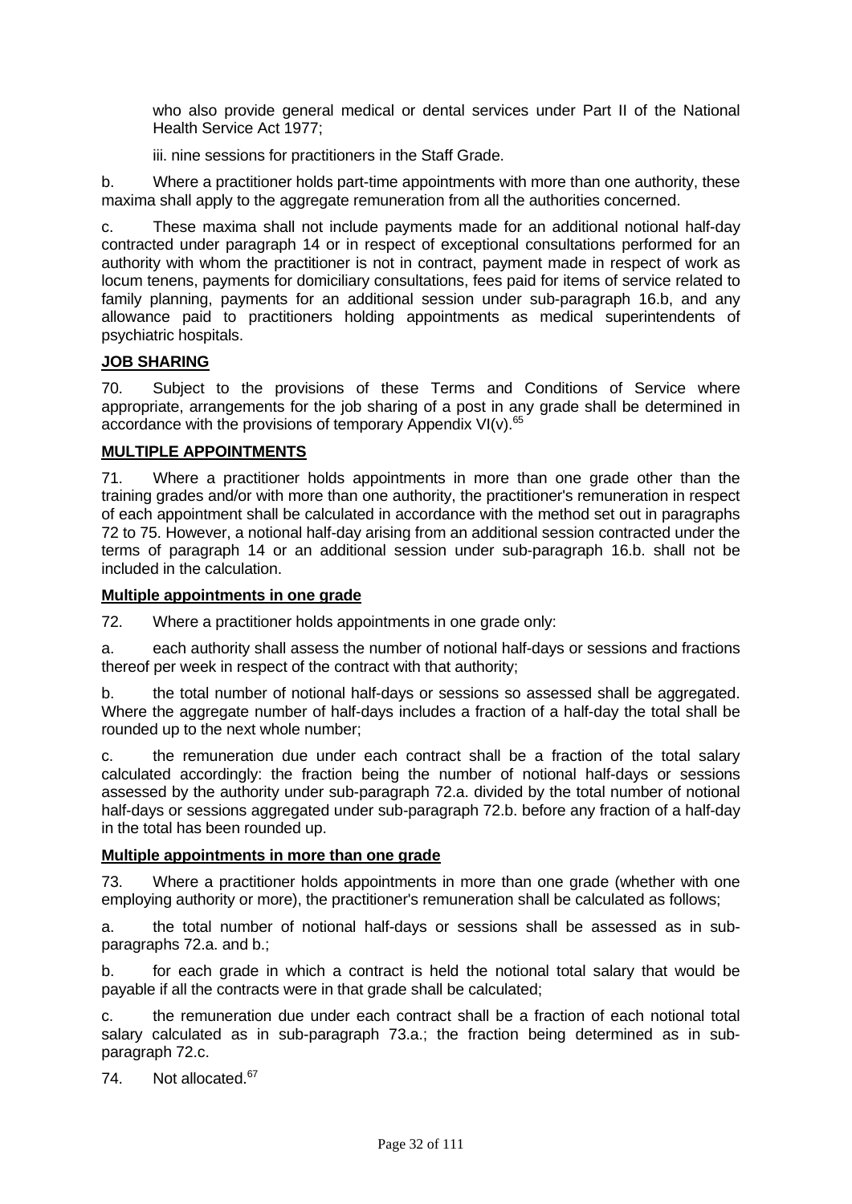who also provide general medical or dental services under Part II of the National Health Service Act 1977;

iii. nine sessions for practitioners in the Staff Grade.

b. Where a practitioner holds part-time appointments with more than one authority, these maxima shall apply to the aggregate remuneration from all the authorities concerned.

c. These maxima shall not include payments made for an additional notional half-day contracted under paragraph 14 or in respect of exceptional consultations performed for an authority with whom the practitioner is not in contract, payment made in respect of work as locum tenens, payments for domiciliary consultations, fees paid for items of service related to family planning, payments for an additional session under sub-paragraph 16.b, and any allowance paid to practitioners holding appointments as medical superintendents of psychiatric hospitals.

**JOB SHARING**

70. Subject to the provisions of these Terms and Conditions of Service where appropriate, arrangements for the job sharing of a post in any grade shall be determined in accordance with the provisions of temporary Appendix VI(v).[65]

**MULTIPLE APPOINTMENTS**

71. Where a practitioner holds appointments in more than one grade other than the training grades and/or with more than one authority, the practitioner's remuneration in respect of each appointment shall be calculated in accordance with the method set out in paragraphs 72 to 75. However, a notional half-day arising from an additional session contracted under the terms of paragraph 14 or an additional session under sub-paragraph 16.b. shall not be included in the calculation.

**Multiple appointments in one grade**

72. Where a practitioner holds appointments in one grade only:

a. each authority shall assess the number of notional half-days or sessions and fractions thereof per week in respect of the contract with that authority;

b. the total number of notional half-days or sessions so assessed shall be aggregated. Where the aggregate number of half-days includes a fraction of a half-day the total shall be rounded up to the next whole number;

c. the remuneration due under each contract shall be a fraction of the total salary calculated accordingly: the fraction being the number of notional half-days or sessions assessed by the authority under sub-paragraph 72.a. divided by the total number of notional half-days or sessions aggregated under sub-paragraph 72.b. before any fraction of a half-day in the total has been rounded up.

**Multiple appointments in more than one grade**

73. Where a practitioner holds appointments in more than one grade (whether with one employing authority or more), the practitioner's remuneration shall be calculated as follows;

a. the total number of notional half-days or sessions shall be assessed as in sub-paragraphs 72.a. and b.;

b. for each grade in which a contract is held the notional total salary that would be payable if all the contracts were in that grade shall be calculated;

c. the remuneration due under each contract shall be a fraction of each notional total salary calculated as in sub-paragraph 73.a.; the fraction being determined as in sub-paragraph 72.c.

74. Not allocated.[67]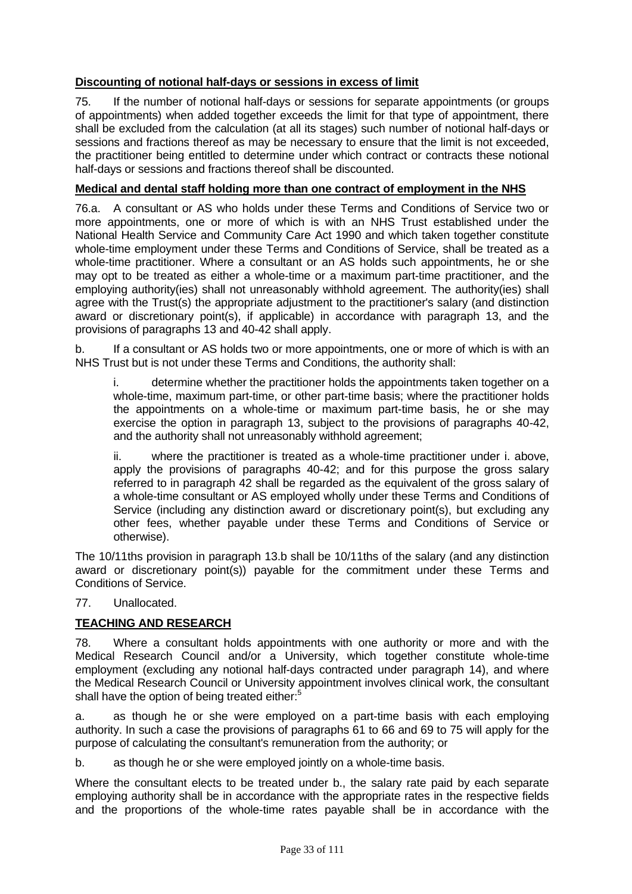**Discounting of notional half-days or sessions in excess of limit**

75. If the number of notional half-days or sessions for separate appointments (or groups of appointments) when added together exceeds the limit for that type of appointment, there shall be excluded from the calculation (at all its stages) such number of notional half-days or sessions and fractions thereof as may be necessary to ensure that the limit is not exceeded, the practitioner being entitled to determine under which contract or contracts these notional half-days or sessions and fractions thereof shall be discounted.

**Medical and dental staff holding more than one contract of employment in the NHS**

76.a. A consultant or AS who holds under these Terms and Conditions of Service two or more appointments, one or more of which is with an NHS Trust established under the National Health Service and Community Care Act 1990 and which taken together constitute whole-time employment under these Terms and Conditions of Service, shall be treated as a whole-time practitioner. Where a consultant or an AS holds such appointments, he or she may opt to be treated as either a whole-time or a maximum part-time practitioner, and the employing authority(ies) shall not unreasonably withhold agreement. The authority(ies) shall agree with the Trust(s) the appropriate adjustment to the practitioner's salary (and distinction award or discretionary point(s), if applicable) in accordance with paragraph 13, and the provisions of paragraphs 13 and 40-42 shall apply.

b. If a consultant or AS holds two or more appointments, one or more of which is with an NHS Trust but is not under these Terms and Conditions, the authority shall:

i. determine whether the practitioner holds the appointments taken together on a whole-time, maximum part-time, or other part-time basis; where the practitioner holds the appointments on a whole-time or maximum part-time basis, he or she may exercise the option in paragraph 13, subject to the provisions of paragraphs 40-42, and the authority shall not unreasonably withhold agreement;

ii. where the practitioner is treated as a whole-time practitioner under i. above, apply the provisions of paragraphs 40-42; and for this purpose the gross salary referred to in paragraph 42 shall be regarded as the equivalent of the gross salary of a whole-time consultant or AS employed wholly under these Terms and Conditions of Service (including any distinction award or discretionary point(s), but excluding any other fees, whether payable under these Terms and Conditions of Service or otherwise).

The 10/11ths provision in paragraph 13.b shall be 10/11ths of the salary (and any distinction award or discretionary point(s)) payable for the commitment under these Terms and Conditions of Service.

77. Unallocated.

**TEACHING AND RESEARCH**

78. Where a consultant holds appointments with one authority or more and with the Medical Research Council and/or a University, which together constitute whole-time employment (excluding any notional half-days contracted under paragraph 14), and where the Medical Research Council or University appointment involves clinical work, the consultant shall have the option of being treated either:[5]

a. as though he or she were employed on a part-time basis with each employing authority. In such a case the provisions of paragraphs 61 to 66 and 69 to 75 will apply for the purpose of calculating the consultant's remuneration from the authority; or

b. as though he or she were employed jointly on a whole-time basis.

Where the consultant elects to be treated under b., the salary rate paid by each separate employing authority shall be in accordance with the appropriate rates in the respective fields and the proportions of the whole-time rates payable shall be in accordance with the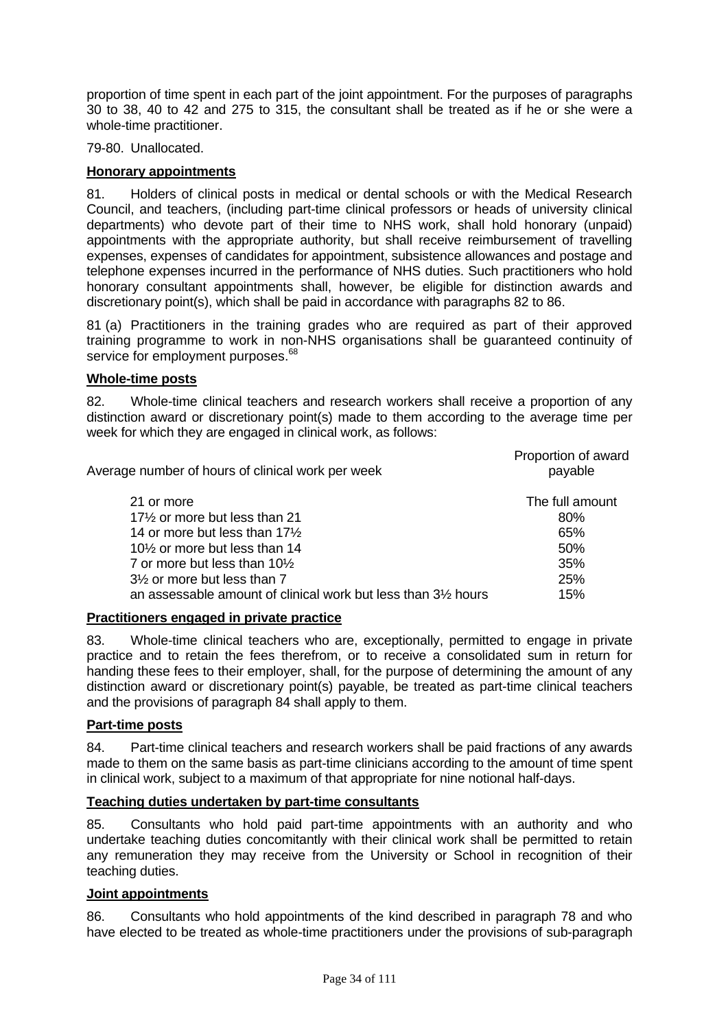proportion of time spent in each part of the joint appointment. For the purposes of paragraphs 30 to 38, 40 to 42 and 275 to 315, the consultant shall be treated as if he or she were a whole-time practitioner.

79-80. Unallocated.

**Honorary appointments**

81. Holders of clinical posts in medical or dental schools or with the Medical Research Council, and teachers, (including part-time clinical professors or heads of university clinical departments) who devote part of their time to NHS work, shall hold honorary (unpaid) appointments with the appropriate authority, but shall receive reimbursement of travelling expenses, expenses of candidates for appointment, subsistence allowances and postage and telephone expenses incurred in the performance of NHS duties. Such practitioners who hold honorary consultant appointments shall, however, be eligible for distinction awards and discretionary point(s), which shall be paid in accordance with paragraphs 82 to 86.

81 (a) Practitioners in the training grades who are required as part of their approved training programme to work in non-NHS organisations shall be guaranteed continuity of service for employment purposes.[68]

**Whole-time posts**

82. Whole-time clinical teachers and research workers shall receive a proportion of any distinction award or discretionary point(s) made to them according to the average time per week for which they are engaged in clinical work, as follows:

| Average number of hours of clinical work per week | Proportion of award payable |
|---|---|
| 21 or more | The full amount |
| 17½ or more but less than 21 | 80% |
| 14 or more but less than 17½ | 65% |
| 10½ or more but less than 14 | 50% |
| 7 or more but less than 10½ | 35% |
| 3½ or more but less than 7 | 25% |
| an assessable amount of clinical work but less than 3½ hours | 15% |

**Practitioners engaged in private practice**

83. Whole-time clinical teachers who are, exceptionally, permitted to engage in private practice and to retain the fees therefrom, or to receive a consolidated sum in return for handing these fees to their employer, shall, for the purpose of determining the amount of any distinction award or discretionary point(s) payable, be treated as part-time clinical teachers and the provisions of paragraph 84 shall apply to them.

**Part-time posts**

84. Part-time clinical teachers and research workers shall be paid fractions of any awards made to them on the same basis as part-time clinicians according to the amount of time spent in clinical work, subject to a maximum of that appropriate for nine notional half-days.

**Teaching duties undertaken by part-time consultants**

85. Consultants who hold paid part-time appointments with an authority and who undertake teaching duties concomitantly with their clinical work shall be permitted to retain any remuneration they may receive from the University or School in recognition of their teaching duties.

**Joint appointments**

86. Consultants who hold appointments of the kind described in paragraph 78 and who have elected to be treated as whole-time practitioners under the provisions of sub-paragraph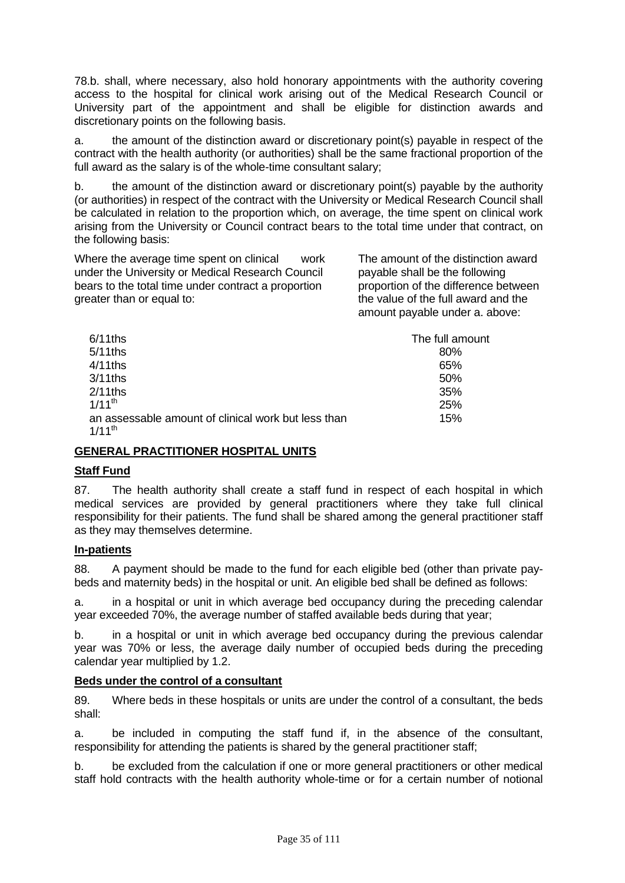78.b. shall, where necessary, also hold honorary appointments with the authority covering access to the hospital for clinical work arising out of the Medical Research Council or University part of the appointment and shall be eligible for distinction awards and discretionary points on the following basis.

a. the amount of the distinction award or discretionary point(s) payable in respect of the contract with the health authority (or authorities) shall be the same fractional proportion of the full award as the salary is of the whole-time consultant salary;

b. the amount of the distinction award or discretionary point(s) payable by the authority (or authorities) in respect of the contract with the University or Medical Research Council shall be calculated in relation to the proportion which, on average, the time spent on clinical work arising from the University or Council contract bears to the total time under that contract, on the following basis:

| Where the average time spent on clinical work under the University or Medical Research Council bears to the total time under contract a proportion greater than or equal to: | The amount of the distinction award payable shall be the following proportion of the difference between the value of the full award and the amount payable under a. above: |
|---|---|
| 6/11ths | The full amount |
| 5/11ths | 80% |
| 4/11ths | 65% |
| 3/11ths | 50% |
| 2/11ths | 35% |
| 1/11th | 25% |
| an assessable amount of clinical work but less than 1/11th | 15% |

## GENERAL PRACTITIONER HOSPITAL UNITS

### Staff Fund

87. The health authority shall create a staff fund in respect of each hospital in which medical services are provided by general practitioners where they take full clinical responsibility for their patients. The fund shall be shared among the general practitioner staff as they may themselves determine.

### In-patients

88. A payment should be made to the fund for each eligible bed (other than private pay-beds and maternity beds) in the hospital or unit. An eligible bed shall be defined as follows:

a. in a hospital or unit in which average bed occupancy during the preceding calendar year exceeded 70%, the average number of staffed available beds during that year;

b. in a hospital or unit in which average bed occupancy during the previous calendar year was 70% or less, the average daily number of occupied beds during the preceding calendar year multiplied by 1.2.

### Beds under the control of a consultant

89. Where beds in these hospitals or units are under the control of a consultant, the beds shall:

a. be included in computing the staff fund if, in the absence of the consultant, responsibility for attending the patients is shared by the general practitioner staff;

b. be excluded from the calculation if one or more general practitioners or other medical staff hold contracts with the health authority whole-time or for a certain number of notional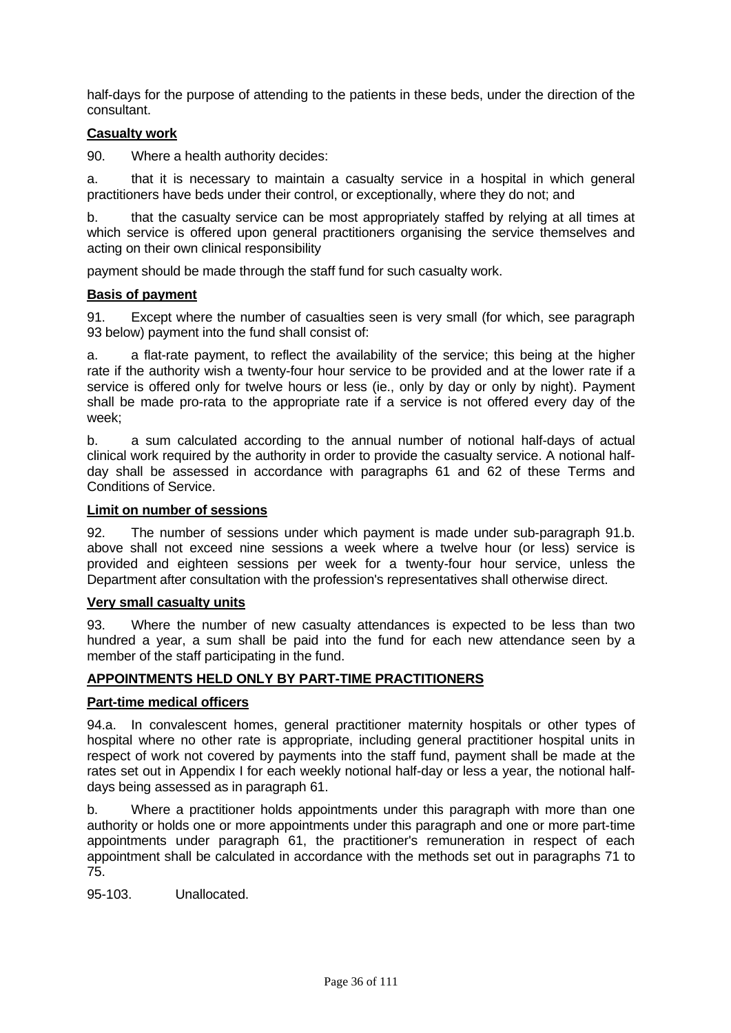half-days for the purpose of attending to the patients in these beds, under the direction of the consultant.

**Casualty work**

90. Where a health authority decides:

a. that it is necessary to maintain a casualty service in a hospital in which general practitioners have beds under their control, or exceptionally, where they do not; and

b. that the casualty service can be most appropriately staffed by relying at all times at which service is offered upon general practitioners organising the service themselves and acting on their own clinical responsibility

payment should be made through the staff fund for such casualty work.

**Basis of payment**

91. Except where the number of casualties seen is very small (for which, see paragraph 93 below) payment into the fund shall consist of:

a. a flat-rate payment, to reflect the availability of the service; this being at the higher rate if the authority wish a twenty-four hour service to be provided and at the lower rate if a service is offered only for twelve hours or less (ie., only by day or only by night). Payment shall be made pro-rata to the appropriate rate if a service is not offered every day of the week;

b. a sum calculated according to the annual number of notional half-days of actual clinical work required by the authority in order to provide the casualty service. A notional half-day shall be assessed in accordance with paragraphs 61 and 62 of these Terms and Conditions of Service.

**Limit on number of sessions**

92. The number of sessions under which payment is made under sub-paragraph 91.b. above shall not exceed nine sessions a week where a twelve hour (or less) service is provided and eighteen sessions per week for a twenty-four hour service, unless the Department after consultation with the profession's representatives shall otherwise direct.

**Very small casualty units**

93. Where the number of new casualty attendances is expected to be less than two hundred a year, a sum shall be paid into the fund for each new attendance seen by a member of the staff participating in the fund.

**APPOINTMENTS HELD ONLY BY PART-TIME PRACTITIONERS**

**Part-time medical officers**

94.a. In convalescent homes, general practitioner maternity hospitals or other types of hospital where no other rate is appropriate, including general practitioner hospital units in respect of work not covered by payments into the staff fund, payment shall be made at the rates set out in Appendix I for each weekly notional half-day or less a year, the notional half-days being assessed as in paragraph 61.

b. Where a practitioner holds appointments under this paragraph with more than one authority or holds one or more appointments under this paragraph and one or more part-time appointments under paragraph 61, the practitioner's remuneration in respect of each appointment shall be calculated in accordance with the methods set out in paragraphs 71 to 75.

95-103. Unallocated.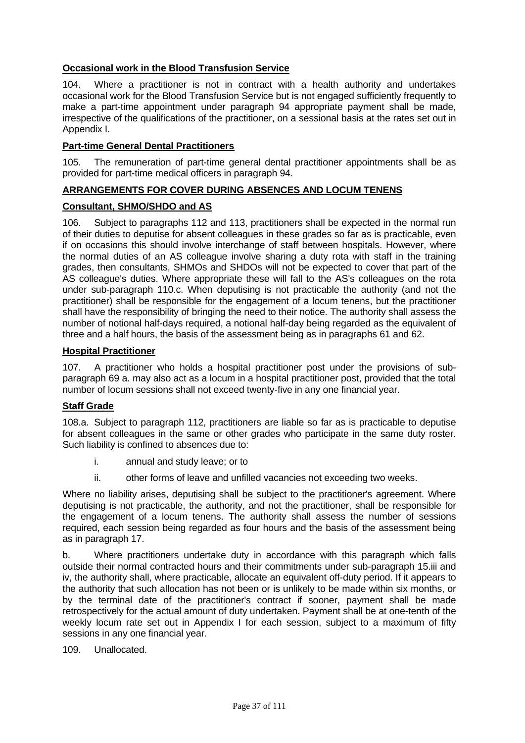**Occasional work in the Blood Transfusion Service**

104. Where a practitioner is not in contract with a health authority and undertakes occasional work for the Blood Transfusion Service but is not engaged sufficiently frequently to make a part-time appointment under paragraph 94 appropriate payment shall be made, irrespective of the qualifications of the practitioner, on a sessional basis at the rates set out in Appendix I.

**Part-time General Dental Practitioners**

105. The remuneration of part-time general dental practitioner appointments shall be as provided for part-time medical officers in paragraph 94.

**ARRANGEMENTS FOR COVER DURING ABSENCES AND LOCUM TENENS**

**Consultant, SHMO/SHDO and AS**

106. Subject to paragraphs 112 and 113, practitioners shall be expected in the normal run of their duties to deputise for absent colleagues in these grades so far as is practicable, even if on occasions this should involve interchange of staff between hospitals. However, where the normal duties of an AS colleague involve sharing a duty rota with staff in the training grades, then consultants, SHMOs and SHDOs will not be expected to cover that part of the AS colleague's duties. Where appropriate these will fall to the AS's colleagues on the rota under sub-paragraph 110.c. When deputising is not practicable the authority (and not the practitioner) shall be responsible for the engagement of a locum tenens, but the practitioner shall have the responsibility of bringing the need to their notice. The authority shall assess the number of notional half-days required, a notional half-day being regarded as the equivalent of three and a half hours, the basis of the assessment being as in paragraphs 61 and 62.

**Hospital Practitioner**

107. A practitioner who holds a hospital practitioner post under the provisions of sub-paragraph 69 a. may also act as a locum in a hospital practitioner post, provided that the total number of locum sessions shall not exceed twenty-five in any one financial year.

**Staff Grade**

108.a. Subject to paragraph 112, practitioners are liable so far as is practicable to deputise for absent colleagues in the same or other grades who participate in the same duty roster. Such liability is confined to absences due to:

i. annual and study leave; or to

ii. other forms of leave and unfilled vacancies not exceeding two weeks.

Where no liability arises, deputising shall be subject to the practitioner's agreement. Where deputising is not practicable, the authority, and not the practitioner, shall be responsible for the engagement of a locum tenens. The authority shall assess the number of sessions required, each session being regarded as four hours and the basis of the assessment being as in paragraph 17.

b. Where practitioners undertake duty in accordance with this paragraph which falls outside their normal contracted hours and their commitments under sub-paragraph 15.iii and iv, the authority shall, where practicable, allocate an equivalent off-duty period. If it appears to the authority that such allocation has not been or is unlikely to be made within six months, or by the terminal date of the practitioner's contract if sooner, payment shall be made retrospectively for the actual amount of duty undertaken. Payment shall be at one-tenth of the weekly locum rate set out in Appendix I for each session, subject to a maximum of fifty sessions in any one financial year.

109. Unallocated.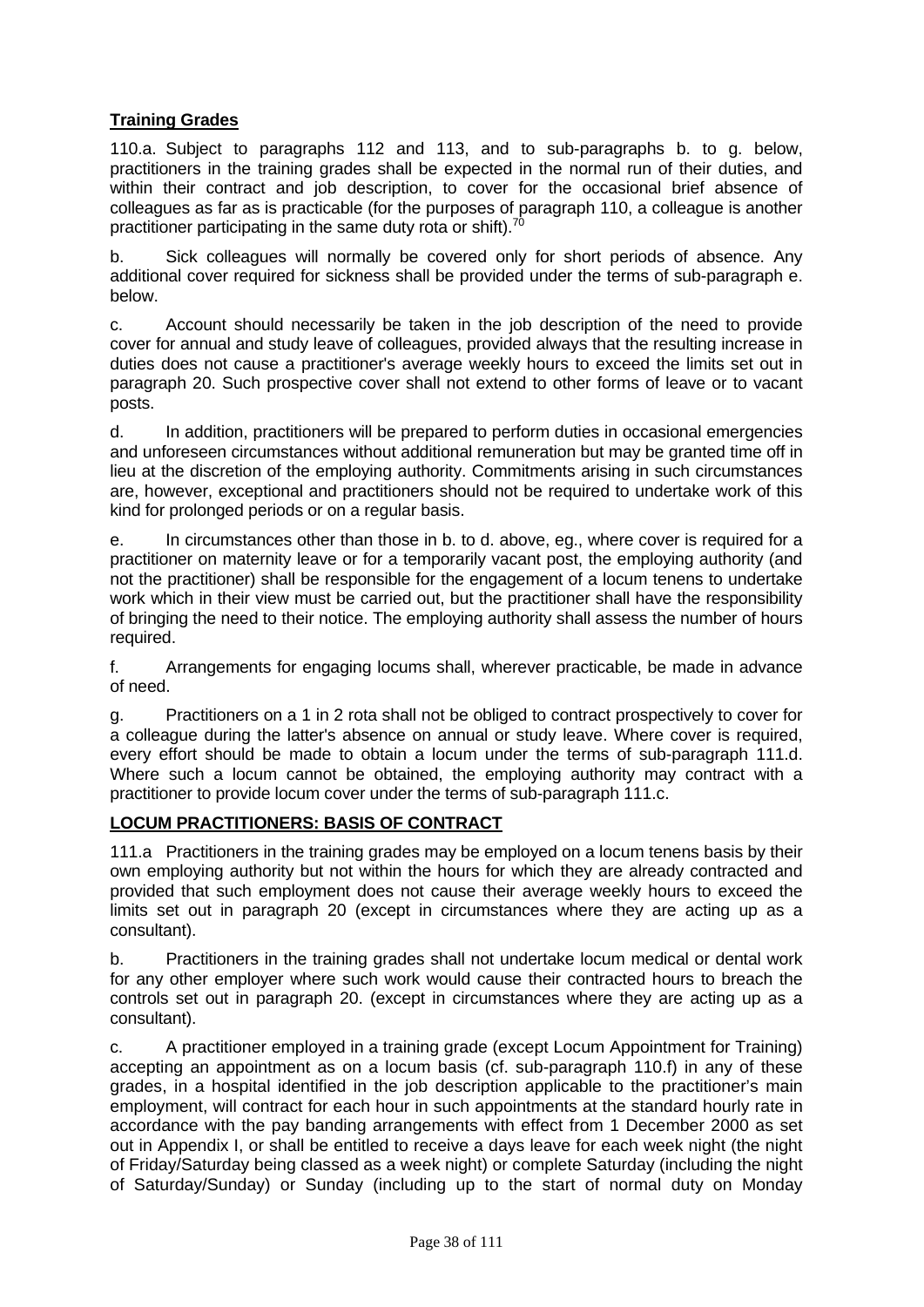**Training Grades**

110.a. Subject to paragraphs 112 and 113, and to sub-paragraphs b. to g. below, practitioners in the training grades shall be expected in the normal run of their duties, and within their contract and job description, to cover for the occasional brief absence of colleagues as far as is practicable (for the purposes of paragraph 110, a colleague is another practitioner participating in the same duty rota or shift).[70]

b. Sick colleagues will normally be covered only for short periods of absence. Any additional cover required for sickness shall be provided under the terms of sub-paragraph e. below.

c. Account should necessarily be taken in the job description of the need to provide cover for annual and study leave of colleagues, provided always that the resulting increase in duties does not cause a practitioner's average weekly hours to exceed the limits set out in paragraph 20. Such prospective cover shall not extend to other forms of leave or to vacant posts.

d. In addition, practitioners will be prepared to perform duties in occasional emergencies and unforeseen circumstances without additional remuneration but may be granted time off in lieu at the discretion of the employing authority. Commitments arising in such circumstances are, however, exceptional and practitioners should not be required to undertake work of this kind for prolonged periods or on a regular basis.

e. In circumstances other than those in b. to d. above, eg., where cover is required for a practitioner on maternity leave or for a temporarily vacant post, the employing authority (and not the practitioner) shall be responsible for the engagement of a locum tenens to undertake work which in their view must be carried out, but the practitioner shall have the responsibility of bringing the need to their notice. The employing authority shall assess the number of hours required.

f. Arrangements for engaging locums shall, wherever practicable, be made in advance of need.

g. Practitioners on a 1 in 2 rota shall not be obliged to contract prospectively to cover for a colleague during the latter's absence on annual or study leave. Where cover is required, every effort should be made to obtain a locum under the terms of sub-paragraph 111.d. Where such a locum cannot be obtained, the employing authority may contract with a practitioner to provide locum cover under the terms of sub-paragraph 111.c.

**LOCUM PRACTITIONERS: BASIS OF CONTRACT**

111.a Practitioners in the training grades may be employed on a locum tenens basis by their own employing authority but not within the hours for which they are already contracted and provided that such employment does not cause their average weekly hours to exceed the limits set out in paragraph 20 (except in circumstances where they are acting up as a consultant).

b. Practitioners in the training grades shall not undertake locum medical or dental work for any other employer where such work would cause their contracted hours to breach the controls set out in paragraph 20. (except in circumstances where they are acting up as a consultant).

c. A practitioner employed in a training grade (except Locum Appointment for Training) accepting an appointment as on a locum basis (cf. sub-paragraph 110.f) in any of these grades, in a hospital identified in the job description applicable to the practitioner's main employment, will contract for each hour in such appointments at the standard hourly rate in accordance with the pay banding arrangements with effect from 1 December 2000 as set out in Appendix I, or shall be entitled to receive a days leave for each week night (the night of Friday/Saturday being classed as a week night) or complete Saturday (including the night of Saturday/Sunday) or Sunday (including up to the start of normal duty on Monday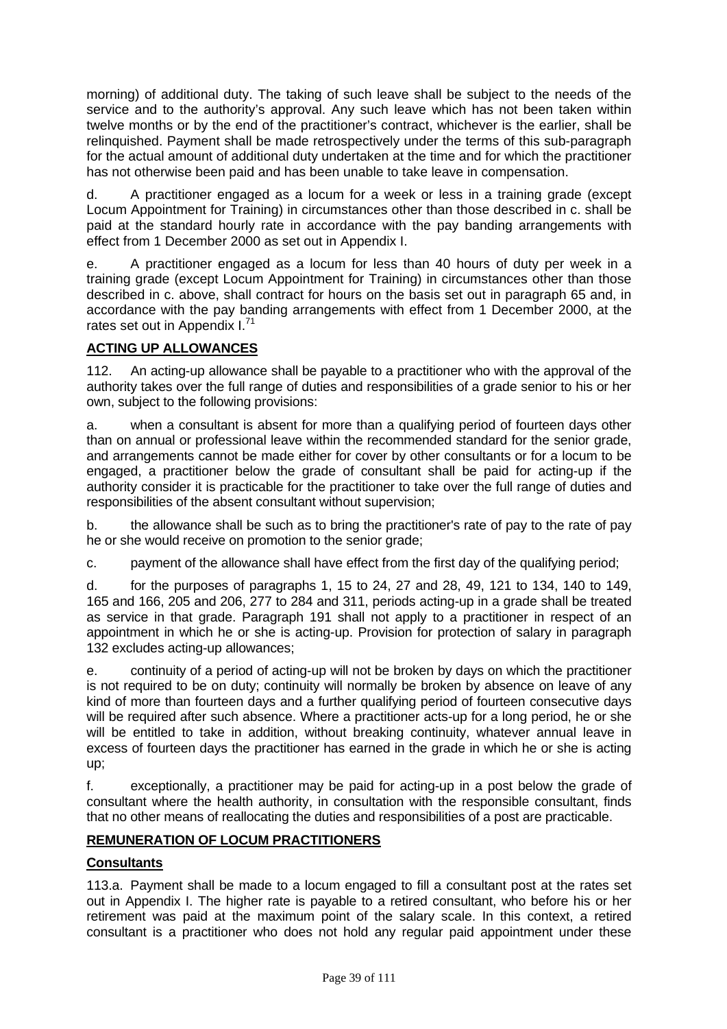morning) of additional duty. The taking of such leave shall be subject to the needs of the service and to the authority's approval. Any such leave which has not been taken within twelve months or by the end of the practitioner's contract, whichever is the earlier, shall be relinquished. Payment shall be made retrospectively under the terms of this sub-paragraph for the actual amount of additional duty undertaken at the time and for which the practitioner has not otherwise been paid and has been unable to take leave in compensation.

d. A practitioner engaged as a locum for a week or less in a training grade (except Locum Appointment for Training) in circumstances other than those described in c. shall be paid at the standard hourly rate in accordance with the pay banding arrangements with effect from 1 December 2000 as set out in Appendix I.

e. A practitioner engaged as a locum for less than 40 hours of duty per week in a training grade (except Locum Appointment for Training) in circumstances other than those described in c. above, shall contract for hours on the basis set out in paragraph 65 and, in accordance with the pay banding arrangements with effect from 1 December 2000, at the rates set out in Appendix I.[71]

## ACTING UP ALLOWANCES

112. An acting-up allowance shall be payable to a practitioner who with the approval of the authority takes over the full range of duties and responsibilities of a grade senior to his or her own, subject to the following provisions:

a. when a consultant is absent for more than a qualifying period of fourteen days other than on annual or professional leave within the recommended standard for the senior grade, and arrangements cannot be made either for cover by other consultants or for a locum to be engaged, a practitioner below the grade of consultant shall be paid for acting-up if the authority consider it is practicable for the practitioner to take over the full range of duties and responsibilities of the absent consultant without supervision;

b. the allowance shall be such as to bring the practitioner's rate of pay to the rate of pay he or she would receive on promotion to the senior grade;

c. payment of the allowance shall have effect from the first day of the qualifying period;

d. for the purposes of paragraphs 1, 15 to 24, 27 and 28, 49, 121 to 134, 140 to 149, 165 and 166, 205 and 206, 277 to 284 and 311, periods acting-up in a grade shall be treated as service in that grade. Paragraph 191 shall not apply to a practitioner in respect of an appointment in which he or she is acting-up. Provision for protection of salary in paragraph 132 excludes acting-up allowances;

e. continuity of a period of acting-up will not be broken by days on which the practitioner is not required to be on duty; continuity will normally be broken by absence on leave of any kind of more than fourteen days and a further qualifying period of fourteen consecutive days will be required after such absence. Where a practitioner acts-up for a long period, he or she will be entitled to take in addition, without breaking continuity, whatever annual leave in excess of fourteen days the practitioner has earned in the grade in which he or she is acting up;

f. exceptionally, a practitioner may be paid for acting-up in a post below the grade of consultant where the health authority, in consultation with the responsible consultant, finds that no other means of reallocating the duties and responsibilities of a post are practicable.

## REMUNERATION OF LOCUM PRACTITIONERS

### Consultants

113.a. Payment shall be made to a locum engaged to fill a consultant post at the rates set out in Appendix I. The higher rate is payable to a retired consultant, who before his or her retirement was paid at the maximum point of the salary scale. In this context, a retired consultant is a practitioner who does not hold any regular paid appointment under these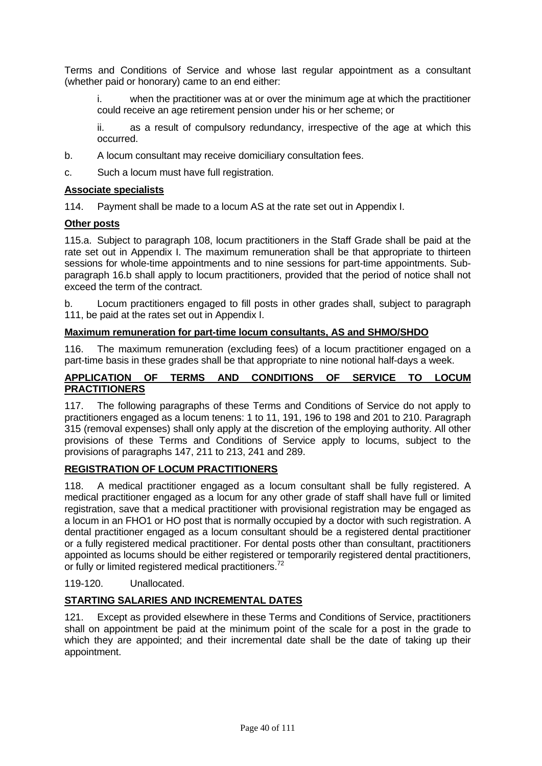Terms and Conditions of Service and whose last regular appointment as a consultant (whether paid or honorary) came to an end either:

i. when the practitioner was at or over the minimum age at which the practitioner could receive an age retirement pension under his or her scheme; or

ii. as a result of compulsory redundancy, irrespective of the age at which this occurred.

b. A locum consultant may receive domiciliary consultation fees.

c. Such a locum must have full registration.

**Associate specialists**

114. Payment shall be made to a locum AS at the rate set out in Appendix I.

**Other posts**

115.a. Subject to paragraph 108, locum practitioners in the Staff Grade shall be paid at the rate set out in Appendix I. The maximum remuneration shall be that appropriate to thirteen sessions for whole-time appointments and to nine sessions for part-time appointments. Sub-paragraph 16.b shall apply to locum practitioners, provided that the period of notice shall not exceed the term of the contract.

b. Locum practitioners engaged to fill posts in other grades shall, subject to paragraph 111, be paid at the rates set out in Appendix I.

**Maximum remuneration for part-time locum consultants, AS and SHMO/SHDO**

116. The maximum remuneration (excluding fees) of a locum practitioner engaged on a part-time basis in these grades shall be that appropriate to nine notional half-days a week.

**APPLICATION OF TERMS AND CONDITIONS OF SERVICE TO LOCUM PRACTITIONERS**

117. The following paragraphs of these Terms and Conditions of Service do not apply to practitioners engaged as a locum tenens: 1 to 11, 191, 196 to 198 and 201 to 210. Paragraph 315 (removal expenses) shall only apply at the discretion of the employing authority. All other provisions of these Terms and Conditions of Service apply to locums, subject to the provisions of paragraphs 147, 211 to 213, 241 and 289.

**REGISTRATION OF LOCUM PRACTITIONERS**

118. A medical practitioner engaged as a locum consultant shall be fully registered. A medical practitioner engaged as a locum for any other grade of staff shall have full or limited registration, save that a medical practitioner with provisional registration may be engaged as a locum in an FHO1 or HO post that is normally occupied by a doctor with such registration. A dental practitioner engaged as a locum consultant should be a registered dental practitioner or a fully registered medical practitioner. For dental posts other than consultant, practitioners appointed as locums should be either registered or temporarily registered dental practitioners, or fully or limited registered medical practitioners.[72]

119-120. Unallocated.

**STARTING SALARIES AND INCREMENTAL DATES**

121. Except as provided elsewhere in these Terms and Conditions of Service, practitioners shall on appointment be paid at the minimum point of the scale for a post in the grade to which they are appointed; and their incremental date shall be the date of taking up their appointment.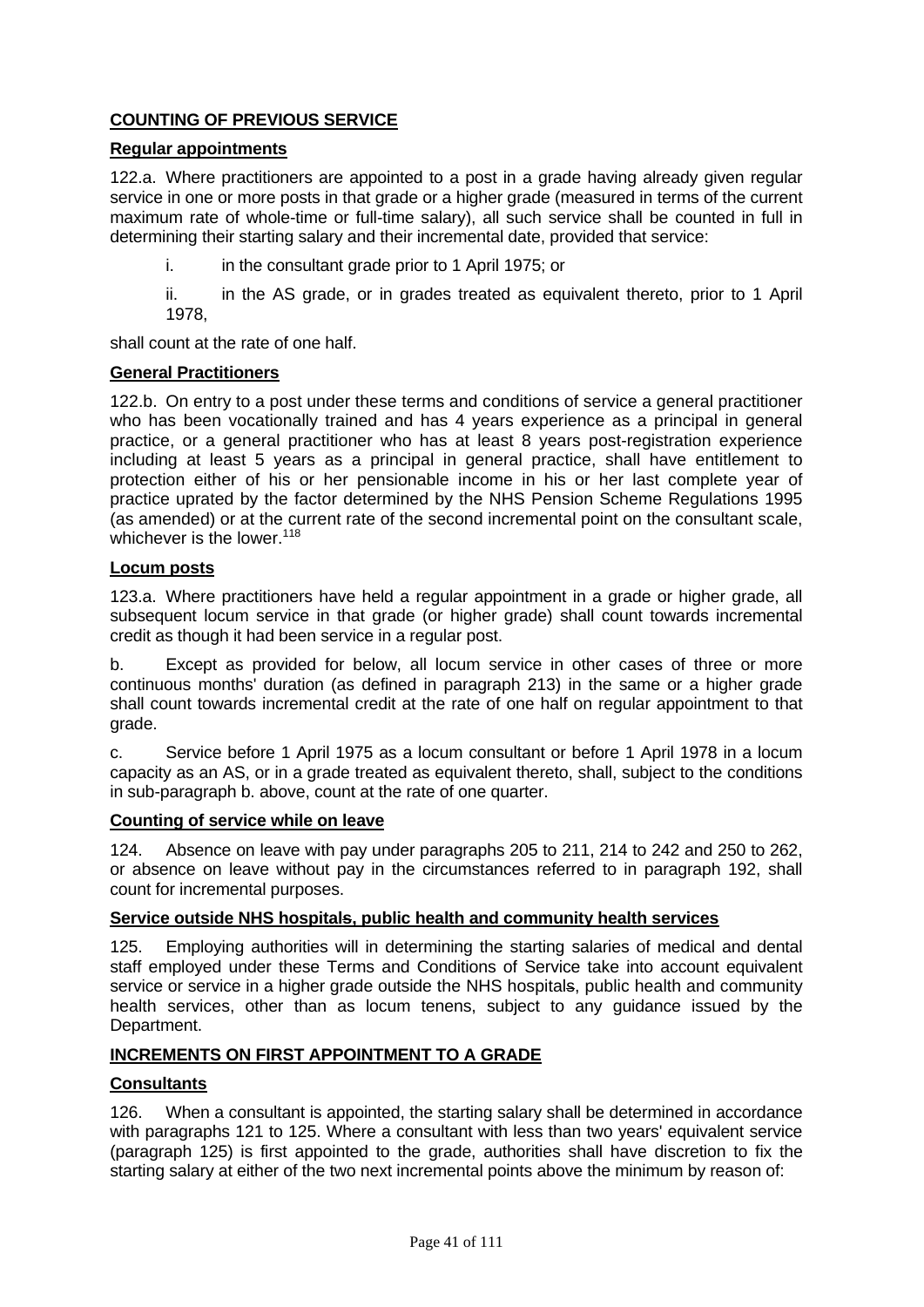## COUNTING OF PREVIOUS SERVICE

### Regular appointments

122.a. Where practitioners are appointed to a post in a grade having already given regular service in one or more posts in that grade or a higher grade (measured in terms of the current maximum rate of whole-time or full-time salary), all such service shall be counted in full in determining their starting salary and their incremental date, provided that service:

i. in the consultant grade prior to 1 April 1975; or

ii. in the AS grade, or in grades treated as equivalent thereto, prior to 1 April 1978,

shall count at the rate of one half.

### General Practitioners

122.b. On entry to a post under these terms and conditions of service a general practitioner who has been vocationally trained and has 4 years experience as a principal in general practice, or a general practitioner who has at least 8 years post-registration experience including at least 5 years as a principal in general practice, shall have entitlement to protection either of his or her pensionable income in his or her last complete year of practice uprated by the factor determined by the NHS Pension Scheme Regulations 1995 (as amended) or at the current rate of the second incremental point on the consultant scale, whichever is the lower.[118]

### Locum posts

123.a. Where practitioners have held a regular appointment in a grade or higher grade, all subsequent locum service in that grade (or higher grade) shall count towards incremental credit as though it had been service in a regular post.

b. Except as provided for below, all locum service in other cases of three or more continuous months' duration (as defined in paragraph 213) in the same or a higher grade shall count towards incremental credit at the rate of one half on regular appointment to that grade.

c. Service before 1 April 1975 as a locum consultant or before 1 April 1978 in a locum capacity as an AS, or in a grade treated as equivalent thereto, shall, subject to the conditions in sub-paragraph b. above, count at the rate of one quarter.

### Counting of service while on leave

124. Absence on leave with pay under paragraphs 205 to 211, 214 to 242 and 250 to 262, or absence on leave without pay in the circumstances referred to in paragraph 192, shall count for incremental purposes.

### Service outside NHS hospitals, public health and community health services

125. Employing authorities will in determining the starting salaries of medical and dental staff employed under these Terms and Conditions of Service take into account equivalent service or service in a higher grade outside the NHS hospitals, public health and community health services, other than as locum tenens, subject to any guidance issued by the Department.

## INCREMENTS ON FIRST APPOINTMENT TO A GRADE

### Consultants

126. When a consultant is appointed, the starting salary shall be determined in accordance with paragraphs 121 to 125. Where a consultant with less than two years' equivalent service (paragraph 125) is first appointed to the grade, authorities shall have discretion to fix the starting salary at either of the two next incremental points above the minimum by reason of: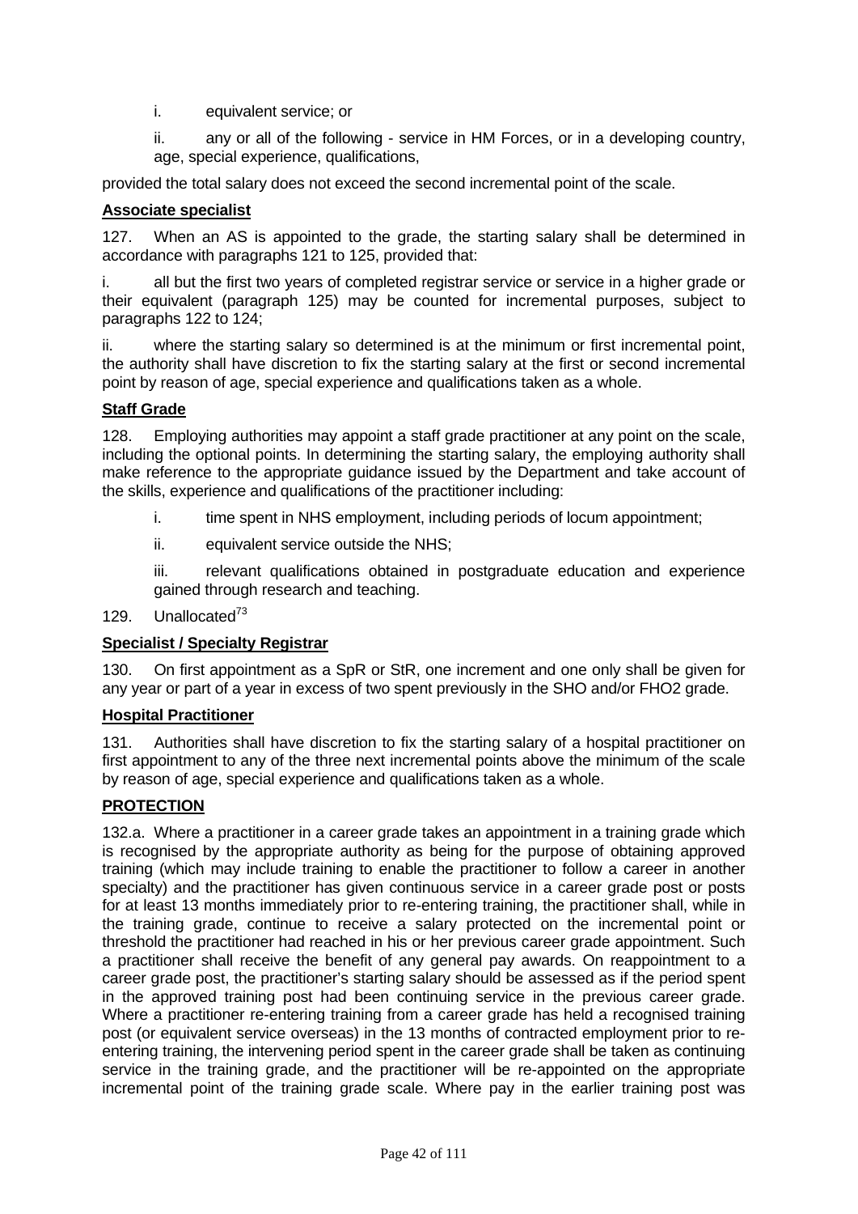i. equivalent service; or

ii. any or all of the following - service in HM Forces, or in a developing country, age, special experience, qualifications,

provided the total salary does not exceed the second incremental point of the scale.

**Associate specialist**

127. When an AS is appointed to the grade, the starting salary shall be determined in accordance with paragraphs 121 to 125, provided that:

i. all but the first two years of completed registrar service or service in a higher grade or their equivalent (paragraph 125) may be counted for incremental purposes, subject to paragraphs 122 to 124;

ii. where the starting salary so determined is at the minimum or first incremental point, the authority shall have discretion to fix the starting salary at the first or second incremental point by reason of age, special experience and qualifications taken as a whole.

**Staff Grade**

128. Employing authorities may appoint a staff grade practitioner at any point on the scale, including the optional points. In determining the starting salary, the employing authority shall make reference to the appropriate guidance issued by the Department and take account of the skills, experience and qualifications of the practitioner including:

i. time spent in NHS employment, including periods of locum appointment;

ii. equivalent service outside the NHS;

iii. relevant qualifications obtained in postgraduate education and experience gained through research and teaching.

129. Unallocated[73]

**Specialist / Specialty Registrar**

130. On first appointment as a SpR or StR, one increment and one only shall be given for any year or part of a year in excess of two spent previously in the SHO and/or FHO2 grade.

**Hospital Practitioner**

131. Authorities shall have discretion to fix the starting salary of a hospital practitioner on first appointment to any of the three next incremental points above the minimum of the scale by reason of age, special experience and qualifications taken as a whole.

**PROTECTION**

132.a. Where a practitioner in a career grade takes an appointment in a training grade which is recognised by the appropriate authority as being for the purpose of obtaining approved training (which may include training to enable the practitioner to follow a career in another specialty) and the practitioner has given continuous service in a career grade post or posts for at least 13 months immediately prior to re-entering training, the practitioner shall, while in the training grade, continue to receive a salary protected on the incremental point or threshold the practitioner had reached in his or her previous career grade appointment. Such a practitioner shall receive the benefit of any general pay awards. On reappointment to a career grade post, the practitioner's starting salary should be assessed as if the period spent in the approved training post had been continuing service in the previous career grade. Where a practitioner re-entering training from a career grade has held a recognised training post (or equivalent service overseas) in the 13 months of contracted employment prior to re-entering training, the intervening period spent in the career grade shall be taken as continuing service in the training grade, and the practitioner will be re-appointed on the appropriate incremental point of the training grade scale. Where pay in the earlier training post was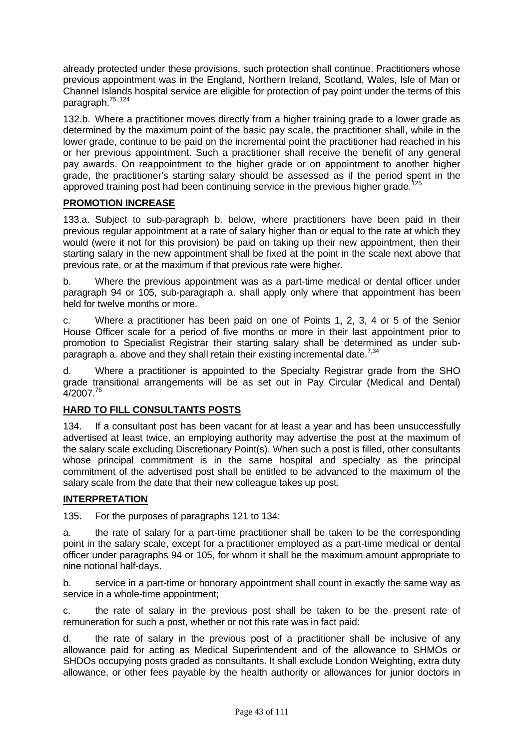already protected under these provisions, such protection shall continue. Practitioners whose previous appointment was in the England, Northern Ireland, Scotland, Wales, Isle of Man or Channel Islands hospital service are eligible for protection of pay point under the terms of this paragraph.[75, 124]

132.b. Where a practitioner moves directly from a higher training grade to a lower grade as determined by the maximum point of the basic pay scale, the practitioner shall, while in the lower grade, continue to be paid on the incremental point the practitioner had reached in his or her previous appointment. Such a practitioner shall receive the benefit of any general pay awards. On reappointment to the higher grade or on appointment to another higher grade, the practitioner's starting salary should be assessed as if the period spent in the approved training post had been continuing service in the previous higher grade.[125]

## PROMOTION INCREASE

133.a. Subject to sub-paragraph b. below, where practitioners have been paid in their previous regular appointment at a rate of salary higher than or equal to the rate at which they would (were it not for this provision) be paid on taking up their new appointment, then their starting salary in the new appointment shall be fixed at the point in the scale next above that previous rate, or at the maximum if that previous rate were higher.

b. Where the previous appointment was as a part-time medical or dental officer under paragraph 94 or 105, sub-paragraph a. shall apply only where that appointment has been held for twelve months or more.

c. Where a practitioner has been paid on one of Points 1, 2, 3, 4 or 5 of the Senior House Officer scale for a period of five months or more in their last appointment prior to promotion to Specialist Registrar their starting salary shall be determined as under sub-paragraph a. above and they shall retain their existing incremental date.[7,34]

d. Where a practitioner is appointed to the Specialty Registrar grade from the SHO grade transitional arrangements will be as set out in Pay Circular (Medical and Dental) 4/2007.[76]

## HARD TO FILL CONSULTANTS POSTS

134. If a consultant post has been vacant for at least a year and has been unsuccessfully advertised at least twice, an employing authority may advertise the post at the maximum of the salary scale excluding Discretionary Point(s). When such a post is filled, other consultants whose principal commitment is in the same hospital and specialty as the principal commitment of the advertised post shall be entitled to be advanced to the maximum of the salary scale from the date that their new colleague takes up post.

## INTERPRETATION

135. For the purposes of paragraphs 121 to 134:

a. the rate of salary for a part-time practitioner shall be taken to be the corresponding point in the salary scale, except for a practitioner employed as a part-time medical or dental officer under paragraphs 94 or 105, for whom it shall be the maximum amount appropriate to nine notional half-days.

b. service in a part-time or honorary appointment shall count in exactly the same way as service in a whole-time appointment;

c. the rate of salary in the previous post shall be taken to be the present rate of remuneration for such a post, whether or not this rate was in fact paid:

d. the rate of salary in the previous post of a practitioner shall be inclusive of any allowance paid for acting as Medical Superintendent and of the allowance to SHMOs or SHDOs occupying posts graded as consultants. It shall exclude London Weighting, extra duty allowance, or other fees payable by the health authority or allowances for junior doctors in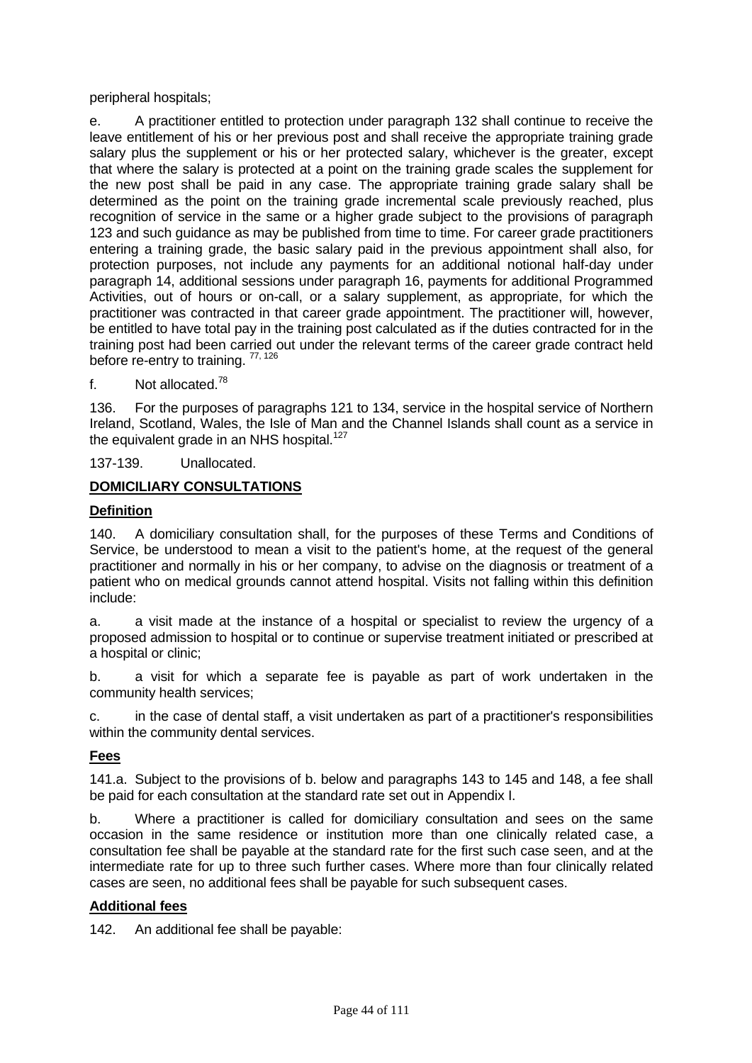peripheral hospitals;

e. A practitioner entitled to protection under paragraph 132 shall continue to receive the leave entitlement of his or her previous post and shall receive the appropriate training grade salary plus the supplement or his or her protected salary, whichever is the greater, except that where the salary is protected at a point on the training grade scales the supplement for the new post shall be paid in any case. The appropriate training grade salary shall be determined as the point on the training grade incremental scale previously reached, plus recognition of service in the same or a higher grade subject to the provisions of paragraph 123 and such guidance as may be published from time to time. For career grade practitioners entering a training grade, the basic salary paid in the previous appointment shall also, for protection purposes, not include any payments for an additional notional half-day under paragraph 14, additional sessions under paragraph 16, payments for additional Programmed Activities, out of hours or on-call, or a salary supplement, as appropriate, for which the practitioner was contracted in that career grade appointment. The practitioner will, however, be entitled to have total pay in the training post calculated as if the duties contracted for in the training post had been carried out under the relevant terms of the career grade contract held before re-entry to training. [77, 126]

f. Not allocated.[78]

136. For the purposes of paragraphs 121 to 134, service in the hospital service of Northern Ireland, Scotland, Wales, the Isle of Man and the Channel Islands shall count as a service in the equivalent grade in an NHS hospital.[127]

137-139. Unallocated.

## DOMICILIARY CONSULTATIONS

### Definition

140. A domiciliary consultation shall, for the purposes of these Terms and Conditions of Service, be understood to mean a visit to the patient's home, at the request of the general practitioner and normally in his or her company, to advise on the diagnosis or treatment of a patient who on medical grounds cannot attend hospital. Visits not falling within this definition include:

a. a visit made at the instance of a hospital or specialist to review the urgency of a proposed admission to hospital or to continue or supervise treatment initiated or prescribed at a hospital or clinic;

b. a visit for which a separate fee is payable as part of work undertaken in the community health services;

c. in the case of dental staff, a visit undertaken as part of a practitioner's responsibilities within the community dental services.

### Fees

141.a. Subject to the provisions of b. below and paragraphs 143 to 145 and 148, a fee shall be paid for each consultation at the standard rate set out in Appendix I.

b. Where a practitioner is called for domiciliary consultation and sees on the same occasion in the same residence or institution more than one clinically related case, a consultation fee shall be payable at the standard rate for the first such case seen, and at the intermediate rate for up to three such further cases. Where more than four clinically related cases are seen, no additional fees shall be payable for such subsequent cases.

### Additional fees

142. An additional fee shall be payable: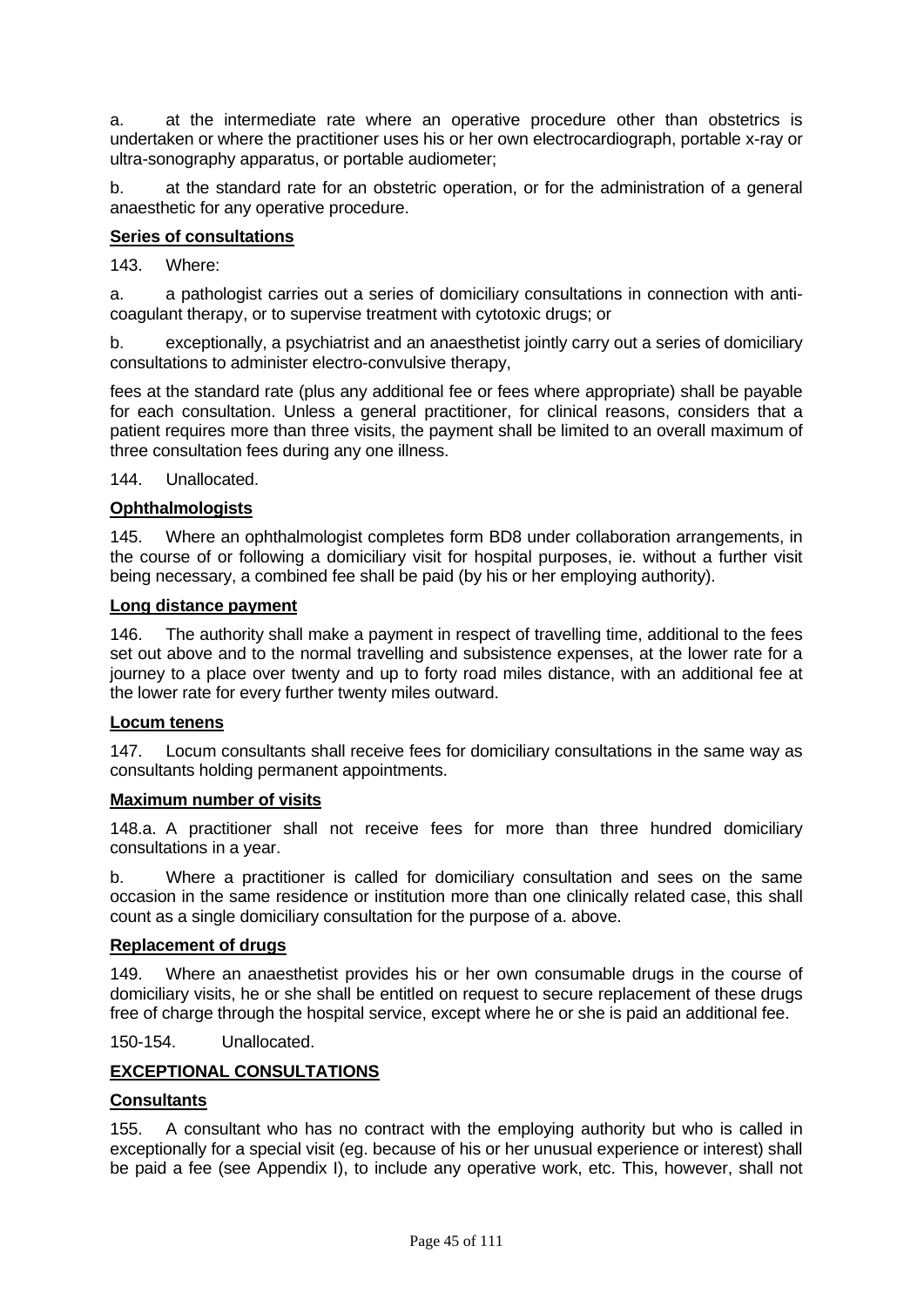a. at the intermediate rate where an operative procedure other than obstetrics is undertaken or where the practitioner uses his or her own electrocardiograph, portable x-ray or ultra-sonography apparatus, or portable audiometer;

b. at the standard rate for an obstetric operation, or for the administration of a general anaesthetic for any operative procedure.

**Series of consultations**

143. Where:

a. a pathologist carries out a series of domiciliary consultations in connection with anti-coagulant therapy, or to supervise treatment with cytotoxic drugs; or

b. exceptionally, a psychiatrist and an anaesthetist jointly carry out a series of domiciliary consultations to administer electro-convulsive therapy,

fees at the standard rate (plus any additional fee or fees where appropriate) shall be payable for each consultation. Unless a general practitioner, for clinical reasons, considers that a patient requires more than three visits, the payment shall be limited to an overall maximum of three consultation fees during any one illness.

144. Unallocated.

**Ophthalmologists**

145. Where an ophthalmologist completes form BD8 under collaboration arrangements, in the course of or following a domiciliary visit for hospital purposes, ie. without a further visit being necessary, a combined fee shall be paid (by his or her employing authority).

**Long distance payment**

146. The authority shall make a payment in respect of travelling time, additional to the fees set out above and to the normal travelling and subsistence expenses, at the lower rate for a journey to a place over twenty and up to forty road miles distance, with an additional fee at the lower rate for every further twenty miles outward.

**Locum tenens**

147. Locum consultants shall receive fees for domiciliary consultations in the same way as consultants holding permanent appointments.

**Maximum number of visits**

148.a. A practitioner shall not receive fees for more than three hundred domiciliary consultations in a year.

b. Where a practitioner is called for domiciliary consultation and sees on the same occasion in the same residence or institution more than one clinically related case, this shall count as a single domiciliary consultation for the purpose of a. above.

**Replacement of drugs**

149. Where an anaesthetist provides his or her own consumable drugs in the course of domiciliary visits, he or she shall be entitled on request to secure replacement of these drugs free of charge through the hospital service, except where he or she is paid an additional fee.

150-154. Unallocated.

**EXCEPTIONAL CONSULTATIONS**

**Consultants**

155. A consultant who has no contract with the employing authority but who is called in exceptionally for a special visit (eg. because of his or her unusual experience or interest) shall be paid a fee (see Appendix I), to include any operative work, etc. This, however, shall not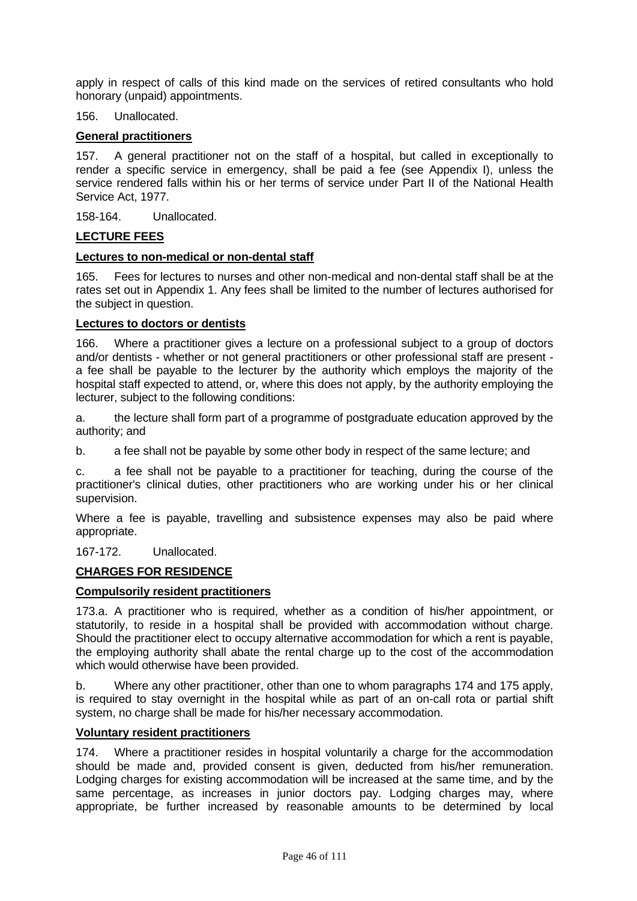apply in respect of calls of this kind made on the services of retired consultants who hold honorary (unpaid) appointments.

156. Unallocated.

**General practitioners**

157. A general practitioner not on the staff of a hospital, but called in exceptionally to render a specific service in emergency, shall be paid a fee (see Appendix I), unless the service rendered falls within his or her terms of service under Part II of the National Health Service Act, 1977.

158-164. Unallocated.

**LECTURE FEES**

**Lectures to non-medical or non-dental staff**

165. Fees for lectures to nurses and other non-medical and non-dental staff shall be at the rates set out in Appendix 1. Any fees shall be limited to the number of lectures authorised for the subject in question.

**Lectures to doctors or dentists**

166. Where a practitioner gives a lecture on a professional subject to a group of doctors and/or dentists - whether or not general practitioners or other professional staff are present - a fee shall be payable to the lecturer by the authority which employs the majority of the hospital staff expected to attend, or, where this does not apply, by the authority employing the lecturer, subject to the following conditions:

a. the lecture shall form part of a programme of postgraduate education approved by the authority; and

b. a fee shall not be payable by some other body in respect of the same lecture; and

c. a fee shall not be payable to a practitioner for teaching, during the course of the practitioner's clinical duties, other practitioners who are working under his or her clinical supervision.

Where a fee is payable, travelling and subsistence expenses may also be paid where appropriate.

167-172. Unallocated.

**CHARGES FOR RESIDENCE**

**Compulsorily resident practitioners**

173.a. A practitioner who is required, whether as a condition of his/her appointment, or statutorily, to reside in a hospital shall be provided with accommodation without charge. Should the practitioner elect to occupy alternative accommodation for which a rent is payable, the employing authority shall abate the rental charge up to the cost of the accommodation which would otherwise have been provided.

b. Where any other practitioner, other than one to whom paragraphs 174 and 175 apply, is required to stay overnight in the hospital while as part of an on-call rota or partial shift system, no charge shall be made for his/her necessary accommodation.

**Voluntary resident practitioners**

174. Where a practitioner resides in hospital voluntarily a charge for the accommodation should be made and, provided consent is given, deducted from his/her remuneration. Lodging charges for existing accommodation will be increased at the same time, and by the same percentage, as increases in junior doctors pay. Lodging charges may, where appropriate, be further increased by reasonable amounts to be determined by local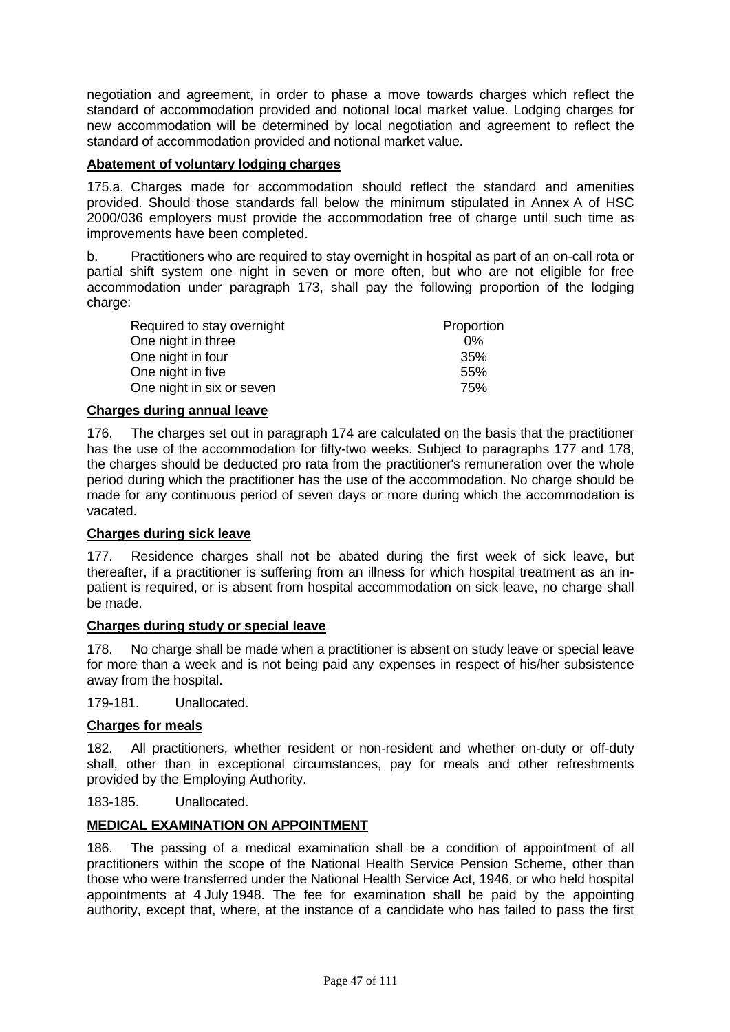negotiation and agreement, in order to phase a move towards charges which reflect the standard of accommodation provided and notional local market value. Lodging charges for new accommodation will be determined by local negotiation and agreement to reflect the standard of accommodation provided and notional market value.

**Abatement of voluntary lodging charges**

175.a. Charges made for accommodation should reflect the standard and amenities provided. Should those standards fall below the minimum stipulated in Annex A of HSC 2000/036 employers must provide the accommodation free of charge until such time as improvements have been completed.

b. Practitioners who are required to stay overnight in hospital as part of an on-call rota or partial shift system one night in seven or more often, but who are not eligible for free accommodation under paragraph 173, shall pay the following proportion of the lodging charge:

| Required to stay overnight | Proportion |
|---|---|
| One night in three | 0% |
| One night in four | 35% |
| One night in five | 55% |
| One night in six or seven | 75% |

**Charges during annual leave**

176. The charges set out in paragraph 174 are calculated on the basis that the practitioner has the use of the accommodation for fifty-two weeks. Subject to paragraphs 177 and 178, the charges should be deducted pro rata from the practitioner's remuneration over the whole period during which the practitioner has the use of the accommodation. No charge should be made for any continuous period of seven days or more during which the accommodation is vacated.

**Charges during sick leave**

177. Residence charges shall not be abated during the first week of sick leave, but thereafter, if a practitioner is suffering from an illness for which hospital treatment as an in-patient is required, or is absent from hospital accommodation on sick leave, no charge shall be made.

**Charges during study or special leave**

178. No charge shall be made when a practitioner is absent on study leave or special leave for more than a week and is not being paid any expenses in respect of his/her subsistence away from the hospital.

179-181. Unallocated.

**Charges for meals**

182. All practitioners, whether resident or non-resident and whether on-duty or off-duty shall, other than in exceptional circumstances, pay for meals and other refreshments provided by the Employing Authority.

183-185. Unallocated.

**MEDICAL EXAMINATION ON APPOINTMENT**

186. The passing of a medical examination shall be a condition of appointment of all practitioners within the scope of the National Health Service Pension Scheme, other than those who were transferred under the National Health Service Act, 1946, or who held hospital appointments at 4 July 1948. The fee for examination shall be paid by the appointing authority, except that, where, at the instance of a candidate who has failed to pass the first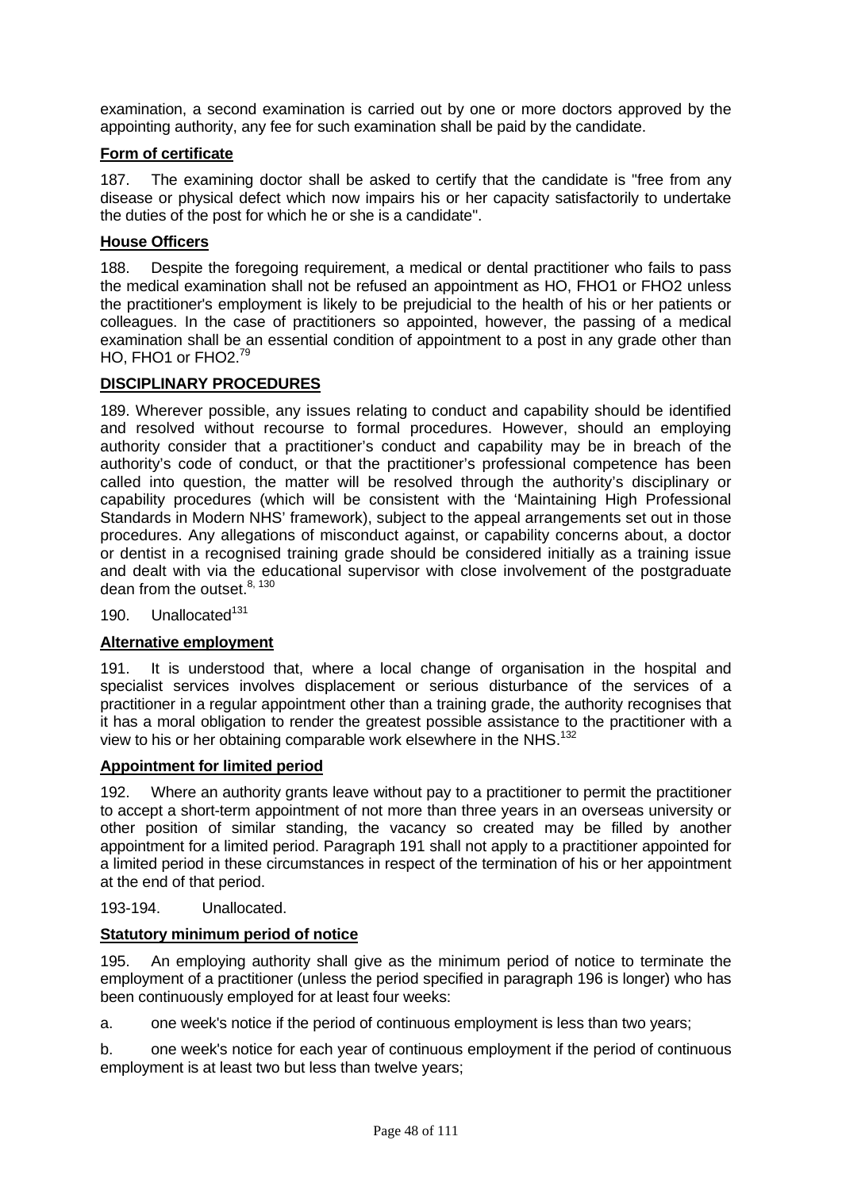examination, a second examination is carried out by one or more doctors approved by the appointing authority, any fee for such examination shall be paid by the candidate.

**Form of certificate**

187. The examining doctor shall be asked to certify that the candidate is "free from any disease or physical defect which now impairs his or her capacity satisfactorily to undertake the duties of the post for which he or she is a candidate".

**House Officers**

188. Despite the foregoing requirement, a medical or dental practitioner who fails to pass the medical examination shall not be refused an appointment as HO, FHO1 or FHO2 unless the practitioner's employment is likely to be prejudicial to the health of his or her patients or colleagues. In the case of practitioners so appointed, however, the passing of a medical examination shall be an essential condition of appointment to a post in any grade other than HO, FHO1 or FHO2.[79]

**DISCIPLINARY PROCEDURES**

189. Wherever possible, any issues relating to conduct and capability should be identified and resolved without recourse to formal procedures. However, should an employing authority consider that a practitioner's conduct and capability may be in breach of the authority's code of conduct, or that the practitioner's professional competence has been called into question, the matter will be resolved through the authority's disciplinary or capability procedures (which will be consistent with the 'Maintaining High Professional Standards in Modern NHS' framework), subject to the appeal arrangements set out in those procedures. Any allegations of misconduct against, or capability concerns about, a doctor or dentist in a recognised training grade should be considered initially as a training issue and dealt with via the educational supervisor with close involvement of the postgraduate dean from the outset.[8, 130]

190. Unallocated[131]

**Alternative employment**

191. It is understood that, where a local change of organisation in the hospital and specialist services involves displacement or serious disturbance of the services of a practitioner in a regular appointment other than a training grade, the authority recognises that it has a moral obligation to render the greatest possible assistance to the practitioner with a view to his or her obtaining comparable work elsewhere in the NHS.[132]

**Appointment for limited period**

192. Where an authority grants leave without pay to a practitioner to permit the practitioner to accept a short-term appointment of not more than three years in an overseas university or other position of similar standing, the vacancy so created may be filled by another appointment for a limited period. Paragraph 191 shall not apply to a practitioner appointed for a limited period in these circumstances in respect of the termination of his or her appointment at the end of that period.

193-194. Unallocated.

**Statutory minimum period of notice**

195. An employing authority shall give as the minimum period of notice to terminate the employment of a practitioner (unless the period specified in paragraph 196 is longer) who has been continuously employed for at least four weeks:

a. one week's notice if the period of continuous employment is less than two years;

b. one week's notice for each year of continuous employment if the period of continuous employment is at least two but less than twelve years;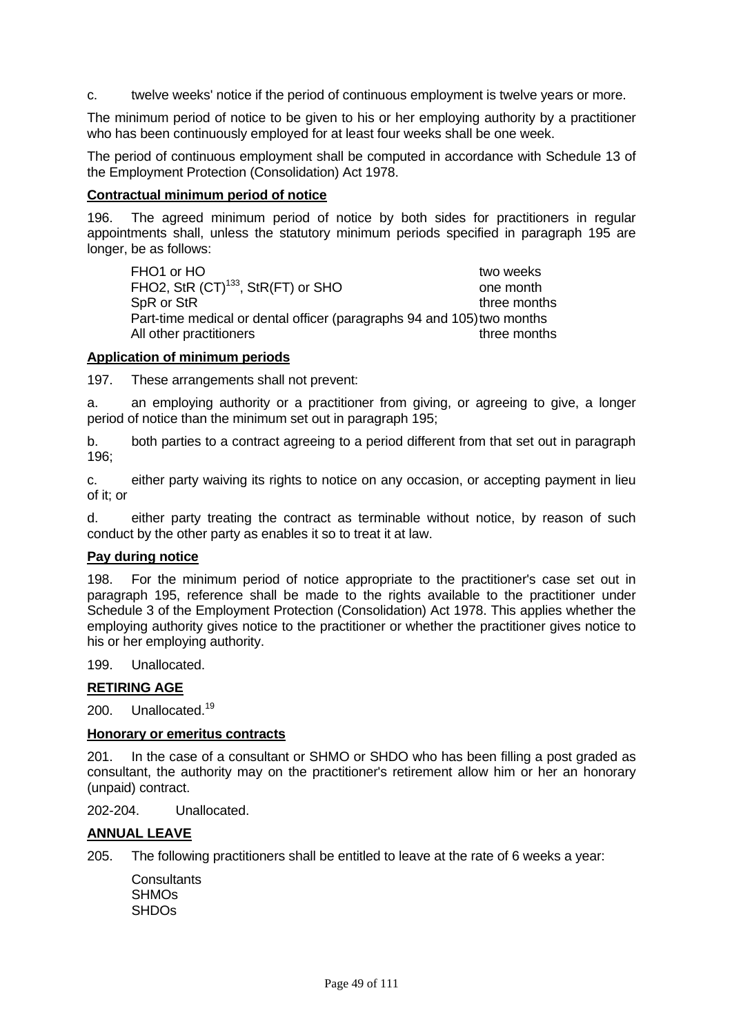c. twelve weeks' notice if the period of continuous employment is twelve years or more.

The minimum period of notice to be given to his or her employing authority by a practitioner who has been continuously employed for at least four weeks shall be one week.

The period of continuous employment shall be computed in accordance with Schedule 13 of the Employment Protection (Consolidation) Act 1978.

**Contractual minimum period of notice**

196. The agreed minimum period of notice by both sides for practitioners in regular appointments shall, unless the statutory minimum periods specified in paragraph 195 are longer, be as follows:

| | |
|---|---|
| FHO1 or HO | two weeks |
| FHO2, StR (CT)[133], StR(FT) or SHO | one month |
| SpR or StR | three months |
| Part-time medical or dental officer (paragraphs 94 and 105) | two months |
| All other practitioners | three months |

**Application of minimum periods**

197. These arrangements shall not prevent:

a. an employing authority or a practitioner from giving, or agreeing to give, a longer period of notice than the minimum set out in paragraph 195;

b. both parties to a contract agreeing to a period different from that set out in paragraph 196;

c. either party waiving its rights to notice on any occasion, or accepting payment in lieu of it; or

d. either party treating the contract as terminable without notice, by reason of such conduct by the other party as enables it so to treat it at law.

**Pay during notice**

198. For the minimum period of notice appropriate to the practitioner's case set out in paragraph 195, reference shall be made to the rights available to the practitioner under Schedule 3 of the Employment Protection (Consolidation) Act 1978. This applies whether the employing authority gives notice to the practitioner or whether the practitioner gives notice to his or her employing authority.

199. Unallocated.

**RETIRING AGE**

200. Unallocated.[19]

**Honorary or emeritus contracts**

201. In the case of a consultant or SHMO or SHDO who has been filling a post graded as consultant, the authority may on the practitioner's retirement allow him or her an honorary (unpaid) contract.

202-204. Unallocated.

**ANNUAL LEAVE**

205. The following practitioners shall be entitled to leave at the rate of 6 weeks a year:

Consultants
SHMOs
SHDOs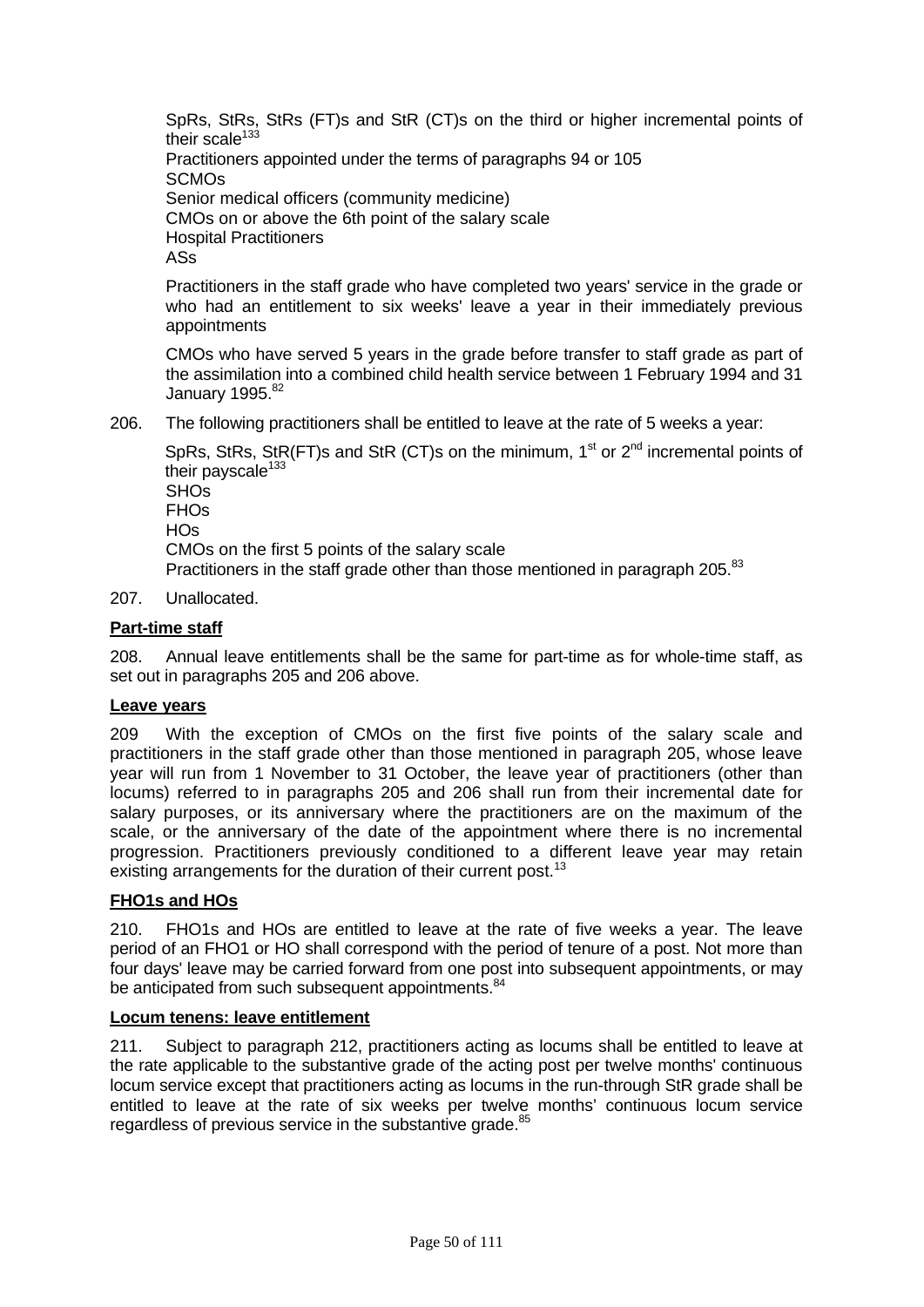SpRs, StRs, StRs (FT)s and StR (CT)s on the third or higher incremental points of their scale[133]
Practitioners appointed under the terms of paragraphs 94 or 105
SCMOs
Senior medical officers (community medicine)
CMOs on or above the 6th point of the salary scale
Hospital Practitioners
ASs

Practitioners in the staff grade who have completed two years' service in the grade or who had an entitlement to six weeks' leave a year in their immediately previous appointments

CMOs who have served 5 years in the grade before transfer to staff grade as part of the assimilation into a combined child health service between 1 February 1994 and 31 January 1995.[82]

206. The following practitioners shall be entitled to leave at the rate of 5 weeks a year:

SpRs, StRs, StR(FT)s and StR (CT)s on the minimum, 1st or 2nd incremental points of their payscale[133]
SHOs
FHOs
HOs
CMOs on the first 5 points of the salary scale
Practitioners in the staff grade other than those mentioned in paragraph 205.[83]

207. Unallocated.

**Part-time staff**

208. Annual leave entitlements shall be the same for part-time as for whole-time staff, as set out in paragraphs 205 and 206 above.

**Leave years**

209 With the exception of CMOs on the first five points of the salary scale and practitioners in the staff grade other than those mentioned in paragraph 205, whose leave year will run from 1 November to 31 October, the leave year of practitioners (other than locums) referred to in paragraphs 205 and 206 shall run from their incremental date for salary purposes, or its anniversary where the practitioners are on the maximum of the scale, or the anniversary of the date of the appointment where there is no incremental progression. Practitioners previously conditioned to a different leave year may retain existing arrangements for the duration of their current post.[13]

**FHO1s and HOs**

210. FHO1s and HOs are entitled to leave at the rate of five weeks a year. The leave period of an FHO1 or HO shall correspond with the period of tenure of a post. Not more than four days' leave may be carried forward from one post into subsequent appointments, or may be anticipated from such subsequent appointments.[84]

**Locum tenens: leave entitlement**

211. Subject to paragraph 212, practitioners acting as locums shall be entitled to leave at the rate applicable to the substantive grade of the acting post per twelve months' continuous locum service except that practitioners acting as locums in the run-through StR grade shall be entitled to leave at the rate of six weeks per twelve months' continuous locum service regardless of previous service in the substantive grade.[85]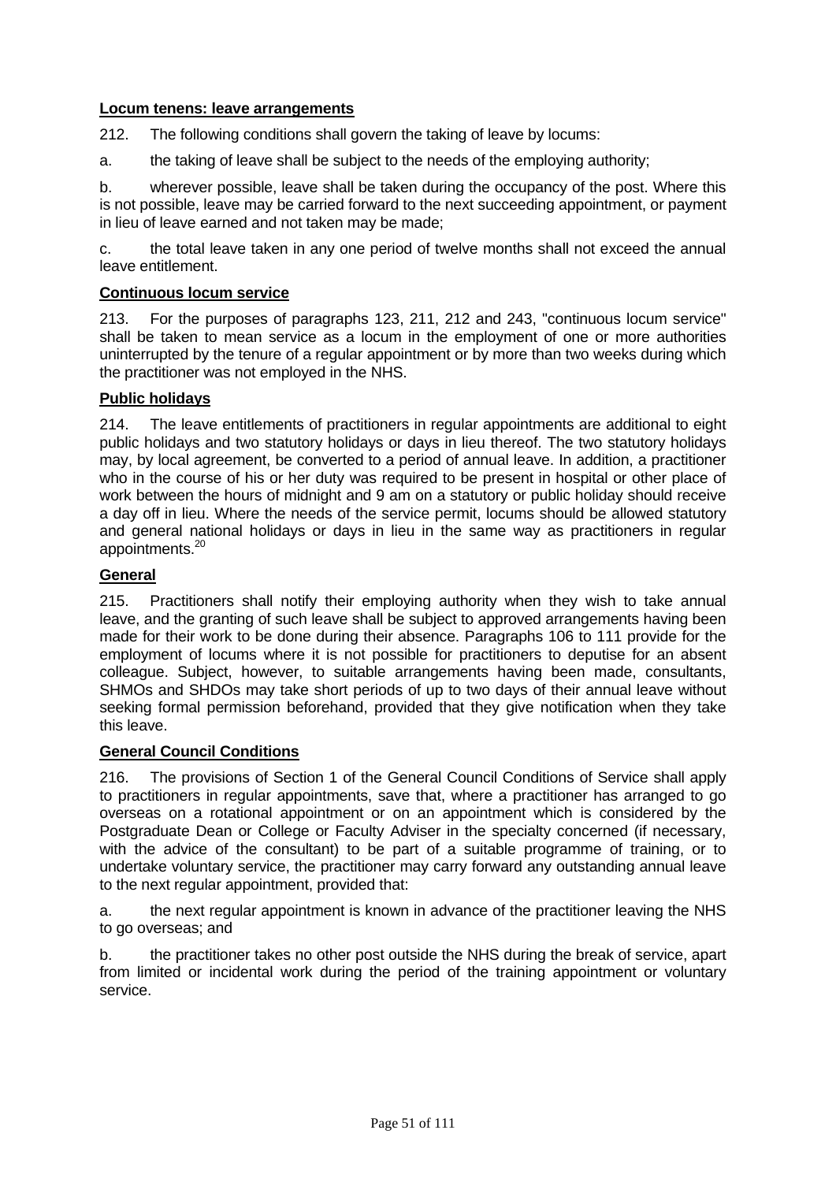**Locum tenens: leave arrangements**

212. The following conditions shall govern the taking of leave by locums:

a. the taking of leave shall be subject to the needs of the employing authority;

b. wherever possible, leave shall be taken during the occupancy of the post. Where this is not possible, leave may be carried forward to the next succeeding appointment, or payment in lieu of leave earned and not taken may be made;

c. the total leave taken in any one period of twelve months shall not exceed the annual leave entitlement.

**Continuous locum service**

213. For the purposes of paragraphs 123, 211, 212 and 243, "continuous locum service" shall be taken to mean service as a locum in the employment of one or more authorities uninterrupted by the tenure of a regular appointment or by more than two weeks during which the practitioner was not employed in the NHS.

**Public holidays**

214. The leave entitlements of practitioners in regular appointments are additional to eight public holidays and two statutory holidays or days in lieu thereof. The two statutory holidays may, by local agreement, be converted to a period of annual leave. In addition, a practitioner who in the course of his or her duty was required to be present in hospital or other place of work between the hours of midnight and 9 am on a statutory or public holiday should receive a day off in lieu. Where the needs of the service permit, locums should be allowed statutory and general national holidays or days in lieu in the same way as practitioners in regular appointments.[20]

**General**

215. Practitioners shall notify their employing authority when they wish to take annual leave, and the granting of such leave shall be subject to approved arrangements having been made for their work to be done during their absence. Paragraphs 106 to 111 provide for the employment of locums where it is not possible for practitioners to deputise for an absent colleague. Subject, however, to suitable arrangements having been made, consultants, SHMOs and SHDOs may take short periods of up to two days of their annual leave without seeking formal permission beforehand, provided that they give notification when they take this leave.

**General Council Conditions**

216. The provisions of Section 1 of the General Council Conditions of Service shall apply to practitioners in regular appointments, save that, where a practitioner has arranged to go overseas on a rotational appointment or on an appointment which is considered by the Postgraduate Dean or College or Faculty Adviser in the specialty concerned (if necessary, with the advice of the consultant) to be part of a suitable programme of training, or to undertake voluntary service, the practitioner may carry forward any outstanding annual leave to the next regular appointment, provided that:

a. the next regular appointment is known in advance of the practitioner leaving the NHS to go overseas; and

b. the practitioner takes no other post outside the NHS during the break of service, apart from limited or incidental work during the period of the training appointment or voluntary service.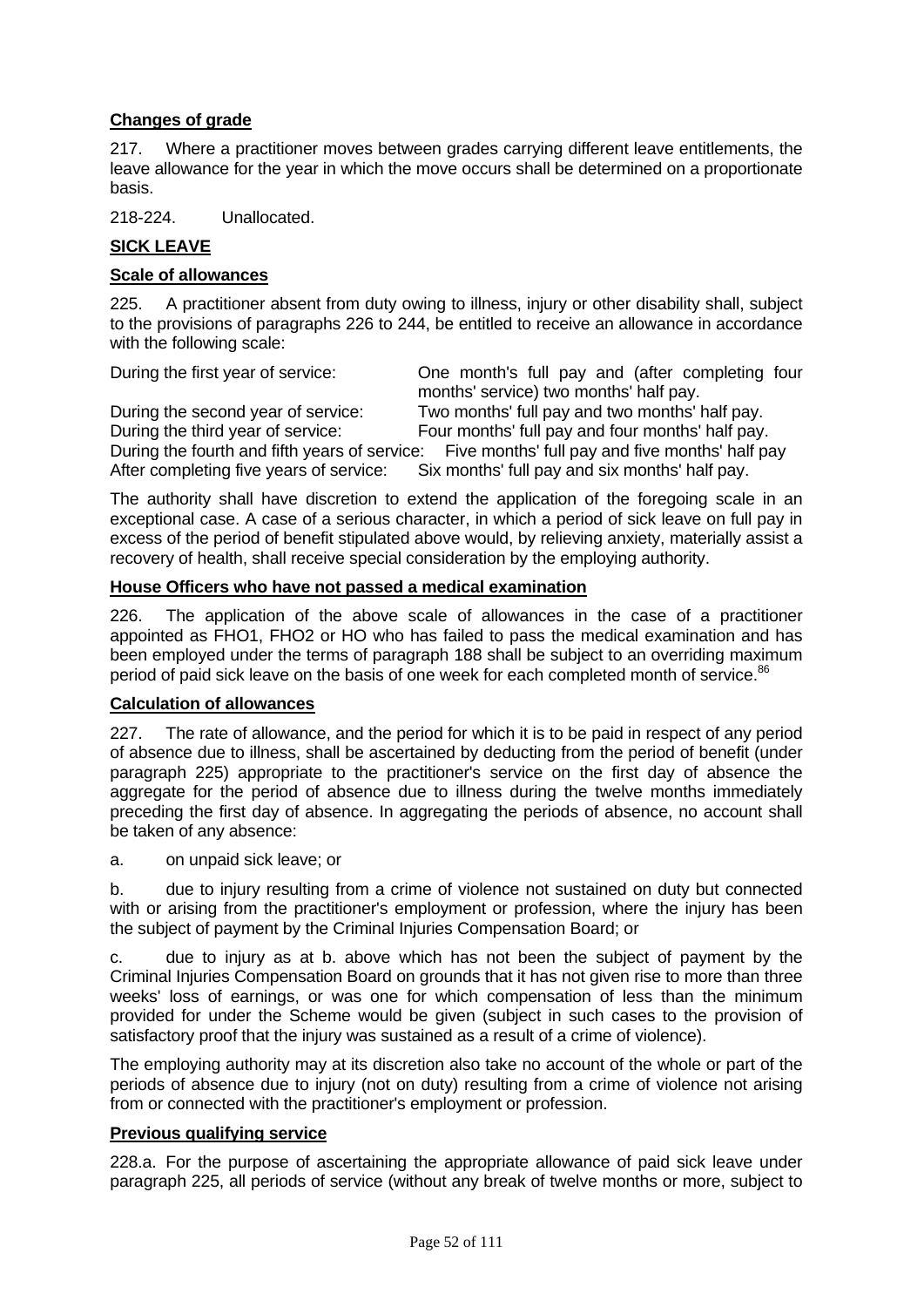**Changes of grade**

217. Where a practitioner moves between grades carrying different leave entitlements, the leave allowance for the year in which the move occurs shall be determined on a proportionate basis.

218-224. Unallocated.

**SICK LEAVE**

**Scale of allowances**

225. A practitioner absent from duty owing to illness, injury or other disability shall, subject to the provisions of paragraphs 226 to 244, be entitled to receive an allowance in accordance with the following scale:

| | |
|---|---|
| During the first year of service: | One month's full pay and (after completing four months' service) two months' half pay. |
| During the second year of service: | Two months' full pay and two months' half pay. |
| During the third year of service: | Four months' full pay and four months' half pay. |
| During the fourth and fifth years of service: | Five months' full pay and five months' half pay |
| After completing five years of service: | Six months' full pay and six months' half pay. |

The authority shall have discretion to extend the application of the foregoing scale in an exceptional case. A case of a serious character, in which a period of sick leave on full pay in excess of the period of benefit stipulated above would, by relieving anxiety, materially assist a recovery of health, shall receive special consideration by the employing authority.

**House Officers who have not passed a medical examination**

226. The application of the above scale of allowances in the case of a practitioner appointed as FHO1, FHO2 or HO who has failed to pass the medical examination and has been employed under the terms of paragraph 188 shall be subject to an overriding maximum period of paid sick leave on the basis of one week for each completed month of service.[86]

**Calculation of allowances**

227. The rate of allowance, and the period for which it is to be paid in respect of any period of absence due to illness, shall be ascertained by deducting from the period of benefit (under paragraph 225) appropriate to the practitioner's service on the first day of absence the aggregate for the period of absence due to illness during the twelve months immediately preceding the first day of absence. In aggregating the periods of absence, no account shall be taken of any absence:

a. on unpaid sick leave; or

b. due to injury resulting from a crime of violence not sustained on duty but connected with or arising from the practitioner's employment or profession, where the injury has been the subject of payment by the Criminal Injuries Compensation Board; or

c. due to injury as at b. above which has not been the subject of payment by the Criminal Injuries Compensation Board on grounds that it has not given rise to more than three weeks' loss of earnings, or was one for which compensation of less than the minimum provided for under the Scheme would be given (subject in such cases to the provision of satisfactory proof that the injury was sustained as a result of a crime of violence).

The employing authority may at its discretion also take no account of the whole or part of the periods of absence due to injury (not on duty) resulting from a crime of violence not arising from or connected with the practitioner's employment or profession.

**Previous qualifying service**

228.a. For the purpose of ascertaining the appropriate allowance of paid sick leave under paragraph 225, all periods of service (without any break of twelve months or more, subject to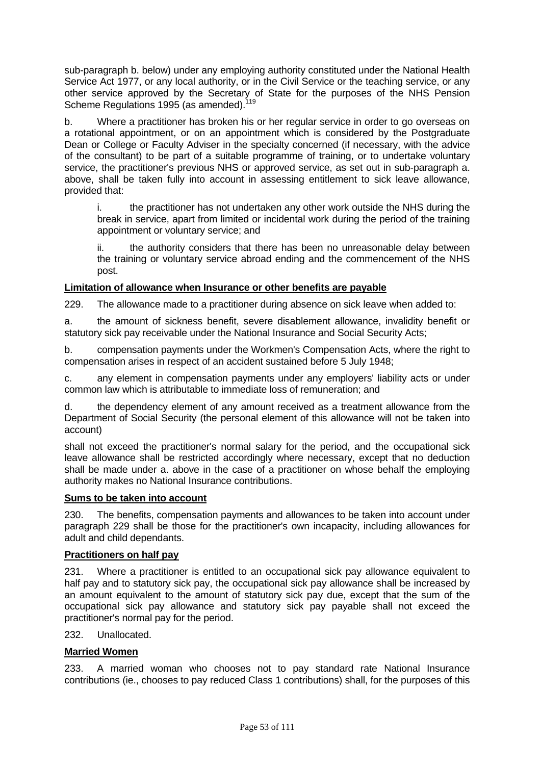sub-paragraph b. below) under any employing authority constituted under the National Health Service Act 1977, or any local authority, or in the Civil Service or the teaching service, or any other service approved by the Secretary of State for the purposes of the NHS Pension Scheme Regulations 1995 (as amended).[119]

b. Where a practitioner has broken his or her regular service in order to go overseas on a rotational appointment, or on an appointment which is considered by the Postgraduate Dean or College or Faculty Adviser in the specialty concerned (if necessary, with the advice of the consultant) to be part of a suitable programme of training, or to undertake voluntary service, the practitioner's previous NHS or approved service, as set out in sub-paragraph a. above, shall be taken fully into account in assessing entitlement to sick leave allowance, provided that:

> i. the practitioner has not undertaken any other work outside the NHS during the break in service, apart from limited or incidental work during the period of the training appointment or voluntary service; and
>
> ii. the authority considers that there has been no unreasonable delay between the training or voluntary service abroad ending and the commencement of the NHS post.

**Limitation of allowance when Insurance or other benefits are payable**

229. The allowance made to a practitioner during absence on sick leave when added to:

a. the amount of sickness benefit, severe disablement allowance, invalidity benefit or statutory sick pay receivable under the National Insurance and Social Security Acts;

b. compensation payments under the Workmen's Compensation Acts, where the right to compensation arises in respect of an accident sustained before 5 July 1948;

c. any element in compensation payments under any employers' liability acts or under common law which is attributable to immediate loss of remuneration; and

d. the dependency element of any amount received as a treatment allowance from the Department of Social Security (the personal element of this allowance will not be taken into account)

shall not exceed the practitioner's normal salary for the period, and the occupational sick leave allowance shall be restricted accordingly where necessary, except that no deduction shall be made under a. above in the case of a practitioner on whose behalf the employing authority makes no National Insurance contributions.

**Sums to be taken into account**

230. The benefits, compensation payments and allowances to be taken into account under paragraph 229 shall be those for the practitioner's own incapacity, including allowances for adult and child dependants.

**Practitioners on half pay**

231. Where a practitioner is entitled to an occupational sick pay allowance equivalent to half pay and to statutory sick pay, the occupational sick pay allowance shall be increased by an amount equivalent to the amount of statutory sick pay due, except that the sum of the occupational sick pay allowance and statutory sick pay payable shall not exceed the practitioner's normal pay for the period.

232. Unallocated.

**Married Women**

233. A married woman who chooses not to pay standard rate National Insurance contributions (ie., chooses to pay reduced Class 1 contributions) shall, for the purposes of this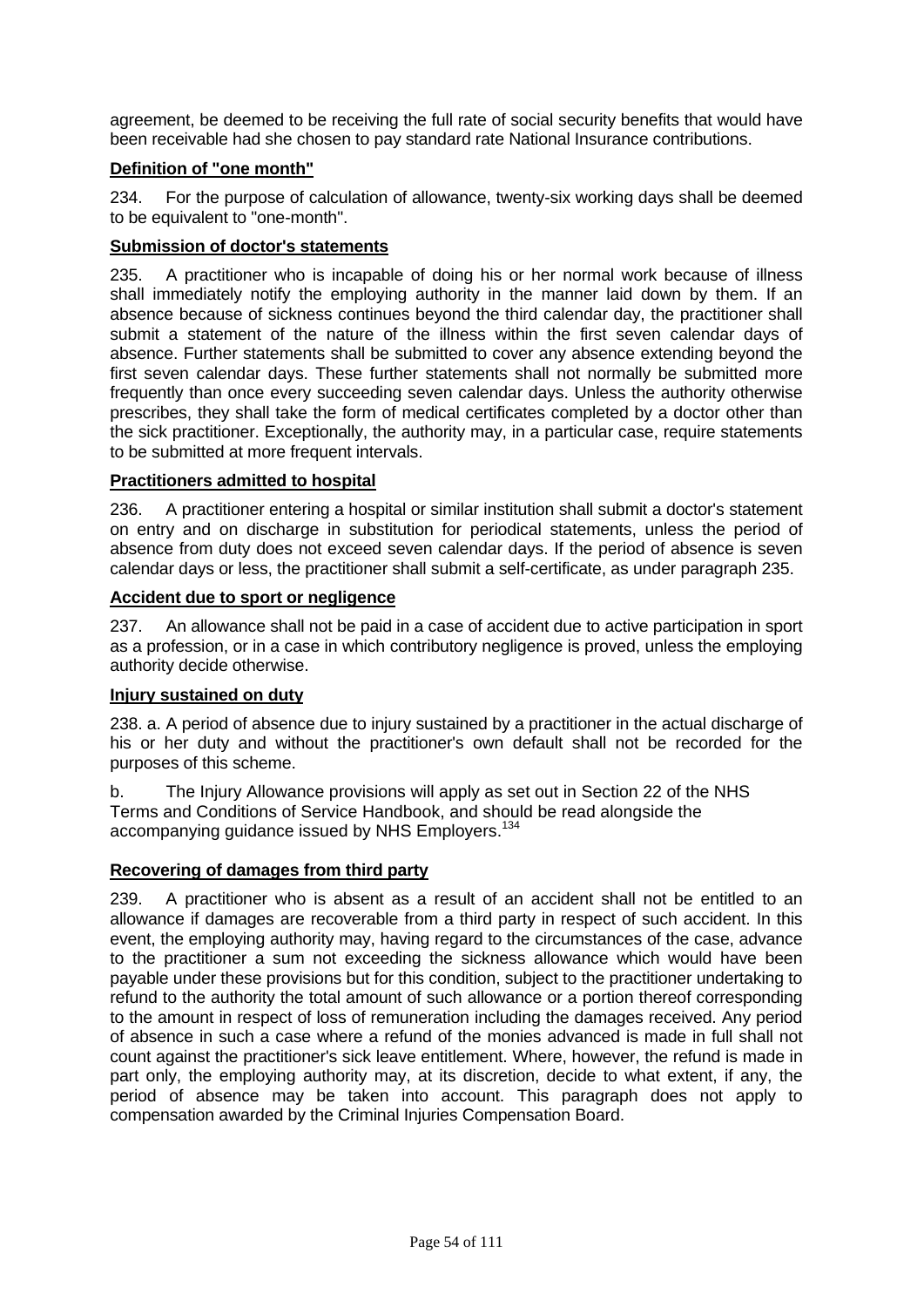agreement, be deemed to be receiving the full rate of social security benefits that would have been receivable had she chosen to pay standard rate National Insurance contributions.

**Definition of "one month"**

234. For the purpose of calculation of allowance, twenty-six working days shall be deemed to be equivalent to "one-month".

**Submission of doctor's statements**

235. A practitioner who is incapable of doing his or her normal work because of illness shall immediately notify the employing authority in the manner laid down by them. If an absence because of sickness continues beyond the third calendar day, the practitioner shall submit a statement of the nature of the illness within the first seven calendar days of absence. Further statements shall be submitted to cover any absence extending beyond the first seven calendar days. These further statements shall not normally be submitted more frequently than once every succeeding seven calendar days. Unless the authority otherwise prescribes, they shall take the form of medical certificates completed by a doctor other than the sick practitioner. Exceptionally, the authority may, in a particular case, require statements to be submitted at more frequent intervals.

**Practitioners admitted to hospital**

236. A practitioner entering a hospital or similar institution shall submit a doctor's statement on entry and on discharge in substitution for periodical statements, unless the period of absence from duty does not exceed seven calendar days. If the period of absence is seven calendar days or less, the practitioner shall submit a self-certificate, as under paragraph 235.

**Accident due to sport or negligence**

237. An allowance shall not be paid in a case of accident due to active participation in sport as a profession, or in a case in which contributory negligence is proved, unless the employing authority decide otherwise.

**Injury sustained on duty**

238. a. A period of absence due to injury sustained by a practitioner in the actual discharge of his or her duty and without the practitioner's own default shall not be recorded for the purposes of this scheme.

b. The Injury Allowance provisions will apply as set out in Section 22 of the NHS Terms and Conditions of Service Handbook, and should be read alongside the accompanying guidance issued by NHS Employers.[134]

**Recovering of damages from third party**

239. A practitioner who is absent as a result of an accident shall not be entitled to an allowance if damages are recoverable from a third party in respect of such accident. In this event, the employing authority may, having regard to the circumstances of the case, advance to the practitioner a sum not exceeding the sickness allowance which would have been payable under these provisions but for this condition, subject to the practitioner undertaking to refund to the authority the total amount of such allowance or a portion thereof corresponding to the amount in respect of loss of remuneration including the damages received. Any period of absence in such a case where a refund of the monies advanced is made in full shall not count against the practitioner's sick leave entitlement. Where, however, the refund is made in part only, the employing authority may, at its discretion, decide to what extent, if any, the period of absence may be taken into account. This paragraph does not apply to compensation awarded by the Criminal Injuries Compensation Board.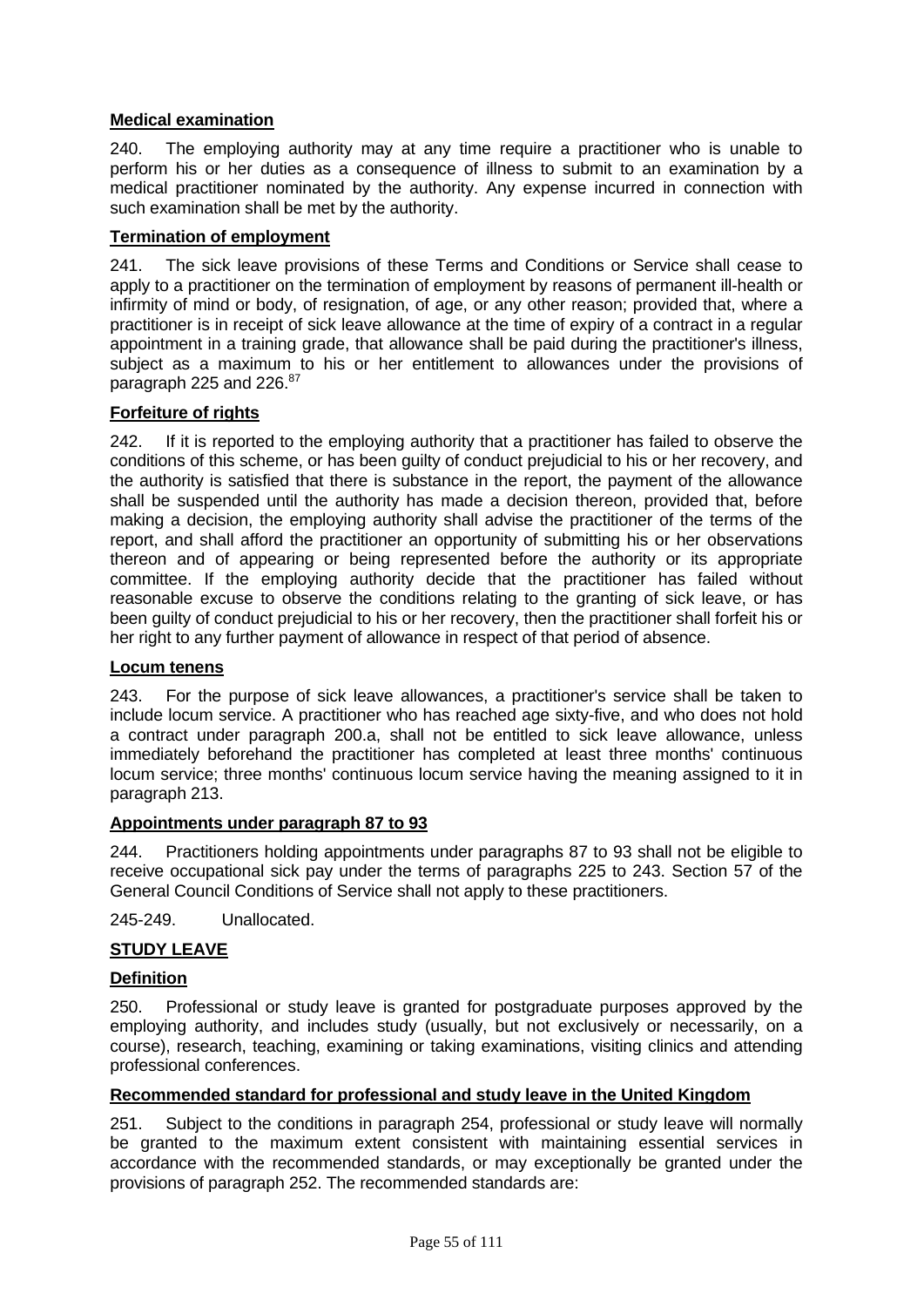**Medical examination**

240. The employing authority may at any time require a practitioner who is unable to perform his or her duties as a consequence of illness to submit to an examination by a medical practitioner nominated by the authority. Any expense incurred in connection with such examination shall be met by the authority.

**Termination of employment**

241. The sick leave provisions of these Terms and Conditions or Service shall cease to apply to a practitioner on the termination of employment by reasons of permanent ill-health or infirmity of mind or body, of resignation, of age, or any other reason; provided that, where a practitioner is in receipt of sick leave allowance at the time of expiry of a contract in a regular appointment in a training grade, that allowance shall be paid during the practitioner's illness, subject as a maximum to his or her entitlement to allowances under the provisions of paragraph 225 and 226.[87]

**Forfeiture of rights**

242. If it is reported to the employing authority that a practitioner has failed to observe the conditions of this scheme, or has been guilty of conduct prejudicial to his or her recovery, and the authority is satisfied that there is substance in the report, the payment of the allowance shall be suspended until the authority has made a decision thereon, provided that, before making a decision, the employing authority shall advise the practitioner of the terms of the report, and shall afford the practitioner an opportunity of submitting his or her observations thereon and of appearing or being represented before the authority or its appropriate committee. If the employing authority decide that the practitioner has failed without reasonable excuse to observe the conditions relating to the granting of sick leave, or has been guilty of conduct prejudicial to his or her recovery, then the practitioner shall forfeit his or her right to any further payment of allowance in respect of that period of absence.

**Locum tenens**

243. For the purpose of sick leave allowances, a practitioner's service shall be taken to include locum service. A practitioner who has reached age sixty-five, and who does not hold a contract under paragraph 200.a, shall not be entitled to sick leave allowance, unless immediately beforehand the practitioner has completed at least three months' continuous locum service; three months' continuous locum service having the meaning assigned to it in paragraph 213.

**Appointments under paragraph 87 to 93**

244. Practitioners holding appointments under paragraphs 87 to 93 shall not be eligible to receive occupational sick pay under the terms of paragraphs 225 to 243. Section 57 of the General Council Conditions of Service shall not apply to these practitioners.

245-249. Unallocated.

## STUDY LEAVE

**Definition**

250. Professional or study leave is granted for postgraduate purposes approved by the employing authority, and includes study (usually, but not exclusively or necessarily, on a course), research, teaching, examining or taking examinations, visiting clinics and attending professional conferences.

**Recommended standard for professional and study leave in the United Kingdom**

251. Subject to the conditions in paragraph 254, professional or study leave will normally be granted to the maximum extent consistent with maintaining essential services in accordance with the recommended standards, or may exceptionally be granted under the provisions of paragraph 252. The recommended standards are: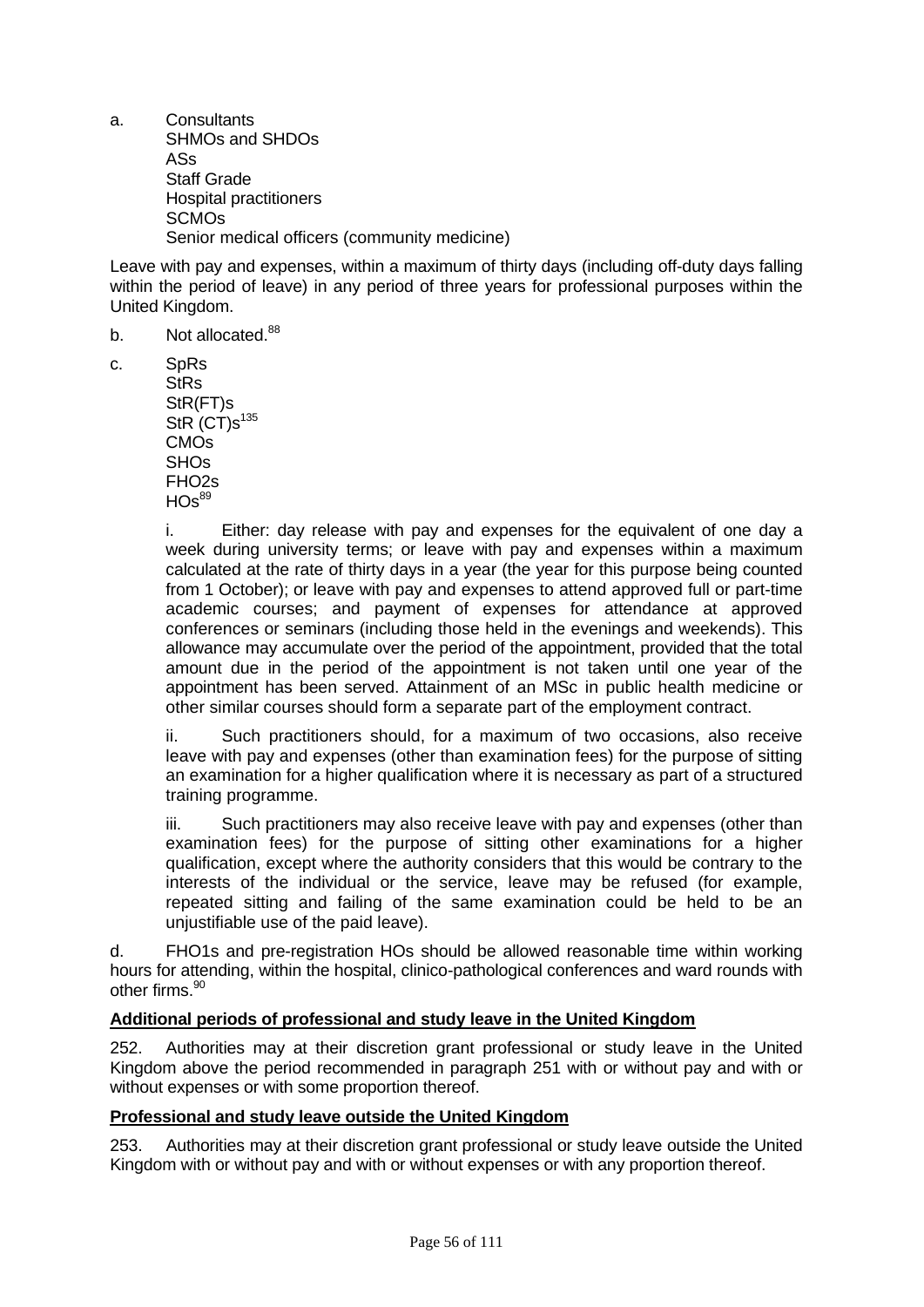a. Consultants
   SHMOs and SHDOs
   ASs
   Staff Grade
   Hospital practitioners
   SCMOs
   Senior medical officers (community medicine)

Leave with pay and expenses, within a maximum of thirty days (including off-duty days falling within the period of leave) in any period of three years for professional purposes within the United Kingdom.

b. Not allocated.[88]

c. SpRs
   StRs
   StR(FT)s
   StR (CT)s[135]
   CMOs
   SHOs
   FHO2s
   HOs[89]

   i. Either: day release with pay and expenses for the equivalent of one day a week during university terms; or leave with pay and expenses within a maximum calculated at the rate of thirty days in a year (the year for this purpose being counted from 1 October); or leave with pay and expenses to attend approved full or part-time academic courses; and payment of expenses for attendance at approved conferences or seminars (including those held in the evenings and weekends). This allowance may accumulate over the period of the appointment, provided that the total amount due in the period of the appointment is not taken until one year of the appointment has been served. Attainment of an MSc in public health medicine or other similar courses should form a separate part of the employment contract.

   ii. Such practitioners should, for a maximum of two occasions, also receive leave with pay and expenses (other than examination fees) for the purpose of sitting an examination for a higher qualification where it is necessary as part of a structured training programme.

   iii. Such practitioners may also receive leave with pay and expenses (other than examination fees) for the purpose of sitting other examinations for a higher qualification, except where the authority considers that this would be contrary to the interests of the individual or the service, leave may be refused (for example, repeated sitting and failing of the same examination could be held to be an unjustifiable use of the paid leave).

d. FHO1s and pre-registration HOs should be allowed reasonable time within working hours for attending, within the hospital, clinico-pathological conferences and ward rounds with other firms.[90]

**Additional periods of professional and study leave in the United Kingdom**

252. Authorities may at their discretion grant professional or study leave in the United Kingdom above the period recommended in paragraph 251 with or without pay and with or without expenses or with some proportion thereof.

**Professional and study leave outside the United Kingdom**

253. Authorities may at their discretion grant professional or study leave outside the United Kingdom with or without pay and with or without expenses or with any proportion thereof.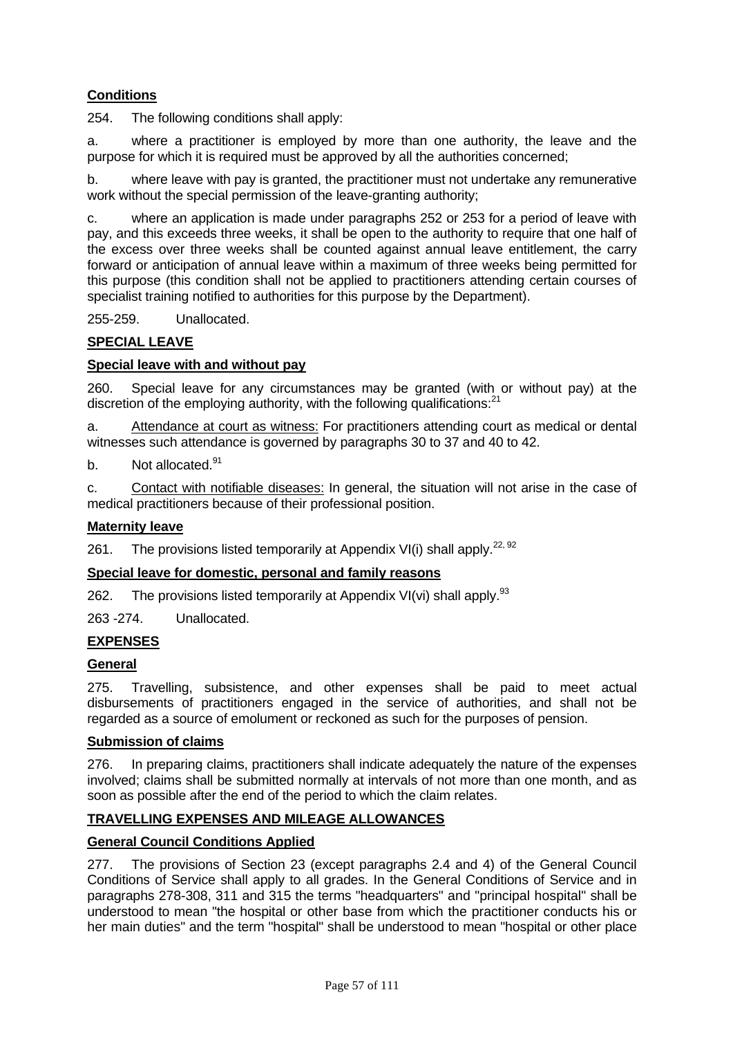**Conditions**

254. The following conditions shall apply:

a. where a practitioner is employed by more than one authority, the leave and the purpose for which it is required must be approved by all the authorities concerned;

b. where leave with pay is granted, the practitioner must not undertake any remunerative work without the special permission of the leave-granting authority;

c. where an application is made under paragraphs 252 or 253 for a period of leave with pay, and this exceeds three weeks, it shall be open to the authority to require that one half of the excess over three weeks shall be counted against annual leave entitlement, the carry forward or anticipation of annual leave within a maximum of three weeks being permitted for this purpose (this condition shall not be applied to practitioners attending certain courses of specialist training notified to authorities for this purpose by the Department).

255-259. Unallocated.

**SPECIAL LEAVE**

**Special leave with and without pay**

260. Special leave for any circumstances may be granted (with or without pay) at the discretion of the employing authority, with the following qualifications:[21]

a. Attendance at court as witness: For practitioners attending court as medical or dental witnesses such attendance is governed by paragraphs 30 to 37 and 40 to 42.

b. Not allocated.[91]

c. Contact with notifiable diseases: In general, the situation will not arise in the case of medical practitioners because of their professional position.

**Maternity leave**

261. The provisions listed temporarily at Appendix VI(i) shall apply.[22, 92]

**Special leave for domestic, personal and family reasons**

262. The provisions listed temporarily at Appendix VI(vi) shall apply.[93]

263 -274. Unallocated.

**EXPENSES**

**General**

275. Travelling, subsistence, and other expenses shall be paid to meet actual disbursements of practitioners engaged in the service of authorities, and shall not be regarded as a source of emolument or reckoned as such for the purposes of pension.

**Submission of claims**

276. In preparing claims, practitioners shall indicate adequately the nature of the expenses involved; claims shall be submitted normally at intervals of not more than one month, and as soon as possible after the end of the period to which the claim relates.

**TRAVELLING EXPENSES AND MILEAGE ALLOWANCES**

**General Council Conditions Applied**

277. The provisions of Section 23 (except paragraphs 2.4 and 4) of the General Council Conditions of Service shall apply to all grades. In the General Conditions of Service and in paragraphs 278-308, 311 and 315 the terms "headquarters" and "principal hospital" shall be understood to mean "the hospital or other base from which the practitioner conducts his or her main duties" and the term "hospital" shall be understood to mean "hospital or other place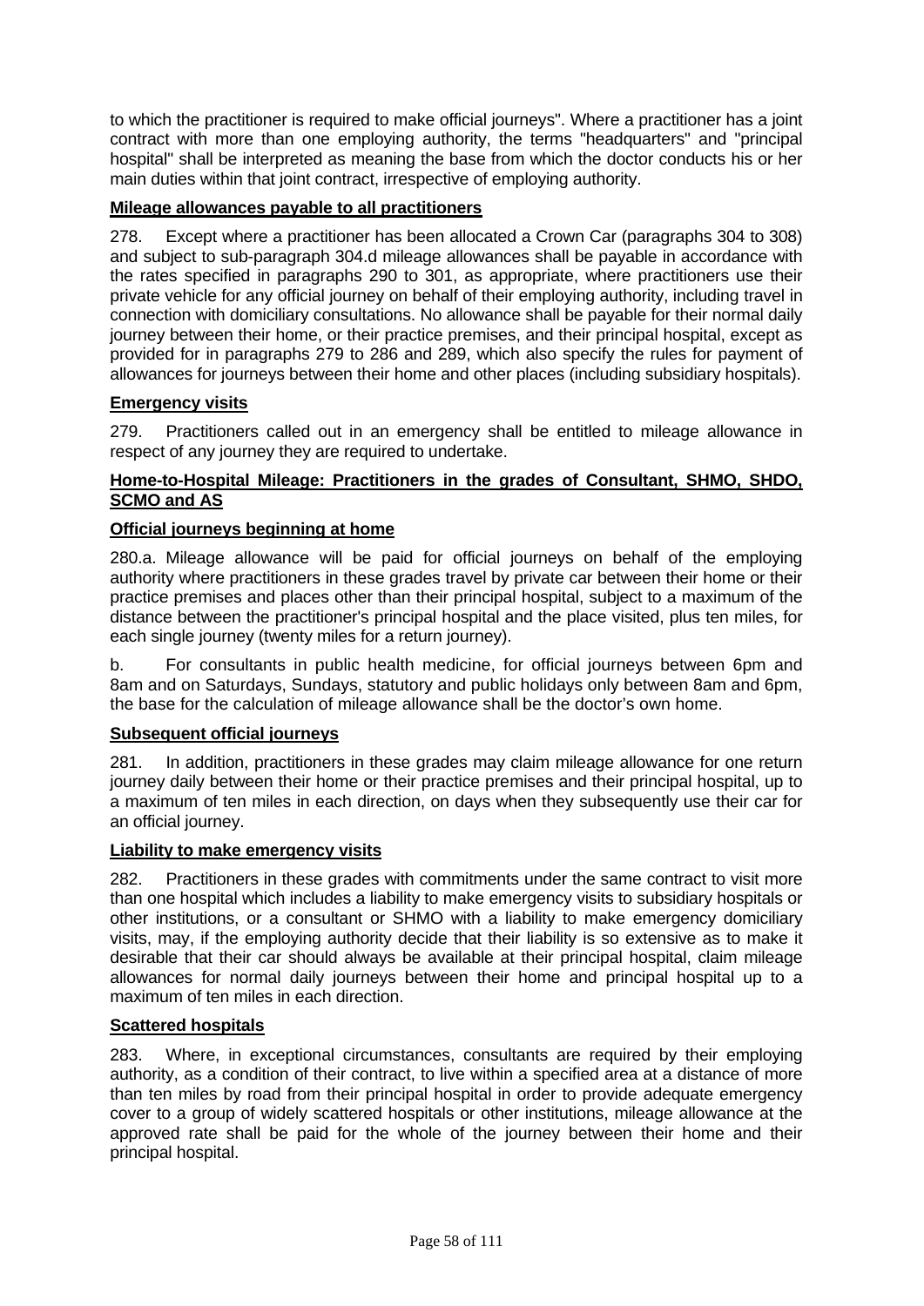to which the practitioner is required to make official journeys". Where a practitioner has a joint contract with more than one employing authority, the terms "headquarters" and "principal hospital" shall be interpreted as meaning the base from which the doctor conducts his or her main duties within that joint contract, irrespective of employing authority.

**Mileage allowances payable to all practitioners**

278. Except where a practitioner has been allocated a Crown Car (paragraphs 304 to 308) and subject to sub-paragraph 304.d mileage allowances shall be payable in accordance with the rates specified in paragraphs 290 to 301, as appropriate, where practitioners use their private vehicle for any official journey on behalf of their employing authority, including travel in connection with domiciliary consultations. No allowance shall be payable for their normal daily journey between their home, or their practice premises, and their principal hospital, except as provided for in paragraphs 279 to 286 and 289, which also specify the rules for payment of allowances for journeys between their home and other places (including subsidiary hospitals).

**Emergency visits**

279. Practitioners called out in an emergency shall be entitled to mileage allowance in respect of any journey they are required to undertake.

**Home-to-Hospital Mileage: Practitioners in the grades of Consultant, SHMO, SHDO, SCMO and AS**

**Official journeys beginning at home**

280.a. Mileage allowance will be paid for official journeys on behalf of the employing authority where practitioners in these grades travel by private car between their home or their practice premises and places other than their principal hospital, subject to a maximum of the distance between the practitioner's principal hospital and the place visited, plus ten miles, for each single journey (twenty miles for a return journey).

b. For consultants in public health medicine, for official journeys between 6pm and 8am and on Saturdays, Sundays, statutory and public holidays only between 8am and 6pm, the base for the calculation of mileage allowance shall be the doctor's own home.

**Subsequent official journeys**

281. In addition, practitioners in these grades may claim mileage allowance for one return journey daily between their home or their practice premises and their principal hospital, up to a maximum of ten miles in each direction, on days when they subsequently use their car for an official journey.

**Liability to make emergency visits**

282. Practitioners in these grades with commitments under the same contract to visit more than one hospital which includes a liability to make emergency visits to subsidiary hospitals or other institutions, or a consultant or SHMO with a liability to make emergency domiciliary visits, may, if the employing authority decide that their liability is so extensive as to make it desirable that their car should always be available at their principal hospital, claim mileage allowances for normal daily journeys between their home and principal hospital up to a maximum of ten miles in each direction.

**Scattered hospitals**

283. Where, in exceptional circumstances, consultants are required by their employing authority, as a condition of their contract, to live within a specified area at a distance of more than ten miles by road from their principal hospital in order to provide adequate emergency cover to a group of widely scattered hospitals or other institutions, mileage allowance at the approved rate shall be paid for the whole of the journey between their home and their principal hospital.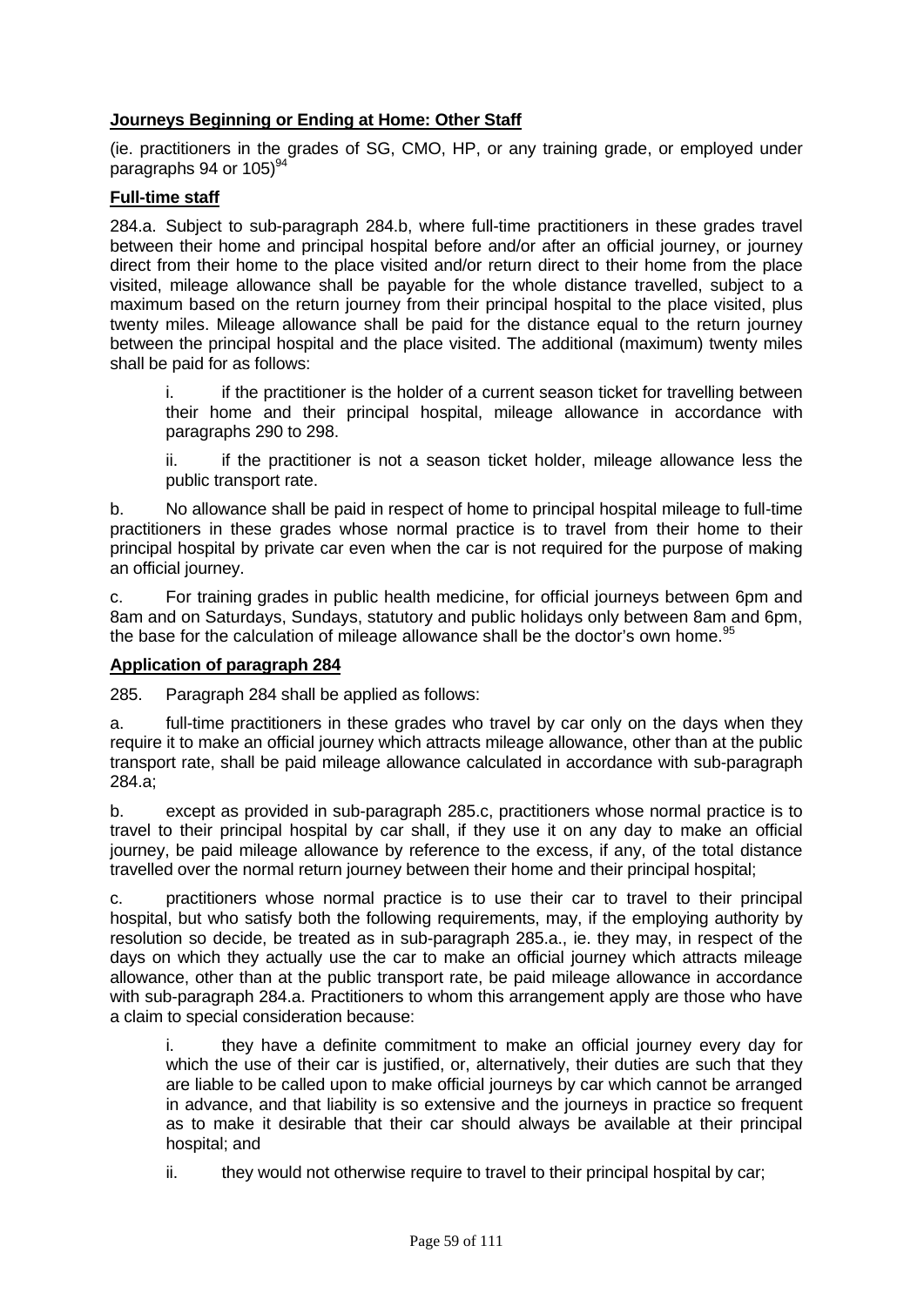**Journeys Beginning or Ending at Home: Other Staff**

(ie. practitioners in the grades of SG, CMO, HP, or any training grade, or employed under paragraphs 94 or 105)[94]

**Full-time staff**

284.a. Subject to sub-paragraph 284.b, where full-time practitioners in these grades travel between their home and principal hospital before and/or after an official journey, or journey direct from their home to the place visited and/or return direct to their home from the place visited, mileage allowance shall be payable for the whole distance travelled, subject to a maximum based on the return journey from their principal hospital to the place visited, plus twenty miles. Mileage allowance shall be paid for the distance equal to the return journey between the principal hospital and the place visited. The additional (maximum) twenty miles shall be paid for as follows:

i. if the practitioner is the holder of a current season ticket for travelling between their home and their principal hospital, mileage allowance in accordance with paragraphs 290 to 298.

ii. if the practitioner is not a season ticket holder, mileage allowance less the public transport rate.

b. No allowance shall be paid in respect of home to principal hospital mileage to full-time practitioners in these grades whose normal practice is to travel from their home to their principal hospital by private car even when the car is not required for the purpose of making an official journey.

c. For training grades in public health medicine, for official journeys between 6pm and 8am and on Saturdays, Sundays, statutory and public holidays only between 8am and 6pm, the base for the calculation of mileage allowance shall be the doctor's own home.[95]

**Application of paragraph 284**

285. Paragraph 284 shall be applied as follows:

a. full-time practitioners in these grades who travel by car only on the days when they require it to make an official journey which attracts mileage allowance, other than at the public transport rate, shall be paid mileage allowance calculated in accordance with sub-paragraph 284.a;

b. except as provided in sub-paragraph 285.c, practitioners whose normal practice is to travel to their principal hospital by car shall, if they use it on any day to make an official journey, be paid mileage allowance by reference to the excess, if any, of the total distance travelled over the normal return journey between their home and their principal hospital;

c. practitioners whose normal practice is to use their car to travel to their principal hospital, but who satisfy both the following requirements, may, if the employing authority by resolution so decide, be treated as in sub-paragraph 285.a., ie. they may, in respect of the days on which they actually use the car to make an official journey which attracts mileage allowance, other than at the public transport rate, be paid mileage allowance in accordance with sub-paragraph 284.a. Practitioners to whom this arrangement apply are those who have a claim to special consideration because:

i. they have a definite commitment to make an official journey every day for which the use of their car is justified, or, alternatively, their duties are such that they are liable to be called upon to make official journeys by car which cannot be arranged in advance, and that liability is so extensive and the journeys in practice so frequent as to make it desirable that their car should always be available at their principal hospital; and

ii. they would not otherwise require to travel to their principal hospital by car;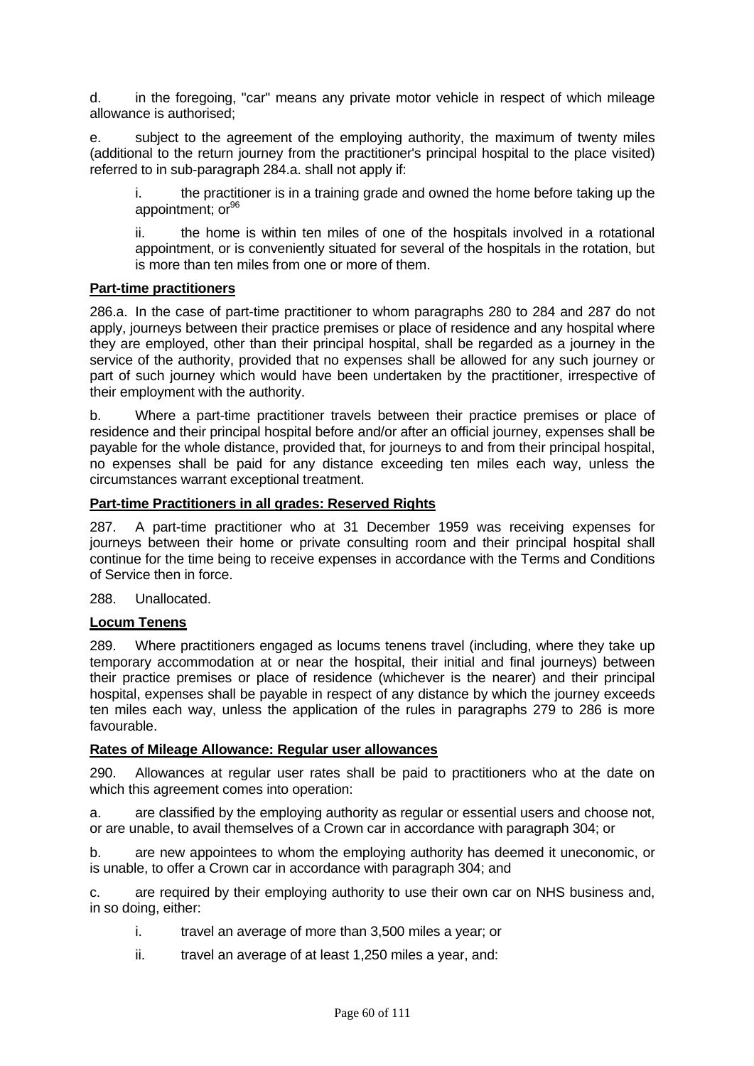d. in the foregoing, "car" means any private motor vehicle in respect of which mileage allowance is authorised;

e. subject to the agreement of the employing authority, the maximum of twenty miles (additional to the return journey from the practitioner's principal hospital to the place visited) referred to in sub-paragraph 284.a. shall not apply if:

i. the practitioner is in a training grade and owned the home before taking up the appointment; or[96]

ii. the home is within ten miles of one of the hospitals involved in a rotational appointment, or is conveniently situated for several of the hospitals in the rotation, but is more than ten miles from one or more of them.

**Part-time practitioners**

286.a. In the case of part-time practitioner to whom paragraphs 280 to 284 and 287 do not apply, journeys between their practice premises or place of residence and any hospital where they are employed, other than their principal hospital, shall be regarded as a journey in the service of the authority, provided that no expenses shall be allowed for any such journey or part of such journey which would have been undertaken by the practitioner, irrespective of their employment with the authority.

b. Where a part-time practitioner travels between their practice premises or place of residence and their principal hospital before and/or after an official journey, expenses shall be payable for the whole distance, provided that, for journeys to and from their principal hospital, no expenses shall be paid for any distance exceeding ten miles each way, unless the circumstances warrant exceptional treatment.

**Part-time Practitioners in all grades: Reserved Rights**

287. A part-time practitioner who at 31 December 1959 was receiving expenses for journeys between their home or private consulting room and their principal hospital shall continue for the time being to receive expenses in accordance with the Terms and Conditions of Service then in force.

288. Unallocated.

**Locum Tenens**

289. Where practitioners engaged as locums tenens travel (including, where they take up temporary accommodation at or near the hospital, their initial and final journeys) between their practice premises or place of residence (whichever is the nearer) and their principal hospital, expenses shall be payable in respect of any distance by which the journey exceeds ten miles each way, unless the application of the rules in paragraphs 279 to 286 is more favourable.

**Rates of Mileage Allowance: Regular user allowances**

290. Allowances at regular user rates shall be paid to practitioners who at the date on which this agreement comes into operation:

a. are classified by the employing authority as regular or essential users and choose not, or are unable, to avail themselves of a Crown car in accordance with paragraph 304; or

b. are new appointees to whom the employing authority has deemed it uneconomic, or is unable, to offer a Crown car in accordance with paragraph 304; and

c. are required by their employing authority to use their own car on NHS business and, in so doing, either:

i. travel an average of more than 3,500 miles a year; or

ii. travel an average of at least 1,250 miles a year, and: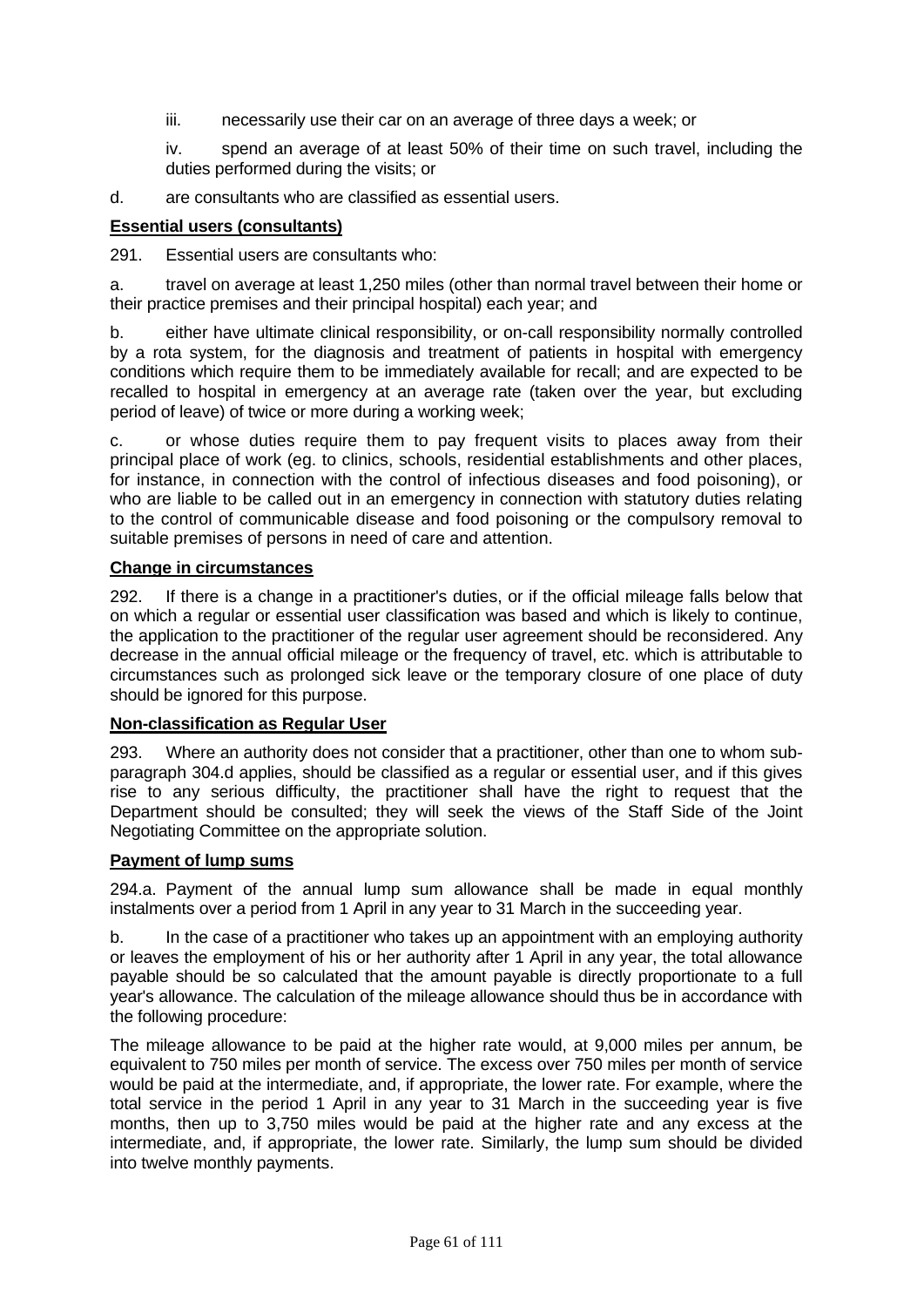iii. necessarily use their car on an average of three days a week; or

iv. spend an average of at least 50% of their time on such travel, including the duties performed during the visits; or

d. are consultants who are classified as essential users.

**Essential users (consultants)**

291. Essential users are consultants who:

a. travel on average at least 1,250 miles (other than normal travel between their home or their practice premises and their principal hospital) each year; and

b. either have ultimate clinical responsibility, or on-call responsibility normally controlled by a rota system, for the diagnosis and treatment of patients in hospital with emergency conditions which require them to be immediately available for recall; and are expected to be recalled to hospital in emergency at an average rate (taken over the year, but excluding period of leave) of twice or more during a working week;

c. or whose duties require them to pay frequent visits to places away from their principal place of work (eg. to clinics, schools, residential establishments and other places, for instance, in connection with the control of infectious diseases and food poisoning), or who are liable to be called out in an emergency in connection with statutory duties relating to the control of communicable disease and food poisoning or the compulsory removal to suitable premises of persons in need of care and attention.

**Change in circumstances**

292. If there is a change in a practitioner's duties, or if the official mileage falls below that on which a regular or essential user classification was based and which is likely to continue, the application to the practitioner of the regular user agreement should be reconsidered. Any decrease in the annual official mileage or the frequency of travel, etc. which is attributable to circumstances such as prolonged sick leave or the temporary closure of one place of duty should be ignored for this purpose.

**Non-classification as Regular User**

293. Where an authority does not consider that a practitioner, other than one to whom sub-paragraph 304.d applies, should be classified as a regular or essential user, and if this gives rise to any serious difficulty, the practitioner shall have the right to request that the Department should be consulted; they will seek the views of the Staff Side of the Joint Negotiating Committee on the appropriate solution.

**Payment of lump sums**

294.a. Payment of the annual lump sum allowance shall be made in equal monthly instalments over a period from 1 April in any year to 31 March in the succeeding year.

b. In the case of a practitioner who takes up an appointment with an employing authority or leaves the employment of his or her authority after 1 April in any year, the total allowance payable should be so calculated that the amount payable is directly proportionate to a full year's allowance. The calculation of the mileage allowance should thus be in accordance with the following procedure:

The mileage allowance to be paid at the higher rate would, at 9,000 miles per annum, be equivalent to 750 miles per month of service. The excess over 750 miles per month of service would be paid at the intermediate, and, if appropriate, the lower rate. For example, where the total service in the period 1 April in any year to 31 March in the succeeding year is five months, then up to 3,750 miles would be paid at the higher rate and any excess at the intermediate, and, if appropriate, the lower rate. Similarly, the lump sum should be divided into twelve monthly payments.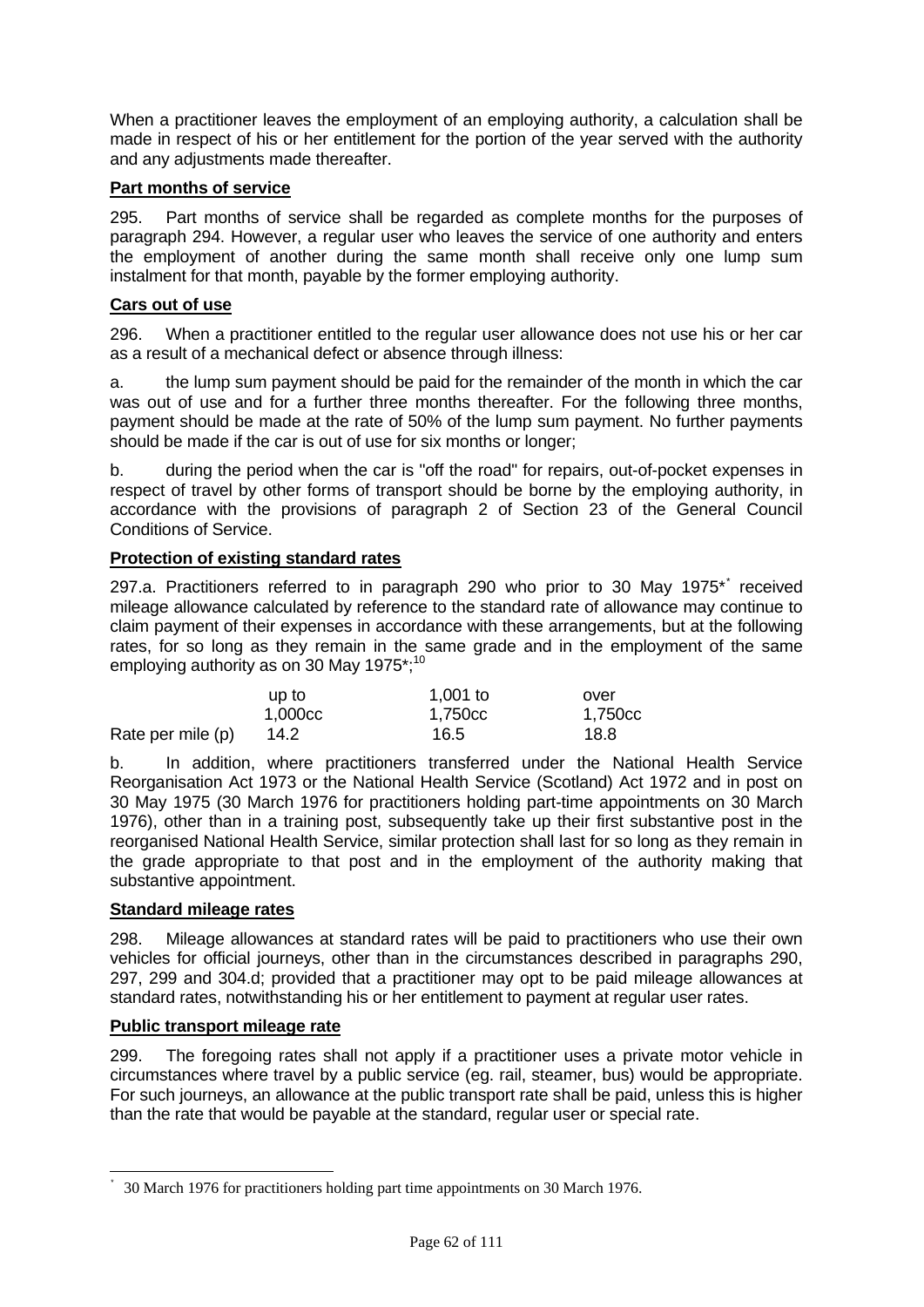When a practitioner leaves the employment of an employing authority, a calculation shall be made in respect of his or her entitlement for the portion of the year served with the authority and any adjustments made thereafter.

**Part months of service**

295. Part months of service shall be regarded as complete months for the purposes of paragraph 294. However, a regular user who leaves the service of one authority and enters the employment of another during the same month shall receive only one lump sum instalment for that month, payable by the former employing authority.

**Cars out of use**

296. When a practitioner entitled to the regular user allowance does not use his or her car as a result of a mechanical defect or absence through illness:

a. the lump sum payment should be paid for the remainder of the month in which the car was out of use and for a further three months thereafter. For the following three months, payment should be made at the rate of 50% of the lump sum payment. No further payments should be made if the car is out of use for six months or longer;

b. during the period when the car is "off the road" for repairs, out-of-pocket expenses in respect of travel by other forms of transport should be borne by the employing authority, in accordance with the provisions of paragraph 2 of Section 23 of the General Council Conditions of Service.

**Protection of existing standard rates**

297.a. Practitioners referred to in paragraph 290 who prior to 30 May 1975*[*] received mileage allowance calculated by reference to the standard rate of allowance may continue to claim payment of their expenses in accordance with these arrangements, but at the following rates, for so long as they remain in the same grade and in the employment of the same employing authority as on 30 May 1975*;[10]

| | up to 1,000cc | 1,001 to 1,750cc | over 1,750cc |
|---|---|---|---|
| Rate per mile (p) | 14.2 | 16.5 | 18.8 |

b. In addition, where practitioners transferred under the National Health Service Reorganisation Act 1973 or the National Health Service (Scotland) Act 1972 and in post on 30 May 1975 (30 March 1976 for practitioners holding part-time appointments on 30 March 1976), other than in a training post, subsequently take up their first substantive post in the reorganised National Health Service, similar protection shall last for so long as they remain in the grade appropriate to that post and in the employment of the authority making that substantive appointment.

**Standard mileage rates**

298. Mileage allowances at standard rates will be paid to practitioners who use their own vehicles for official journeys, other than in the circumstances described in paragraphs 290, 297, 299 and 304.d; provided that a practitioner may opt to be paid mileage allowances at standard rates, notwithstanding his or her entitlement to payment at regular user rates.

**Public transport mileage rate**

299. The foregoing rates shall not apply if a practitioner uses a private motor vehicle in circumstances where travel by a public service (eg. rail, steamer, bus) would be appropriate. For such journeys, an allowance at the public transport rate shall be paid, unless this is higher than the rate that would be payable at the standard, regular user or special rate.

---

[*] 30 March 1976 for practitioners holding part time appointments on 30 March 1976.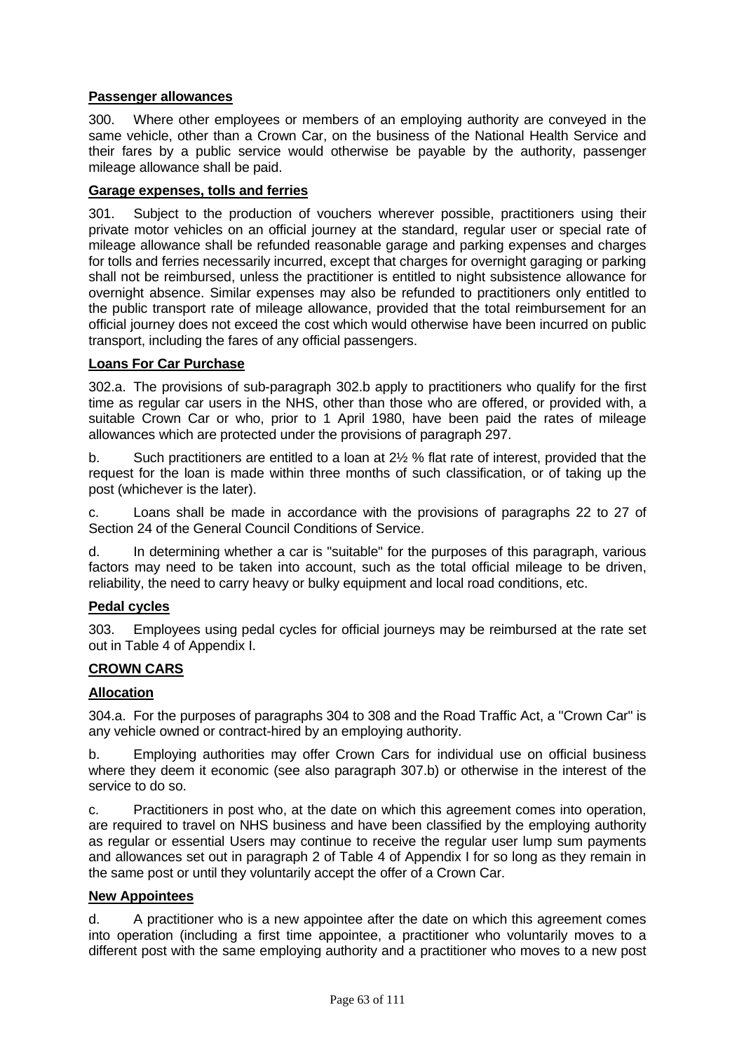**Passenger allowances**

300. Where other employees or members of an employing authority are conveyed in the same vehicle, other than a Crown Car, on the business of the National Health Service and their fares by a public service would otherwise be payable by the authority, passenger mileage allowance shall be paid.

**Garage expenses, tolls and ferries**

301. Subject to the production of vouchers wherever possible, practitioners using their private motor vehicles on an official journey at the standard, regular user or special rate of mileage allowance shall be refunded reasonable garage and parking expenses and charges for tolls and ferries necessarily incurred, except that charges for overnight garaging or parking shall not be reimbursed, unless the practitioner is entitled to night subsistence allowance for overnight absence. Similar expenses may also be refunded to practitioners only entitled to the public transport rate of mileage allowance, provided that the total reimbursement for an official journey does not exceed the cost which would otherwise have been incurred on public transport, including the fares of any official passengers.

**Loans For Car Purchase**

302.a. The provisions of sub-paragraph 302.b apply to practitioners who qualify for the first time as regular car users in the NHS, other than those who are offered, or provided with, a suitable Crown Car or who, prior to 1 April 1980, have been paid the rates of mileage allowances which are protected under the provisions of paragraph 297.

b. Such practitioners are entitled to a loan at 2½ % flat rate of interest, provided that the request for the loan is made within three months of such classification, or of taking up the post (whichever is the later).

c. Loans shall be made in accordance with the provisions of paragraphs 22 to 27 of Section 24 of the General Council Conditions of Service.

d. In determining whether a car is "suitable" for the purposes of this paragraph, various factors may need to be taken into account, such as the total official mileage to be driven, reliability, the need to carry heavy or bulky equipment and local road conditions, etc.

**Pedal cycles**

303. Employees using pedal cycles for official journeys may be reimbursed at the rate set out in Table 4 of Appendix I.

**CROWN CARS**

**Allocation**

304.a. For the purposes of paragraphs 304 to 308 and the Road Traffic Act, a "Crown Car" is any vehicle owned or contract-hired by an employing authority.

b. Employing authorities may offer Crown Cars for individual use on official business where they deem it economic (see also paragraph 307.b) or otherwise in the interest of the service to do so.

c. Practitioners in post who, at the date on which this agreement comes into operation, are required to travel on NHS business and have been classified by the employing authority as regular or essential Users may continue to receive the regular user lump sum payments and allowances set out in paragraph 2 of Table 4 of Appendix I for so long as they remain in the same post or until they voluntarily accept the offer of a Crown Car.

**New Appointees**

d. A practitioner who is a new appointee after the date on which this agreement comes into operation (including a first time appointee, a practitioner who voluntarily moves to a different post with the same employing authority and a practitioner who moves to a new post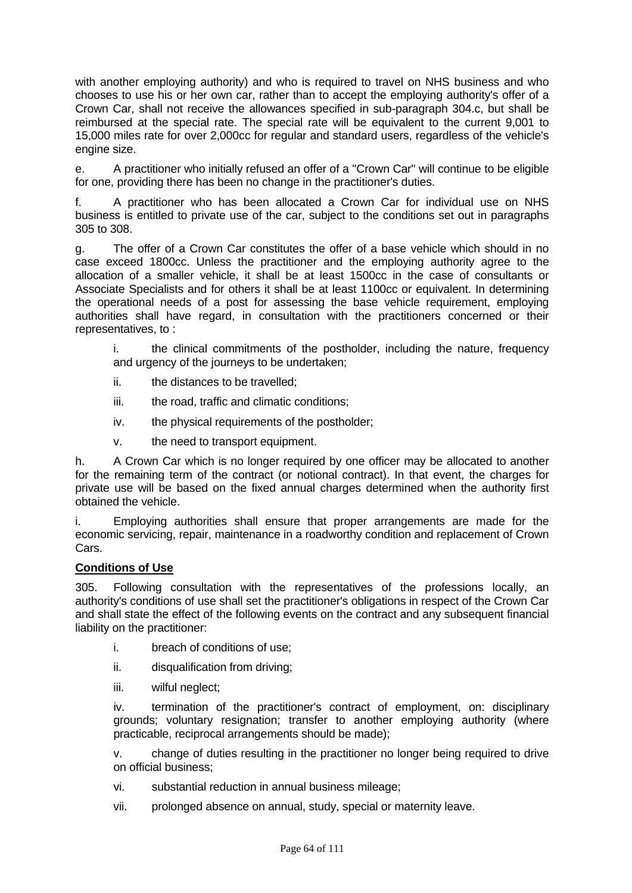with another employing authority) and who is required to travel on NHS business and who chooses to use his or her own car, rather than to accept the employing authority's offer of a Crown Car, shall not receive the allowances specified in sub-paragraph 304.c, but shall be reimbursed at the special rate. The special rate will be equivalent to the current 9,001 to 15,000 miles rate for over 2,000cc for regular and standard users, regardless of the vehicle's engine size.

e. A practitioner who initially refused an offer of a "Crown Car" will continue to be eligible for one, providing there has been no change in the practitioner's duties.

f. A practitioner who has been allocated a Crown Car for individual use on NHS business is entitled to private use of the car, subject to the conditions set out in paragraphs 305 to 308.

g. The offer of a Crown Car constitutes the offer of a base vehicle which should in no case exceed 1800cc. Unless the practitioner and the employing authority agree to the allocation of a smaller vehicle, it shall be at least 1500cc in the case of consultants or Associate Specialists and for others it shall be at least 1100cc or equivalent. In determining the operational needs of a post for assessing the base vehicle requirement, employing authorities shall have regard, in consultation with the practitioners concerned or their representatives, to :

i. the clinical commitments of the postholder, including the nature, frequency and urgency of the journeys to be undertaken;

ii. the distances to be travelled;

iii. the road, traffic and climatic conditions;

iv. the physical requirements of the postholder;

v. the need to transport equipment.

h. A Crown Car which is no longer required by one officer may be allocated to another for the remaining term of the contract (or notional contract). In that event, the charges for private use will be based on the fixed annual charges determined when the authority first obtained the vehicle.

i. Employing authorities shall ensure that proper arrangements are made for the economic servicing, repair, maintenance in a roadworthy condition and replacement of Crown Cars.

**Conditions of Use**

305. Following consultation with the representatives of the professions locally, an authority's conditions of use shall set the practitioner's obligations in respect of the Crown Car and shall state the effect of the following events on the contract and any subsequent financial liability on the practitioner:

i. breach of conditions of use;

ii. disqualification from driving;

iii. wilful neglect;

iv. termination of the practitioner's contract of employment, on: disciplinary grounds; voluntary resignation; transfer to another employing authority (where practicable, reciprocal arrangements should be made);

v. change of duties resulting in the practitioner no longer being required to drive on official business;

vi. substantial reduction in annual business mileage;

vii. prolonged absence on annual, study, special or maternity leave.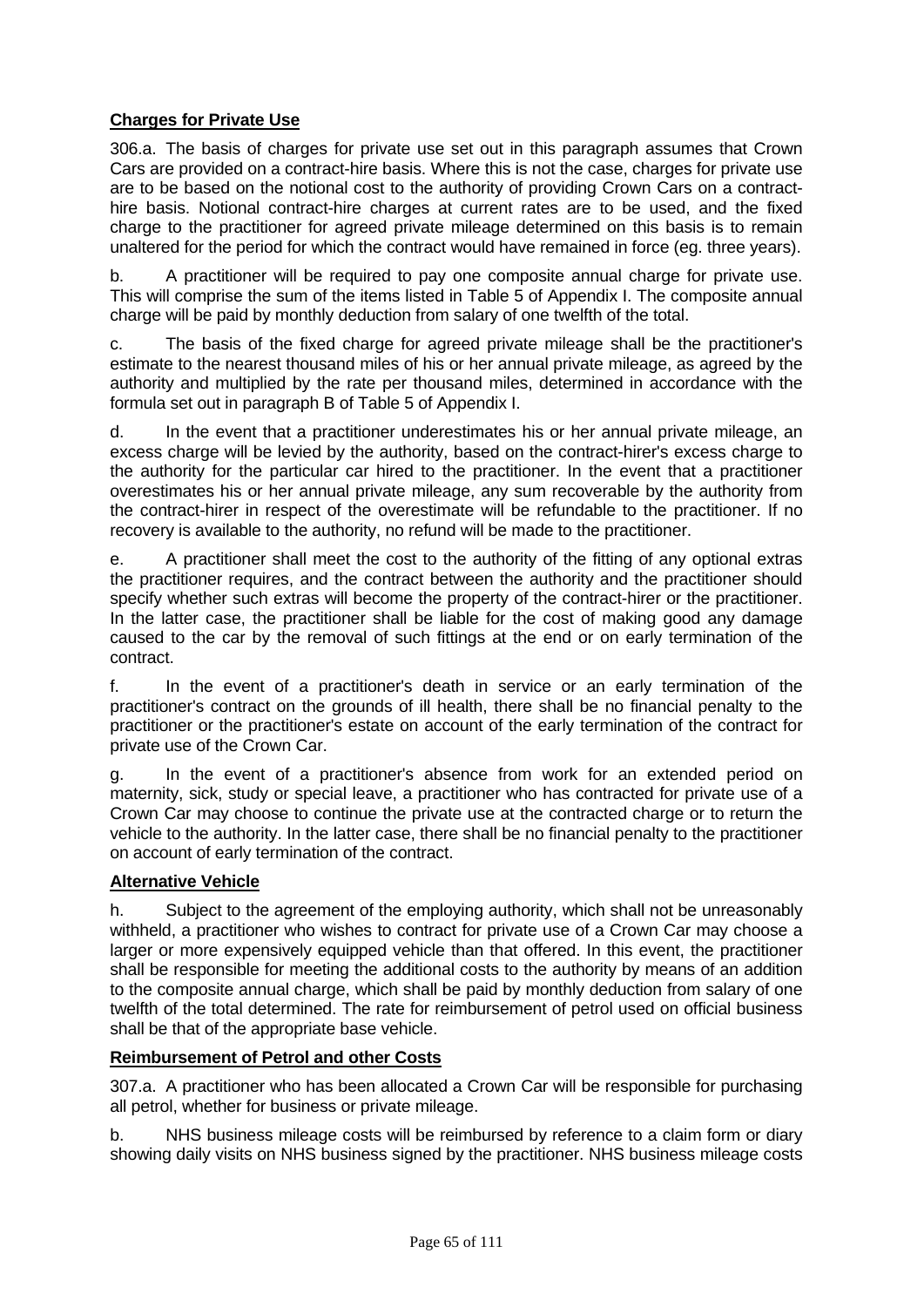**Charges for Private Use**

306.a. The basis of charges for private use set out in this paragraph assumes that Crown Cars are provided on a contract-hire basis. Where this is not the case, charges for private use are to be based on the notional cost to the authority of providing Crown Cars on a contract-hire basis. Notional contract-hire charges at current rates are to be used, and the fixed charge to the practitioner for agreed private mileage determined on this basis is to remain unaltered for the period for which the contract would have remained in force (eg. three years).

b. A practitioner will be required to pay one composite annual charge for private use. This will comprise the sum of the items listed in Table 5 of Appendix I. The composite annual charge will be paid by monthly deduction from salary of one twelfth of the total.

c. The basis of the fixed charge for agreed private mileage shall be the practitioner's estimate to the nearest thousand miles of his or her annual private mileage, as agreed by the authority and multiplied by the rate per thousand miles, determined in accordance with the formula set out in paragraph B of Table 5 of Appendix I.

d. In the event that a practitioner underestimates his or her annual private mileage, an excess charge will be levied by the authority, based on the contract-hirer's excess charge to the authority for the particular car hired to the practitioner. In the event that a practitioner overestimates his or her annual private mileage, any sum recoverable by the authority from the contract-hirer in respect of the overestimate will be refundable to the practitioner. If no recovery is available to the authority, no refund will be made to the practitioner.

e. A practitioner shall meet the cost to the authority of the fitting of any optional extras the practitioner requires, and the contract between the authority and the practitioner should specify whether such extras will become the property of the contract-hirer or the practitioner. In the latter case, the practitioner shall be liable for the cost of making good any damage caused to the car by the removal of such fittings at the end or on early termination of the contract.

f. In the event of a practitioner's death in service or an early termination of the practitioner's contract on the grounds of ill health, there shall be no financial penalty to the practitioner or the practitioner's estate on account of the early termination of the contract for private use of the Crown Car.

g. In the event of a practitioner's absence from work for an extended period on maternity, sick, study or special leave, a practitioner who has contracted for private use of a Crown Car may choose to continue the private use at the contracted charge or to return the vehicle to the authority. In the latter case, there shall be no financial penalty to the practitioner on account of early termination of the contract.

**Alternative Vehicle**

h. Subject to the agreement of the employing authority, which shall not be unreasonably withheld, a practitioner who wishes to contract for private use of a Crown Car may choose a larger or more expensively equipped vehicle than that offered. In this event, the practitioner shall be responsible for meeting the additional costs to the authority by means of an addition to the composite annual charge, which shall be paid by monthly deduction from salary of one twelfth of the total determined. The rate for reimbursement of petrol used on official business shall be that of the appropriate base vehicle.

**Reimbursement of Petrol and other Costs**

307.a. A practitioner who has been allocated a Crown Car will be responsible for purchasing all petrol, whether for business or private mileage.

b. NHS business mileage costs will be reimbursed by reference to a claim form or diary showing daily visits on NHS business signed by the practitioner. NHS business mileage costs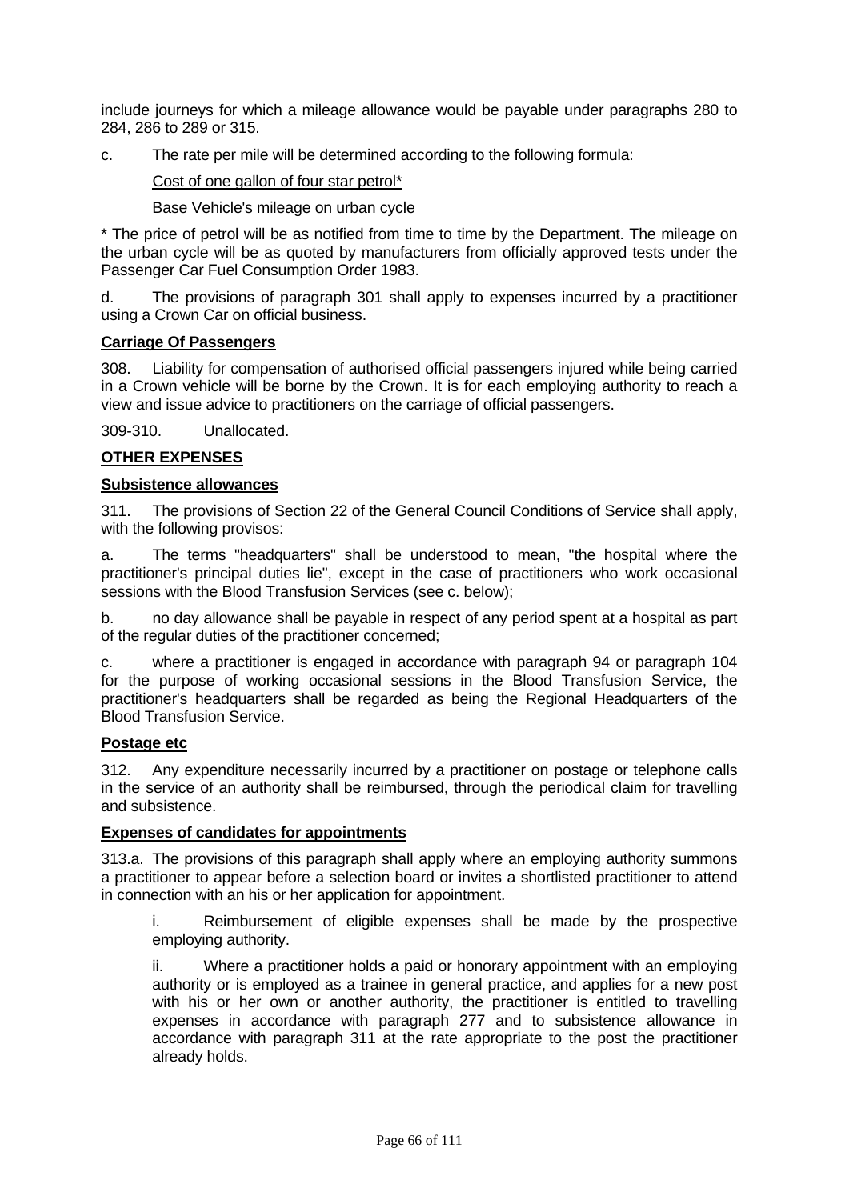include journeys for which a mileage allowance would be payable under paragraphs 280 to 284, 286 to 289 or 315.

c. The rate per mile will be determined according to the following formula:

$$\frac{\text{Cost of one gallon of four star petrol*}}{\text{Base Vehicle's mileage on urban cycle}}$$

* The price of petrol will be as notified from time to time by the Department. The mileage on the urban cycle will be as quoted by manufacturers from officially approved tests under the Passenger Car Fuel Consumption Order 1983.

d. The provisions of paragraph 301 shall apply to expenses incurred by a practitioner using a Crown Car on official business.

**Carriage Of Passengers**

308. Liability for compensation of authorised official passengers injured while being carried in a Crown vehicle will be borne by the Crown. It is for each employing authority to reach a view and issue advice to practitioners on the carriage of official passengers.

309-310. Unallocated.

## OTHER EXPENSES

**Subsistence allowances**

311. The provisions of Section 22 of the General Council Conditions of Service shall apply, with the following provisos:

a. The terms "headquarters" shall be understood to mean, "the hospital where the practitioner's principal duties lie", except in the case of practitioners who work occasional sessions with the Blood Transfusion Services (see c. below);

b. no day allowance shall be payable in respect of any period spent at a hospital as part of the regular duties of the practitioner concerned;

c. where a practitioner is engaged in accordance with paragraph 94 or paragraph 104 for the purpose of working occasional sessions in the Blood Transfusion Service, the practitioner's headquarters shall be regarded as being the Regional Headquarters of the Blood Transfusion Service.

**Postage etc**

312. Any expenditure necessarily incurred by a practitioner on postage or telephone calls in the service of an authority shall be reimbursed, through the periodical claim for travelling and subsistence.

**Expenses of candidates for appointments**

313.a. The provisions of this paragraph shall apply where an employing authority summons a practitioner to appear before a selection board or invites a shortlisted practitioner to attend in connection with an his or her application for appointment.

i. Reimbursement of eligible expenses shall be made by the prospective employing authority.

ii. Where a practitioner holds a paid or honorary appointment with an employing authority or is employed as a trainee in general practice, and applies for a new post with his or her own or another authority, the practitioner is entitled to travelling expenses in accordance with paragraph 277 and to subsistence allowance in accordance with paragraph 311 at the rate appropriate to the post the practitioner already holds.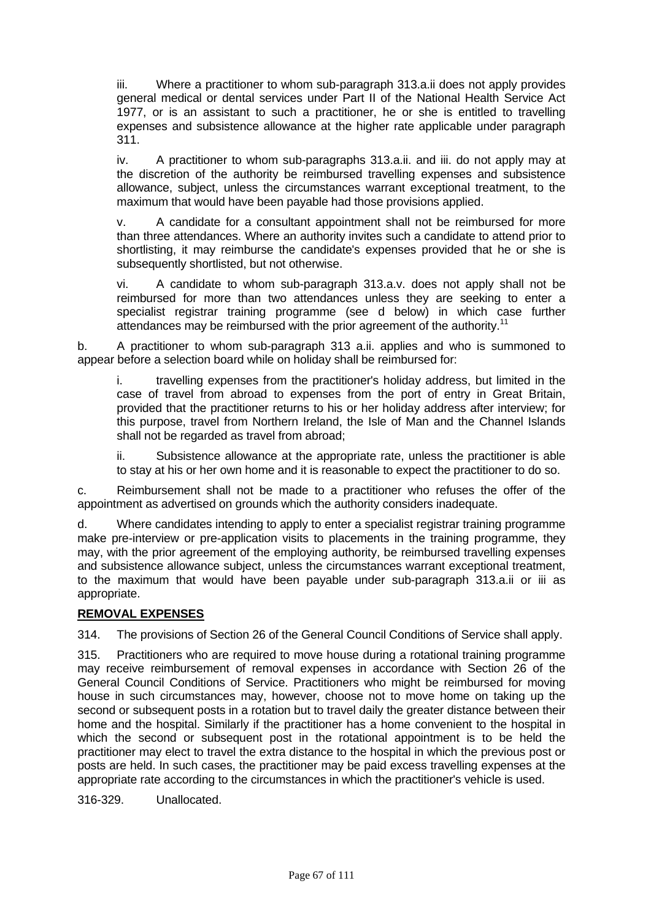iii. Where a practitioner to whom sub-paragraph 313.a.ii does not apply provides general medical or dental services under Part II of the National Health Service Act 1977, or is an assistant to such a practitioner, he or she is entitled to travelling expenses and subsistence allowance at the higher rate applicable under paragraph 311.

iv. A practitioner to whom sub-paragraphs 313.a.ii. and iii. do not apply may at the discretion of the authority be reimbursed travelling expenses and subsistence allowance, subject, unless the circumstances warrant exceptional treatment, to the maximum that would have been payable had those provisions applied.

v. A candidate for a consultant appointment shall not be reimbursed for more than three attendances. Where an authority invites such a candidate to attend prior to shortlisting, it may reimburse the candidate's expenses provided that he or she is subsequently shortlisted, but not otherwise.

vi. A candidate to whom sub-paragraph 313.a.v. does not apply shall not be reimbursed for more than two attendances unless they are seeking to enter a specialist registrar training programme (see d below) in which case further attendances may be reimbursed with the prior agreement of the authority.[11]

b. A practitioner to whom sub-paragraph 313 a.ii. applies and who is summoned to appear before a selection board while on holiday shall be reimbursed for:

i. travelling expenses from the practitioner's holiday address, but limited in the case of travel from abroad to expenses from the port of entry in Great Britain, provided that the practitioner returns to his or her holiday address after interview; for this purpose, travel from Northern Ireland, the Isle of Man and the Channel Islands shall not be regarded as travel from abroad;

ii. Subsistence allowance at the appropriate rate, unless the practitioner is able to stay at his or her own home and it is reasonable to expect the practitioner to do so.

c. Reimbursement shall not be made to a practitioner who refuses the offer of the appointment as advertised on grounds which the authority considers inadequate.

d. Where candidates intending to apply to enter a specialist registrar training programme make pre-interview or pre-application visits to placements in the training programme, they may, with the prior agreement of the employing authority, be reimbursed travelling expenses and subsistence allowance subject, unless the circumstances warrant exceptional treatment, to the maximum that would have been payable under sub-paragraph 313.a.ii or iii as appropriate.

## REMOVAL EXPENSES

314. The provisions of Section 26 of the General Council Conditions of Service shall apply.

315. Practitioners who are required to move house during a rotational training programme may receive reimbursement of removal expenses in accordance with Section 26 of the General Council Conditions of Service. Practitioners who might be reimbursed for moving house in such circumstances may, however, choose not to move home on taking up the second or subsequent posts in a rotation but to travel daily the greater distance between their home and the hospital. Similarly if the practitioner has a home convenient to the hospital in which the second or subsequent post in the rotational appointment is to be held the practitioner may elect to travel the extra distance to the hospital in which the previous post or posts are held. In such cases, the practitioner may be paid excess travelling expenses at the appropriate rate according to the circumstances in which the practitioner's vehicle is used.

316-329. Unallocated.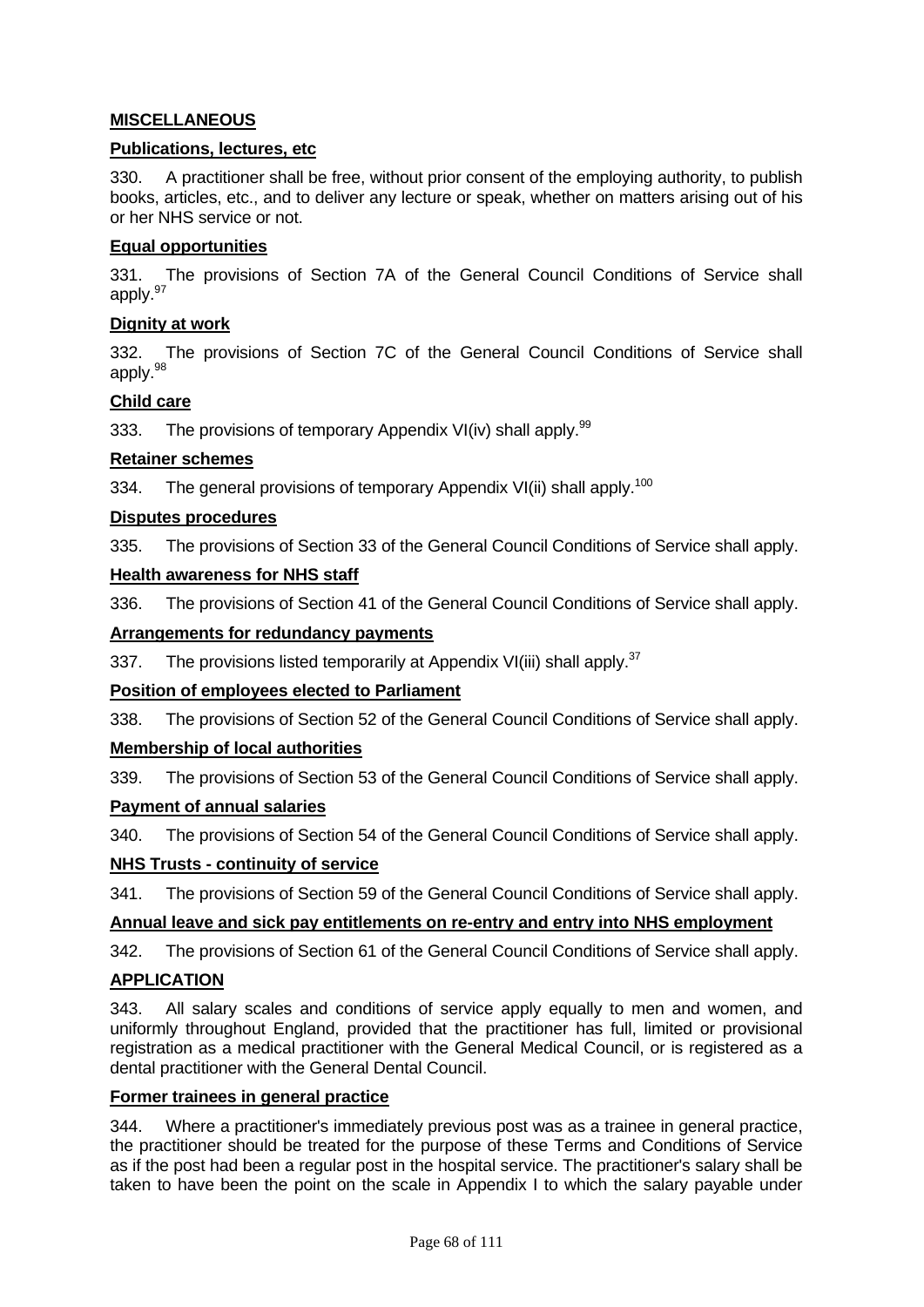## MISCELLANEOUS

### Publications, lectures, etc

330. A practitioner shall be free, without prior consent of the employing authority, to publish books, articles, etc., and to deliver any lecture or speak, whether on matters arising out of his or her NHS service or not.

### Equal opportunities

331. The provisions of Section 7A of the General Council Conditions of Service shall apply.[97]

### Dignity at work

332. The provisions of Section 7C of the General Council Conditions of Service shall apply.[98]

### Child care

333. The provisions of temporary Appendix VI(iv) shall apply.[99]

### Retainer schemes

334. The general provisions of temporary Appendix VI(ii) shall apply.[100]

### Disputes procedures

335. The provisions of Section 33 of the General Council Conditions of Service shall apply.

### Health awareness for NHS staff

336. The provisions of Section 41 of the General Council Conditions of Service shall apply.

### Arrangements for redundancy payments

337. The provisions listed temporarily at Appendix VI(iii) shall apply.[37]

### Position of employees elected to Parliament

338. The provisions of Section 52 of the General Council Conditions of Service shall apply.

### Membership of local authorities

339. The provisions of Section 53 of the General Council Conditions of Service shall apply.

### Payment of annual salaries

340. The provisions of Section 54 of the General Council Conditions of Service shall apply.

### NHS Trusts - continuity of service

341. The provisions of Section 59 of the General Council Conditions of Service shall apply.

### Annual leave and sick pay entitlements on re-entry and entry into NHS employment

342. The provisions of Section 61 of the General Council Conditions of Service shall apply.

## APPLICATION

343. All salary scales and conditions of service apply equally to men and women, and uniformly throughout England, provided that the practitioner has full, limited or provisional registration as a medical practitioner with the General Medical Council, or is registered as a dental practitioner with the General Dental Council.

### Former trainees in general practice

344. Where a practitioner's immediately previous post was as a trainee in general practice, the practitioner should be treated for the purpose of these Terms and Conditions of Service as if the post had been a regular post in the hospital service. The practitioner's salary shall be taken to have been the point on the scale in Appendix I to which the salary payable under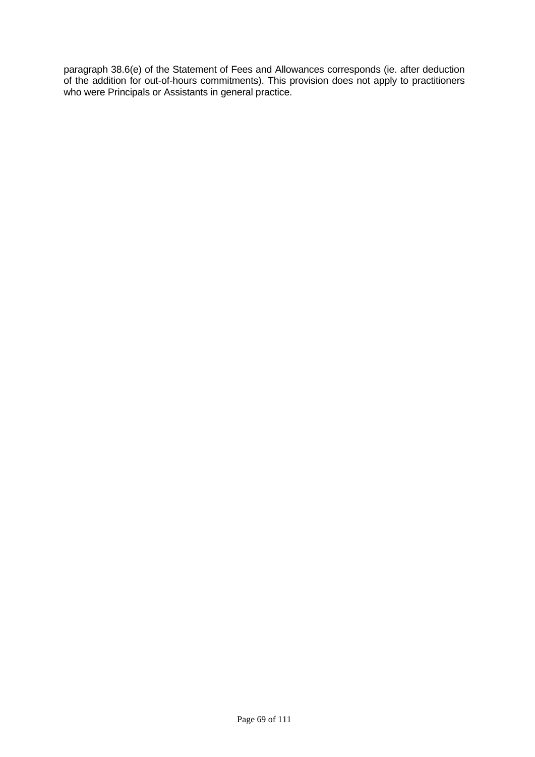paragraph 38.6(e) of the Statement of Fees and Allowances corresponds (ie. after deduction of the addition for out-of-hours commitments). This provision does not apply to practitioners who were Principals or Assistants in general practice.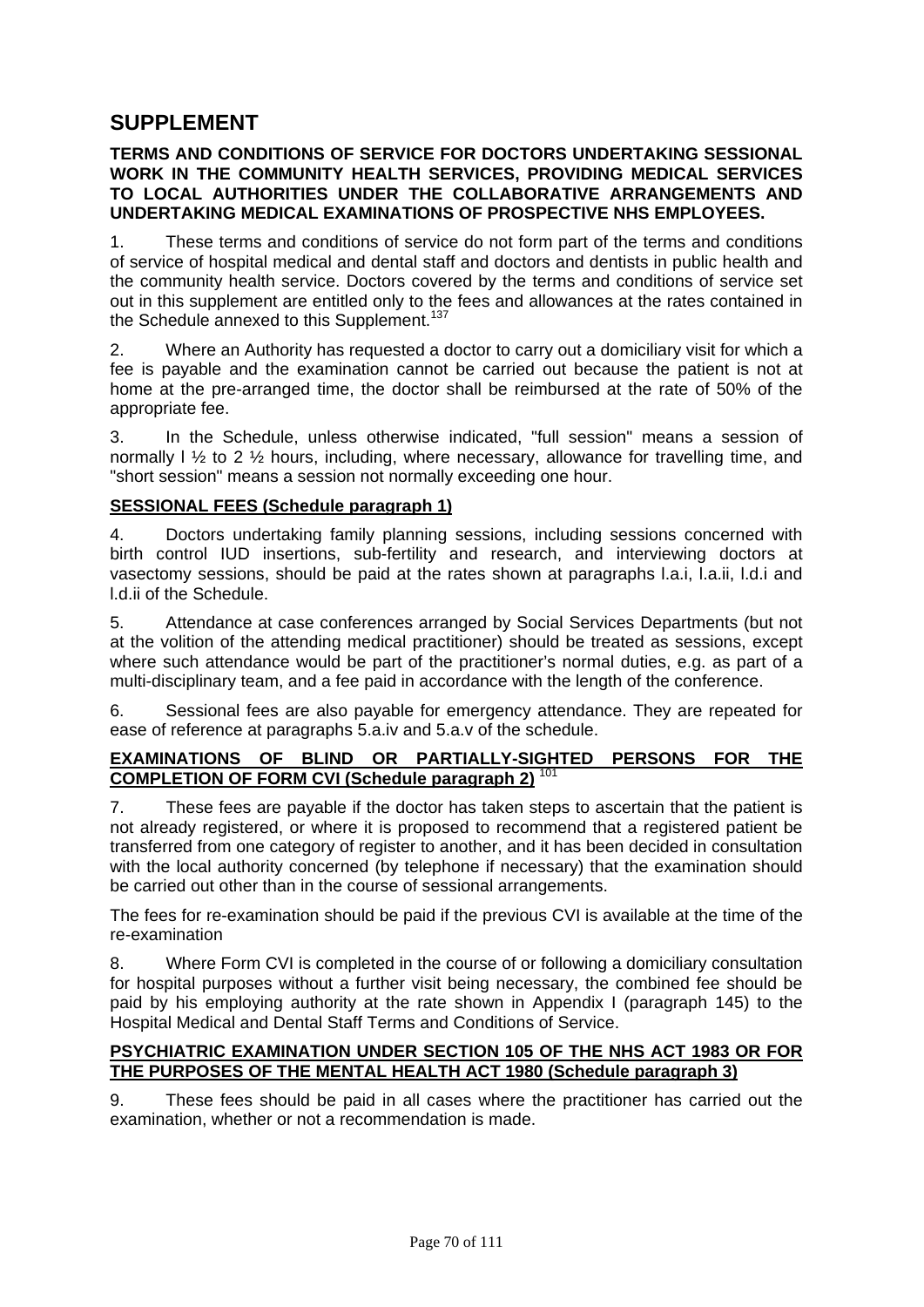# SUPPLEMENT

**TERMS AND CONDITIONS OF SERVICE FOR DOCTORS UNDERTAKING SESSIONAL WORK IN THE COMMUNITY HEALTH SERVICES, PROVIDING MEDICAL SERVICES TO LOCAL AUTHORITIES UNDER THE COLLABORATIVE ARRANGEMENTS AND UNDERTAKING MEDICAL EXAMINATIONS OF PROSPECTIVE NHS EMPLOYEES.**

1. These terms and conditions of service do not form part of the terms and conditions of service of hospital medical and dental staff and doctors and dentists in public health and the community health service. Doctors covered by the terms and conditions of service set out in this supplement are entitled only to the fees and allowances at the rates contained in the Schedule annexed to this Supplement.[137]

2. Where an Authority has requested a doctor to carry out a domiciliary visit for which a fee is payable and the examination cannot be carried out because the patient is not at home at the pre-arranged time, the doctor shall be reimbursed at the rate of 50% of the appropriate fee.

3. In the Schedule, unless otherwise indicated, "full session" means a session of normally l ½ to 2 ½ hours, including, where necessary, allowance for travelling time, and "short session" means a session not normally exceeding one hour.

**SESSIONAL FEES (Schedule paragraph 1)**

4. Doctors undertaking family planning sessions, including sessions concerned with birth control IUD insertions, sub-fertility and research, and interviewing doctors at vasectomy sessions, should be paid at the rates shown at paragraphs l.a.i, l.a.ii, l.d.i and l.d.ii of the Schedule.

5. Attendance at case conferences arranged by Social Services Departments (but not at the volition of the attending medical practitioner) should be treated as sessions, except where such attendance would be part of the practitioner's normal duties, e.g. as part of a multi-disciplinary team, and a fee paid in accordance with the length of the conference.

6. Sessional fees are also payable for emergency attendance. They are repeated for ease of reference at paragraphs 5.a.iv and 5.a.v of the schedule.

**EXAMINATIONS OF BLIND OR PARTIALLY-SIGHTED PERSONS FOR THE COMPLETION OF FORM CVI (Schedule paragraph 2)** [101]

7. These fees are payable if the doctor has taken steps to ascertain that the patient is not already registered, or where it is proposed to recommend that a registered patient be transferred from one category of register to another, and it has been decided in consultation with the local authority concerned (by telephone if necessary) that the examination should be carried out other than in the course of sessional arrangements.

The fees for re-examination should be paid if the previous CVI is available at the time of the re-examination

8. Where Form CVI is completed in the course of or following a domiciliary consultation for hospital purposes without a further visit being necessary, the combined fee should be paid by his employing authority at the rate shown in Appendix I (paragraph 145) to the Hospital Medical and Dental Staff Terms and Conditions of Service.

**PSYCHIATRIC EXAMINATION UNDER SECTION 105 OF THE NHS ACT 1983 OR FOR THE PURPOSES OF THE MENTAL HEALTH ACT 1980 (Schedule paragraph 3)**

9. These fees should be paid in all cases where the practitioner has carried out the examination, whether or not a recommendation is made.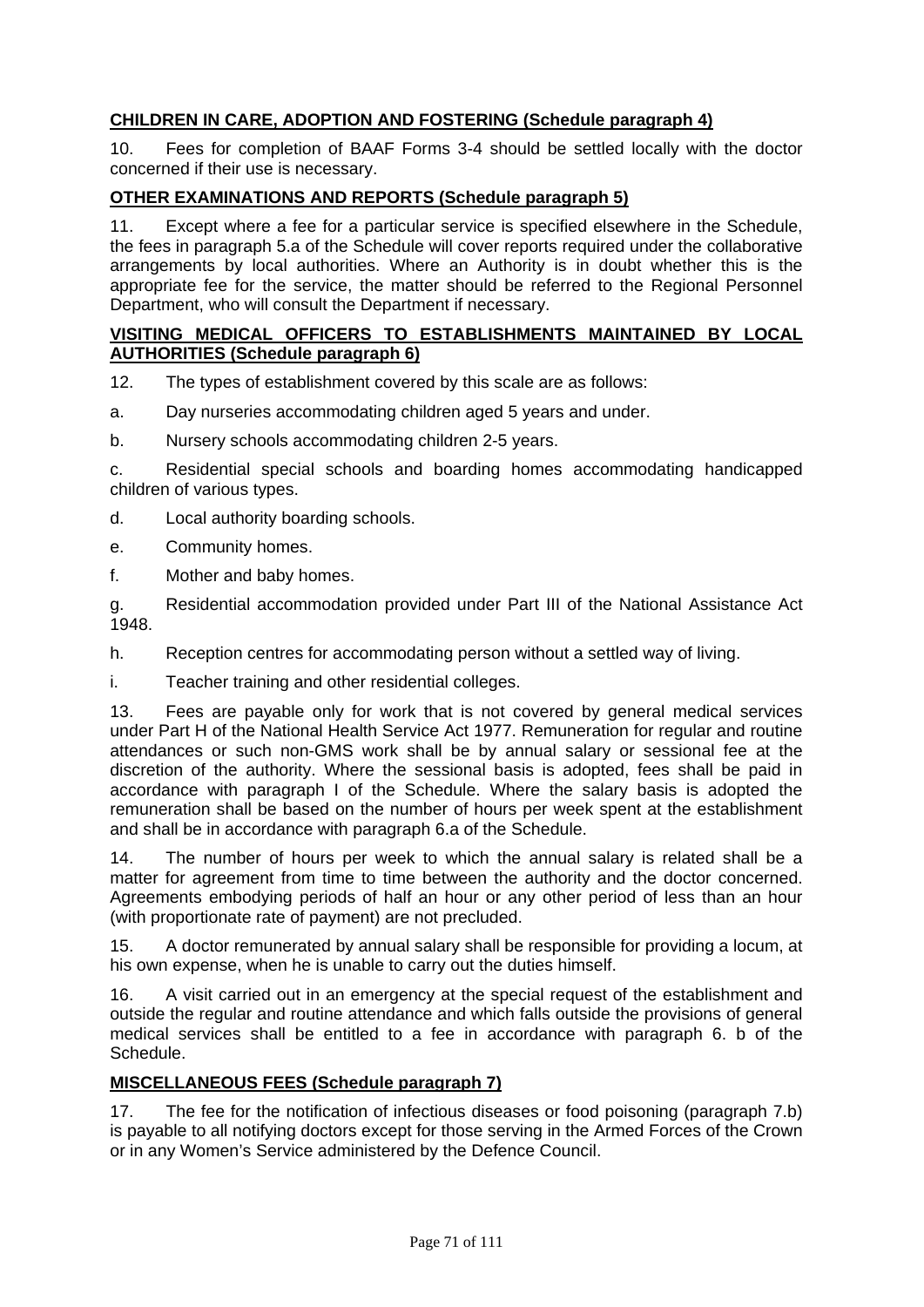**CHILDREN IN CARE, ADOPTION AND FOSTERING (Schedule paragraph 4)**

10. Fees for completion of BAAF Forms 3-4 should be settled locally with the doctor concerned if their use is necessary.

**OTHER EXAMINATIONS AND REPORTS (Schedule paragraph 5)**

11. Except where a fee for a particular service is specified elsewhere in the Schedule, the fees in paragraph 5.a of the Schedule will cover reports required under the collaborative arrangements by local authorities. Where an Authority is in doubt whether this is the appropriate fee for the service, the matter should be referred to the Regional Personnel Department, who will consult the Department if necessary.

**VISITING MEDICAL OFFICERS TO ESTABLISHMENTS MAINTAINED BY LOCAL AUTHORITIES (Schedule paragraph 6)**

12. The types of establishment covered by this scale are as follows:

a. Day nurseries accommodating children aged 5 years and under.

b. Nursery schools accommodating children 2-5 years.

c. Residential special schools and boarding homes accommodating handicapped children of various types.

d. Local authority boarding schools.

e. Community homes.

f. Mother and baby homes.

g. Residential accommodation provided under Part III of the National Assistance Act 1948.

h. Reception centres for accommodating person without a settled way of living.

i. Teacher training and other residential colleges.

13. Fees are payable only for work that is not covered by general medical services under Part H of the National Health Service Act 1977. Remuneration for regular and routine attendances or such non-GMS work shall be by annual salary or sessional fee at the discretion of the authority. Where the sessional basis is adopted, fees shall be paid in accordance with paragraph I of the Schedule. Where the salary basis is adopted the remuneration shall be based on the number of hours per week spent at the establishment and shall be in accordance with paragraph 6.a of the Schedule.

14. The number of hours per week to which the annual salary is related shall be a matter for agreement from time to time between the authority and the doctor concerned. Agreements embodying periods of half an hour or any other period of less than an hour (with proportionate rate of payment) are not precluded.

15. A doctor remunerated by annual salary shall be responsible for providing a locum, at his own expense, when he is unable to carry out the duties himself.

16. A visit carried out in an emergency at the special request of the establishment and outside the regular and routine attendance and which falls outside the provisions of general medical services shall be entitled to a fee in accordance with paragraph 6. b of the Schedule.

**MISCELLANEOUS FEES (Schedule paragraph 7)**

17. The fee for the notification of infectious diseases or food poisoning (paragraph 7.b) is payable to all notifying doctors except for those serving in the Armed Forces of the Crown or in any Women's Service administered by the Defence Council.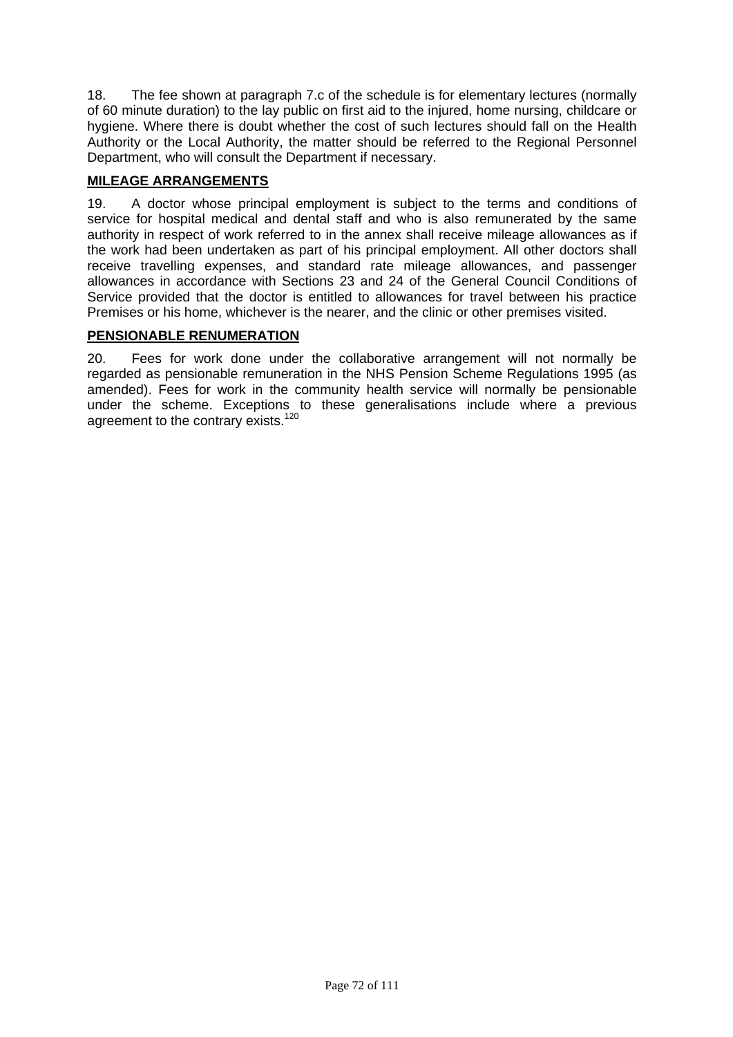18. The fee shown at paragraph 7.c of the schedule is for elementary lectures (normally of 60 minute duration) to the lay public on first aid to the injured, home nursing, childcare or hygiene. Where there is doubt whether the cost of such lectures should fall on the Health Authority or the Local Authority, the matter should be referred to the Regional Personnel Department, who will consult the Department if necessary.

## MILEAGE ARRANGEMENTS

19. A doctor whose principal employment is subject to the terms and conditions of service for hospital medical and dental staff and who is also remunerated by the same authority in respect of work referred to in the annex shall receive mileage allowances as if the work had been undertaken as part of his principal employment. All other doctors shall receive travelling expenses, and standard rate mileage allowances, and passenger allowances in accordance with Sections 23 and 24 of the General Council Conditions of Service provided that the doctor is entitled to allowances for travel between his practice Premises or his home, whichever is the nearer, and the clinic or other premises visited.

## PENSIONABLE RENUMERATION

20. Fees for work done under the collaborative arrangement will not normally be regarded as pensionable remuneration in the NHS Pension Scheme Regulations 1995 (as amended). Fees for work in the community health service will normally be pensionable under the scheme. Exceptions to these generalisations include where a previous agreement to the contrary exists.[120]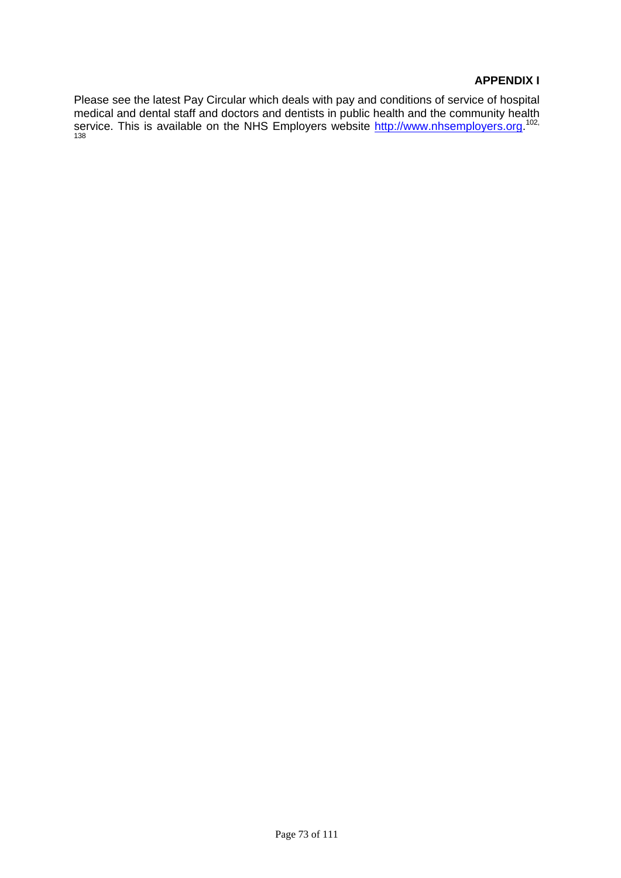**APPENDIX I**

Please see the latest Pay Circular which deals with pay and conditions of service of hospital medical and dental staff and doctors and dentists in public health and the community health service. This is available on the NHS Employers website http://www.nhsemployers.org.[102, 138]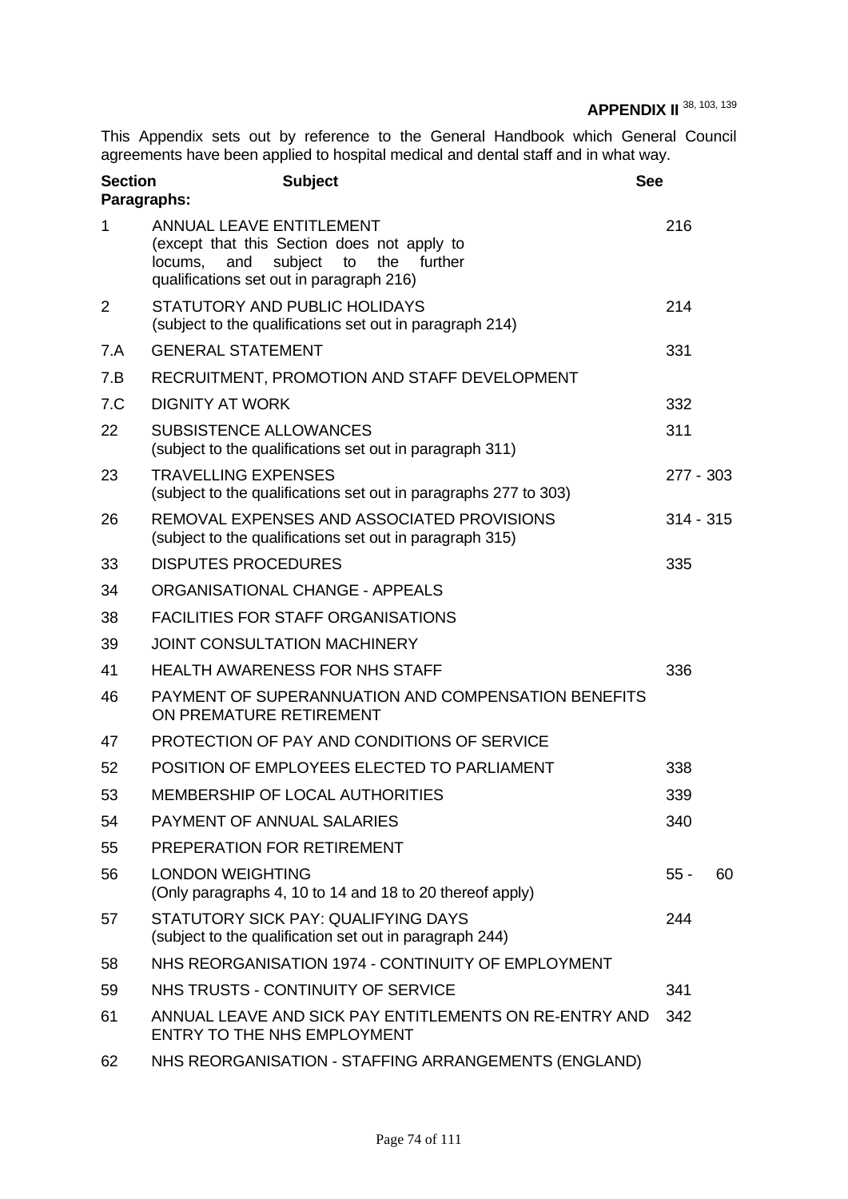**APPENDIX II** [38, 103, 139]

This Appendix sets out by reference to the General Handbook which General Council agreements have been applied to hospital medical and dental staff and in what way.

| Section | Subject | See Paragraphs: |
|---|---|---|
| 1 | ANNUAL LEAVE ENTITLEMENT (except that this Section does not apply to locums, and subject to the further qualifications set out in paragraph 216) | 216 |
| 2 | STATUTORY AND PUBLIC HOLIDAYS (subject to the qualifications set out in paragraph 214) | 214 |
| 7.A | GENERAL STATEMENT | 331 |
| 7.B | RECRUITMENT, PROMOTION AND STAFF DEVELOPMENT | |
| 7.C | DIGNITY AT WORK | 332 |
| 22 | SUBSISTENCE ALLOWANCES (subject to the qualifications set out in paragraph 311) | 311 |
| 23 | TRAVELLING EXPENSES (subject to the qualifications set out in paragraphs 277 to 303) | 277 - 303 |
| 26 | REMOVAL EXPENSES AND ASSOCIATED PROVISIONS (subject to the qualifications set out in paragraph 315) | 314 - 315 |
| 33 | DISPUTES PROCEDURES | 335 |
| 34 | ORGANISATIONAL CHANGE - APPEALS | |
| 38 | FACILITIES FOR STAFF ORGANISATIONS | |
| 39 | JOINT CONSULTATION MACHINERY | |
| 41 | HEALTH AWARENESS FOR NHS STAFF | 336 |
| 46 | PAYMENT OF SUPERANNUATION AND COMPENSATION BENEFITS ON PREMATURE RETIREMENT | |
| 47 | PROTECTION OF PAY AND CONDITIONS OF SERVICE | |
| 52 | POSITION OF EMPLOYEES ELECTED TO PARLIAMENT | 338 |
| 53 | MEMBERSHIP OF LOCAL AUTHORITIES | 339 |
| 54 | PAYMENT OF ANNUAL SALARIES | 340 |
| 55 | PREPERATION FOR RETIREMENT | |
| 56 | LONDON WEIGHTING (Only paragraphs 4, 10 to 14 and 18 to 20 thereof apply) | 55 - 60 |
| 57 | STATUTORY SICK PAY: QUALIFYING DAYS (subject to the qualification set out in paragraph 244) | 244 |
| 58 | NHS REORGANISATION 1974 - CONTINUITY OF EMPLOYMENT | |
| 59 | NHS TRUSTS - CONTINUITY OF SERVICE | 341 |
| 61 | ANNUAL LEAVE AND SICK PAY ENTITLEMENTS ON RE-ENTRY AND ENTRY TO THE NHS EMPLOYMENT | 342 |
| 62 | NHS REORGANISATION - STAFFING ARRANGEMENTS (ENGLAND) | |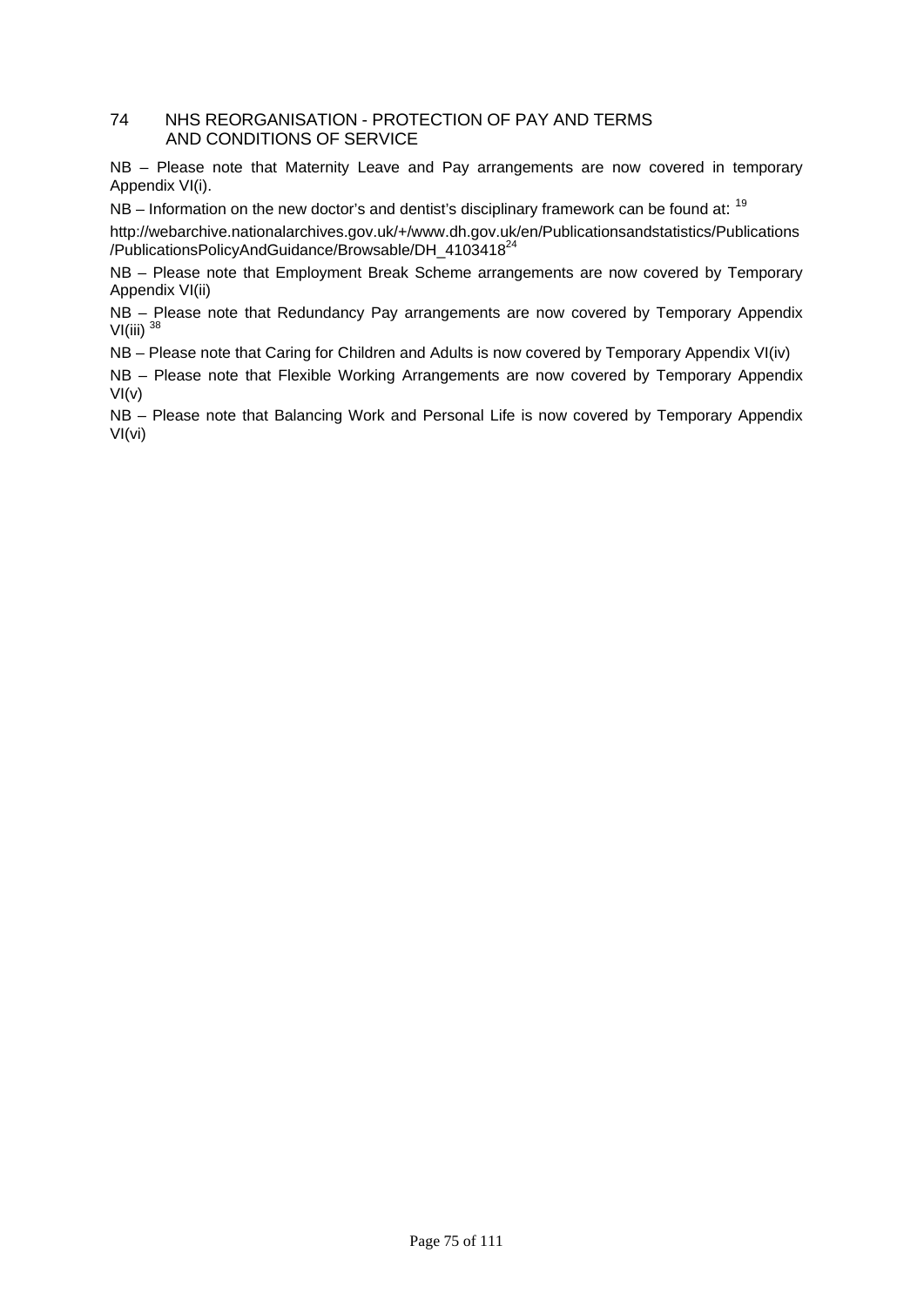## 74 NHS REORGANISATION - PROTECTION OF PAY AND TERMS AND CONDITIONS OF SERVICE

NB – Please note that Maternity Leave and Pay arrangements are now covered in temporary Appendix VI(i).

NB – Information on the new doctor's and dentist's disciplinary framework can be found at: [19]

http://webarchive.nationalarchives.gov.uk/+/www.dh.gov.uk/en/Publicationsandstatistics/Publications/PublicationsPolicyAndGuidance/Browsable/DH_4103418[24]

NB – Please note that Employment Break Scheme arrangements are now covered by Temporary Appendix VI(ii)

NB – Please note that Redundancy Pay arrangements are now covered by Temporary Appendix VI(iii) [38]

NB – Please note that Caring for Children and Adults is now covered by Temporary Appendix VI(iv)

NB – Please note that Flexible Working Arrangements are now covered by Temporary Appendix VI(v)

NB – Please note that Balancing Work and Personal Life is now covered by Temporary Appendix VI(vi)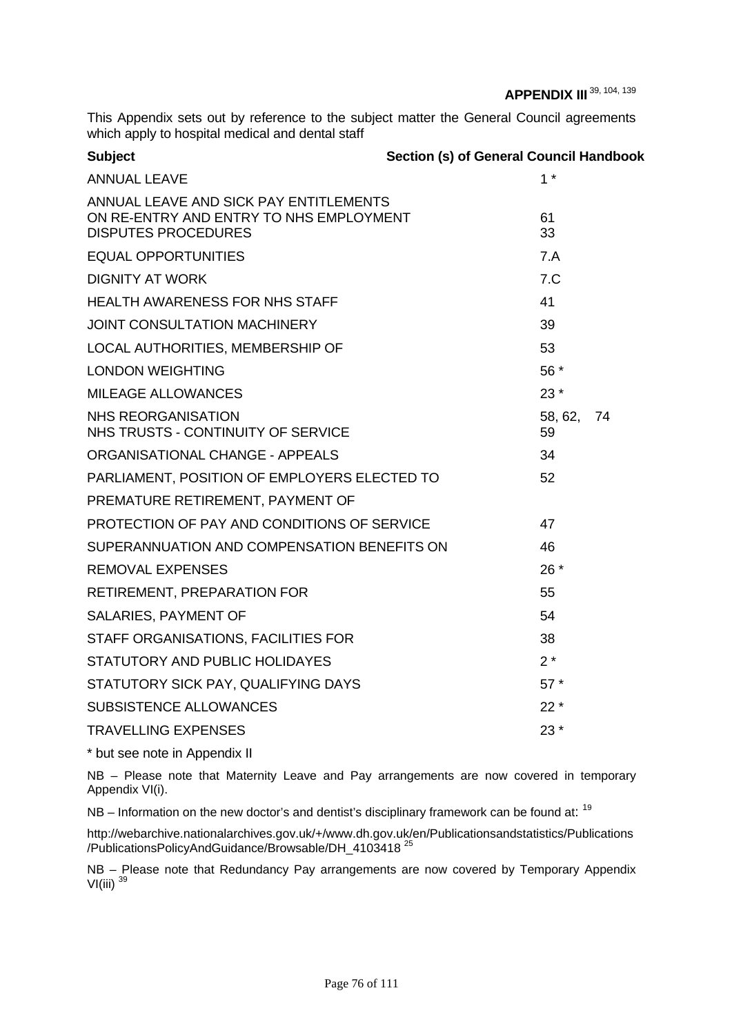**APPENDIX III** [39, 104, 139]

This Appendix sets out by reference to the subject matter the General Council agreements which apply to hospital medical and dental staff

| Subject | Section (s) of General Council Handbook |
|---|---|
| ANNUAL LEAVE | 1 * |
| ANNUAL LEAVE AND SICK PAY ENTITLEMENTS ON RE-ENTRY AND ENTRY TO NHS EMPLOYMENT | 61 |
| DISPUTES PROCEDURES | 33 |
| EQUAL OPPORTUNITIES | 7.A |
| DIGNITY AT WORK | 7.C |
| HEALTH AWARENESS FOR NHS STAFF | 41 |
| JOINT CONSULTATION MACHINERY | 39 |
| LOCAL AUTHORITIES, MEMBERSHIP OF | 53 |
| LONDON WEIGHTING | 56 * |
| MILEAGE ALLOWANCES | 23 * |
| NHS REORGANISATION | 58, 62, 74 |
| NHS TRUSTS - CONTINUITY OF SERVICE | 59 |
| ORGANISATIONAL CHANGE - APPEALS | 34 |
| PARLIAMENT, POSITION OF EMPLOYERS ELECTED TO | 52 |
| PREMATURE RETIREMENT, PAYMENT OF | |
| PROTECTION OF PAY AND CONDITIONS OF SERVICE | 47 |
| SUPERANNUATION AND COMPENSATION BENEFITS ON | 46 |
| REMOVAL EXPENSES | 26 * |
| RETIREMENT, PREPARATION FOR | 55 |
| SALARIES, PAYMENT OF | 54 |
| STAFF ORGANISATIONS, FACILITIES FOR | 38 |
| STATUTORY AND PUBLIC HOLIDAYES | 2 * |
| STATUTORY SICK PAY, QUALIFYING DAYS | 57 * |
| SUBSISTENCE ALLOWANCES | 22 * |
| TRAVELLING EXPENSES | 23 * |

* but see note in Appendix II

NB – Please note that Maternity Leave and Pay arrangements are now covered in temporary Appendix VI(i).

NB – Information on the new doctor's and dentist's disciplinary framework can be found at: [19]

http://webarchive.nationalarchives.gov.uk/+/www.dh.gov.uk/en/Publicationsandstatistics/Publications/PublicationsPolicyAndGuidance/Browsable/DH_4103418 [25]

NB – Please note that Redundancy Pay arrangements are now covered by Temporary Appendix VI(iii) [39]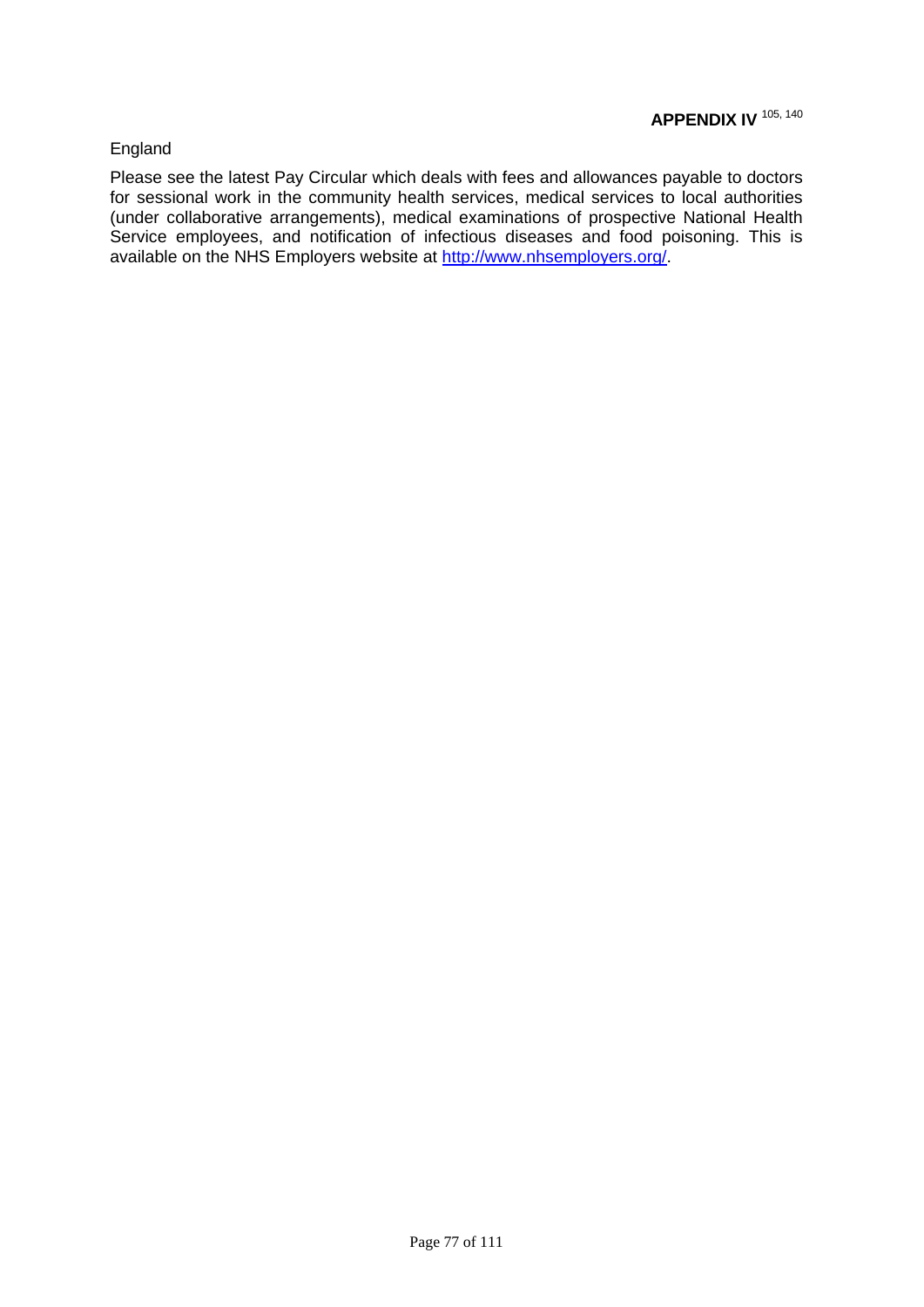## APPENDIX IV [105, 140]

England

Please see the latest Pay Circular which deals with fees and allowances payable to doctors for sessional work in the community health services, medical services to local authorities (under collaborative arrangements), medical examinations of prospective National Health Service employees, and notification of infectious diseases and food poisoning. This is available on the NHS Employers website at http://www.nhsemployers.org/.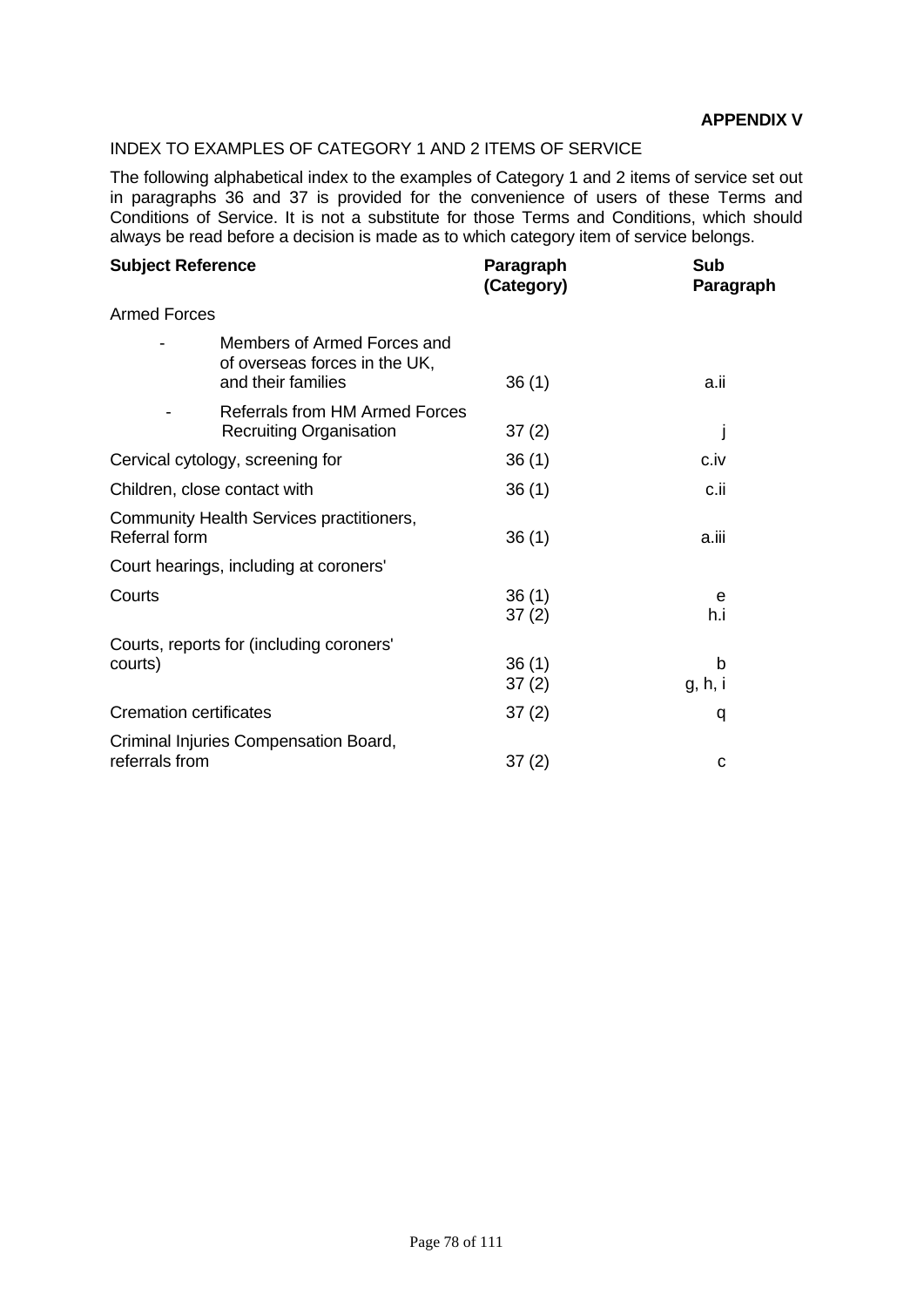**APPENDIX V**

INDEX TO EXAMPLES OF CATEGORY 1 AND 2 ITEMS OF SERVICE

The following alphabetical index to the examples of Category 1 and 2 items of service set out in paragraphs 36 and 37 is provided for the convenience of users of these Terms and Conditions of Service. It is not a substitute for those Terms and Conditions, which should always be read before a decision is made as to which category item of service belongs.

| Subject Reference | Paragraph (Category) | Sub Paragraph |
|---|---|---|
| Armed Forces | | |
| - Members of Armed Forces and of overseas forces in the UK, and their families | 36 (1) | a.ii |
| - Referrals from HM Armed Forces Recruiting Organisation | 37 (2) | j |
| Cervical cytology, screening for | 36 (1) | c.iv |
| Children, close contact with | 36 (1) | c.ii |
| Community Health Services practitioners, Referral form | 36 (1) | a.iii |
| Court hearings, including at coroners' | | |
| Courts | 36 (1)<br>37 (2) | e<br>h.i |
| Courts, reports for (including coroners' courts) | 36 (1)<br>37 (2) | b<br>g, h, i |
| Cremation certificates | 37 (2) | q |
| Criminal Injuries Compensation Board, referrals from | 37 (2) | c |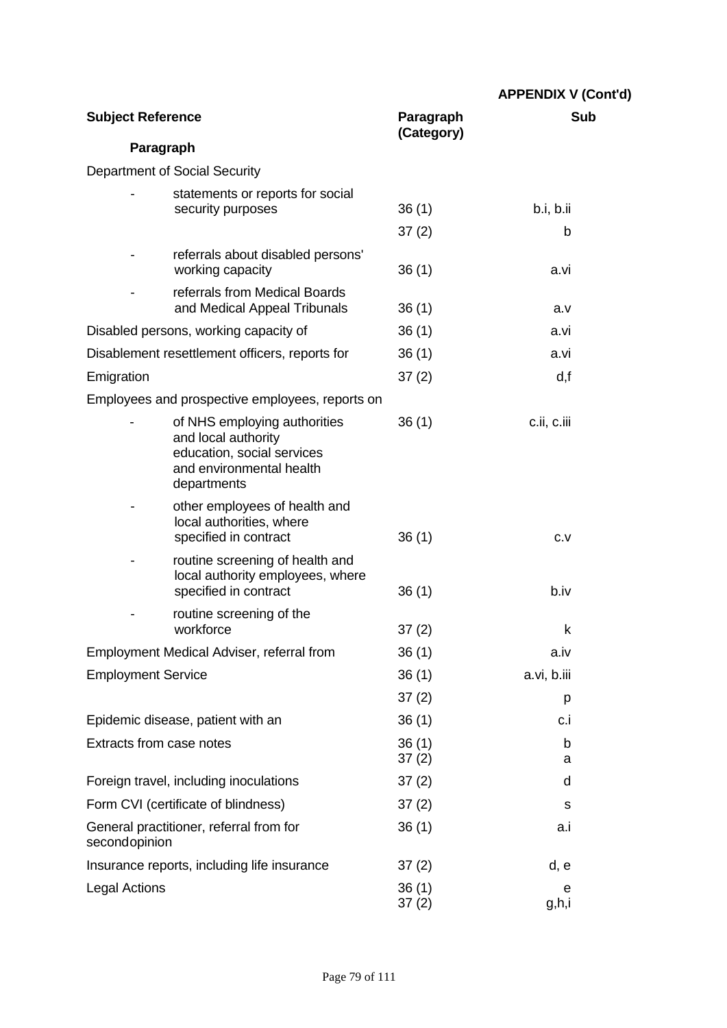**APPENDIX V (Cont'd)**

| Subject Reference<br>Paragraph | Paragraph (Category) | Sub |
|---|---|---|
| Department of Social Security | | |
| - statements or reports for social security purposes | 36 (1) | b.i, b.ii |
| | 37 (2) | b |
| - referrals about disabled persons' working capacity | 36 (1) | a.vi |
| - referrals from Medical Boards and Medical Appeal Tribunals | 36 (1) | a.v |
| Disabled persons, working capacity of | 36 (1) | a.vi |
| Disablement resettlement officers, reports for | 36 (1) | a.vi |
| Emigration | 37 (2) | d,f |
| Employees and prospective employees, reports on | | |
| - of NHS employing authorities and local authority education, social services and environmental health departments | 36 (1) | c.ii, c.iii |
| - other employees of health and local authorities, where specified in contract | 36 (1) | c.v |
| - routine screening of health and local authority employees, where specified in contract | 36 (1) | b.iv |
| - routine screening of the workforce | 37 (2) | k |
| Employment Medical Adviser, referral from | 36 (1) | a.iv |
| Employment Service | 36 (1) | a.vi, b.iii |
| | 37 (2) | p |
| Epidemic disease, patient with an | 36 (1) | c.i |
| Extracts from case notes | 36 (1)<br>37 (2) | b<br>a |
| Foreign travel, including inoculations | 37 (2) | d |
| Form CVI (certificate of blindness) | 37 (2) | s |
| General practitioner, referral from for secondopinion | 36 (1) | a.i |
| Insurance reports, including life insurance | 37 (2) | d, e |
| Legal Actions | 36 (1)<br>37 (2) | e<br>g,h,i |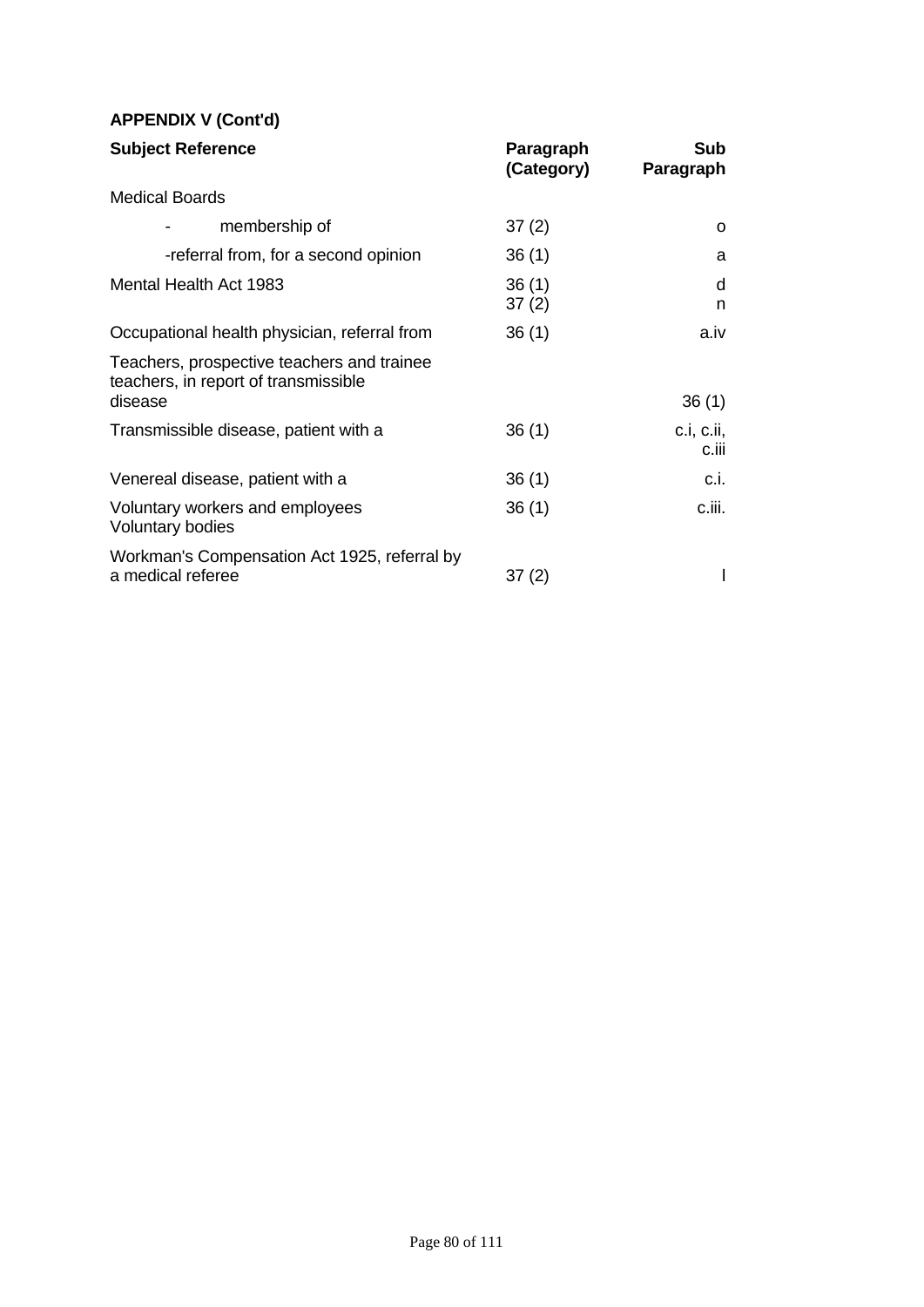**APPENDIX V (Cont'd)**

| Subject Reference | Paragraph (Category) | Sub Paragraph |
|---|---|---|
| Medical Boards | | |
| - membership of | 37 (2) | o |
| -referral from, for a second opinion | 36 (1) | a |
| Mental Health Act 1983 | 36 (1)<br>37 (2) | d<br>n |
| Occupational health physician, referral from | 36 (1) | a.iv |
| Teachers, prospective teachers and trainee teachers, in report of transmissible disease | | 36 (1) |
| Transmissible disease, patient with a | 36 (1) | c.i, c.ii, c.iii |
| Venereal disease, patient with a | 36 (1) | c.i. |
| Voluntary workers and employees Voluntary bodies | 36 (1) | c.iii. |
| Workman's Compensation Act 1925, referral by a medical referee | 37 (2) | l |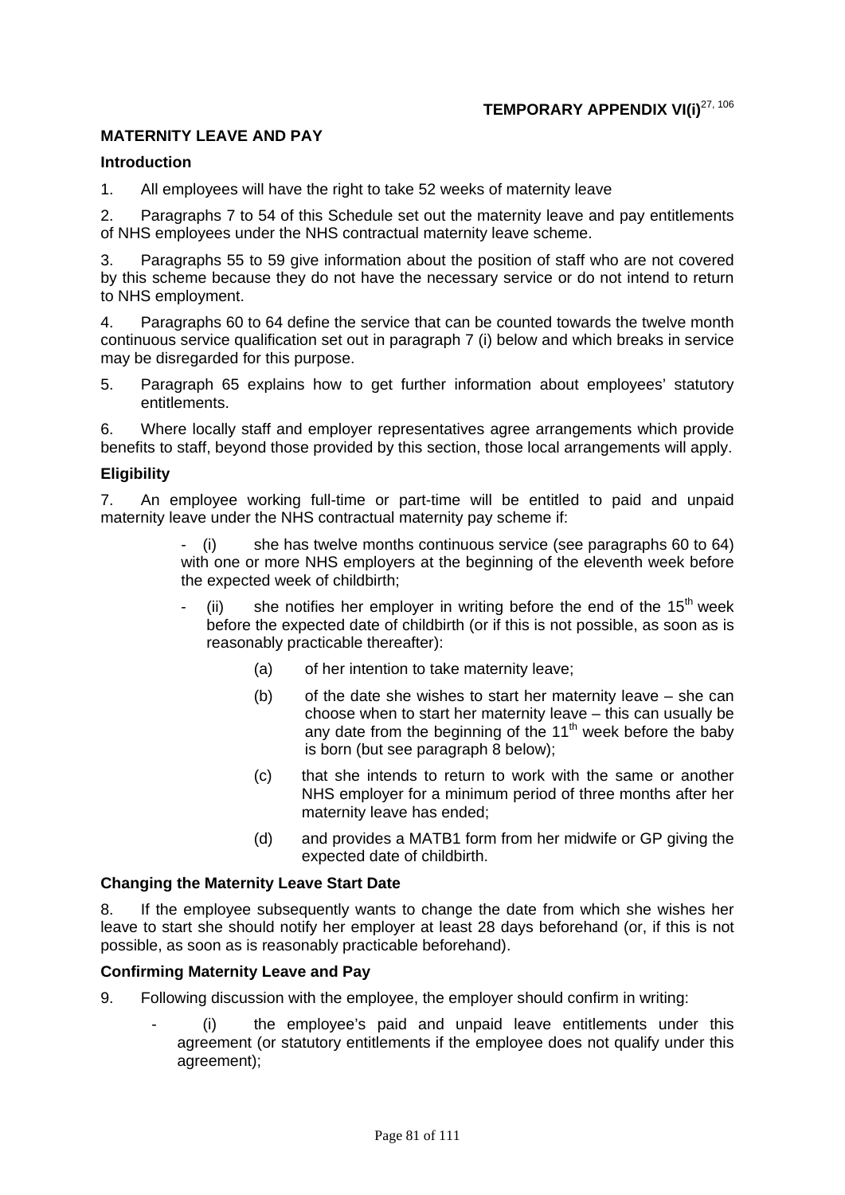## TEMPORARY APPENDIX VI(i)[27, 106]

### MATERNITY LEAVE AND PAY

#### Introduction

1. All employees will have the right to take 52 weeks of maternity leave

2. Paragraphs 7 to 54 of this Schedule set out the maternity leave and pay entitlements of NHS employees under the NHS contractual maternity leave scheme.

3. Paragraphs 55 to 59 give information about the position of staff who are not covered by this scheme because they do not have the necessary service or do not intend to return to NHS employment.

4. Paragraphs 60 to 64 define the service that can be counted towards the twelve month continuous service qualification set out in paragraph 7 (i) below and which breaks in service may be disregarded for this purpose.

5. Paragraph 65 explains how to get further information about employees' statutory entitlements.

6. Where locally staff and employer representatives agree arrangements which provide benefits to staff, beyond those provided by this section, those local arrangements will apply.

#### Eligibility

7. An employee working full-time or part-time will be entitled to paid and unpaid maternity leave under the NHS contractual maternity pay scheme if:

- (i) she has twelve months continuous service (see paragraphs 60 to 64) with one or more NHS employers at the beginning of the eleventh week before the expected week of childbirth;
- (ii) she notifies her employer in writing before the end of the 15th week before the expected date of childbirth (or if this is not possible, as soon as is reasonably practicable thereafter):
  - (a) of her intention to take maternity leave;
  - (b) of the date she wishes to start her maternity leave – she can choose when to start her maternity leave – this can usually be any date from the beginning of the 11th week before the baby is born (but see paragraph 8 below);
  - (c) that she intends to return to work with the same or another NHS employer for a minimum period of three months after her maternity leave has ended;
  - (d) and provides a MATB1 form from her midwife or GP giving the expected date of childbirth.

#### Changing the Maternity Leave Start Date

8. If the employee subsequently wants to change the date from which she wishes her leave to start she should notify her employer at least 28 days beforehand (or, if this is not possible, as soon as is reasonably practicable beforehand).

#### Confirming Maternity Leave and Pay

9. Following discussion with the employee, the employer should confirm in writing:

- (i) the employee's paid and unpaid leave entitlements under this agreement (or statutory entitlements if the employee does not qualify under this agreement);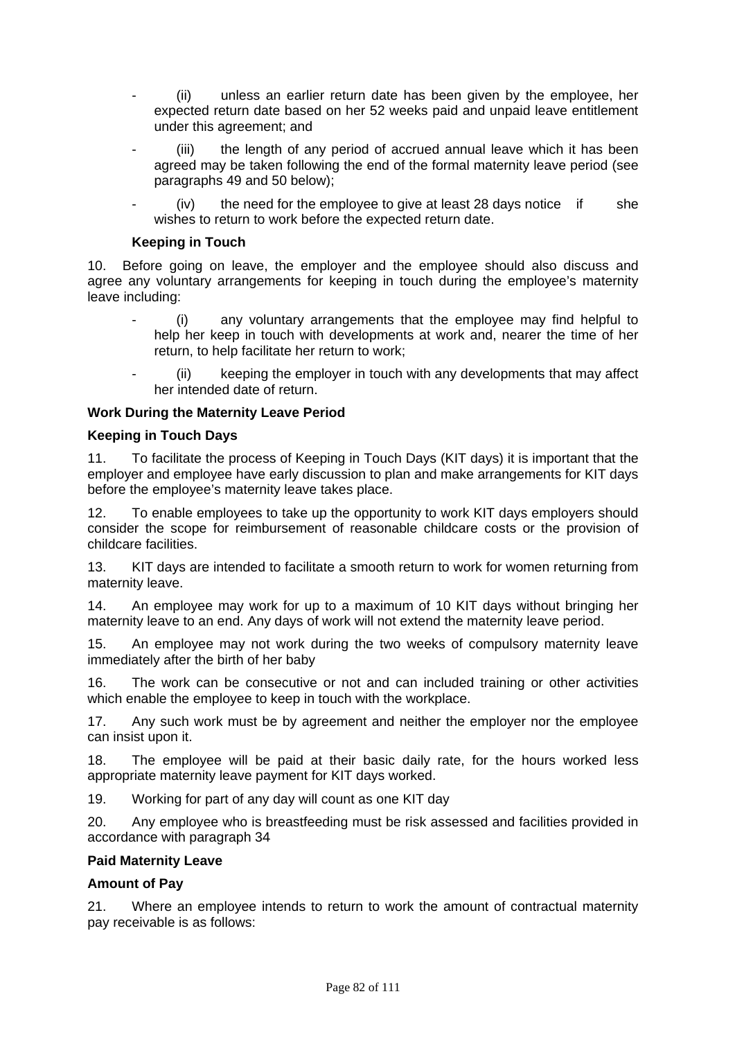- (ii) unless an earlier return date has been given by the employee, her expected return date based on her 52 weeks paid and unpaid leave entitlement under this agreement; and
- (iii) the length of any period of accrued annual leave which it has been agreed may be taken following the end of the formal maternity leave period (see paragraphs 49 and 50 below);
- (iv) the need for the employee to give at least 28 days notice if she wishes to return to work before the expected return date.

**Keeping in Touch**

10. Before going on leave, the employer and the employee should also discuss and agree any voluntary arrangements for keeping in touch during the employee's maternity leave including:

- (i) any voluntary arrangements that the employee may find helpful to help her keep in touch with developments at work and, nearer the time of her return, to help facilitate her return to work;
- (ii) keeping the employer in touch with any developments that may affect her intended date of return.

**Work During the Maternity Leave Period**

**Keeping in Touch Days**

11. To facilitate the process of Keeping in Touch Days (KIT days) it is important that the employer and employee have early discussion to plan and make arrangements for KIT days before the employee's maternity leave takes place.

12. To enable employees to take up the opportunity to work KIT days employers should consider the scope for reimbursement of reasonable childcare costs or the provision of childcare facilities.

13. KIT days are intended to facilitate a smooth return to work for women returning from maternity leave.

14. An employee may work for up to a maximum of 10 KIT days without bringing her maternity leave to an end. Any days of work will not extend the maternity leave period.

15. An employee may not work during the two weeks of compulsory maternity leave immediately after the birth of her baby

16. The work can be consecutive or not and can included training or other activities which enable the employee to keep in touch with the workplace.

17. Any such work must be by agreement and neither the employer nor the employee can insist upon it.

18. The employee will be paid at their basic daily rate, for the hours worked less appropriate maternity leave payment for KIT days worked.

19. Working for part of any day will count as one KIT day

20. Any employee who is breastfeeding must be risk assessed and facilities provided in accordance with paragraph 34

**Paid Maternity Leave**

**Amount of Pay**

21. Where an employee intends to return to work the amount of contractual maternity pay receivable is as follows: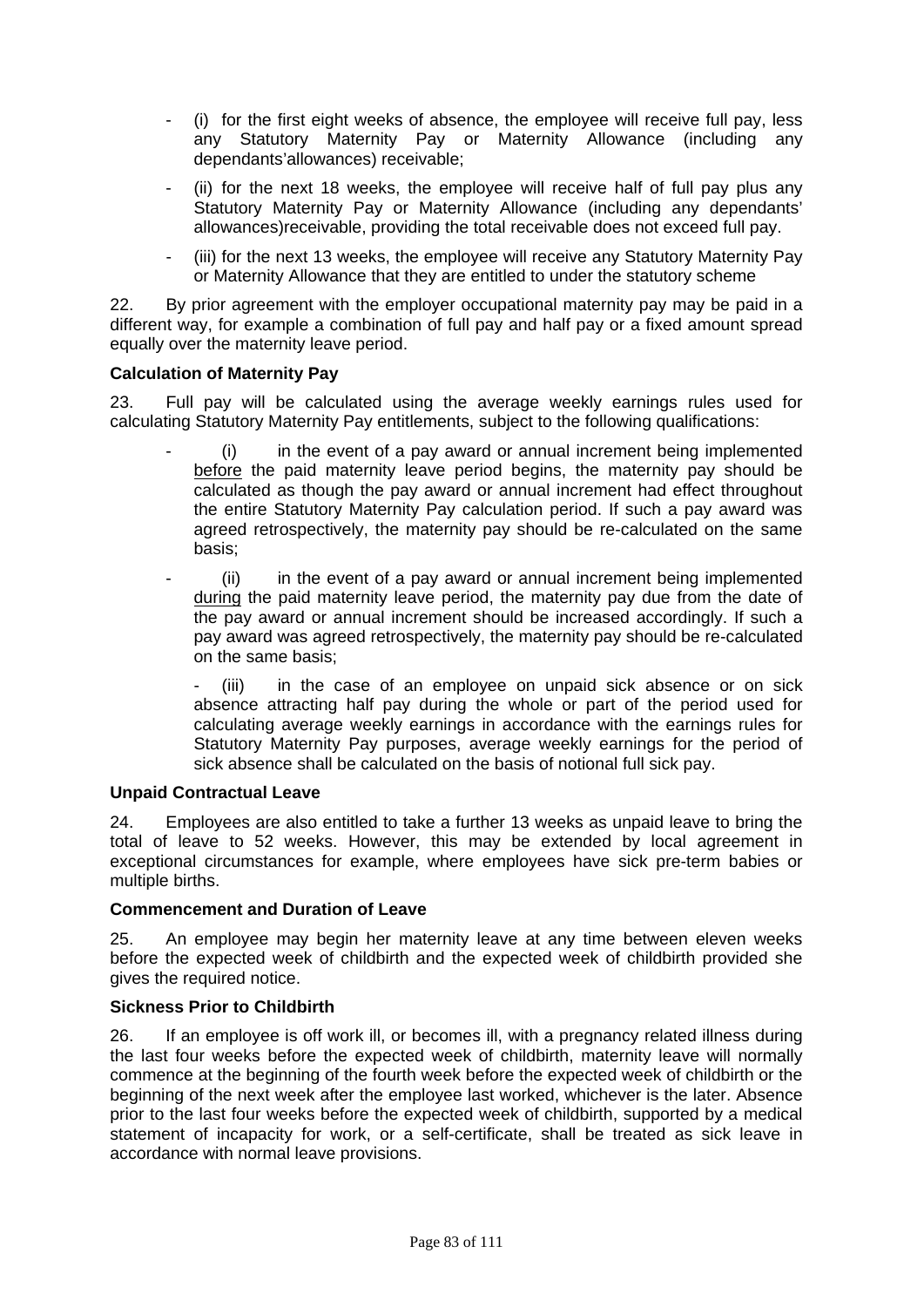- (i) for the first eight weeks of absence, the employee will receive full pay, less any Statutory Maternity Pay or Maternity Allowance (including any dependants'allowances) receivable;
- (ii) for the next 18 weeks, the employee will receive half of full pay plus any Statutory Maternity Pay or Maternity Allowance (including any dependants' allowances)receivable, providing the total receivable does not exceed full pay.
- (iii) for the next 13 weeks, the employee will receive any Statutory Maternity Pay or Maternity Allowance that they are entitled to under the statutory scheme

22. By prior agreement with the employer occupational maternity pay may be paid in a different way, for example a combination of full pay and half pay or a fixed amount spread equally over the maternity leave period.

**Calculation of Maternity Pay**

23. Full pay will be calculated using the average weekly earnings rules used for calculating Statutory Maternity Pay entitlements, subject to the following qualifications:

- (i) in the event of a pay award or annual increment being implemented <u>before</u> the paid maternity leave period begins, the maternity pay should be calculated as though the pay award or annual increment had effect throughout the entire Statutory Maternity Pay calculation period. If such a pay award was agreed retrospectively, the maternity pay should be re-calculated on the same basis;
- (ii) in the event of a pay award or annual increment being implemented <u>during</u> the paid maternity leave period, the maternity pay due from the date of the pay award or annual increment should be increased accordingly. If such a pay award was agreed retrospectively, the maternity pay should be re-calculated on the same basis;
- (iii) in the case of an employee on unpaid sick absence or on sick absence attracting half pay during the whole or part of the period used for calculating average weekly earnings in accordance with the earnings rules for Statutory Maternity Pay purposes, average weekly earnings for the period of sick absence shall be calculated on the basis of notional full sick pay.

**Unpaid Contractual Leave**

24. Employees are also entitled to take a further 13 weeks as unpaid leave to bring the total of leave to 52 weeks. However, this may be extended by local agreement in exceptional circumstances for example, where employees have sick pre-term babies or multiple births.

**Commencement and Duration of Leave**

25. An employee may begin her maternity leave at any time between eleven weeks before the expected week of childbirth and the expected week of childbirth provided she gives the required notice.

**Sickness Prior to Childbirth**

26. If an employee is off work ill, or becomes ill, with a pregnancy related illness during the last four weeks before the expected week of childbirth, maternity leave will normally commence at the beginning of the fourth week before the expected week of childbirth or the beginning of the next week after the employee last worked, whichever is the later. Absence prior to the last four weeks before the expected week of childbirth, supported by a medical statement of incapacity for work, or a self-certificate, shall be treated as sick leave in accordance with normal leave provisions.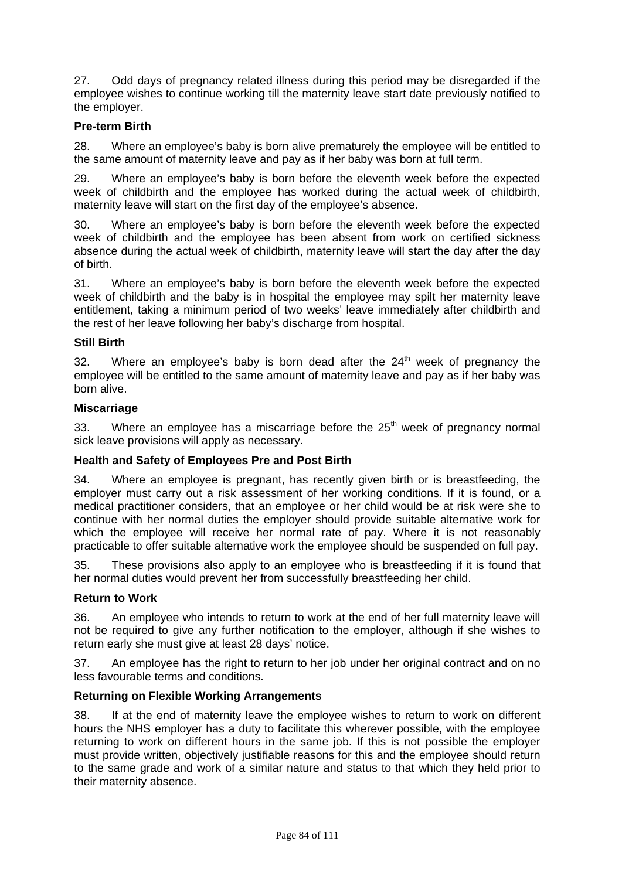27. Odd days of pregnancy related illness during this period may be disregarded if the employee wishes to continue working till the maternity leave start date previously notified to the employer.

**Pre-term Birth**

28. Where an employee's baby is born alive prematurely the employee will be entitled to the same amount of maternity leave and pay as if her baby was born at full term.

29. Where an employee's baby is born before the eleventh week before the expected week of childbirth and the employee has worked during the actual week of childbirth, maternity leave will start on the first day of the employee's absence.

30. Where an employee's baby is born before the eleventh week before the expected week of childbirth and the employee has been absent from work on certified sickness absence during the actual week of childbirth, maternity leave will start the day after the day of birth.

31. Where an employee's baby is born before the eleventh week before the expected week of childbirth and the baby is in hospital the employee may spilt her maternity leave entitlement, taking a minimum period of two weeks' leave immediately after childbirth and the rest of her leave following her baby's discharge from hospital.

**Still Birth**

32. Where an employee's baby is born dead after the 24th week of pregnancy the employee will be entitled to the same amount of maternity leave and pay as if her baby was born alive.

**Miscarriage**

33. Where an employee has a miscarriage before the 25th week of pregnancy normal sick leave provisions will apply as necessary.

**Health and Safety of Employees Pre and Post Birth**

34. Where an employee is pregnant, has recently given birth or is breastfeeding, the employer must carry out a risk assessment of her working conditions. If it is found, or a medical practitioner considers, that an employee or her child would be at risk were she to continue with her normal duties the employer should provide suitable alternative work for which the employee will receive her normal rate of pay. Where it is not reasonably practicable to offer suitable alternative work the employee should be suspended on full pay.

35. These provisions also apply to an employee who is breastfeeding if it is found that her normal duties would prevent her from successfully breastfeeding her child.

**Return to Work**

36. An employee who intends to return to work at the end of her full maternity leave will not be required to give any further notification to the employer, although if she wishes to return early she must give at least 28 days' notice.

37. An employee has the right to return to her job under her original contract and on no less favourable terms and conditions.

**Returning on Flexible Working Arrangements**

38. If at the end of maternity leave the employee wishes to return to work on different hours the NHS employer has a duty to facilitate this wherever possible, with the employee returning to work on different hours in the same job. If this is not possible the employer must provide written, objectively justifiable reasons for this and the employee should return to the same grade and work of a similar nature and status to that which they held prior to their maternity absence.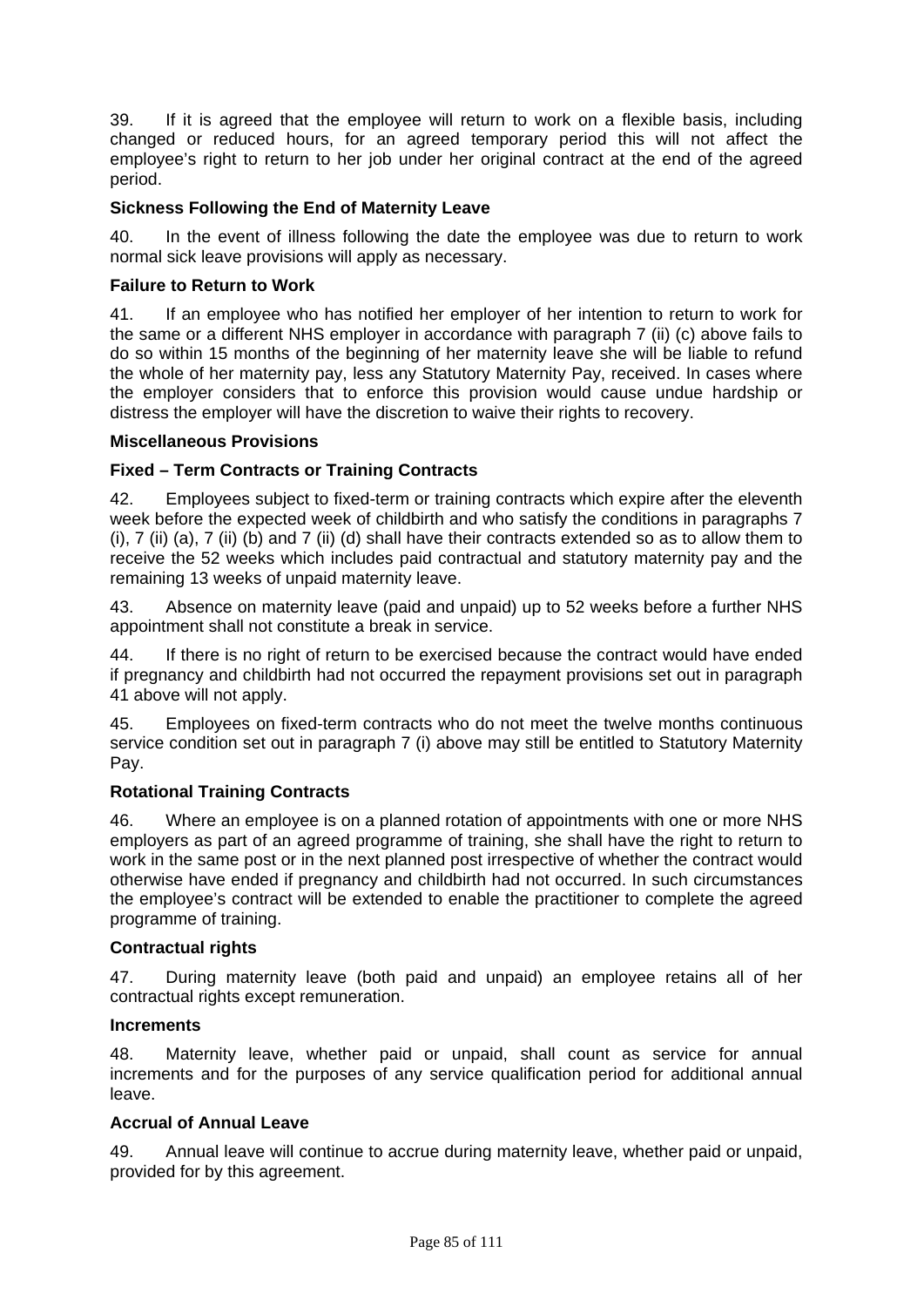39. If it is agreed that the employee will return to work on a flexible basis, including changed or reduced hours, for an agreed temporary period this will not affect the employee's right to return to her job under her original contract at the end of the agreed period.

**Sickness Following the End of Maternity Leave**

40. In the event of illness following the date the employee was due to return to work normal sick leave provisions will apply as necessary.

**Failure to Return to Work**

41. If an employee who has notified her employer of her intention to return to work for the same or a different NHS employer in accordance with paragraph 7 (ii) (c) above fails to do so within 15 months of the beginning of her maternity leave she will be liable to refund the whole of her maternity pay, less any Statutory Maternity Pay, received. In cases where the employer considers that to enforce this provision would cause undue hardship or distress the employer will have the discretion to waive their rights to recovery.

**Miscellaneous Provisions**

**Fixed – Term Contracts or Training Contracts**

42. Employees subject to fixed-term or training contracts which expire after the eleventh week before the expected week of childbirth and who satisfy the conditions in paragraphs 7 (i), 7 (ii) (a), 7 (ii) (b) and 7 (ii) (d) shall have their contracts extended so as to allow them to receive the 52 weeks which includes paid contractual and statutory maternity pay and the remaining 13 weeks of unpaid maternity leave.

43. Absence on maternity leave (paid and unpaid) up to 52 weeks before a further NHS appointment shall not constitute a break in service.

44. If there is no right of return to be exercised because the contract would have ended if pregnancy and childbirth had not occurred the repayment provisions set out in paragraph 41 above will not apply.

45. Employees on fixed-term contracts who do not meet the twelve months continuous service condition set out in paragraph 7 (i) above may still be entitled to Statutory Maternity Pay.

**Rotational Training Contracts**

46. Where an employee is on a planned rotation of appointments with one or more NHS employers as part of an agreed programme of training, she shall have the right to return to work in the same post or in the next planned post irrespective of whether the contract would otherwise have ended if pregnancy and childbirth had not occurred. In such circumstances the employee's contract will be extended to enable the practitioner to complete the agreed programme of training.

**Contractual rights**

47. During maternity leave (both paid and unpaid) an employee retains all of her contractual rights except remuneration.

**Increments**

48. Maternity leave, whether paid or unpaid, shall count as service for annual increments and for the purposes of any service qualification period for additional annual leave.

**Accrual of Annual Leave**

49. Annual leave will continue to accrue during maternity leave, whether paid or unpaid, provided for by this agreement.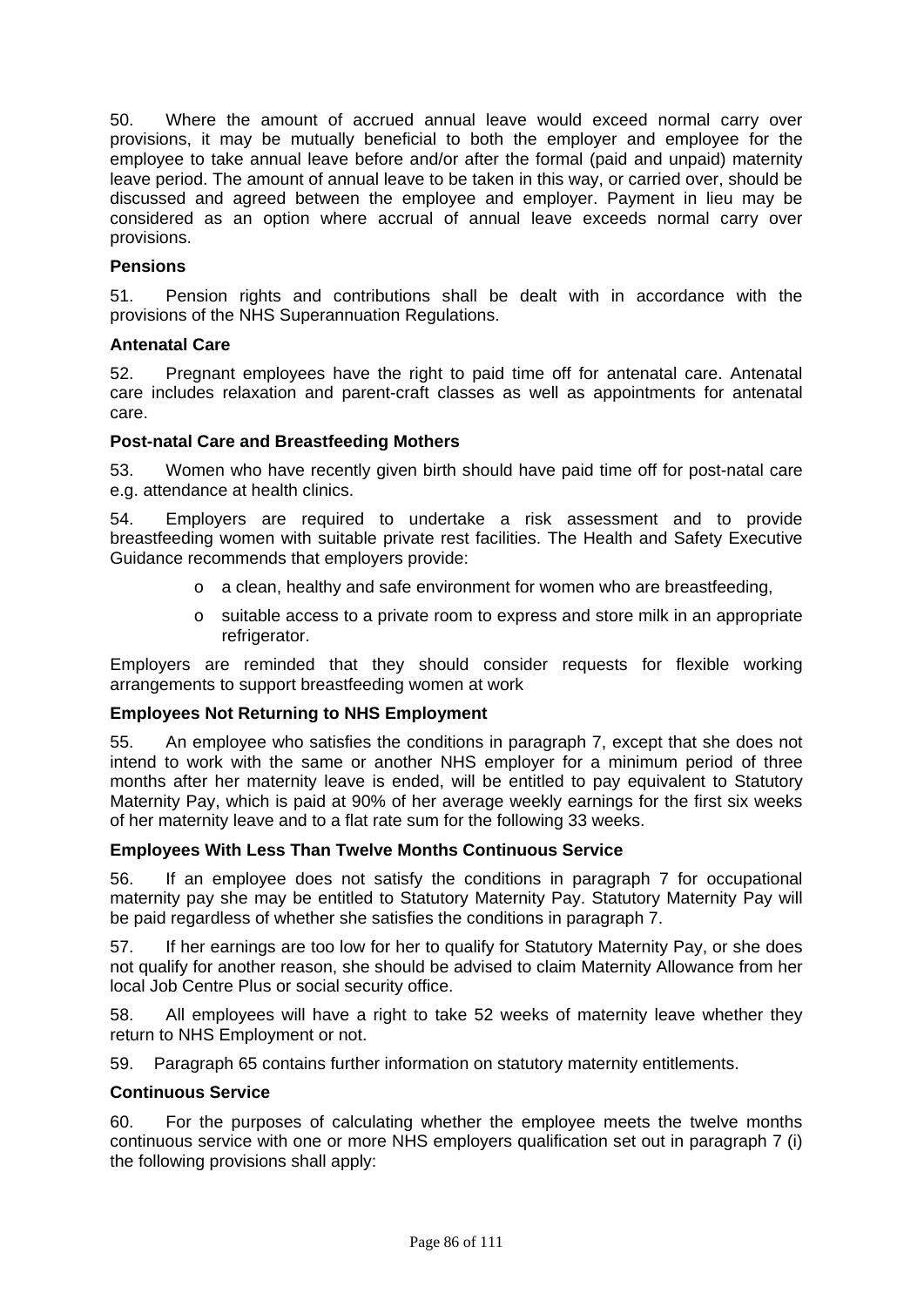50. Where the amount of accrued annual leave would exceed normal carry over provisions, it may be mutually beneficial to both the employer and employee for the employee to take annual leave before and/or after the formal (paid and unpaid) maternity leave period. The amount of annual leave to be taken in this way, or carried over, should be discussed and agreed between the employee and employer. Payment in lieu may be considered as an option where accrual of annual leave exceeds normal carry over provisions.

**Pensions**

51. Pension rights and contributions shall be dealt with in accordance with the provisions of the NHS Superannuation Regulations.

**Antenatal Care**

52. Pregnant employees have the right to paid time off for antenatal care. Antenatal care includes relaxation and parent-craft classes as well as appointments for antenatal care.

**Post-natal Care and Breastfeeding Mothers**

53. Women who have recently given birth should have paid time off for post-natal care e.g. attendance at health clinics.

54. Employers are required to undertake a risk assessment and to provide breastfeeding women with suitable private rest facilities. The Health and Safety Executive Guidance recommends that employers provide:

- a clean, healthy and safe environment for women who are breastfeeding,
- suitable access to a private room to express and store milk in an appropriate refrigerator.

Employers are reminded that they should consider requests for flexible working arrangements to support breastfeeding women at work

**Employees Not Returning to NHS Employment**

55. An employee who satisfies the conditions in paragraph 7, except that she does not intend to work with the same or another NHS employer for a minimum period of three months after her maternity leave is ended, will be entitled to pay equivalent to Statutory Maternity Pay, which is paid at 90% of her average weekly earnings for the first six weeks of her maternity leave and to a flat rate sum for the following 33 weeks.

**Employees With Less Than Twelve Months Continuous Service**

56. If an employee does not satisfy the conditions in paragraph 7 for occupational maternity pay she may be entitled to Statutory Maternity Pay. Statutory Maternity Pay will be paid regardless of whether she satisfies the conditions in paragraph 7.

57. If her earnings are too low for her to qualify for Statutory Maternity Pay, or she does not qualify for another reason, she should be advised to claim Maternity Allowance from her local Job Centre Plus or social security office.

58. All employees will have a right to take 52 weeks of maternity leave whether they return to NHS Employment or not.

59. Paragraph 65 contains further information on statutory maternity entitlements.

**Continuous Service**

60. For the purposes of calculating whether the employee meets the twelve months continuous service with one or more NHS employers qualification set out in paragraph 7 (i) the following provisions shall apply: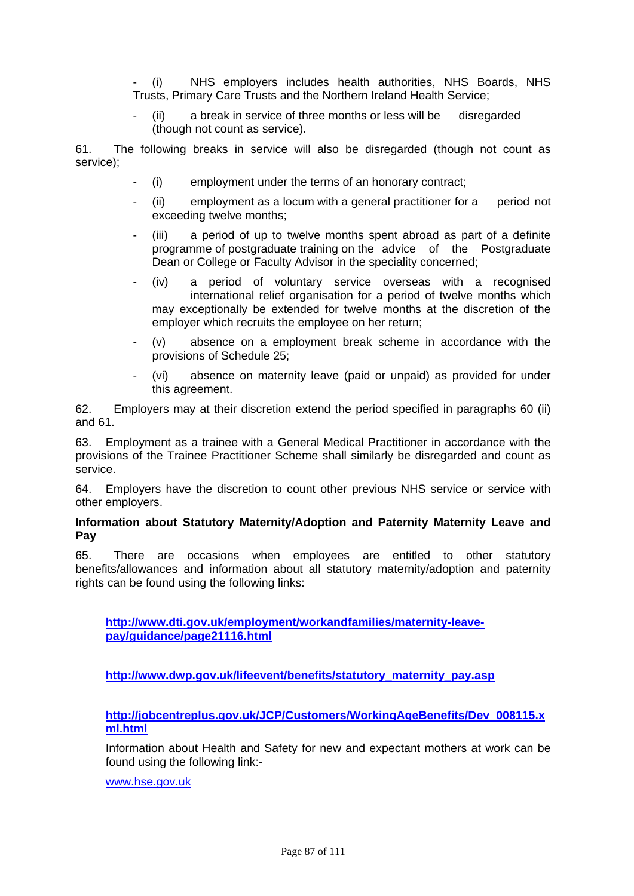- (i) NHS employers includes health authorities, NHS Boards, NHS Trusts, Primary Care Trusts and the Northern Ireland Health Service;
- (ii) a break in service of three months or less will be disregarded (though not count as service).

61. The following breaks in service will also be disregarded (though not count as service);

- (i) employment under the terms of an honorary contract;
- (ii) employment as a locum with a general practitioner for a period not exceeding twelve months;
- (iii) a period of up to twelve months spent abroad as part of a definite programme of postgraduate training on the advice of the Postgraduate Dean or College or Faculty Advisor in the speciality concerned;
- (iv) a period of voluntary service overseas with a recognised international relief organisation for a period of twelve months which may exceptionally be extended for twelve months at the discretion of the employer which recruits the employee on her return;
- (v) absence on a employment break scheme in accordance with the provisions of Schedule 25;
- (vi) absence on maternity leave (paid or unpaid) as provided for under this agreement.

62. Employers may at their discretion extend the period specified in paragraphs 60 (ii) and 61.

63. Employment as a trainee with a General Medical Practitioner in accordance with the provisions of the Trainee Practitioner Scheme shall similarly be disregarded and count as service.

64. Employers have the discretion to count other previous NHS service or service with other employers.

**Information about Statutory Maternity/Adoption and Paternity Maternity Leave and Pay**

65. There are occasions when employees are entitled to other statutory benefits/allowances and information about all statutory maternity/adoption and paternity rights can be found using the following links:

**http://www.dti.gov.uk/employment/workandfamilies/maternity-leave-pay/guidance/page21116.html**

**http://www.dwp.gov.uk/lifeevent/benefits/statutory_maternity_pay.asp**

**http://jobcentreplus.gov.uk/JCP/Customers/WorkingAgeBenefits/Dev_008115.xml.html**

Information about Health and Safety for new and expectant mothers at work can be found using the following link:-

www.hse.gov.uk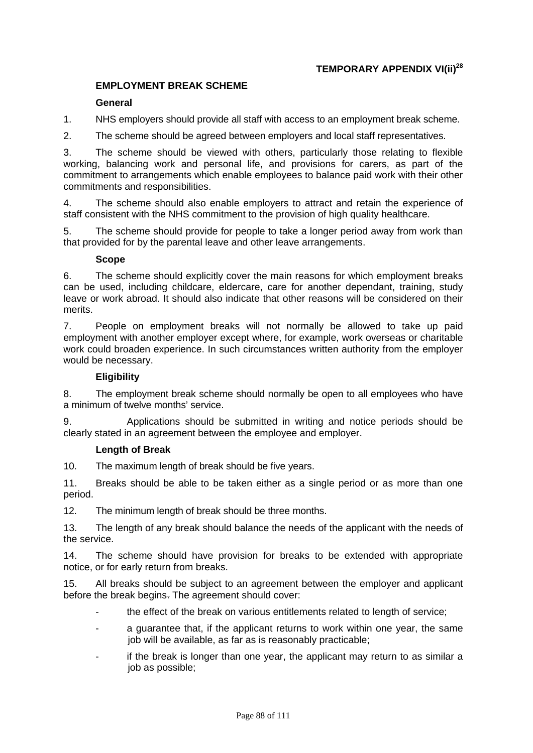**TEMPORARY APPENDIX VI(ii)[28]**

## EMPLOYMENT BREAK SCHEME

### General

1. NHS employers should provide all staff with access to an employment break scheme.

2. The scheme should be agreed between employers and local staff representatives.

3. The scheme should be viewed with others, particularly those relating to flexible working, balancing work and personal life, and provisions for carers, as part of the commitment to arrangements which enable employees to balance paid work with their other commitments and responsibilities.

4. The scheme should also enable employers to attract and retain the experience of staff consistent with the NHS commitment to the provision of high quality healthcare.

5. The scheme should provide for people to take a longer period away from work than that provided for by the parental leave and other leave arrangements.

### Scope

6. The scheme should explicitly cover the main reasons for which employment breaks can be used, including childcare, eldercare, care for another dependant, training, study leave or work abroad. It should also indicate that other reasons will be considered on their merits.

7. People on employment breaks will not normally be allowed to take up paid employment with another employer except where, for example, work overseas or charitable work could broaden experience. In such circumstances written authority from the employer would be necessary.

### Eligibility

8. The employment break scheme should normally be open to all employees who have a minimum of twelve months' service.

9. Applications should be submitted in writing and notice periods should be clearly stated in an agreement between the employee and employer.

### Length of Break

10. The maximum length of break should be five years.

11. Breaks should be able to be taken either as a single period or as more than one period.

12. The minimum length of break should be three months.

13. The length of any break should balance the needs of the applicant with the needs of the service.

14. The scheme should have provision for breaks to be extended with appropriate notice, or for early return from breaks.

15. All breaks should be subject to an agreement between the employer and applicant before the break begins. The agreement should cover:

- the effect of the break on various entitlements related to length of service;
- a guarantee that, if the applicant returns to work within one year, the same job will be available, as far as is reasonably practicable;
- if the break is longer than one year, the applicant may return to as similar a job as possible;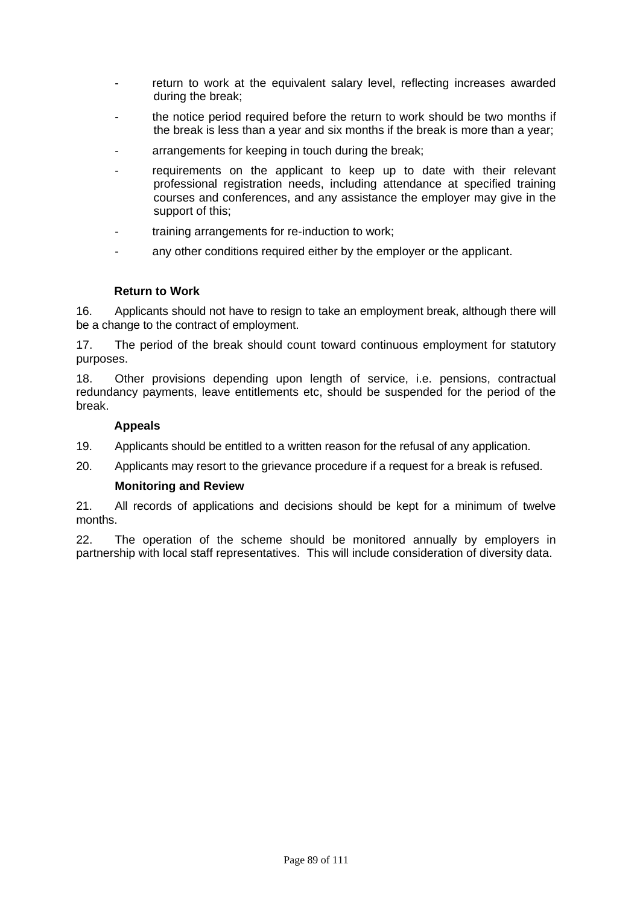- return to work at the equivalent salary level, reflecting increases awarded during the break;
- the notice period required before the return to work should be two months if the break is less than a year and six months if the break is more than a year;
- arrangements for keeping in touch during the break;
- requirements on the applicant to keep up to date with their relevant professional registration needs, including attendance at specified training courses and conferences, and any assistance the employer may give in the support of this;
- training arrangements for re-induction to work;
- any other conditions required either by the employer or the applicant.

**Return to Work**

16. Applicants should not have to resign to take an employment break, although there will be a change to the contract of employment.

17. The period of the break should count toward continuous employment for statutory purposes.

18. Other provisions depending upon length of service, i.e. pensions, contractual redundancy payments, leave entitlements etc, should be suspended for the period of the break.

**Appeals**

19. Applicants should be entitled to a written reason for the refusal of any application.

20. Applicants may resort to the grievance procedure if a request for a break is refused.

**Monitoring and Review**

21. All records of applications and decisions should be kept for a minimum of twelve months.

22. The operation of the scheme should be monitored annually by employers in partnership with local staff representatives. This will include consideration of diversity data.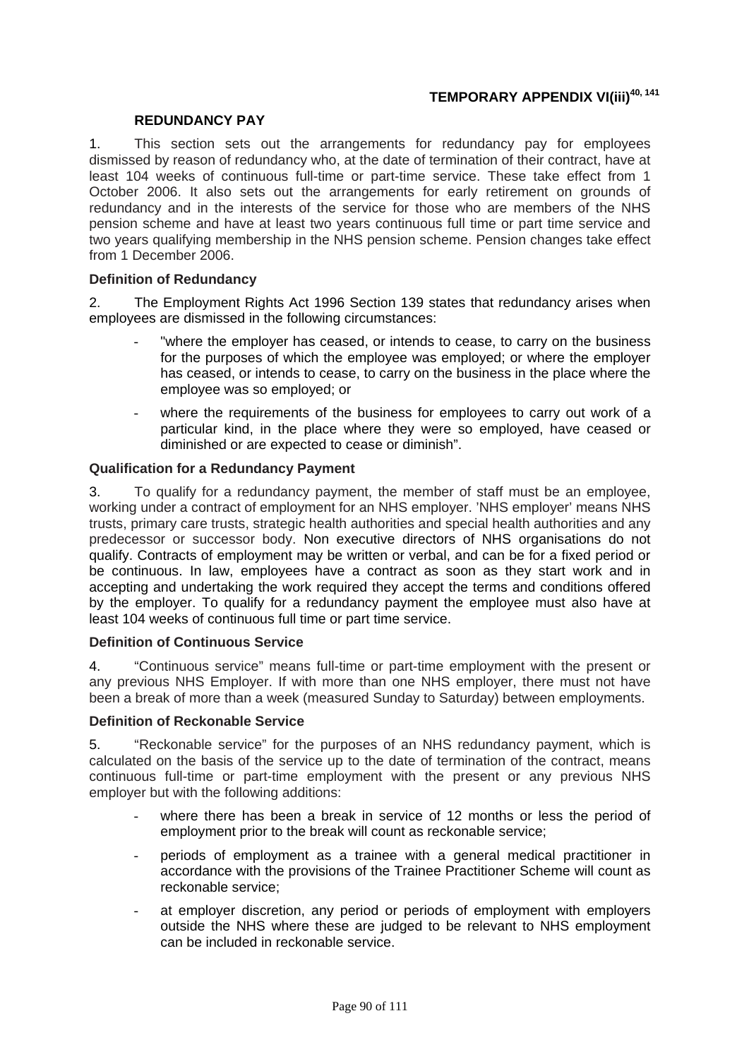# TEMPORARY APPENDIX VI(iii)[40, 141]

## REDUNDANCY PAY

1. This section sets out the arrangements for redundancy pay for employees dismissed by reason of redundancy who, at the date of termination of their contract, have at least 104 weeks of continuous full-time or part-time service. These take effect from 1 October 2006. It also sets out the arrangements for early retirement on grounds of redundancy and in the interests of the service for those who are members of the NHS pension scheme and have at least two years continuous full time or part time service and two years qualifying membership in the NHS pension scheme. Pension changes take effect from 1 December 2006.

### Definition of Redundancy

2. The Employment Rights Act 1996 Section 139 states that redundancy arises when employees are dismissed in the following circumstances:

- "where the employer has ceased, or intends to cease, to carry on the business for the purposes of which the employee was employed; or where the employer has ceased, or intends to cease, to carry on the business in the place where the employee was so employed; or
- where the requirements of the business for employees to carry out work of a particular kind, in the place where they were so employed, have ceased or diminished or are expected to cease or diminish".

### Qualification for a Redundancy Payment

3. To qualify for a redundancy payment, the member of staff must be an employee, working under a contract of employment for an NHS employer. 'NHS employer' means NHS trusts, primary care trusts, strategic health authorities and special health authorities and any predecessor or successor body. Non executive directors of NHS organisations do not qualify. Contracts of employment may be written or verbal, and can be for a fixed period or be continuous. In law, employees have a contract as soon as they start work and in accepting and undertaking the work required they accept the terms and conditions offered by the employer. To qualify for a redundancy payment the employee must also have at least 104 weeks of continuous full time or part time service.

### Definition of Continuous Service

4. "Continuous service" means full-time or part-time employment with the present or any previous NHS Employer. If with more than one NHS employer, there must not have been a break of more than a week (measured Sunday to Saturday) between employments.

### Definition of Reckonable Service

5. "Reckonable service" for the purposes of an NHS redundancy payment, which is calculated on the basis of the service up to the date of termination of the contract, means continuous full-time or part-time employment with the present or any previous NHS employer but with the following additions:

- where there has been a break in service of 12 months or less the period of employment prior to the break will count as reckonable service;
- periods of employment as a trainee with a general medical practitioner in accordance with the provisions of the Trainee Practitioner Scheme will count as reckonable service;
- at employer discretion, any period or periods of employment with employers outside the NHS where these are judged to be relevant to NHS employment can be included in reckonable service.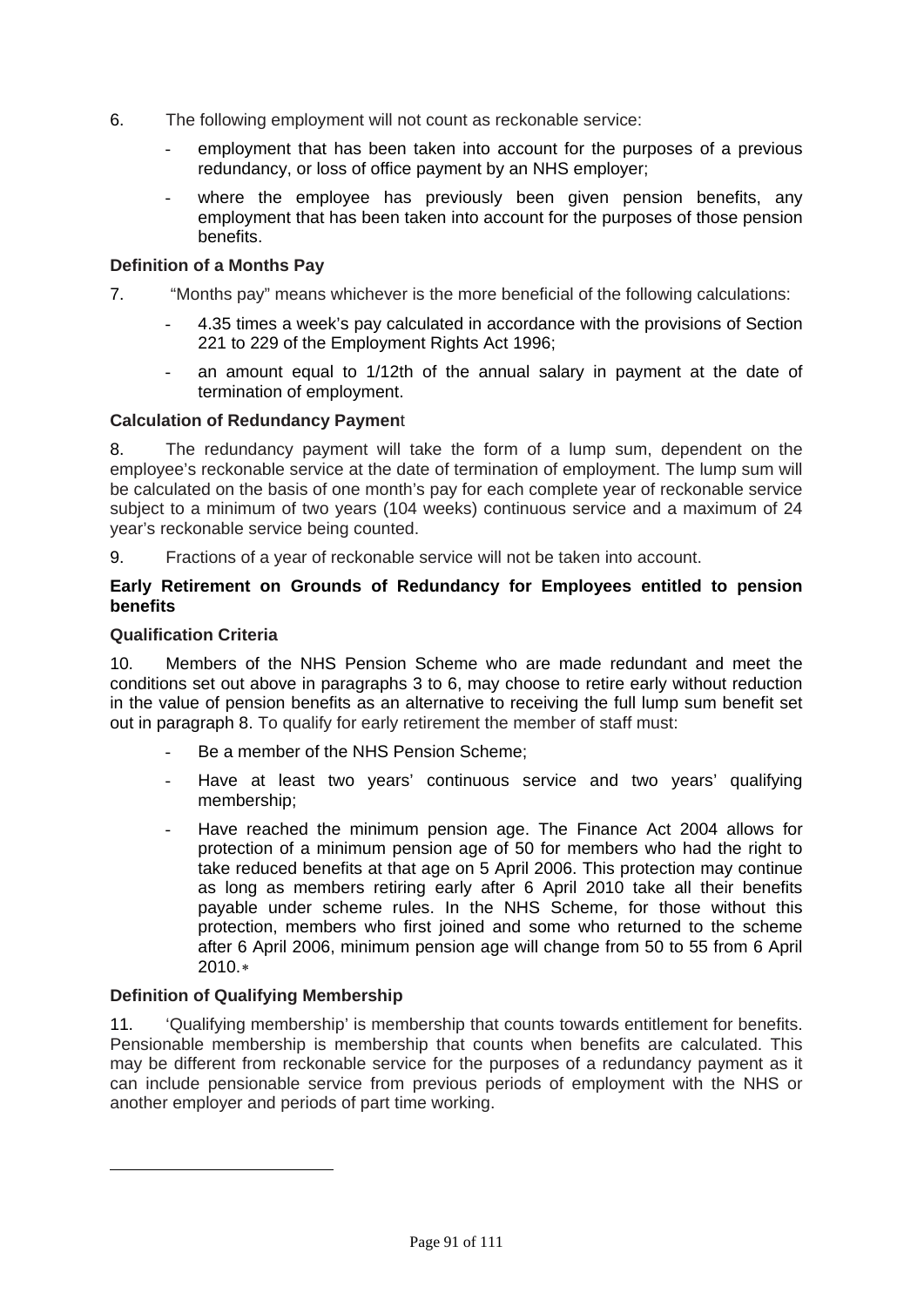6. The following employment will not count as reckonable service:

   - employment that has been taken into account for the purposes of a previous redundancy, or loss of office payment by an NHS employer;
   - where the employee has previously been given pension benefits, any employment that has been taken into account for the purposes of those pension benefits.

**Definition of a Months Pay**

7. "Months pay" means whichever is the more beneficial of the following calculations:

   - 4.35 times a week's pay calculated in accordance with the provisions of Section 221 to 229 of the Employment Rights Act 1996;
   - an amount equal to 1/12th of the annual salary in payment at the date of termination of employment.

**Calculation of Redundancy Paymen**t

8. The redundancy payment will take the form of a lump sum, dependent on the employee's reckonable service at the date of termination of employment. The lump sum will be calculated on the basis of one month's pay for each complete year of reckonable service subject to a minimum of two years (104 weeks) continuous service and a maximum of 24 year's reckonable service being counted.

9. Fractions of a year of reckonable service will not be taken into account.

**Early Retirement on Grounds of Redundancy for Employees entitled to pension benefits**

**Qualification Criteria**

10. Members of the NHS Pension Scheme who are made redundant and meet the conditions set out above in paragraphs 3 to 6, may choose to retire early without reduction in the value of pension benefits as an alternative to receiving the full lump sum benefit set out in paragraph 8. To qualify for early retirement the member of staff must:

   - Be a member of the NHS Pension Scheme;
   - Have at least two years' continuous service and two years' qualifying membership;
   - Have reached the minimum pension age. The Finance Act 2004 allows for protection of a minimum pension age of 50 for members who had the right to take reduced benefits at that age on 5 April 2006. This protection may continue as long as members retiring early after 6 April 2010 take all their benefits payable under scheme rules. In the NHS Scheme, for those without this protection, members who first joined and some who returned to the scheme after 6 April 2006, minimum pension age will change from 50 to 55 from 6 April 2010.∗

**Definition of Qualifying Membership**

11. 'Qualifying membership' is membership that counts towards entitlement for benefits. Pensionable membership is membership that counts when benefits are calculated. This may be different from reckonable service for the purposes of a redundancy payment as it can include pensionable service from previous periods of employment with the NHS or another employer and periods of part time working.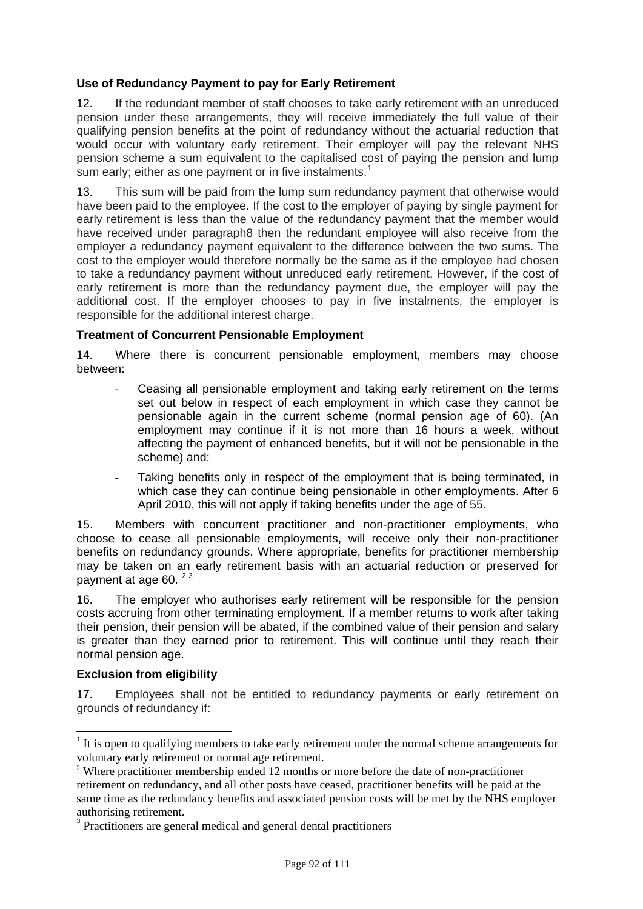### Use of Redundancy Payment to pay for Early Retirement

12. If the redundant member of staff chooses to take early retirement with an unreduced pension under these arrangements, they will receive immediately the full value of their qualifying pension benefits at the point of redundancy without the actuarial reduction that would occur with voluntary early retirement. Their employer will pay the relevant NHS pension scheme a sum equivalent to the capitalised cost of paying the pension and lump sum early; either as one payment or in five instalments.[1]

13. This sum will be paid from the lump sum redundancy payment that otherwise would have been paid to the employee. If the cost to the employer of paying by single payment for early retirement is less than the value of the redundancy payment that the member would have received under paragraph8 then the redundant employee will also receive from the employer a redundancy payment equivalent to the difference between the two sums. The cost to the employer would therefore normally be the same as if the employee had chosen to take a redundancy payment without unreduced early retirement. However, if the cost of early retirement is more than the redundancy payment due, the employer will pay the additional cost. If the employer chooses to pay in five instalments, the employer is responsible for the additional interest charge.

### Treatment of Concurrent Pensionable Employment

14. Where there is concurrent pensionable employment, members may choose between:

- Ceasing all pensionable employment and taking early retirement on the terms set out below in respect of each employment in which case they cannot be pensionable again in the current scheme (normal pension age of 60). (An employment may continue if it is not more than 16 hours a week, without affecting the payment of enhanced benefits, but it will not be pensionable in the scheme) and:
- Taking benefits only in respect of the employment that is being terminated, in which case they can continue being pensionable in other employments. After 6 April 2010, this will not apply if taking benefits under the age of 55.

15. Members with concurrent practitioner and non-practitioner employments, who choose to cease all pensionable employments, will receive only their non-practitioner benefits on redundancy grounds. Where appropriate, benefits for practitioner membership may be taken on an early retirement basis with an actuarial reduction or preserved for payment at age 60. [2,3]

16. The employer who authorises early retirement will be responsible for the pension costs accruing from other terminating employment. If a member returns to work after taking their pension, their pension will be abated, if the combined value of their pension and salary is greater than they earned prior to retirement. This will continue until they reach their normal pension age.

### Exclusion from eligibility

17. Employees shall not be entitled to redundancy payments or early retirement on grounds of redundancy if:

---

[1] It is open to qualifying members to take early retirement under the normal scheme arrangements for voluntary early retirement or normal age retirement.

[2] Where practitioner membership ended 12 months or more before the date of non-practitioner retirement on redundancy, and all other posts have ceased, practitioner benefits will be paid at the same time as the redundancy benefits and associated pension costs will be met by the NHS employer authorising retirement.

[3] Practitioners are general medical and general dental practitioners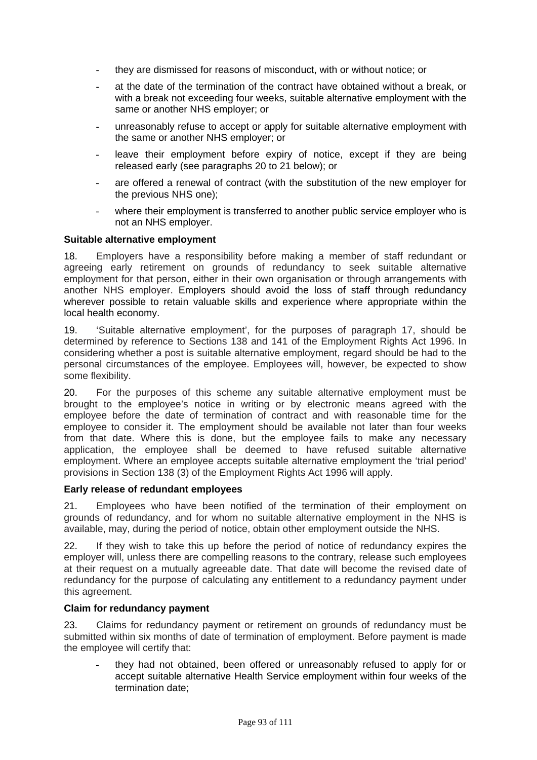- they are dismissed for reasons of misconduct, with or without notice; or
- at the date of the termination of the contract have obtained without a break, or with a break not exceeding four weeks, suitable alternative employment with the same or another NHS employer; or
- unreasonably refuse to accept or apply for suitable alternative employment with the same or another NHS employer; or
- leave their employment before expiry of notice, except if they are being released early (see paragraphs 20 to 21 below); or
- are offered a renewal of contract (with the substitution of the new employer for the previous NHS one);
- where their employment is transferred to another public service employer who is not an NHS employer.

**Suitable alternative employment**

18. Employers have a responsibility before making a member of staff redundant or agreeing early retirement on grounds of redundancy to seek suitable alternative employment for that person, either in their own organisation or through arrangements with another NHS employer. Employers should avoid the loss of staff through redundancy wherever possible to retain valuable skills and experience where appropriate within the local health economy.

19. 'Suitable alternative employment', for the purposes of paragraph 17, should be determined by reference to Sections 138 and 141 of the Employment Rights Act 1996. In considering whether a post is suitable alternative employment, regard should be had to the personal circumstances of the employee. Employees will, however, be expected to show some flexibility.

20. For the purposes of this scheme any suitable alternative employment must be brought to the employee's notice in writing or by electronic means agreed with the employee before the date of termination of contract and with reasonable time for the employee to consider it. The employment should be available not later than four weeks from that date. Where this is done, but the employee fails to make any necessary application, the employee shall be deemed to have refused suitable alternative employment. Where an employee accepts suitable alternative employment the 'trial period' provisions in Section 138 (3) of the Employment Rights Act 1996 will apply.

**Early release of redundant employees**

21. Employees who have been notified of the termination of their employment on grounds of redundancy, and for whom no suitable alternative employment in the NHS is available, may, during the period of notice, obtain other employment outside the NHS.

22. If they wish to take this up before the period of notice of redundancy expires the employer will, unless there are compelling reasons to the contrary, release such employees at their request on a mutually agreeable date. That date will become the revised date of redundancy for the purpose of calculating any entitlement to a redundancy payment under this agreement.

**Claim for redundancy payment**

23. Claims for redundancy payment or retirement on grounds of redundancy must be submitted within six months of date of termination of employment. Before payment is made the employee will certify that:

- they had not obtained, been offered or unreasonably refused to apply for or accept suitable alternative Health Service employment within four weeks of the termination date;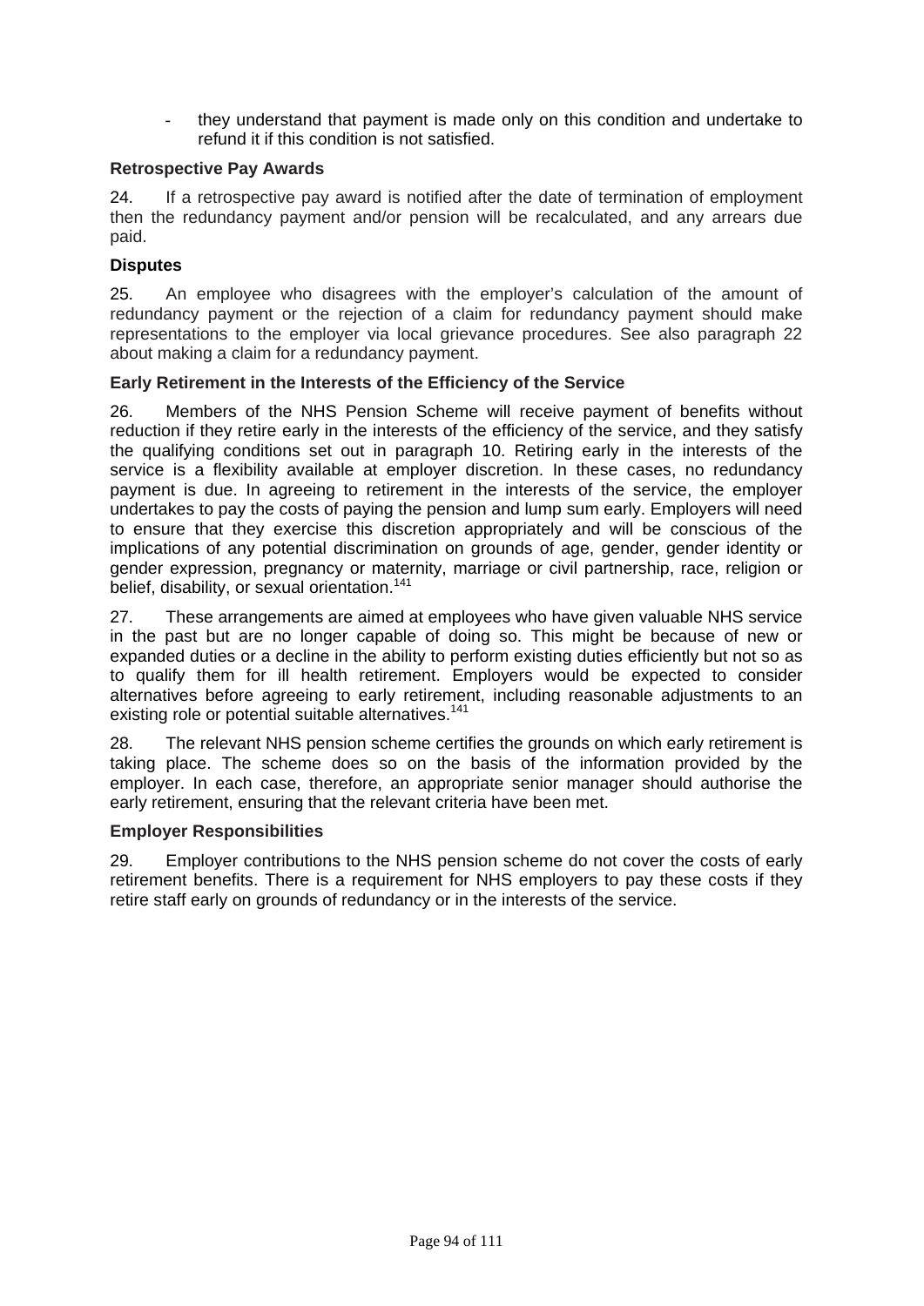- they understand that payment is made only on this condition and undertake to refund it if this condition is not satisfied.

**Retrospective Pay Awards**

24. If a retrospective pay award is notified after the date of termination of employment then the redundancy payment and/or pension will be recalculated, and any arrears due paid.

**Disputes**

25. An employee who disagrees with the employer's calculation of the amount of redundancy payment or the rejection of a claim for redundancy payment should make representations to the employer via local grievance procedures. See also paragraph 22 about making a claim for a redundancy payment.

**Early Retirement in the Interests of the Efficiency of the Service**

26. Members of the NHS Pension Scheme will receive payment of benefits without reduction if they retire early in the interests of the efficiency of the service, and they satisfy the qualifying conditions set out in paragraph 10. Retiring early in the interests of the service is a flexibility available at employer discretion. In these cases, no redundancy payment is due. In agreeing to retirement in the interests of the service, the employer undertakes to pay the costs of paying the pension and lump sum early. Employers will need to ensure that they exercise this discretion appropriately and will be conscious of the implications of any potential discrimination on grounds of age, gender, gender identity or gender expression, pregnancy or maternity, marriage or civil partnership, race, religion or belief, disability, or sexual orientation.[141]

27. These arrangements are aimed at employees who have given valuable NHS service in the past but are no longer capable of doing so. This might be because of new or expanded duties or a decline in the ability to perform existing duties efficiently but not so as to qualify them for ill health retirement. Employers would be expected to consider alternatives before agreeing to early retirement, including reasonable adjustments to an existing role or potential suitable alternatives.[141]

28. The relevant NHS pension scheme certifies the grounds on which early retirement is taking place. The scheme does so on the basis of the information provided by the employer. In each case, therefore, an appropriate senior manager should authorise the early retirement, ensuring that the relevant criteria have been met.

**Employer Responsibilities**

29. Employer contributions to the NHS pension scheme do not cover the costs of early retirement benefits. There is a requirement for NHS employers to pay these costs if they retire staff early on grounds of redundancy or in the interests of the service.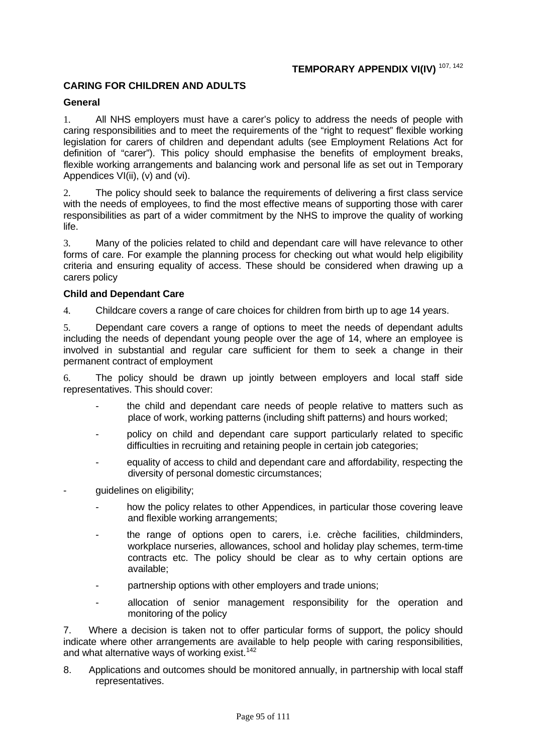## TEMPORARY APPENDIX VI(IV) [107, 142]

### CARING FOR CHILDREN AND ADULTS

#### General

1. All NHS employers must have a carer's policy to address the needs of people with caring responsibilities and to meet the requirements of the "right to request" flexible working legislation for carers of children and dependant adults (see Employment Relations Act for definition of "carer"). This policy should emphasise the benefits of employment breaks, flexible working arrangements and balancing work and personal life as set out in Temporary Appendices VI(ii), (v) and (vi).

2. The policy should seek to balance the requirements of delivering a first class service with the needs of employees, to find the most effective means of supporting those with carer responsibilities as part of a wider commitment by the NHS to improve the quality of working life.

3. Many of the policies related to child and dependant care will have relevance to other forms of care. For example the planning process for checking out what would help eligibility criteria and ensuring equality of access. These should be considered when drawing up a carers policy

#### Child and Dependant Care

4. Childcare covers a range of care choices for children from birth up to age 14 years.

5. Dependant care covers a range of options to meet the needs of dependant adults including the needs of dependant young people over the age of 14, where an employee is involved in substantial and regular care sufficient for them to seek a change in their permanent contract of employment

6. The policy should be drawn up jointly between employers and local staff side representatives. This should cover:

- the child and dependant care needs of people relative to matters such as place of work, working patterns (including shift patterns) and hours worked;
- policy on child and dependant care support particularly related to specific difficulties in recruiting and retaining people in certain job categories;
- equality of access to child and dependant care and affordability, respecting the diversity of personal domestic circumstances;
- guidelines on eligibility;
- how the policy relates to other Appendices, in particular those covering leave and flexible working arrangements;
- the range of options open to carers, i.e. crèche facilities, childminders, workplace nurseries, allowances, school and holiday play schemes, term-time contracts etc. The policy should be clear as to why certain options are available;
- partnership options with other employers and trade unions;
- allocation of senior management responsibility for the operation and monitoring of the policy

7. Where a decision is taken not to offer particular forms of support, the policy should indicate where other arrangements are available to help people with caring responsibilities, and what alternative ways of working exist.[142]

8. Applications and outcomes should be monitored annually, in partnership with local staff representatives.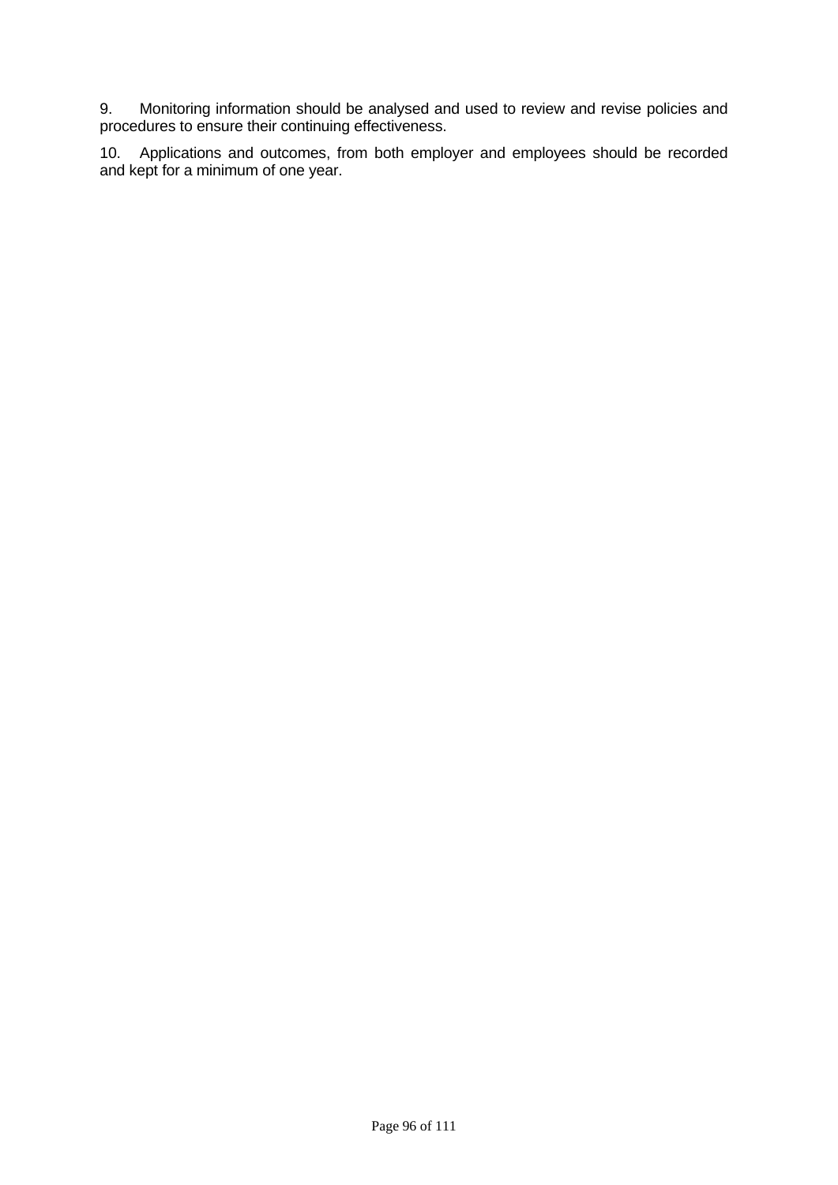9. Monitoring information should be analysed and used to review and revise policies and procedures to ensure their continuing effectiveness.

10. Applications and outcomes, from both employer and employees should be recorded and kept for a minimum of one year.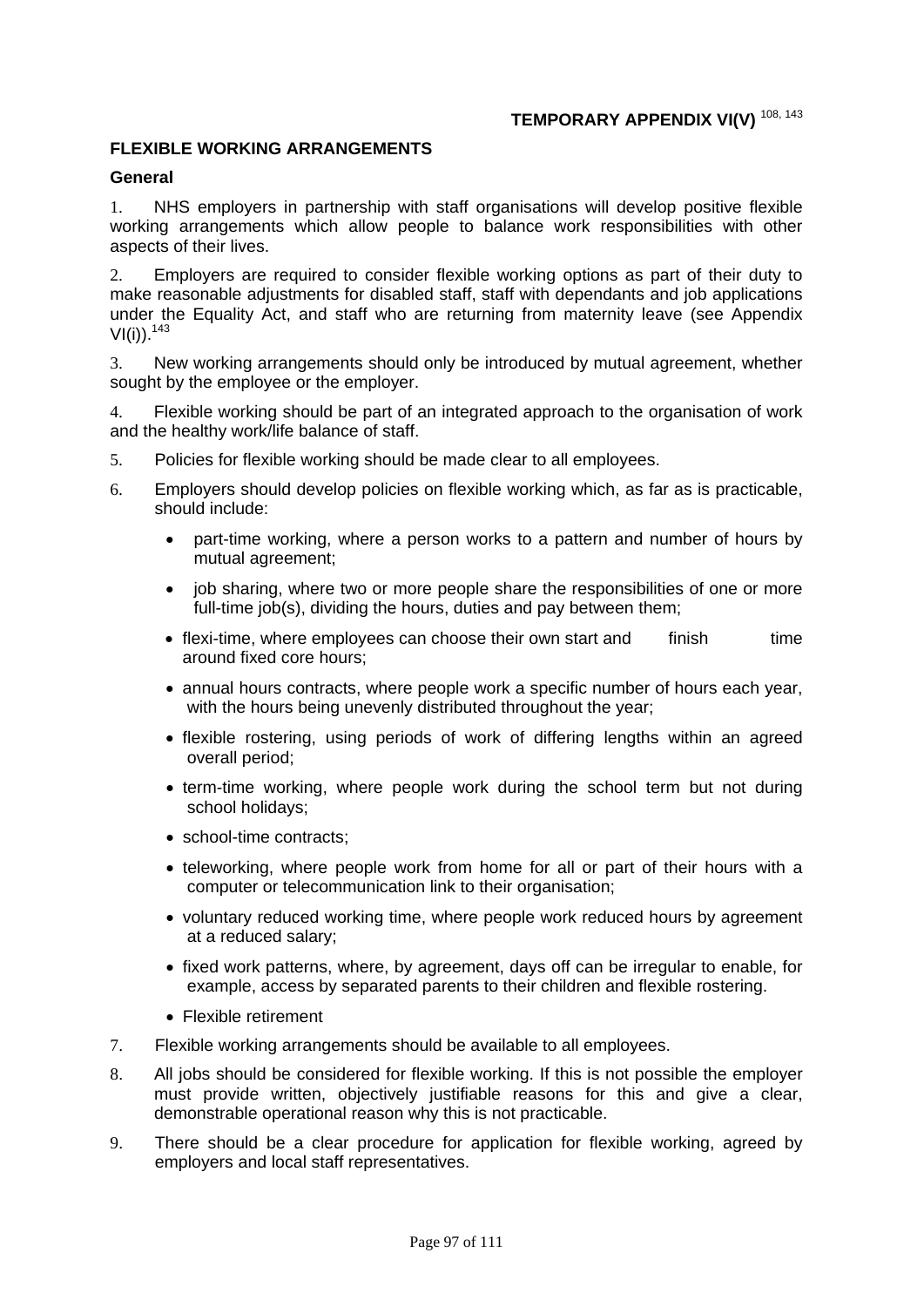**TEMPORARY APPENDIX VI(V)** [108, 143]

**FLEXIBLE WORKING ARRANGEMENTS**

**General**

1. NHS employers in partnership with staff organisations will develop positive flexible working arrangements which allow people to balance work responsibilities with other aspects of their lives.

2. Employers are required to consider flexible working options as part of their duty to make reasonable adjustments for disabled staff, staff with dependants and job applications under the Equality Act, and staff who are returning from maternity leave (see Appendix VI(i)).[143]

3. New working arrangements should only be introduced by mutual agreement, whether sought by the employee or the employer.

4. Flexible working should be part of an integrated approach to the organisation of work and the healthy work/life balance of staff.

5. Policies for flexible working should be made clear to all employees.

6. Employers should develop policies on flexible working which, as far as is practicable, should include:

   - part-time working, where a person works to a pattern and number of hours by mutual agreement;
   - job sharing, where two or more people share the responsibilities of one or more full-time job(s), dividing the hours, duties and pay between them;
   - flexi-time, where employees can choose their own start and finish time around fixed core hours;
   - annual hours contracts, where people work a specific number of hours each year, with the hours being unevenly distributed throughout the year;
   - flexible rostering, using periods of work of differing lengths within an agreed overall period;
   - term-time working, where people work during the school term but not during school holidays;
   - school-time contracts;
   - teleworking, where people work from home for all or part of their hours with a computer or telecommunication link to their organisation;
   - voluntary reduced working time, where people work reduced hours by agreement at a reduced salary;
   - fixed work patterns, where, by agreement, days off can be irregular to enable, for example, access by separated parents to their children and flexible rostering.
   - Flexible retirement

7. Flexible working arrangements should be available to all employees.

8. All jobs should be considered for flexible working. If this is not possible the employer must provide written, objectively justifiable reasons for this and give a clear, demonstrable operational reason why this is not practicable.

9. There should be a clear procedure for application for flexible working, agreed by employers and local staff representatives.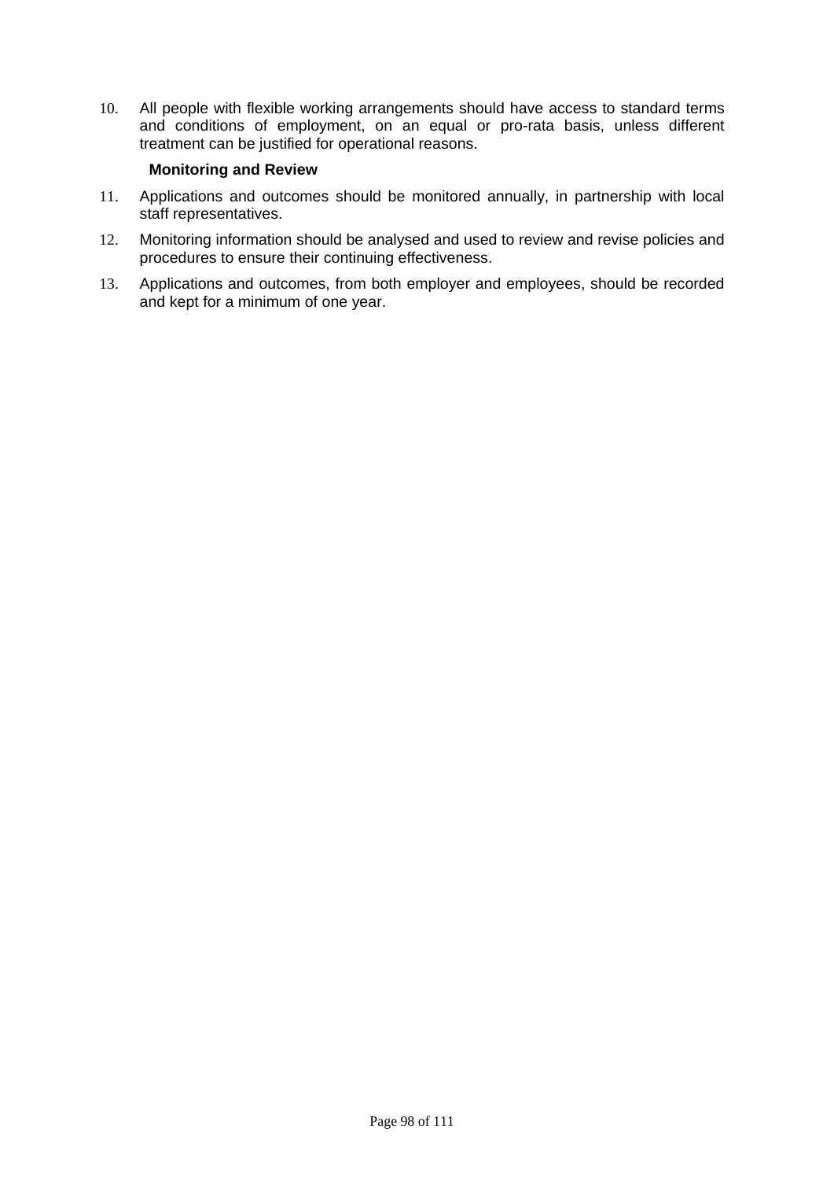10. All people with flexible working arrangements should have access to standard terms and conditions of employment, on an equal or pro-rata basis, unless different treatment can be justified for operational reasons.

**Monitoring and Review**

11. Applications and outcomes should be monitored annually, in partnership with local staff representatives.
12. Monitoring information should be analysed and used to review and revise policies and procedures to ensure their continuing effectiveness.
13. Applications and outcomes, from both employer and employees, should be recorded and kept for a minimum of one year.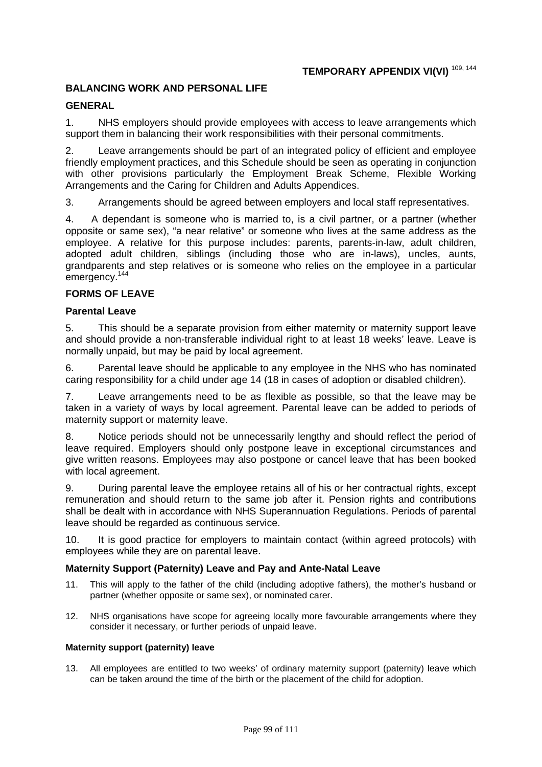## TEMPORARY APPENDIX VI(VI) [109, 144]

### BALANCING WORK AND PERSONAL LIFE

### GENERAL

1. NHS employers should provide employees with access to leave arrangements which support them in balancing their work responsibilities with their personal commitments.

2. Leave arrangements should be part of an integrated policy of efficient and employee friendly employment practices, and this Schedule should be seen as operating in conjunction with other provisions particularly the Employment Break Scheme, Flexible Working Arrangements and the Caring for Children and Adults Appendices.

3. Arrangements should be agreed between employers and local staff representatives.

4. A dependant is someone who is married to, is a civil partner, or a partner (whether opposite or same sex), "a near relative" or someone who lives at the same address as the employee. A relative for this purpose includes: parents, parents-in-law, adult children, adopted adult children, siblings (including those who are in-laws), uncles, aunts, grandparents and step relatives or is someone who relies on the employee in a particular emergency.[144]

### FORMS OF LEAVE

#### Parental Leave

5. This should be a separate provision from either maternity or maternity support leave and should provide a non-transferable individual right to at least 18 weeks' leave. Leave is normally unpaid, but may be paid by local agreement.

6. Parental leave should be applicable to any employee in the NHS who has nominated caring responsibility for a child under age 14 (18 in cases of adoption or disabled children).

7. Leave arrangements need to be as flexible as possible, so that the leave may be taken in a variety of ways by local agreement. Parental leave can be added to periods of maternity support or maternity leave.

8. Notice periods should not be unnecessarily lengthy and should reflect the period of leave required. Employers should only postpone leave in exceptional circumstances and give written reasons. Employees may also postpone or cancel leave that has been booked with local agreement.

9. During parental leave the employee retains all of his or her contractual rights, except remuneration and should return to the same job after it. Pension rights and contributions shall be dealt with in accordance with NHS Superannuation Regulations. Periods of parental leave should be regarded as continuous service.

10. It is good practice for employers to maintain contact (within agreed protocols) with employees while they are on parental leave.

#### Maternity Support (Paternity) Leave and Pay and Ante-Natal Leave

11. This will apply to the father of the child (including adoptive fathers), the mother's husband or partner (whether opposite or same sex), or nominated carer.

12. NHS organisations have scope for agreeing locally more favourable arrangements where they consider it necessary, or further periods of unpaid leave.

##### Maternity support (paternity) leave

13. All employees are entitled to two weeks' of ordinary maternity support (paternity) leave which can be taken around the time of the birth or the placement of the child for adoption.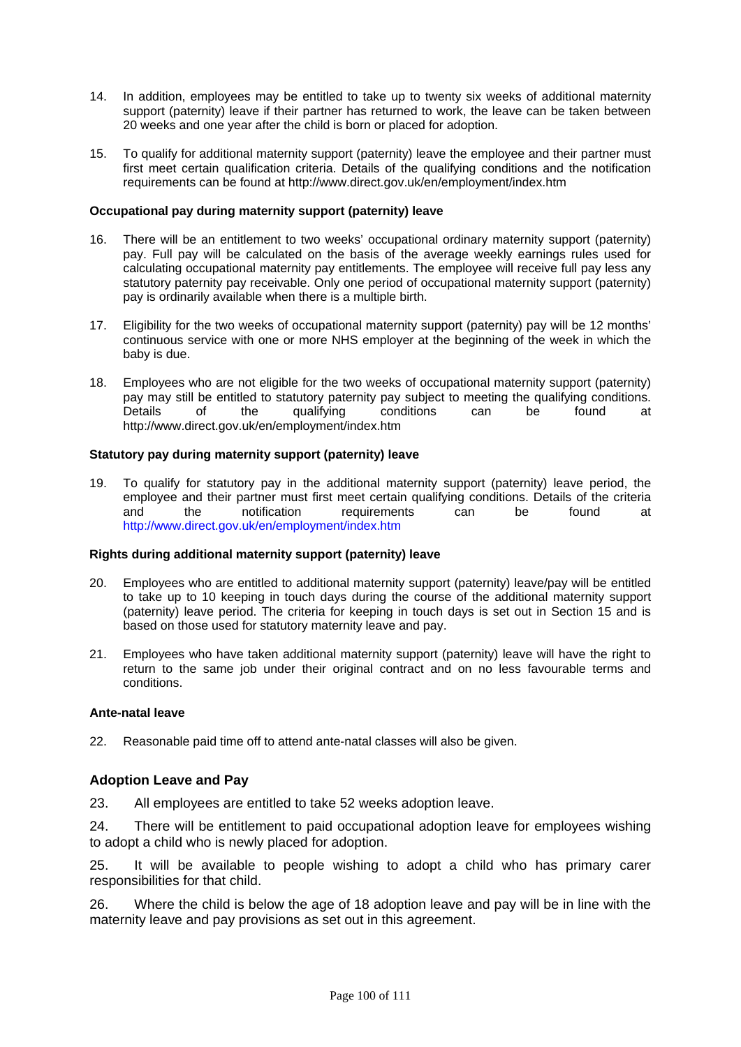14. In addition, employees may be entitled to take up to twenty six weeks of additional maternity support (paternity) leave if their partner has returned to work, the leave can be taken between 20 weeks and one year after the child is born or placed for adoption.

15. To qualify for additional maternity support (paternity) leave the employee and their partner must first meet certain qualification criteria. Details of the qualifying conditions and the notification requirements can be found at http://www.direct.gov.uk/en/employment/index.htm

**Occupational pay during maternity support (paternity) leave**

16. There will be an entitlement to two weeks' occupational ordinary maternity support (paternity) pay. Full pay will be calculated on the basis of the average weekly earnings rules used for calculating occupational maternity pay entitlements. The employee will receive full pay less any statutory paternity pay receivable. Only one period of occupational maternity support (paternity) pay is ordinarily available when there is a multiple birth.

17. Eligibility for the two weeks of occupational maternity support (paternity) pay will be 12 months' continuous service with one or more NHS employer at the beginning of the week in which the baby is due.

18. Employees who are not eligible for the two weeks of occupational maternity support (paternity) pay may still be entitled to statutory paternity pay subject to meeting the qualifying conditions. Details of the qualifying conditions can be found at http://www.direct.gov.uk/en/employment/index.htm

**Statutory pay during maternity support (paternity) leave**

19. To qualify for statutory pay in the additional maternity support (paternity) leave period, the employee and their partner must first meet certain qualifying conditions. Details of the criteria and the notification requirements can be found at http://www.direct.gov.uk/en/employment/index.htm

**Rights during additional maternity support (paternity) leave**

20. Employees who are entitled to additional maternity support (paternity) leave/pay will be entitled to take up to 10 keeping in touch days during the course of the additional maternity support (paternity) leave period. The criteria for keeping in touch days is set out in Section 15 and is based on those used for statutory maternity leave and pay.

21. Employees who have taken additional maternity support (paternity) leave will have the right to return to the same job under their original contract and on no less favourable terms and conditions.

**Ante-natal leave**

22. Reasonable paid time off to attend ante-natal classes will also be given.

### Adoption Leave and Pay

23. All employees are entitled to take 52 weeks adoption leave.

24. There will be entitlement to paid occupational adoption leave for employees wishing to adopt a child who is newly placed for adoption.

25. It will be available to people wishing to adopt a child who has primary carer responsibilities for that child.

26. Where the child is below the age of 18 adoption leave and pay will be in line with the maternity leave and pay provisions as set out in this agreement.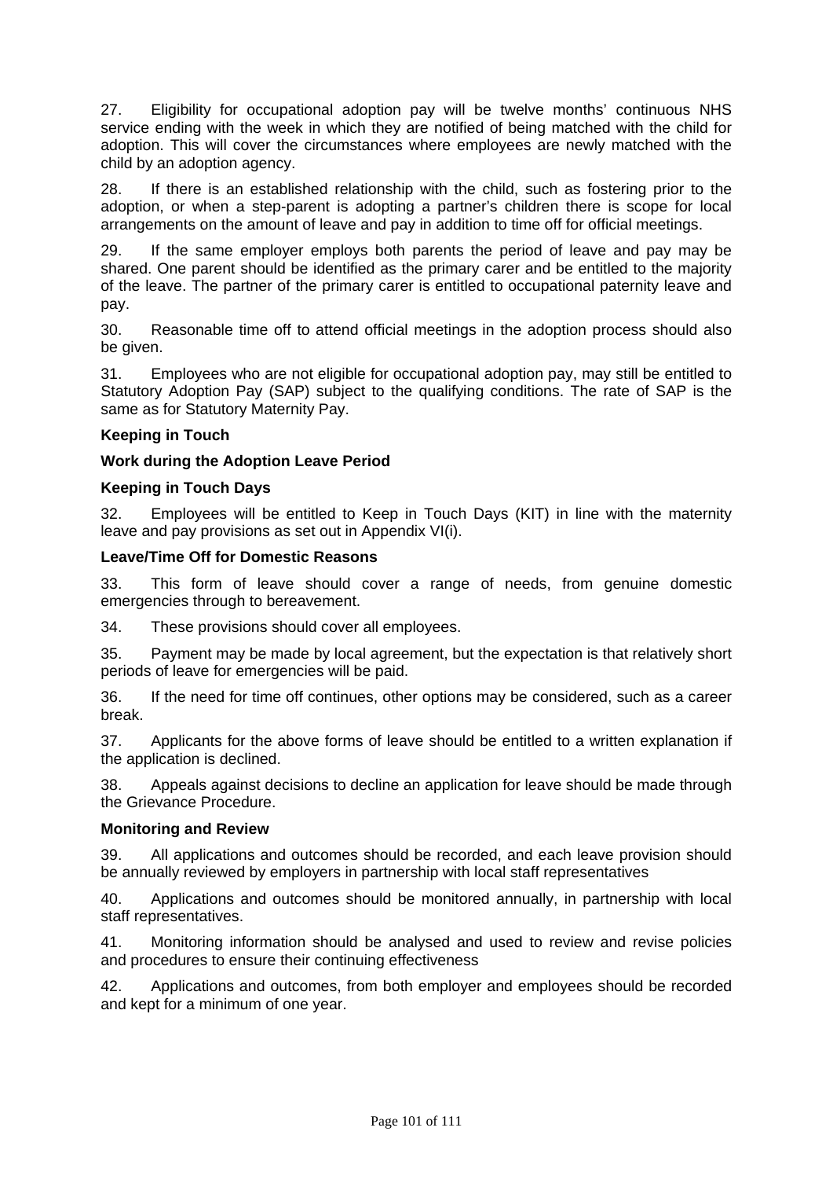27. Eligibility for occupational adoption pay will be twelve months' continuous NHS service ending with the week in which they are notified of being matched with the child for adoption. This will cover the circumstances where employees are newly matched with the child by an adoption agency.

28. If there is an established relationship with the child, such as fostering prior to the adoption, or when a step-parent is adopting a partner's children there is scope for local arrangements on the amount of leave and pay in addition to time off for official meetings.

29. If the same employer employs both parents the period of leave and pay may be shared. One parent should be identified as the primary carer and be entitled to the majority of the leave. The partner of the primary carer is entitled to occupational paternity leave and pay.

30. Reasonable time off to attend official meetings in the adoption process should also be given.

31. Employees who are not eligible for occupational adoption pay, may still be entitled to Statutory Adoption Pay (SAP) subject to the qualifying conditions. The rate of SAP is the same as for Statutory Maternity Pay.

**Keeping in Touch**

**Work during the Adoption Leave Period**

**Keeping in Touch Days**

32. Employees will be entitled to Keep in Touch Days (KIT) in line with the maternity leave and pay provisions as set out in Appendix VI(i).

**Leave/Time Off for Domestic Reasons**

33. This form of leave should cover a range of needs, from genuine domestic emergencies through to bereavement.

34. These provisions should cover all employees.

35. Payment may be made by local agreement, but the expectation is that relatively short periods of leave for emergencies will be paid.

36. If the need for time off continues, other options may be considered, such as a career break.

37. Applicants for the above forms of leave should be entitled to a written explanation if the application is declined.

38. Appeals against decisions to decline an application for leave should be made through the Grievance Procedure.

**Monitoring and Review**

39. All applications and outcomes should be recorded, and each leave provision should be annually reviewed by employers in partnership with local staff representatives

40. Applications and outcomes should be monitored annually, in partnership with local staff representatives.

41. Monitoring information should be analysed and used to review and revise policies and procedures to ensure their continuing effectiveness

42. Applications and outcomes, from both employer and employees should be recorded and kept for a minimum of one year.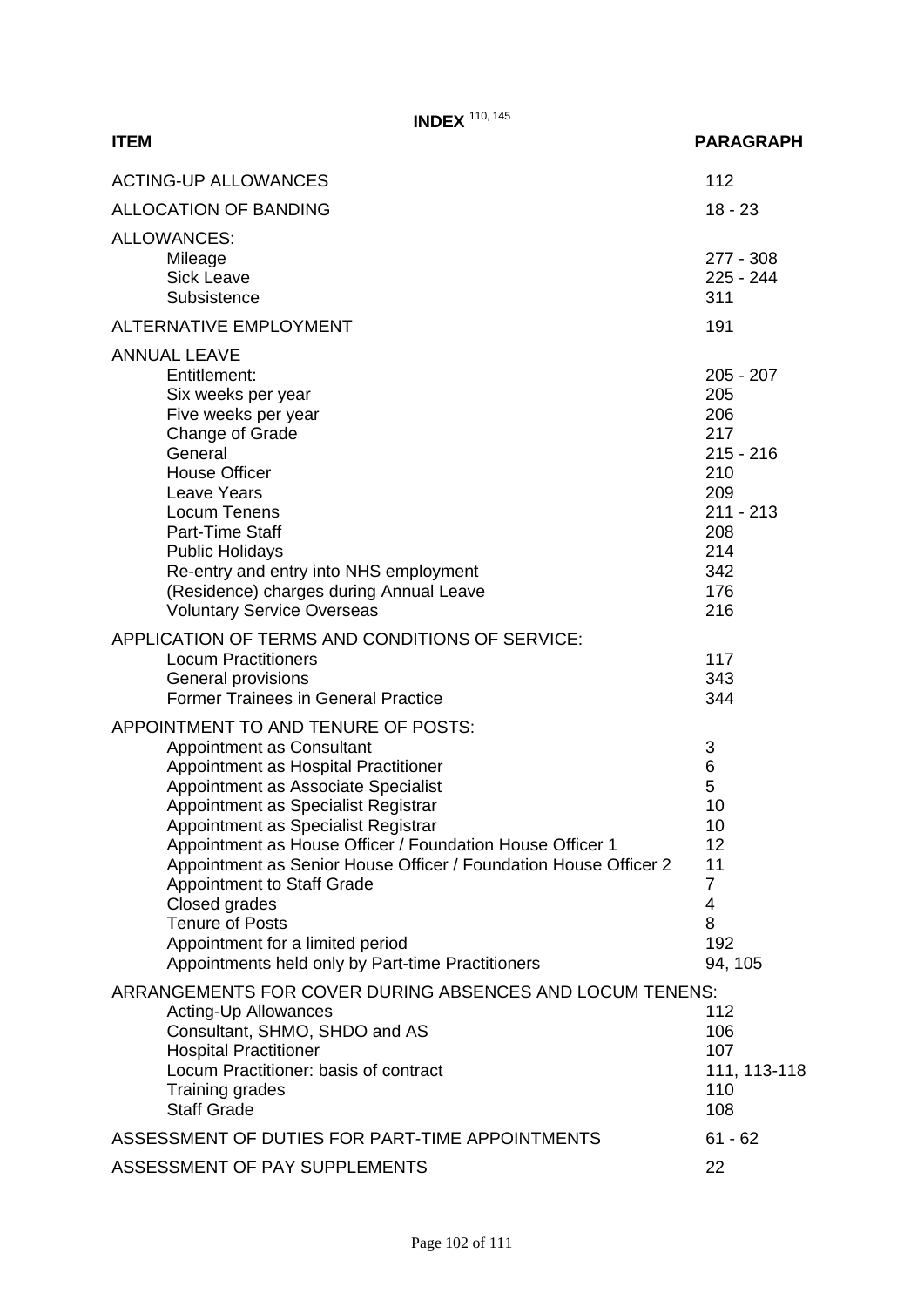# INDEX [110, 145]

| ITEM | PARAGRAPH |
|---|---|
| ACTING-UP ALLOWANCES | 112 |
| ALLOCATION OF BANDING | 18 - 23 |
| ALLOWANCES: | |
| Mileage | 277 - 308 |
| Sick Leave | 225 - 244 |
| Subsistence | 311 |
| ALTERNATIVE EMPLOYMENT | 191 |
| ANNUAL LEAVE | |
| Entitlement: | 205 - 207 |
| Six weeks per year | 205 |
| Five weeks per year | 206 |
| Change of Grade | 217 |
| General | 215 - 216 |
| House Officer | 210 |
| Leave Years | 209 |
| Locum Tenens | 211 - 213 |
| Part-Time Staff | 208 |
| Public Holidays | 214 |
| Re-entry and entry into NHS employment | 342 |
| (Residence) charges during Annual Leave | 176 |
| Voluntary Service Overseas | 216 |
| APPLICATION OF TERMS AND CONDITIONS OF SERVICE: | |
| Locum Practitioners | 117 |
| General provisions | 343 |
| Former Trainees in General Practice | 344 |
| APPOINTMENT TO AND TENURE OF POSTS: | |
| Appointment as Consultant | 3 |
| Appointment as Hospital Practitioner | 6 |
| Appointment as Associate Specialist | 5 |
| Appointment as Specialist Registrar | 10 |
| Appointment as Specialist Registrar | 10 |
| Appointment as House Officer / Foundation House Officer 1 | 12 |
| Appointment as Senior House Officer / Foundation House Officer 2 | 11 |
| Appointment to Staff Grade | 7 |
| Closed grades | 4 |
| Tenure of Posts | 8 |
| Appointment for a limited period | 192 |
| Appointments held only by Part-time Practitioners | 94, 105 |
| ARRANGEMENTS FOR COVER DURING ABSENCES AND LOCUM TENENS: | |
| Acting-Up Allowances | 112 |
| Consultant, SHMO, SHDO and AS | 106 |
| Hospital Practitioner | 107 |
| Locum Practitioner: basis of contract | 111, 113-118 |
| Training grades | 110 |
| Staff Grade | 108 |
| ASSESSMENT OF DUTIES FOR PART-TIME APPOINTMENTS | 61 - 62 |
| ASSESSMENT OF PAY SUPPLEMENTS | 22 |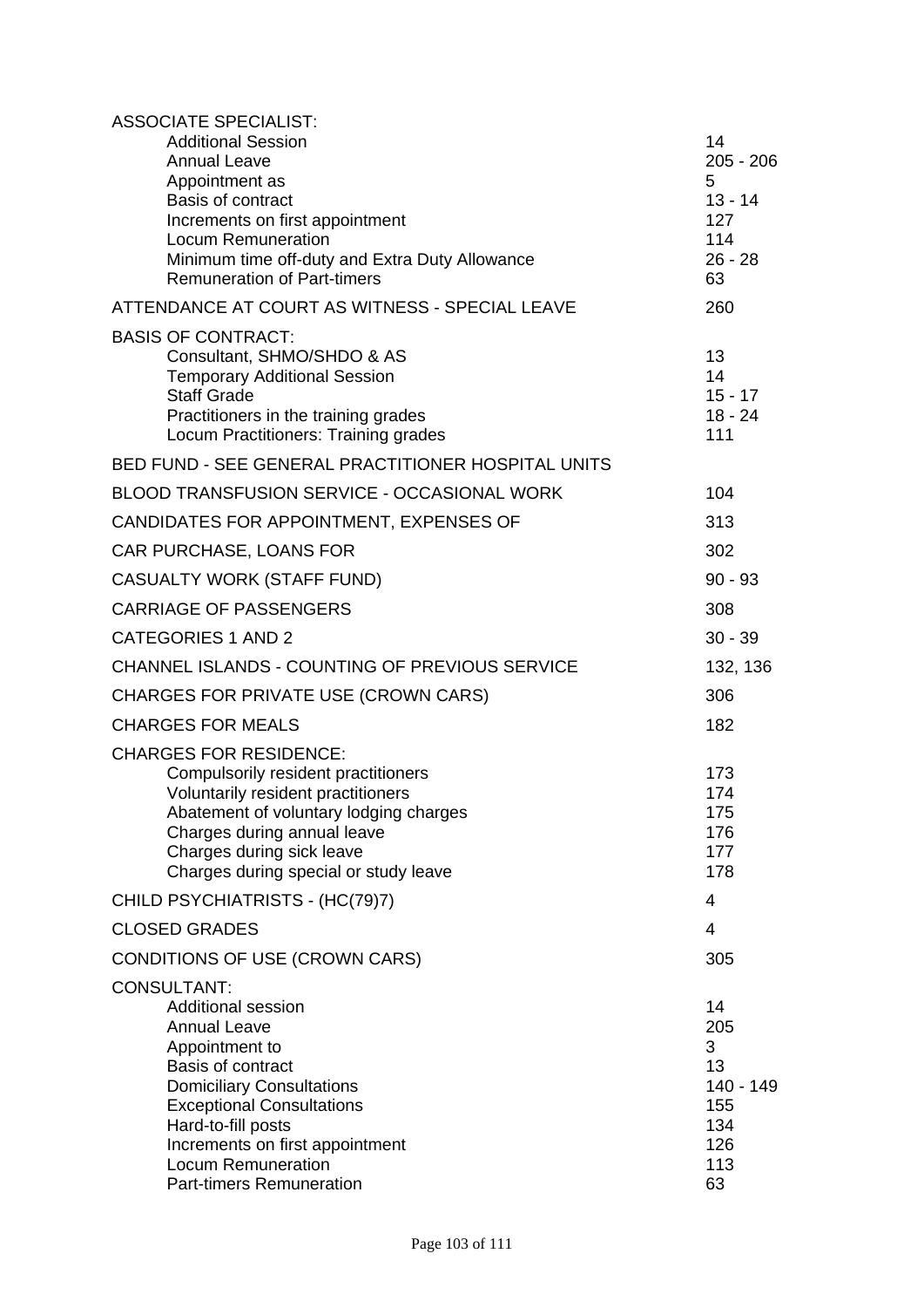| | |
|---|---|
| **ASSOCIATE SPECIALIST:** | |
| Additional Session | 14 |
| Annual Leave | 205 - 206 |
| Appointment as | 5 |
| Basis of contract | 13 - 14 |
| Increments on first appointment | 127 |
| Locum Remuneration | 114 |
| Minimum time off-duty and Extra Duty Allowance | 26 - 28 |
| Remuneration of Part-timers | 63 |
| ATTENDANCE AT COURT AS WITNESS - SPECIAL LEAVE | 260 |
| **BASIS OF CONTRACT:** | |
| Consultant, SHMO/SHDO & AS | 13 |
| Temporary Additional Session | 14 |
| Staff Grade | 15 - 17 |
| Practitioners in the training grades | 18 - 24 |
| Locum Practitioners: Training grades | 111 |
| BED FUND - SEE GENERAL PRACTITIONER HOSPITAL UNITS | |
| BLOOD TRANSFUSION SERVICE - OCCASIONAL WORK | 104 |
| CANDIDATES FOR APPOINTMENT, EXPENSES OF | 313 |
| CAR PURCHASE, LOANS FOR | 302 |
| CASUALTY WORK (STAFF FUND) | 90 - 93 |
| CARRIAGE OF PASSENGERS | 308 |
| CATEGORIES 1 AND 2 | 30 - 39 |
| CHANNEL ISLANDS - COUNTING OF PREVIOUS SERVICE | 132, 136 |
| CHARGES FOR PRIVATE USE (CROWN CARS) | 306 |
| CHARGES FOR MEALS | 182 |
| **CHARGES FOR RESIDENCE:** | |
| Compulsorily resident practitioners | 173 |
| Voluntarily resident practitioners | 174 |
| Abatement of voluntary lodging charges | 175 |
| Charges during annual leave | 176 |
| Charges during sick leave | 177 |
| Charges during special or study leave | 178 |
| CHILD PSYCHIATRISTS - (HC(79)7) | 4 |
| CLOSED GRADES | 4 |
| CONDITIONS OF USE (CROWN CARS) | 305 |
| **CONSULTANT:** | |
| Additional session | 14 |
| Annual Leave | 205 |
| Appointment to | 3 |
| Basis of contract | 13 |
| Domiciliary Consultations | 140 - 149 |
| Exceptional Consultations | 155 |
| Hard-to-fill posts | 134 |
| Increments on first appointment | 126 |
| Locum Remuneration | 113 |
| Part-timers Remuneration | 63 |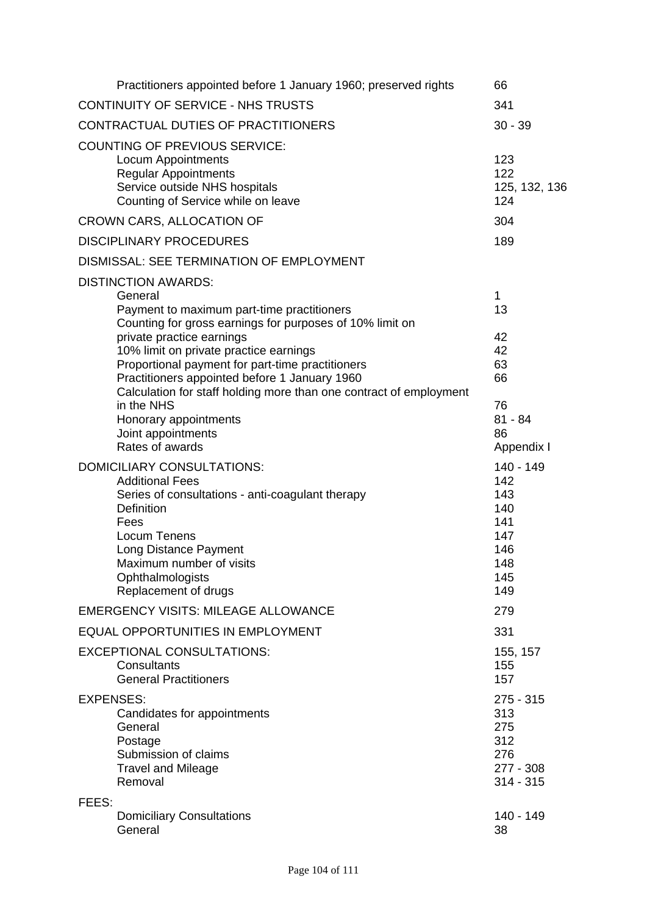| | |
|---|---|
| Practitioners appointed before 1 January 1960; preserved rights | 66 |
| CONTINUITY OF SERVICE - NHS TRUSTS | 341 |
| CONTRACTUAL DUTIES OF PRACTITIONERS | 30 - 39 |
| COUNTING OF PREVIOUS SERVICE: | |
| Locum Appointments | 123 |
| Regular Appointments | 122 |
| Service outside NHS hospitals | 125, 132, 136 |
| Counting of Service while on leave | 124 |
| CROWN CARS, ALLOCATION OF | 304 |
| DISCIPLINARY PROCEDURES | 189 |
| DISMISSAL: SEE TERMINATION OF EMPLOYMENT | |
| DISTINCTION AWARDS: | |
| General | 1 |
| Payment to maximum part-time practitioners | 13 |
| Counting for gross earnings for purposes of 10% limit on private practice earnings | 42 |
| 10% limit on private practice earnings | 42 |
| Proportional payment for part-time practitioners | 63 |
| Practitioners appointed before 1 January 1960 | 66 |
| Calculation for staff holding more than one contract of employment in the NHS | 76 |
| Honorary appointments | 81 - 84 |
| Joint appointments | 86 |
| Rates of awards | Appendix I |
| DOMICILIARY CONSULTATIONS: | 140 - 149 |
| Additional Fees | 142 |
| Series of consultations - anti-coagulant therapy | 143 |
| Definition | 140 |
| Fees | 141 |
| Locum Tenens | 147 |
| Long Distance Payment | 146 |
| Maximum number of visits | 148 |
| Ophthalmologists | 145 |
| Replacement of drugs | 149 |
| EMERGENCY VISITS: MILEAGE ALLOWANCE | 279 |
| EQUAL OPPORTUNITIES IN EMPLOYMENT | 331 |
| EXCEPTIONAL CONSULTATIONS: | 155, 157 |
| Consultants | 155 |
| General Practitioners | 157 |
| EXPENSES: | 275 - 315 |
| Candidates for appointments | 313 |
| General | 275 |
| Postage | 312 |
| Submission of claims | 276 |
| Travel and Mileage | 277 - 308 |
| Removal | 314 - 315 |
| FEES: | |
| Domiciliary Consultations | 140 - 149 |
| General | 38 |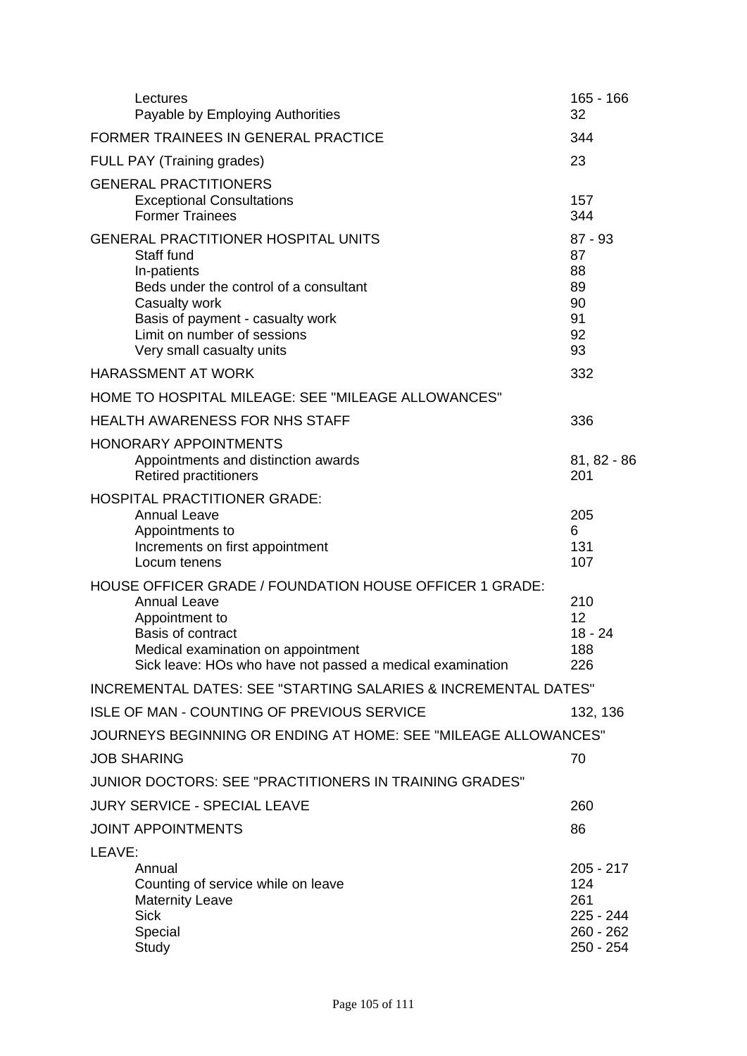| | |
|---|---|
| Lectures | 165 - 166 |
| Payable by Employing Authorities | 32 |
| FORMER TRAINEES IN GENERAL PRACTICE | 344 |
| FULL PAY (Training grades) | 23 |
| GENERAL PRACTITIONERS | |
| Exceptional Consultations | 157 |
| Former Trainees | 344 |
| GENERAL PRACTITIONER HOSPITAL UNITS | 87 - 93 |
| Staff fund | 87 |
| In-patients | 88 |
| Beds under the control of a consultant | 89 |
| Casualty work | 90 |
| Basis of payment - casualty work | 91 |
| Limit on number of sessions | 92 |
| Very small casualty units | 93 |
| HARASSMENT AT WORK | 332 |
| HOME TO HOSPITAL MILEAGE: SEE "MILEAGE ALLOWANCES" | |
| HEALTH AWARENESS FOR NHS STAFF | 336 |
| HONORARY APPOINTMENTS | |
| Appointments and distinction awards | 81, 82 - 86 |
| Retired practitioners | 201 |
| HOSPITAL PRACTITIONER GRADE: | |
| Annual Leave | 205 |
| Appointments to | 6 |
| Increments on first appointment | 131 |
| Locum tenens | 107 |
| HOUSE OFFICER GRADE / FOUNDATION HOUSE OFFICER 1 GRADE: | |
| Annual Leave | 210 |
| Appointment to | 12 |
| Basis of contract | 18 - 24 |
| Medical examination on appointment | 188 |
| Sick leave: HOs who have not passed a medical examination | 226 |
| INCREMENTAL DATES: SEE "STARTING SALARIES & INCREMENTAL DATES" | |
| ISLE OF MAN - COUNTING OF PREVIOUS SERVICE | 132, 136 |
| JOURNEYS BEGINNING OR ENDING AT HOME: SEE "MILEAGE ALLOWANCES" | |
| JOB SHARING | 70 |
| JUNIOR DOCTORS: SEE "PRACTITIONERS IN TRAINING GRADES" | |
| JURY SERVICE - SPECIAL LEAVE | 260 |
| JOINT APPOINTMENTS | 86 |
| LEAVE: | |
| Annual | 205 - 217 |
| Counting of service while on leave | 124 |
| Maternity Leave | 261 |
| Sick | 225 - 244 |
| Special | 260 - 262 |
| Study | 250 - 254 |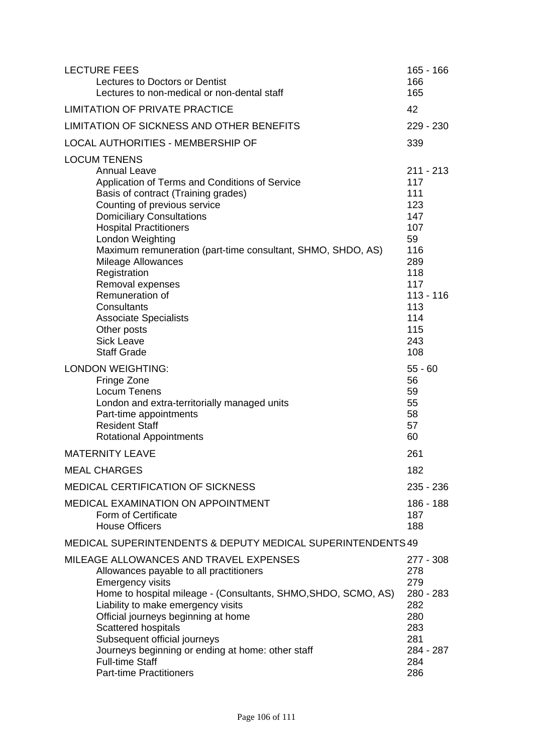| | |
|---|---|
| LECTURE FEES | 165 - 166 |
| Lectures to Doctors or Dentist | 166 |
| Lectures to non-medical or non-dental staff | 165 |
| LIMITATION OF PRIVATE PRACTICE | 42 |
| LIMITATION OF SICKNESS AND OTHER BENEFITS | 229 - 230 |
| LOCAL AUTHORITIES - MEMBERSHIP OF | 339 |
| LOCUM TENENS | |
| Annual Leave | 211 - 213 |
| Application of Terms and Conditions of Service | 117 |
| Basis of contract (Training grades) | 111 |
| Counting of previous service | 123 |
| Domiciliary Consultations | 147 |
| Hospital Practitioners | 107 |
| London Weighting | 59 |
| Maximum remuneration (part-time consultant, SHMO, SHDO, AS) | 116 |
| Mileage Allowances | 289 |
| Registration | 118 |
| Removal expenses | 117 |
| Remuneration of | 113 - 116 |
| Consultants | 113 |
| Associate Specialists | 114 |
| Other posts | 115 |
| Sick Leave | 243 |
| Staff Grade | 108 |
| LONDON WEIGHTING: | 55 - 60 |
| Fringe Zone | 56 |
| Locum Tenens | 59 |
| London and extra-territorially managed units | 55 |
| Part-time appointments | 58 |
| Resident Staff | 57 |
| Rotational Appointments | 60 |
| MATERNITY LEAVE | 261 |
| MEAL CHARGES | 182 |
| MEDICAL CERTIFICATION OF SICKNESS | 235 - 236 |
| MEDICAL EXAMINATION ON APPOINTMENT | 186 - 188 |
| Form of Certificate | 187 |
| House Officers | 188 |
| MEDICAL SUPERINTENDENTS & DEPUTY MEDICAL SUPERINTENDENTS | 49 |
| MILEAGE ALLOWANCES AND TRAVEL EXPENSES | 277 - 308 |
| Allowances payable to all practitioners | 278 |
| Emergency visits | 279 |
| Home to hospital mileage - (Consultants, SHMO,SHDO, SCMO, AS) | 280 - 283 |
| Liability to make emergency visits | 282 |
| Official journeys beginning at home | 280 |
| Scattered hospitals | 283 |
| Subsequent official journeys | 281 |
| Journeys beginning or ending at home: other staff | 284 - 287 |
| Full-time Staff | 284 |
| Part-time Practitioners | 286 |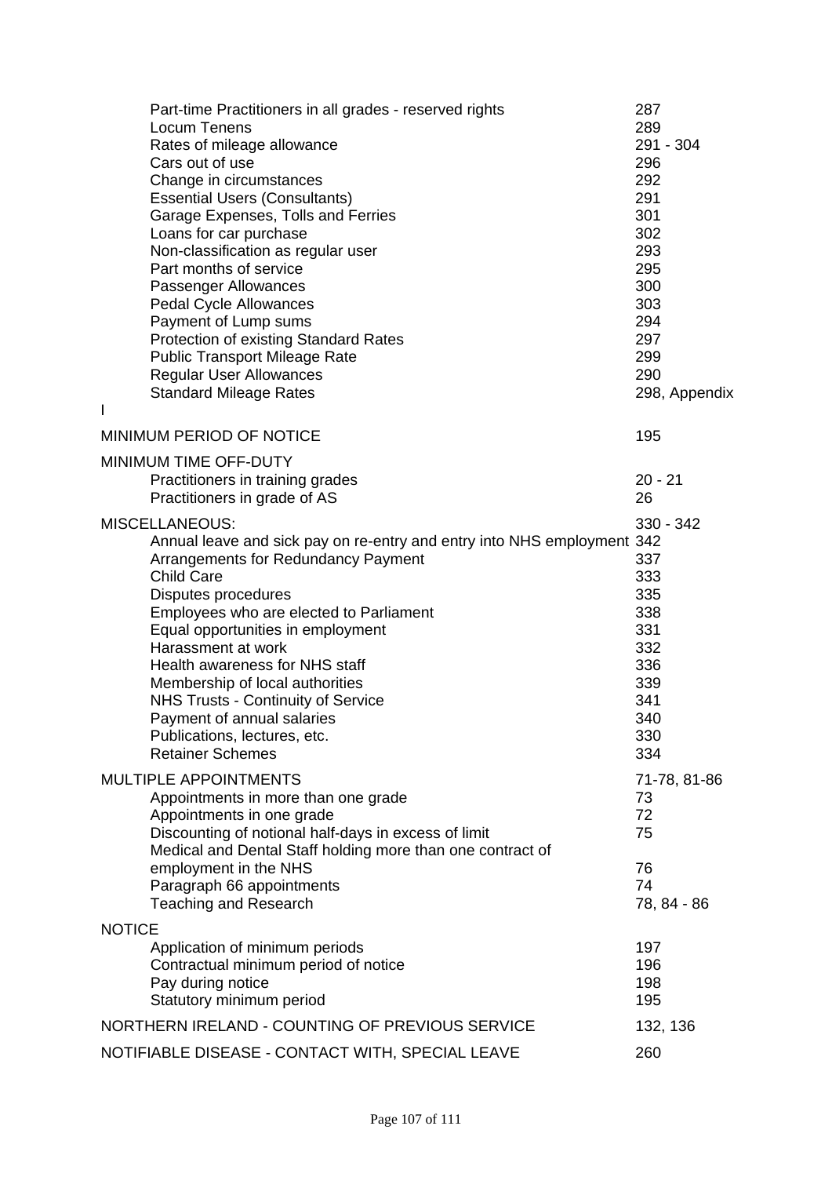| Entry | Paragraph |
|---|---|
| Part-time Practitioners in all grades - reserved rights | 287 |
| Locum Tenens | 289 |
| Rates of mileage allowance | 291 - 304 |
| Cars out of use | 296 |
| Change in circumstances | 292 |
| Essential Users (Consultants) | 291 |
| Garage Expenses, Tolls and Ferries | 301 |
| Loans for car purchase | 302 |
| Non-classification as regular user | 293 |
| Part months of service | 295 |
| Passenger Allowances | 300 |
| Pedal Cycle Allowances | 303 |
| Payment of Lump sums | 294 |
| Protection of existing Standard Rates | 297 |
| Public Transport Mileage Rate | 299 |
| Regular User Allowances | 290 |
| Standard Mileage Rates | 298, Appendix |

I

| Entry | Paragraph |
|---|---|
| MINIMUM PERIOD OF NOTICE | 195 |
| MINIMUM TIME OFF-DUTY | |
| Practitioners in training grades | 20 - 21 |
| Practitioners in grade of AS | 26 |
| MISCELLANEOUS: | 330 - 342 |
| Annual leave and sick pay on re-entry and entry into NHS employment | 342 |
| Arrangements for Redundancy Payment | 337 |
| Child Care | 333 |
| Disputes procedures | 335 |
| Employees who are elected to Parliament | 338 |
| Equal opportunities in employment | 331 |
| Harassment at work | 332 |
| Health awareness for NHS staff | 336 |
| Membership of local authorities | 339 |
| NHS Trusts - Continuity of Service | 341 |
| Payment of annual salaries | 340 |
| Publications, lectures, etc. | 330 |
| Retainer Schemes | 334 |
| MULTIPLE APPOINTMENTS | 71-78, 81-86 |
| Appointments in more than one grade | 73 |
| Appointments in one grade | 72 |
| Discounting of notional half-days in excess of limit | 75 |
| Medical and Dental Staff holding more than one contract of employment in the NHS | 76 |
| Paragraph 66 appointments | 74 |
| Teaching and Research | 78, 84 - 86 |
| NOTICE | |
| Application of minimum periods | 197 |
| Contractual minimum period of notice | 196 |
| Pay during notice | 198 |
| Statutory minimum period | 195 |
| NORTHERN IRELAND - COUNTING OF PREVIOUS SERVICE | 132, 136 |
| NOTIFIABLE DISEASE - CONTACT WITH, SPECIAL LEAVE | 260 |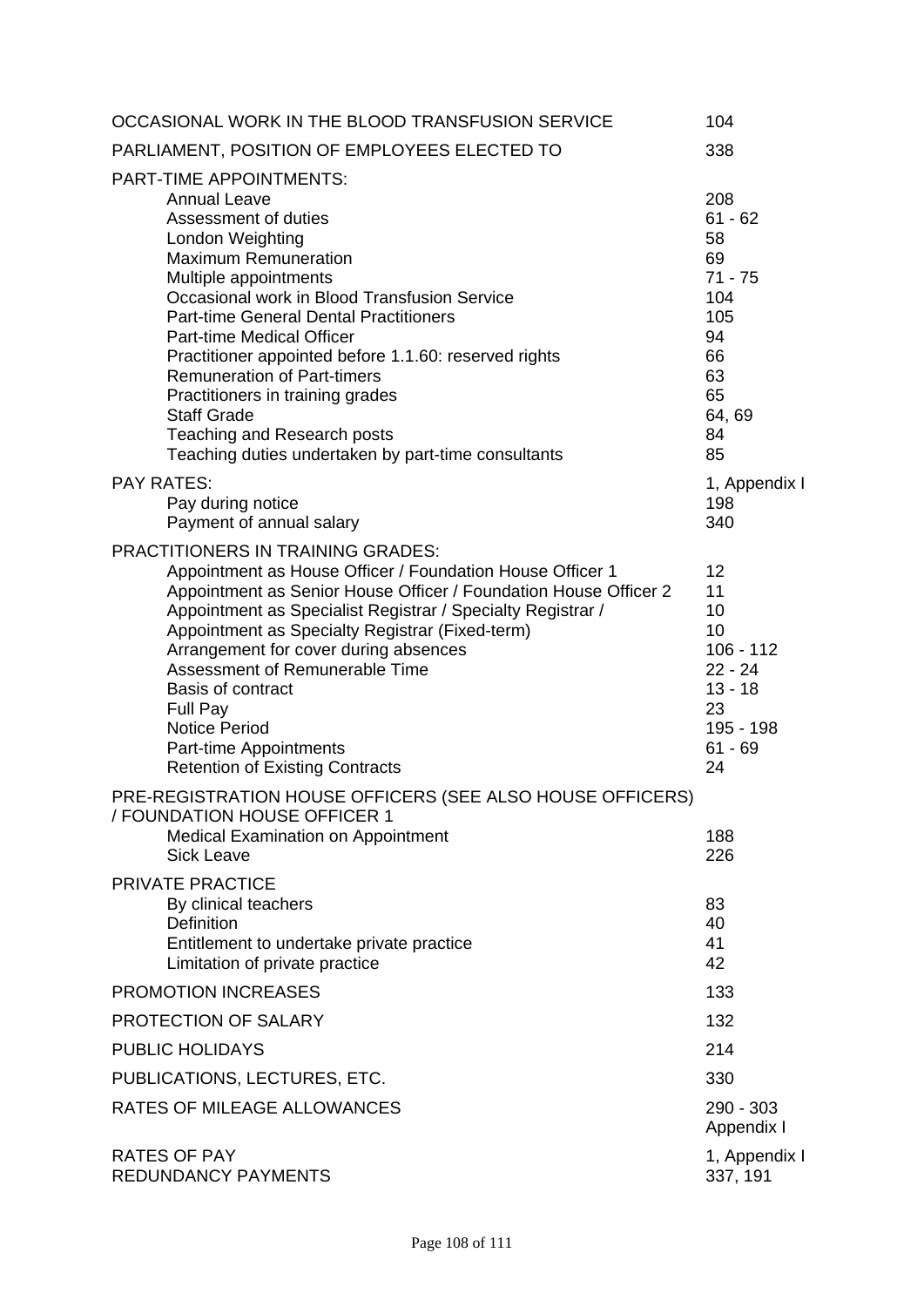| Entry | Paragraph |
|---|---|
| OCCASIONAL WORK IN THE BLOOD TRANSFUSION SERVICE | 104 |
| PARLIAMENT, POSITION OF EMPLOYEES ELECTED TO | 338 |
| PART-TIME APPOINTMENTS: | |
| Annual Leave | 208 |
| Assessment of duties | 61 - 62 |
| London Weighting | 58 |
| Maximum Remuneration | 69 |
| Multiple appointments | 71 - 75 |
| Occasional work in Blood Transfusion Service | 104 |
| Part-time General Dental Practitioners | 105 |
| Part-time Medical Officer | 94 |
| Practitioner appointed before 1.1.60: reserved rights | 66 |
| Remuneration of Part-timers | 63 |
| Practitioners in training grades | 65 |
| Staff Grade | 64, 69 |
| Teaching and Research posts | 84 |
| Teaching duties undertaken by part-time consultants | 85 |
| PAY RATES: | 1, Appendix I |
| Pay during notice | 198 |
| Payment of annual salary | 340 |
| PRACTITIONERS IN TRAINING GRADES: | |
| Appointment as House Officer / Foundation House Officer 1 | 12 |
| Appointment as Senior House Officer / Foundation House Officer 2 | 11 |
| Appointment as Specialist Registrar / Specialty Registrar / | 10 |
| Appointment as Specialty Registrar (Fixed-term) | 10 |
| Arrangement for cover during absences | 106 - 112 |
| Assessment of Remunerable Time | 22 - 24 |
| Basis of contract | 13 - 18 |
| Full Pay | 23 |
| Notice Period | 195 - 198 |
| Part-time Appointments | 61 - 69 |
| Retention of Existing Contracts | 24 |
| PRE-REGISTRATION HOUSE OFFICERS (SEE ALSO HOUSE OFFICERS) / FOUNDATION HOUSE OFFICER 1 | |
| Medical Examination on Appointment | 188 |
| Sick Leave | 226 |
| PRIVATE PRACTICE | |
| By clinical teachers | 83 |
| Definition | 40 |
| Entitlement to undertake private practice | 41 |
| Limitation of private practice | 42 |
| PROMOTION INCREASES | 133 |
| PROTECTION OF SALARY | 132 |
| PUBLIC HOLIDAYS | 214 |
| PUBLICATIONS, LECTURES, ETC. | 330 |
| RATES OF MILEAGE ALLOWANCES | 290 - 303 Appendix I |
| RATES OF PAY | 1, Appendix I |
| REDUNDANCY PAYMENTS | 337, 191 |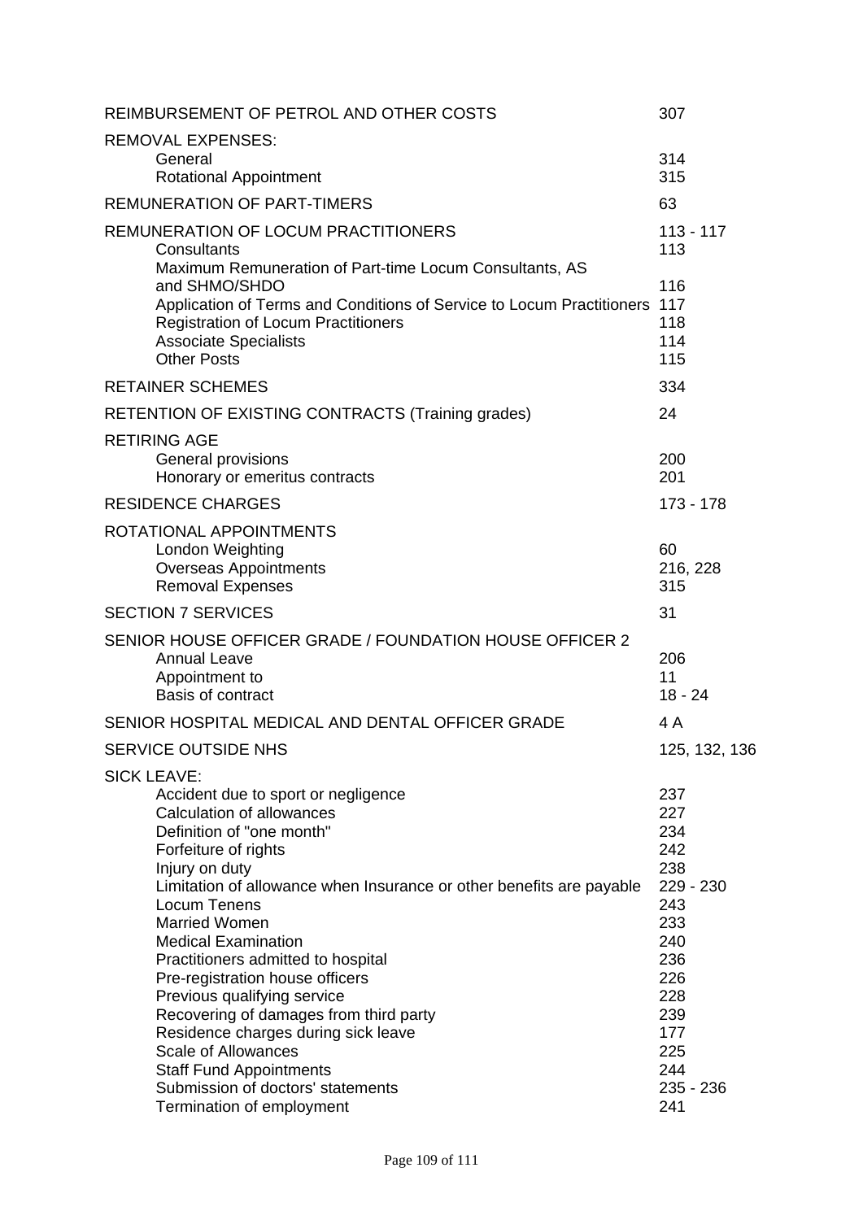| | |
|---|---|
| REIMBURSEMENT OF PETROL AND OTHER COSTS | 307 |
| REMOVAL EXPENSES: | |
| General | 314 |
| Rotational Appointment | 315 |
| REMUNERATION OF PART-TIMERS | 63 |
| REMUNERATION OF LOCUM PRACTITIONERS | 113 - 117 |
| Consultants | 113 |
| Maximum Remuneration of Part-time Locum Consultants, AS and SHMO/SHDO | 116 |
| Application of Terms and Conditions of Service to Locum Practitioners | 117 |
| Registration of Locum Practitioners | 118 |
| Associate Specialists | 114 |
| Other Posts | 115 |
| RETAINER SCHEMES | 334 |
| RETENTION OF EXISTING CONTRACTS (Training grades) | 24 |
| RETIRING AGE | |
| General provisions | 200 |
| Honorary or emeritus contracts | 201 |
| RESIDENCE CHARGES | 173 - 178 |
| ROTATIONAL APPOINTMENTS | |
| London Weighting | 60 |
| Overseas Appointments | 216, 228 |
| Removal Expenses | 315 |
| SECTION 7 SERVICES | 31 |
| SENIOR HOUSE OFFICER GRADE / FOUNDATION HOUSE OFFICER 2 | |
| Annual Leave | 206 |
| Appointment to | 11 |
| Basis of contract | 18 - 24 |
| SENIOR HOSPITAL MEDICAL AND DENTAL OFFICER GRADE | 4 A |
| SERVICE OUTSIDE NHS | 125, 132, 136 |
| SICK LEAVE: | |
| Accident due to sport or negligence | 237 |
| Calculation of allowances | 227 |
| Definition of "one month" | 234 |
| Forfeiture of rights | 242 |
| Injury on duty | 238 |
| Limitation of allowance when Insurance or other benefits are payable | 229 - 230 |
| Locum Tenens | 243 |
| Married Women | 233 |
| Medical Examination | 240 |
| Practitioners admitted to hospital | 236 |
| Pre-registration house officers | 226 |
| Previous qualifying service | 228 |
| Recovering of damages from third party | 239 |
| Residence charges during sick leave | 177 |
| Scale of Allowances | 225 |
| Staff Fund Appointments | 244 |
| Submission of doctors' statements | 235 - 236 |
| Termination of employment | 241 |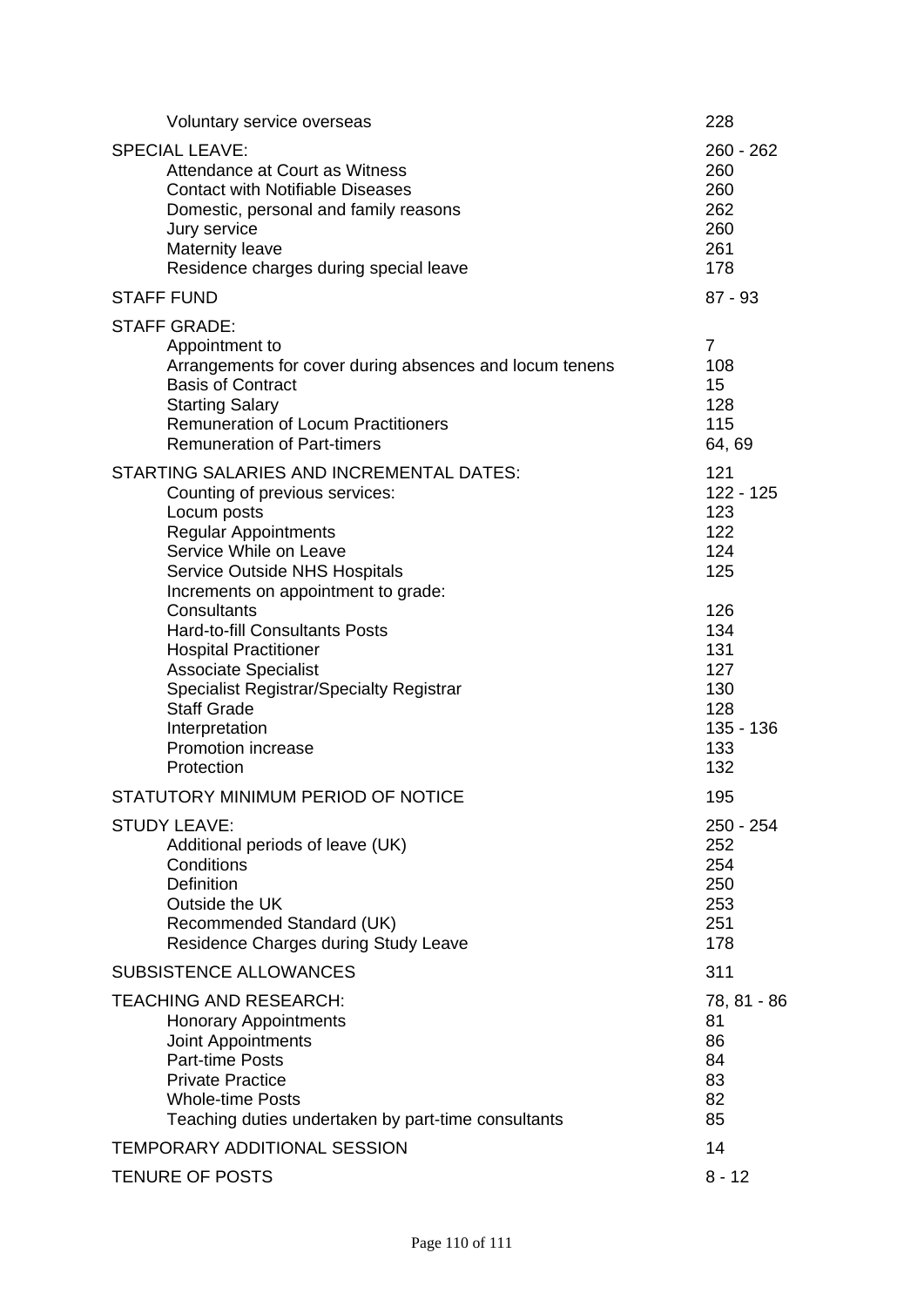| Entry | Paragraph |
| --- | --- |
| Voluntary service overseas | 228 |
| SPECIAL LEAVE: | 260 - 262 |
| Attendance at Court as Witness | 260 |
| Contact with Notifiable Diseases | 260 |
| Domestic, personal and family reasons | 262 |
| Jury service | 260 |
| Maternity leave | 261 |
| Residence charges during special leave | 178 |
| STAFF FUND | 87 - 93 |
| STAFF GRADE: | |
| Appointment to | 7 |
| Arrangements for cover during absences and locum tenens | 108 |
| Basis of Contract | 15 |
| Starting Salary | 128 |
| Remuneration of Locum Practitioners | 115 |
| Remuneration of Part-timers | 64, 69 |
| STARTING SALARIES AND INCREMENTAL DATES: | 121 |
| Counting of previous services: | 122 - 125 |
| Locum posts | 123 |
| Regular Appointments | 122 |
| Service While on Leave | 124 |
| Service Outside NHS Hospitals | 125 |
| Increments on appointment to grade: | |
| Consultants | 126 |
| Hard-to-fill Consultants Posts | 134 |
| Hospital Practitioner | 131 |
| Associate Specialist | 127 |
| Specialist Registrar/Specialty Registrar | 130 |
| Staff Grade | 128 |
| Interpretation | 135 - 136 |
| Promotion increase | 133 |
| Protection | 132 |
| STATUTORY MINIMUM PERIOD OF NOTICE | 195 |
| STUDY LEAVE: | 250 - 254 |
| Additional periods of leave (UK) | 252 |
| Conditions | 254 |
| Definition | 250 |
| Outside the UK | 253 |
| Recommended Standard (UK) | 251 |
| Residence Charges during Study Leave | 178 |
| SUBSISTENCE ALLOWANCES | 311 |
| TEACHING AND RESEARCH: | 78, 81 - 86 |
| Honorary Appointments | 81 |
| Joint Appointments | 86 |
| Part-time Posts | 84 |
| Private Practice | 83 |
| Whole-time Posts | 82 |
| Teaching duties undertaken by part-time consultants | 85 |
| TEMPORARY ADDITIONAL SESSION | 14 |
| TENURE OF POSTS | 8 - 12 |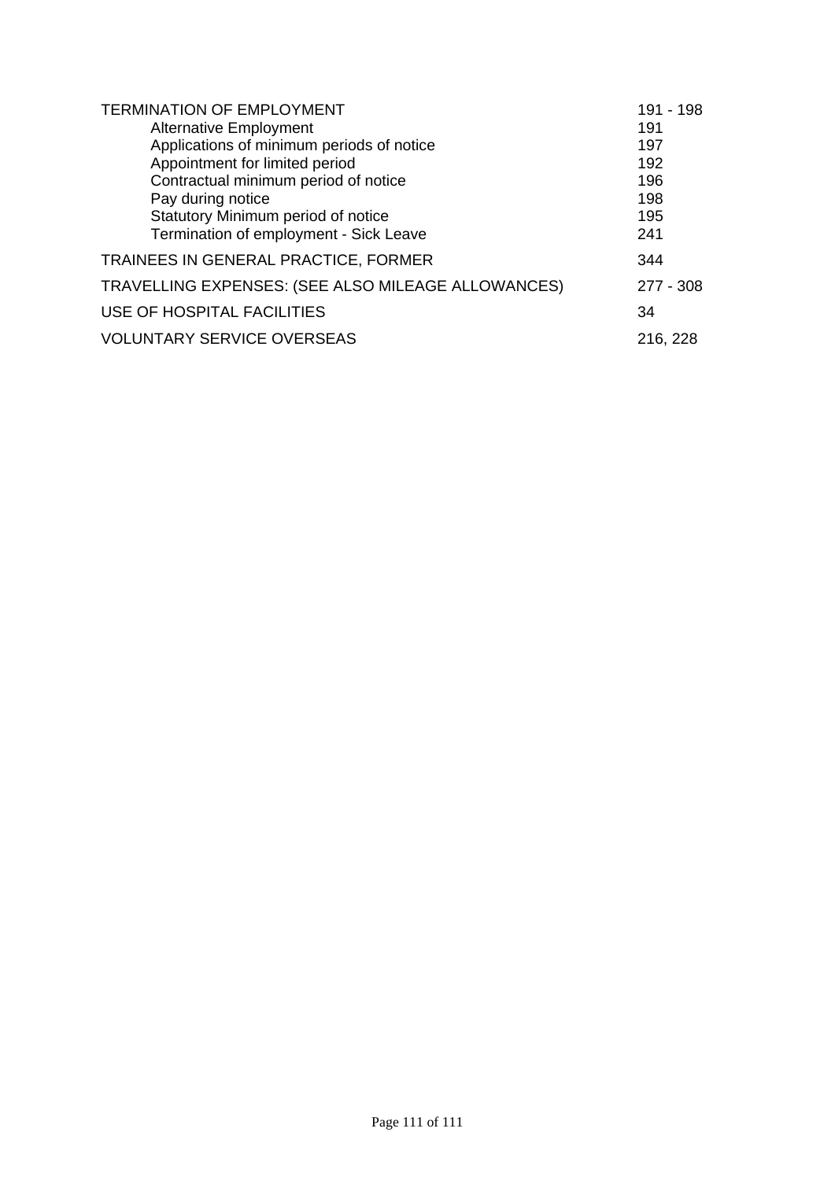| | |
|---|---|
| TERMINATION OF EMPLOYMENT | 191 - 198 |
| Alternative Employment | 191 |
| Applications of minimum periods of notice | 197 |
| Appointment for limited period | 192 |
| Contractual minimum period of notice | 196 |
| Pay during notice | 198 |
| Statutory Minimum period of notice | 195 |
| Termination of employment - Sick Leave | 241 |
| TRAINEES IN GENERAL PRACTICE, FORMER | 344 |
| TRAVELLING EXPENSES: (SEE ALSO MILEAGE ALLOWANCES) | 277 - 308 |
| USE OF HOSPITAL FACILITIES | 34 |
| VOLUNTARY SERVICE OVERSEAS | 216, 228 |